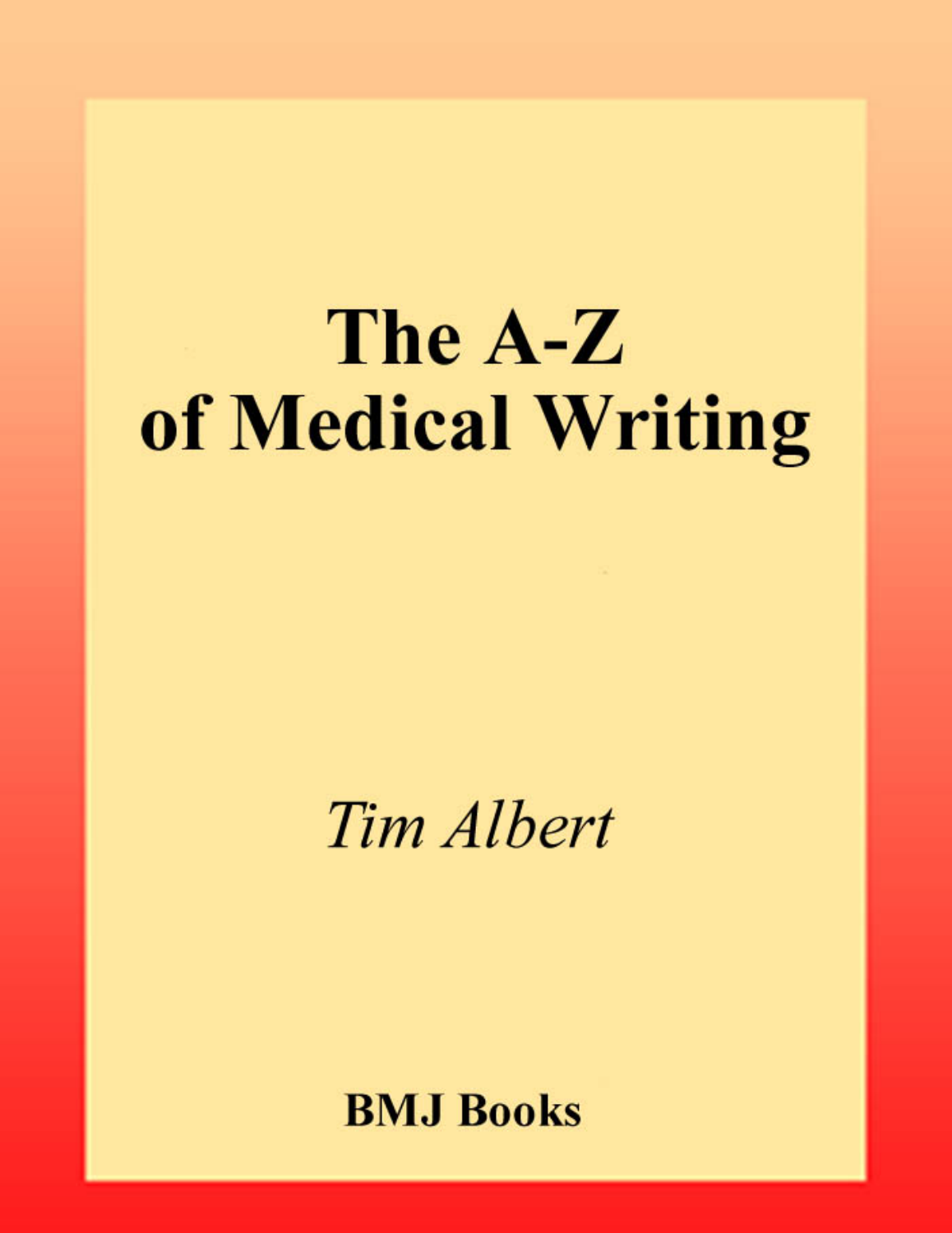# The A-Z of Medical Writing

*Tim Albert*

**BMJ Books**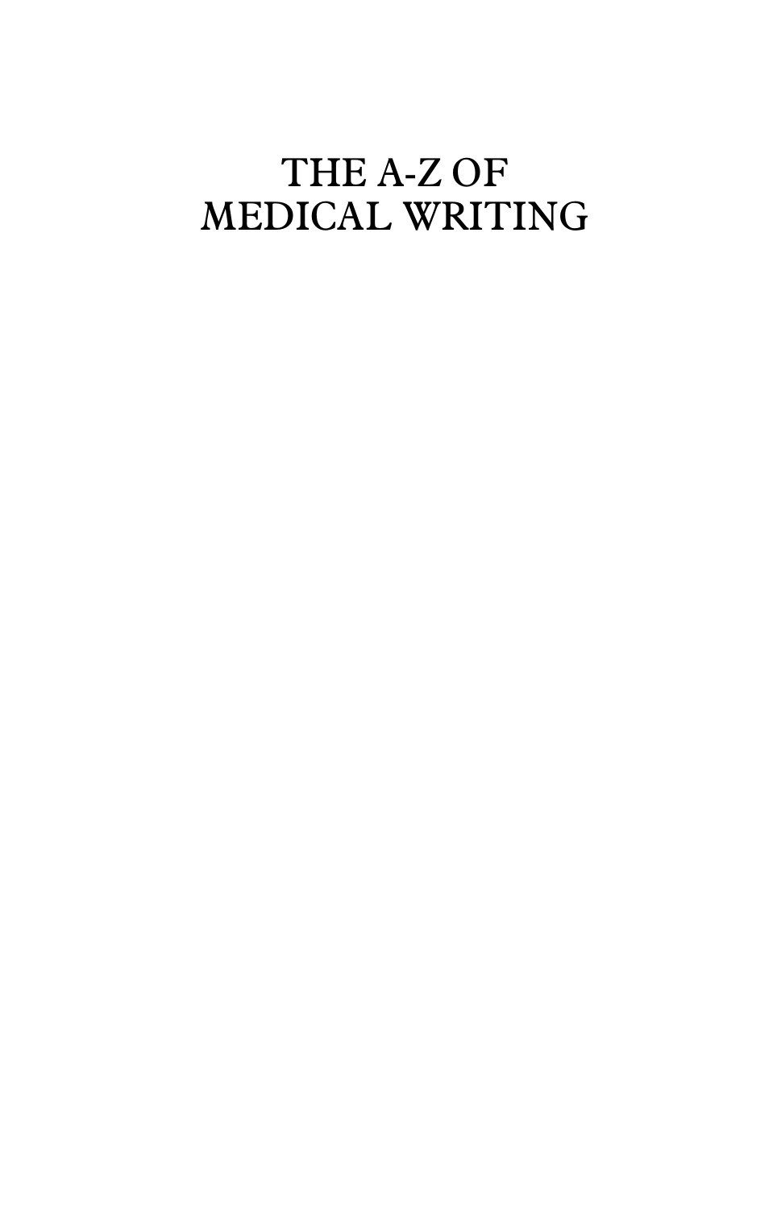# THE A-Z OF MEDICAL WRITING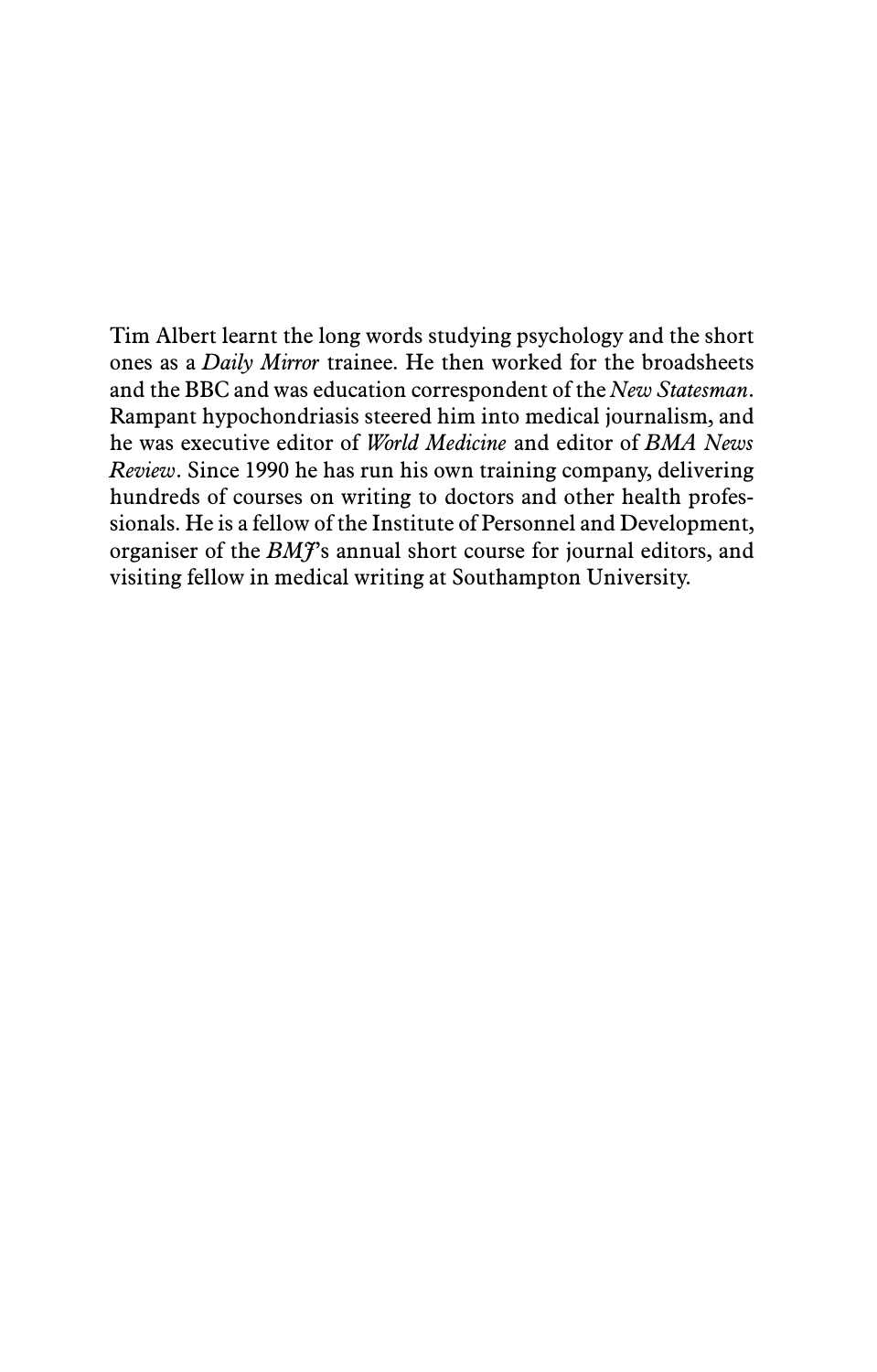Tim Albert learnt the long words studying psychology and the short ones as a *Daily Mirror* trainee. He then worked for the broadsheets and the BBC and was education correspondent of the *New Statesman*. Rampant hypochondriasis steered him into medical journalism, and he was executive editor of *World Medicine* and editor of *BMA News Review*. Since 1990 he has run his own training company, delivering hundreds of courses on writing to doctors and other health professionals. He is a fellow of the Institute of Personnel and Development, organiser of the *BMJ*'s annual short course for journal editors, and visiting fellow in medical writing at Southampton University.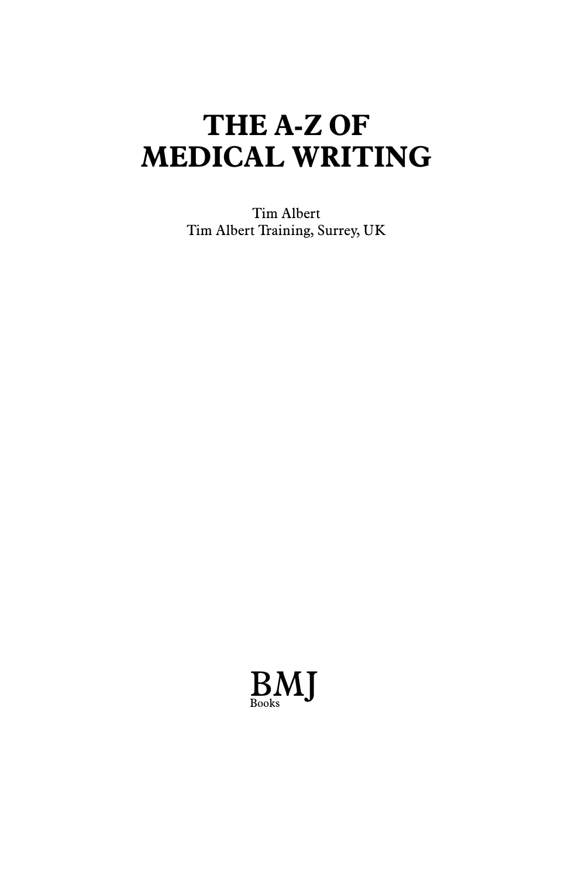# THE A-Z OF MEDICAL WRITING

Tim Albert
Tim Albert Training, Surrey, UK

BMJ
Books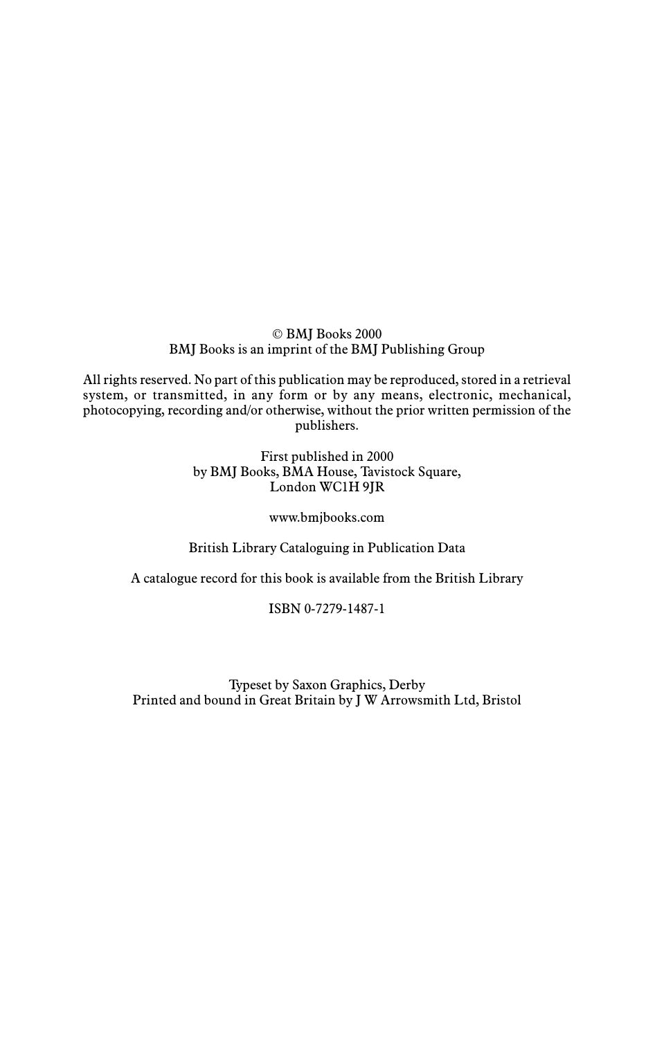© BMJ Books 2000
BMJ Books is an imprint of the BMJ Publishing Group

All rights reserved. No part of this publication may be reproduced, stored in a retrieval system, or transmitted, in any form or by any means, electronic, mechanical, photocopying, recording and/or otherwise, without the prior written permission of the publishers.

First published in 2000
by BMJ Books, BMA House, Tavistock Square,
London WC1H 9JR

www.bmjbooks.com

British Library Cataloguing in Publication Data

A catalogue record for this book is available from the British Library

ISBN 0-7279-1487-1

Typeset by Saxon Graphics, Derby
Printed and bound in Great Britain by J W Arrowsmith Ltd, Bristol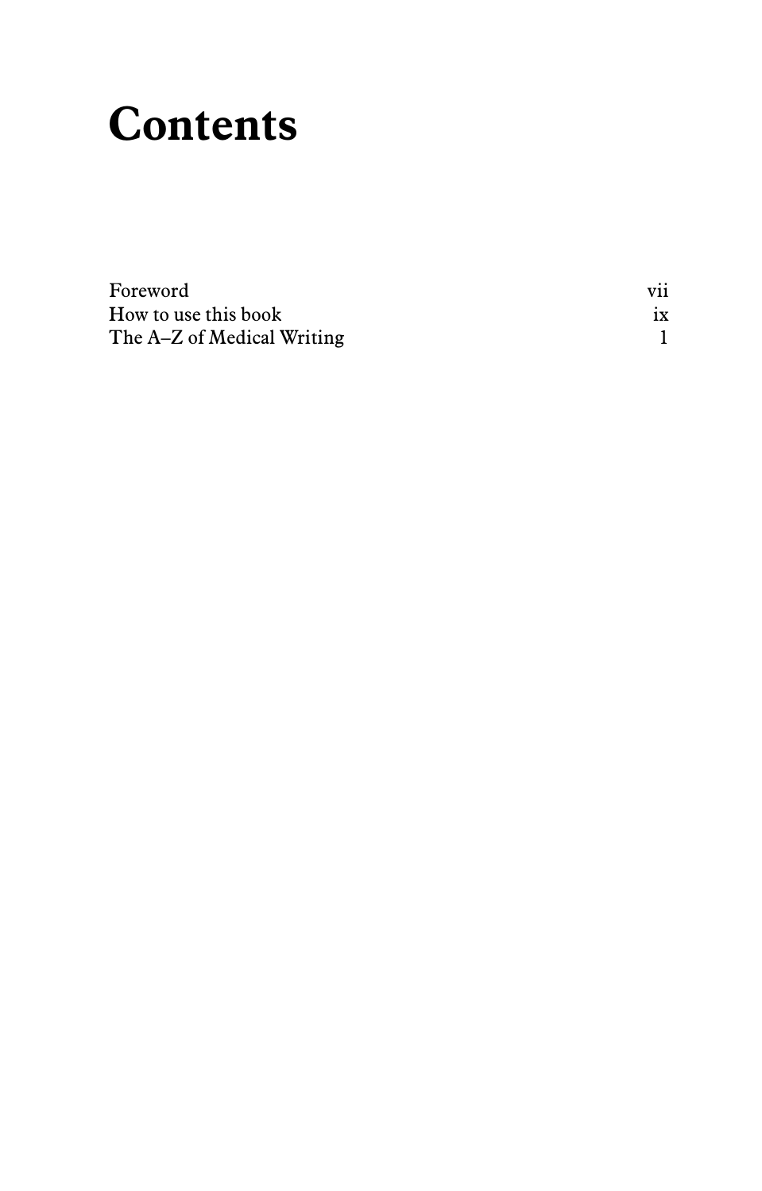# Contents

| | |
|---|---|
| Foreword | vii |
| How to use this book | ix |
| The A–Z of Medical Writing | 1 |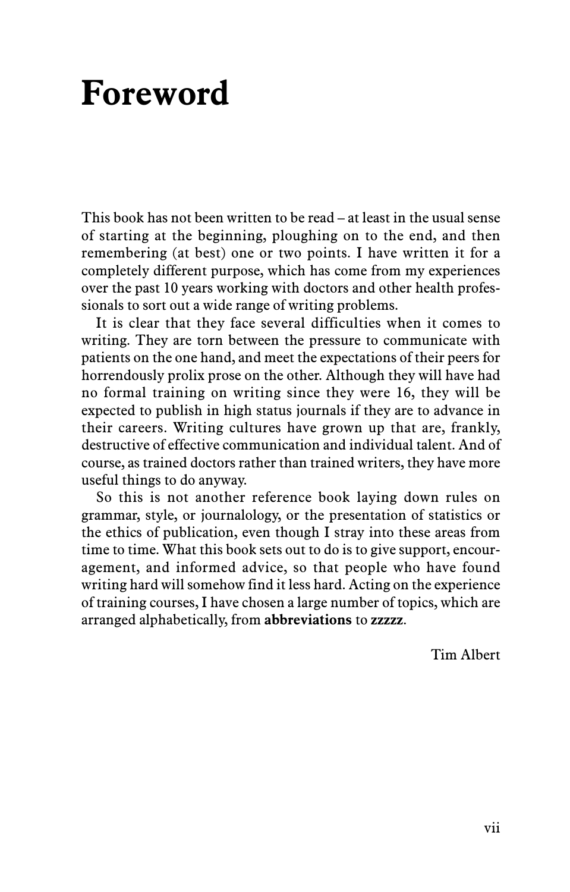# Foreword

This book has not been written to be read – at least in the usual sense of starting at the beginning, ploughing on to the end, and then remembering (at best) one or two points. I have written it for a completely different purpose, which has come from my experiences over the past 10 years working with doctors and other health professionals to sort out a wide range of writing problems.

It is clear that they face several difficulties when it comes to writing. They are torn between the pressure to communicate with patients on the one hand, and meet the expectations of their peers for horrendously prolix prose on the other. Although they will have had no formal training on writing since they were 16, they will be expected to publish in high status journals if they are to advance in their careers. Writing cultures have grown up that are, frankly, destructive of effective communication and individual talent. And of course, as trained doctors rather than trained writers, they have more useful things to do anyway.

So this is not another reference book laying down rules on grammar, style, or journalology, or the presentation of statistics or the ethics of publication, even though I stray into these areas from time to time. What this book sets out to do is to give support, encouragement, and informed advice, so that people who have found writing hard will somehow find it less hard. Acting on the experience of training courses, I have chosen a large number of topics, which are arranged alphabetically, from **abbreviations** to **zzzzz**.

Tim Albert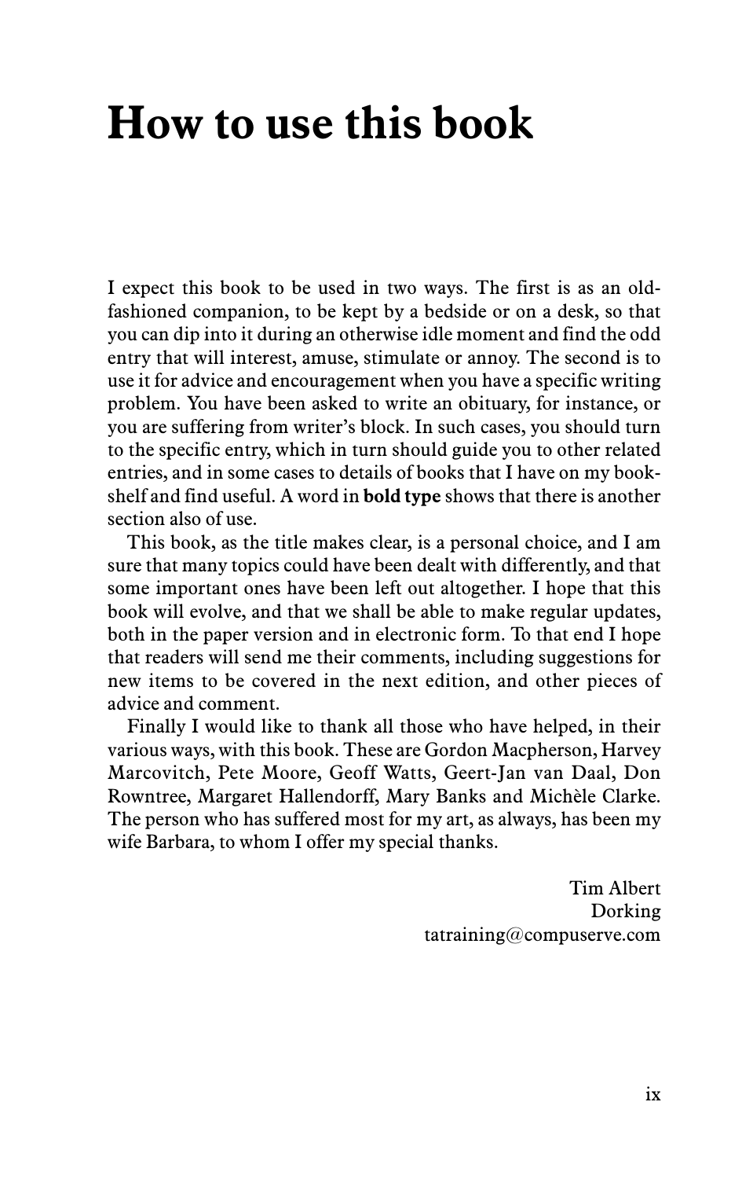# How to use this book

I expect this book to be used in two ways. The first is as an old-fashioned companion, to be kept by a bedside or on a desk, so that you can dip into it during an otherwise idle moment and find the odd entry that will interest, amuse, stimulate or annoy. The second is to use it for advice and encouragement when you have a specific writing problem. You have been asked to write an obituary, for instance, or you are suffering from writer's block. In such cases, you should turn to the specific entry, which in turn should guide you to other related entries, and in some cases to details of books that I have on my bookshelf and find useful. A word in **bold type** shows that there is another section also of use.

This book, as the title makes clear, is a personal choice, and I am sure that many topics could have been dealt with differently, and that some important ones have been left out altogether. I hope that this book will evolve, and that we shall be able to make regular updates, both in the paper version and in electronic form. To that end I hope that readers will send me their comments, including suggestions for new items to be covered in the next edition, and other pieces of advice and comment.

Finally I would like to thank all those who have helped, in their various ways, with this book. These are Gordon Macpherson, Harvey Marcovitch, Pete Moore, Geoff Watts, Geert-Jan van Daal, Don Rowntree, Margaret Hallendorff, Mary Banks and Michèle Clarke. The person who has suffered most for my art, as always, has been my wife Barbara, to whom I offer my special thanks.

Tim Albert
Dorking
tatraining@compuserve.com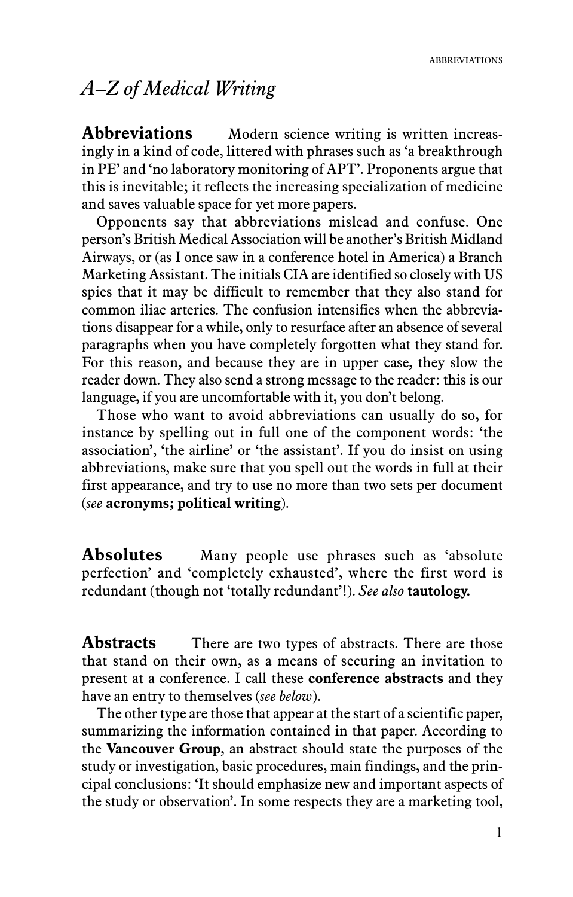# *A–Z of Medical Writing*

**Abbreviations** Modern science writing is written increasingly in a kind of code, littered with phrases such as 'a breakthrough in PE' and 'no laboratory monitoring of APT'. Proponents argue that this is inevitable; it reflects the increasing specialization of medicine and saves valuable space for yet more papers.

Opponents say that abbreviations mislead and confuse. One person's British Medical Association will be another's British Midland Airways, or (as I once saw in a conference hotel in America) a Branch Marketing Assistant. The initials CIA are identified so closely with US spies that it may be difficult to remember that they also stand for common iliac arteries. The confusion intensifies when the abbreviations disappear for a while, only to resurface after an absence of several paragraphs when you have completely forgotten what they stand for. For this reason, and because they are in upper case, they slow the reader down. They also send a strong message to the reader: this is our language, if you are uncomfortable with it, you don't belong.

Those who want to avoid abbreviations can usually do so, for instance by spelling out in full one of the component words: 'the association', 'the airline' or 'the assistant'. If you do insist on using abbreviations, make sure that you spell out the words in full at their first appearance, and try to use no more than two sets per document (*see* **acronyms; political writing**).

**Absolutes** Many people use phrases such as 'absolute perfection' and 'completely exhausted', where the first word is redundant (though not 'totally redundant'!). *See also* **tautology.**

**Abstracts** There are two types of abstracts. There are those that stand on their own, as a means of securing an invitation to present at a conference. I call these **conference abstracts** and they have an entry to themselves (*see below*).

The other type are those that appear at the start of a scientific paper, summarizing the information contained in that paper. According to the **Vancouver Group**, an abstract should state the purposes of the study or investigation, basic procedures, main findings, and the principal conclusions: 'It should emphasize new and important aspects of the study or observation'. In some respects they are a marketing tool,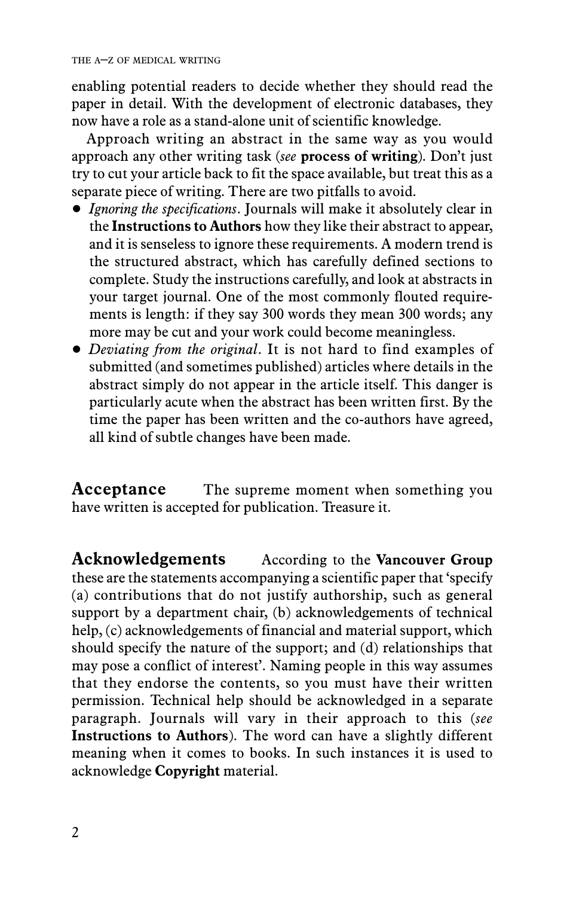enabling potential readers to decide whether they should read the paper in detail. With the development of electronic databases, they now have a role as a stand-alone unit of scientific knowledge.

Approach writing an abstract in the same way as you would approach any other writing task (*see* **process of writing**). Don't just try to cut your article back to fit the space available, but treat this as a separate piece of writing. There are two pitfalls to avoid.

- *Ignoring the specifications*. Journals will make it absolutely clear in the **Instructions to Authors** how they like their abstract to appear, and it is senseless to ignore these requirements. A modern trend is the structured abstract, which has carefully defined sections to complete. Study the instructions carefully, and look at abstracts in your target journal. One of the most commonly flouted requirements is length: if they say 300 words they mean 300 words; any more may be cut and your work could become meaningless.
- *Deviating from the original*. It is not hard to find examples of submitted (and sometimes published) articles where details in the abstract simply do not appear in the article itself. This danger is particularly acute when the abstract has been written first. By the time the paper has been written and the co-authors have agreed, all kind of subtle changes have been made.

**Acceptance** The supreme moment when something you have written is accepted for publication. Treasure it.

**Acknowledgements** According to the **Vancouver Group** these are the statements accompanying a scientific paper that 'specify (a) contributions that do not justify authorship, such as general support by a department chair, (b) acknowledgements of technical help, (c) acknowledgements of financial and material support, which should specify the nature of the support; and (d) relationships that may pose a conflict of interest'. Naming people in this way assumes that they endorse the contents, so you must have their written permission. Technical help should be acknowledged in a separate paragraph. Journals will vary in their approach to this (*see* **Instructions to Authors**). The word can have a slightly different meaning when it comes to books. In such instances it is used to acknowledge **Copyright** material.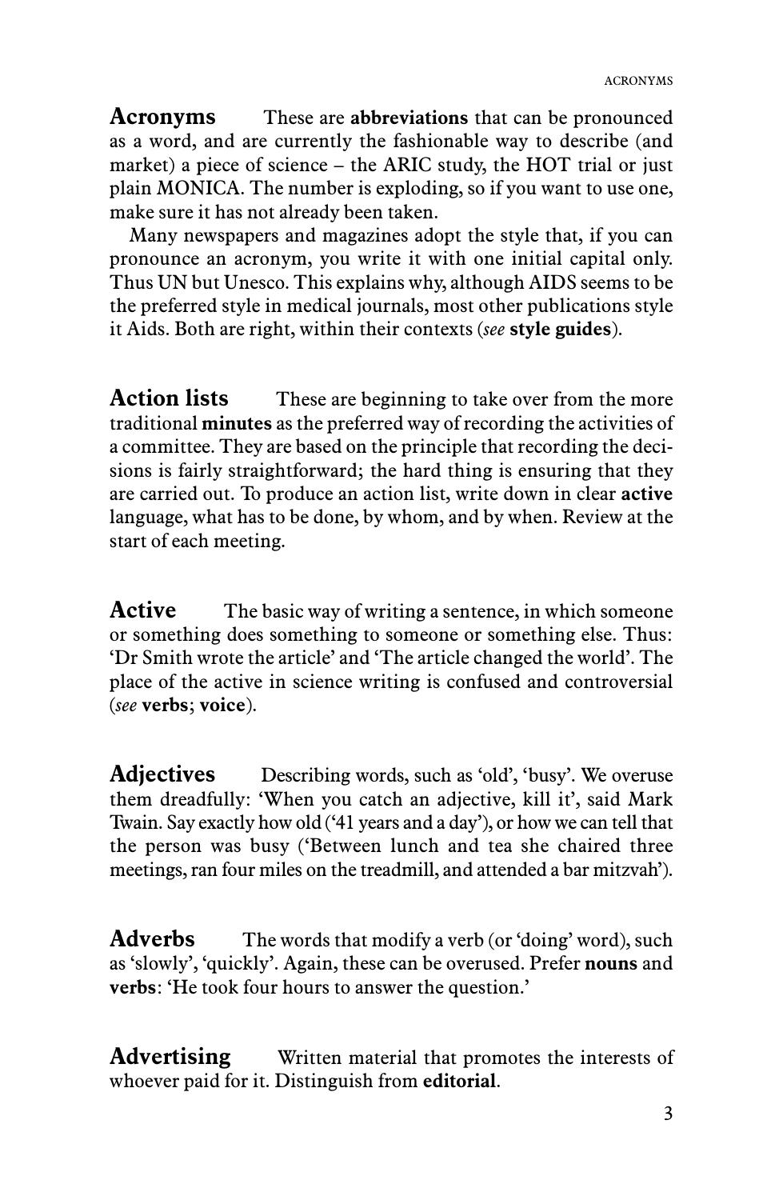**Acronyms** These are **abbreviations** that can be pronounced as a word, and are currently the fashionable way to describe (and market) a piece of science – the ARIC study, the HOT trial or just plain MONICA. The number is exploding, so if you want to use one, make sure it has not already been taken.

Many newspapers and magazines adopt the style that, if you can pronounce an acronym, you write it with one initial capital only. Thus UN but Unesco. This explains why, although AIDS seems to be the preferred style in medical journals, most other publications style it Aids. Both are right, within their contexts (*see* **style guides**).

**Action lists** These are beginning to take over from the more traditional **minutes** as the preferred way of recording the activities of a committee. They are based on the principle that recording the decisions is fairly straightforward; the hard thing is ensuring that they are carried out. To produce an action list, write down in clear **active** language, what has to be done, by whom, and by when. Review at the start of each meeting.

**Active** The basic way of writing a sentence, in which someone or something does something to someone or something else. Thus: 'Dr Smith wrote the article' and 'The article changed the world'. The place of the active in science writing is confused and controversial (*see* **verbs**; **voice**).

**Adjectives** Describing words, such as 'old', 'busy'. We overuse them dreadfully: 'When you catch an adjective, kill it', said Mark Twain. Say exactly how old ('41 years and a day'), or how we can tell that the person was busy ('Between lunch and tea she chaired three meetings, ran four miles on the treadmill, and attended a bar mitzvah').

**Adverbs** The words that modify a verb (or 'doing' word), such as 'slowly', 'quickly'. Again, these can be overused. Prefer **nouns** and **verbs**: 'He took four hours to answer the question.'

**Advertising** Written material that promotes the interests of whoever paid for it. Distinguish from **editorial**.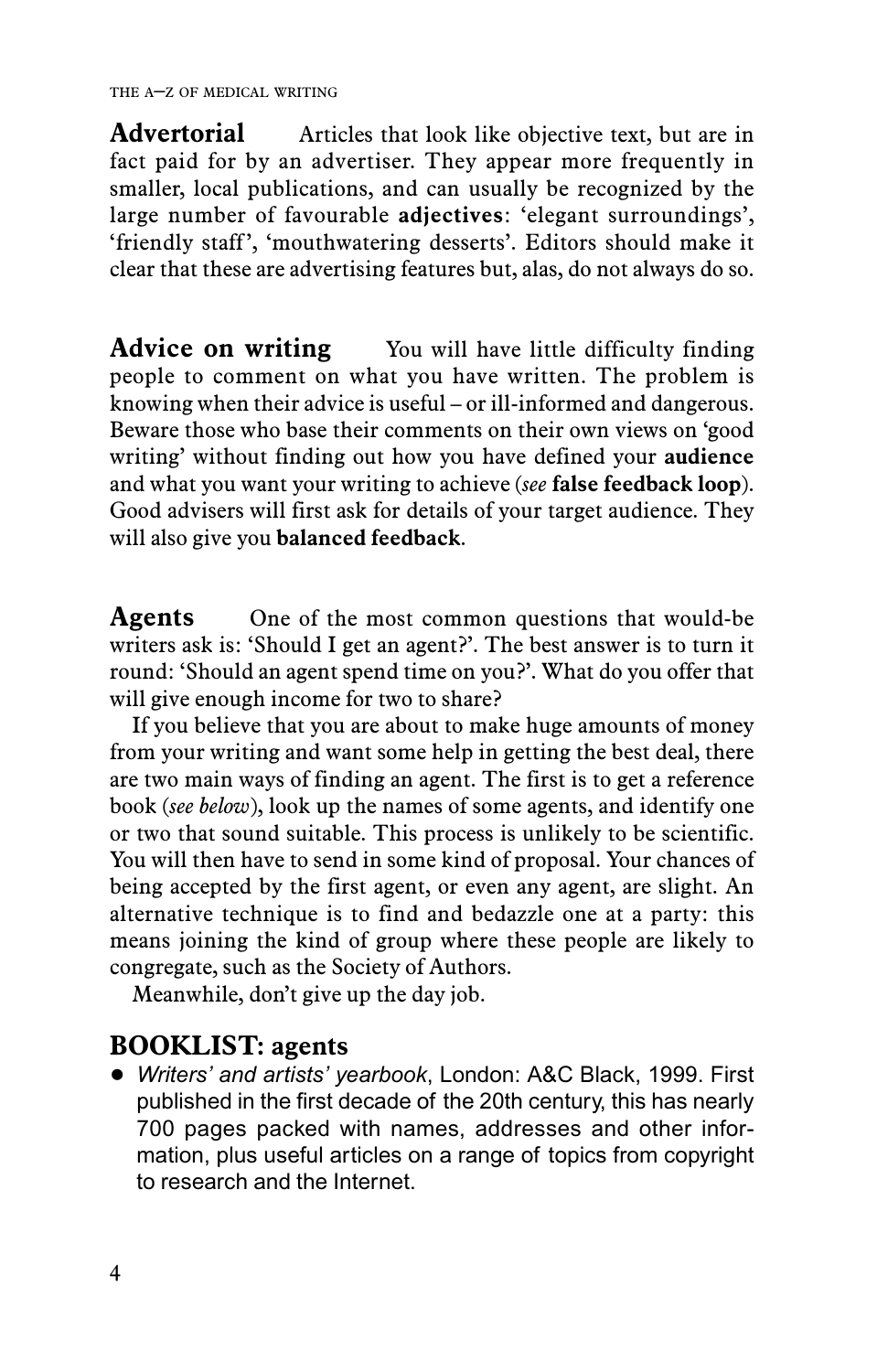**Advertorial** Articles that look like objective text, but are in fact paid for by an advertiser. They appear more frequently in smaller, local publications, and can usually be recognized by the large number of favourable **adjectives**: 'elegant surroundings', 'friendly staff', 'mouthwatering desserts'. Editors should make it clear that these are advertising features but, alas, do not always do so.

**Advice on writing** You will have little difficulty finding people to comment on what you have written. The problem is knowing when their advice is useful – or ill-informed and dangerous. Beware those who base their comments on their own views on 'good writing' without finding out how you have defined your **audience** and what you want your writing to achieve (*see* **false feedback loop**). Good advisers will first ask for details of your target audience. They will also give you **balanced feedback**.

**Agents** One of the most common questions that would-be writers ask is: 'Should I get an agent?'. The best answer is to turn it round: 'Should an agent spend time on you?'. What do you offer that will give enough income for two to share?

If you believe that you are about to make huge amounts of money from your writing and want some help in getting the best deal, there are two main ways of finding an agent. The first is to get a reference book (*see below*), look up the names of some agents, and identify one or two that sound suitable. This process is unlikely to be scientific. You will then have to send in some kind of proposal. Your chances of being accepted by the first agent, or even any agent, are slight. An alternative technique is to find and bedazzle one at a party: this means joining the kind of group where these people are likely to congregate, such as the Society of Authors.

Meanwhile, don't give up the day job.

## BOOKLIST: agents

- *Writers' and artists' yearbook*, London: A&C Black, 1999. First published in the first decade of the 20th century, this has nearly 700 pages packed with names, addresses and other information, plus useful articles on a range of topics from copyright to research and the Internet.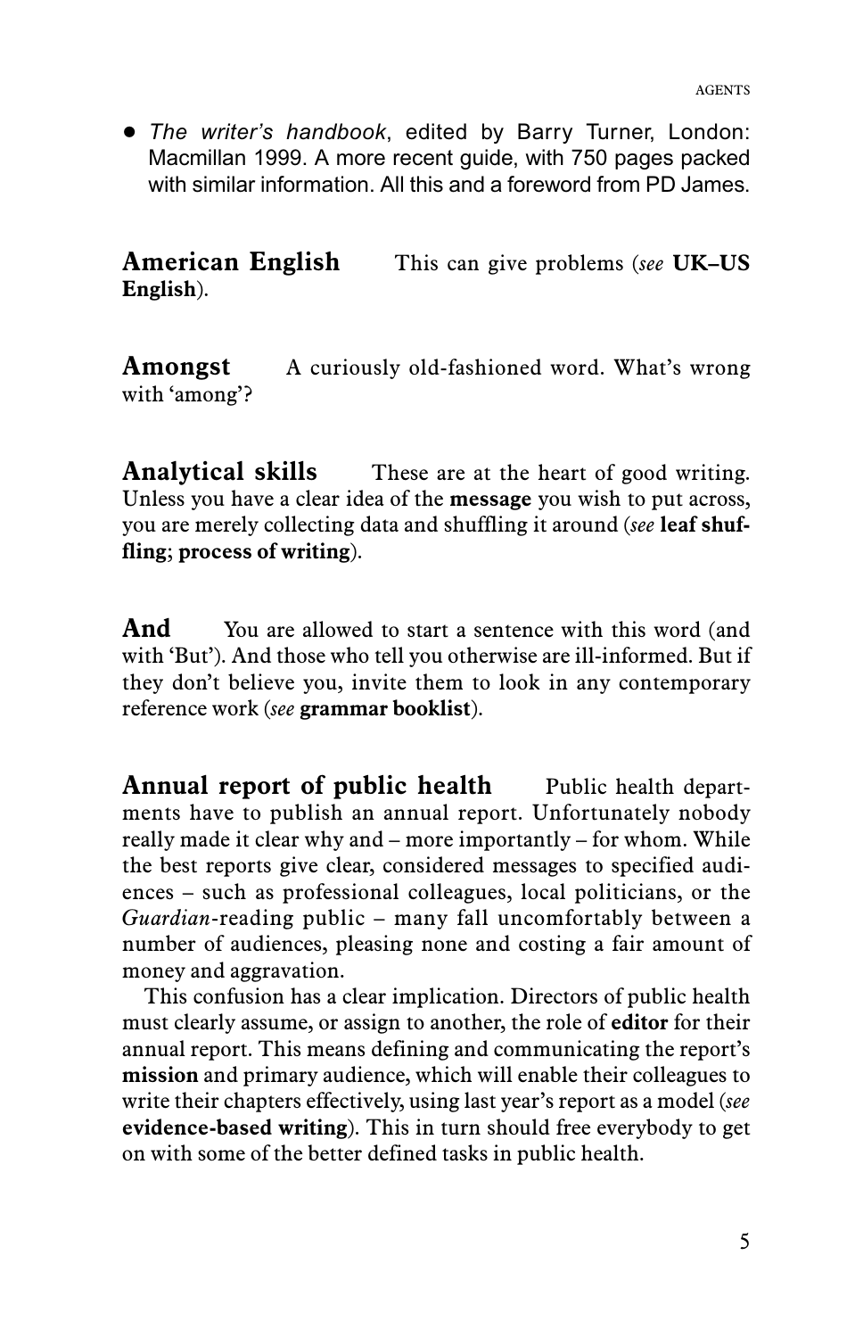- *The writer's handbook*, edited by Barry Turner, London: Macmillan 1999. A more recent guide, with 750 pages packed with similar information. All this and a foreword from PD James.

**American English** This can give problems (*see* **UK–US English**).

**Amongst** A curiously old-fashioned word. What's wrong with 'among'?

**Analytical skills** These are at the heart of good writing. Unless you have a clear idea of the **message** you wish to put across, you are merely collecting data and shuffling it around (*see* **leaf shuffling**; **process of writing**).

**And** You are allowed to start a sentence with this word (and with 'But'). And those who tell you otherwise are ill-informed. But if they don't believe you, invite them to look in any contemporary reference work (*see* **grammar booklist**).

**Annual report of public health** Public health departments have to publish an annual report. Unfortunately nobody really made it clear why and – more importantly – for whom. While the best reports give clear, considered messages to specified audiences – such as professional colleagues, local politicians, or the *Guardian*-reading public – many fall uncomfortably between a number of audiences, pleasing none and costing a fair amount of money and aggravation.

This confusion has a clear implication. Directors of public health must clearly assume, or assign to another, the role of **editor** for their annual report. This means defining and communicating the report's **mission** and primary audience, which will enable their colleagues to write their chapters effectively, using last year's report as a model (*see* **evidence-based writing**). This in turn should free everybody to get on with some of the better defined tasks in public health.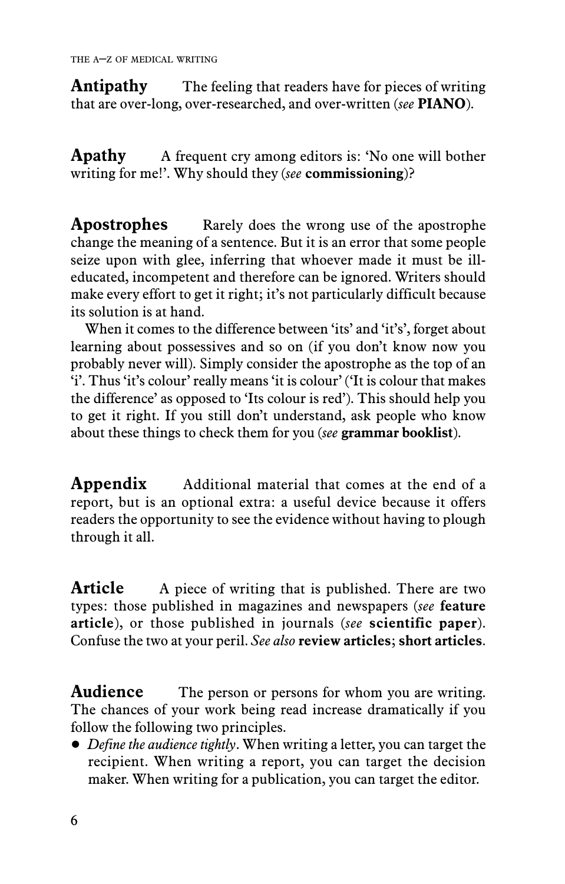**Antipathy** The feeling that readers have for pieces of writing that are over-long, over-researched, and over-written (*see* **PIANO**).

**Apathy** A frequent cry among editors is: 'No one will bother writing for me!'. Why should they (*see* **commissioning**)?

**Apostrophes** Rarely does the wrong use of the apostrophe change the meaning of a sentence. But it is an error that some people seize upon with glee, inferring that whoever made it must be ill-educated, incompetent and therefore can be ignored. Writers should make every effort to get it right; it's not particularly difficult because its solution is at hand.

When it comes to the difference between 'its' and 'it's', forget about learning about possessives and so on (if you don't know now you probably never will). Simply consider the apostrophe as the top of an 'i'. Thus 'it's colour' really means 'it is colour' ('It is colour that makes the difference' as opposed to 'Its colour is red'). This should help you to get it right. If you still don't understand, ask people who know about these things to check them for you (*see* **grammar booklist**).

**Appendix** Additional material that comes at the end of a report, but is an optional extra: a useful device because it offers readers the opportunity to see the evidence without having to plough through it all.

**Article** A piece of writing that is published. There are two types: those published in magazines and newspapers (*see* **feature article**), or those published in journals (*see* **scientific paper**). Confuse the two at your peril. *See also* **review articles**; **short articles**.

**Audience** The person or persons for whom you are writing. The chances of your work being read increase dramatically if you follow the following two principles.

- *Define the audience tightly*. When writing a letter, you can target the recipient. When writing a report, you can target the decision maker. When writing for a publication, you can target the editor.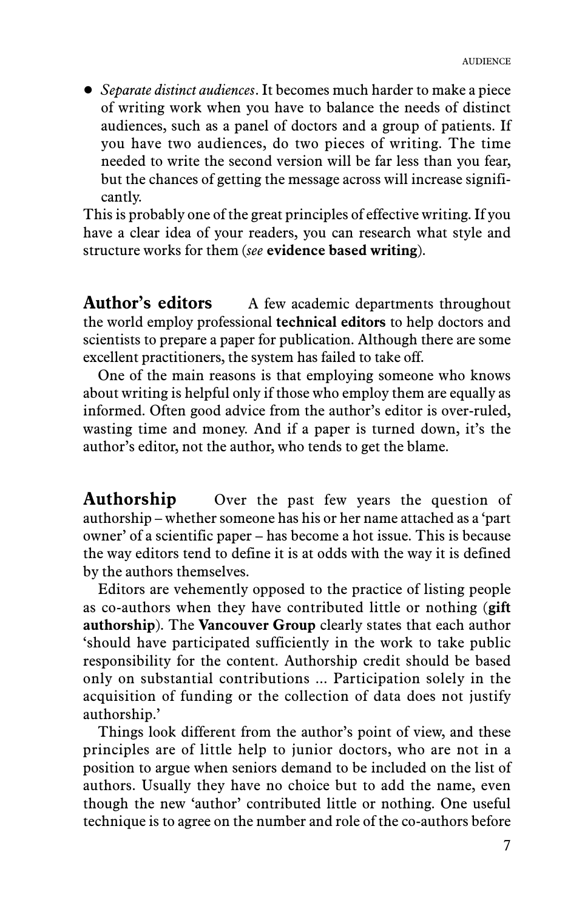- *Separate distinct audiences*. It becomes much harder to make a piece of writing work when you have to balance the needs of distinct audiences, such as a panel of doctors and a group of patients. If you have two audiences, do two pieces of writing. The time needed to write the second version will be far less than you fear, but the chances of getting the message across will increase significantly.

This is probably one of the great principles of effective writing. If you have a clear idea of your readers, you can research what style and structure works for them (*see* **evidence based writing**).

**Author's editors** A few academic departments throughout the world employ professional **technical editors** to help doctors and scientists to prepare a paper for publication. Although there are some excellent practitioners, the system has failed to take off.

One of the main reasons is that employing someone who knows about writing is helpful only if those who employ them are equally as informed. Often good advice from the author's editor is over-ruled, wasting time and money. And if a paper is turned down, it's the author's editor, not the author, who tends to get the blame.

**Authorship** Over the past few years the question of authorship – whether someone has his or her name attached as a 'part owner' of a scientific paper – has become a hot issue. This is because the way editors tend to define it is at odds with the way it is defined by the authors themselves.

Editors are vehemently opposed to the practice of listing people as co-authors when they have contributed little or nothing (**gift authorship**). The **Vancouver Group** clearly states that each author 'should have participated sufficiently in the work to take public responsibility for the content. Authorship credit should be based only on substantial contributions ... Participation solely in the acquisition of funding or the collection of data does not justify authorship.'

Things look different from the author's point of view, and these principles are of little help to junior doctors, who are not in a position to argue when seniors demand to be included on the list of authors. Usually they have no choice but to add the name, even though the new 'author' contributed little or nothing. One useful technique is to agree on the number and role of the co-authors before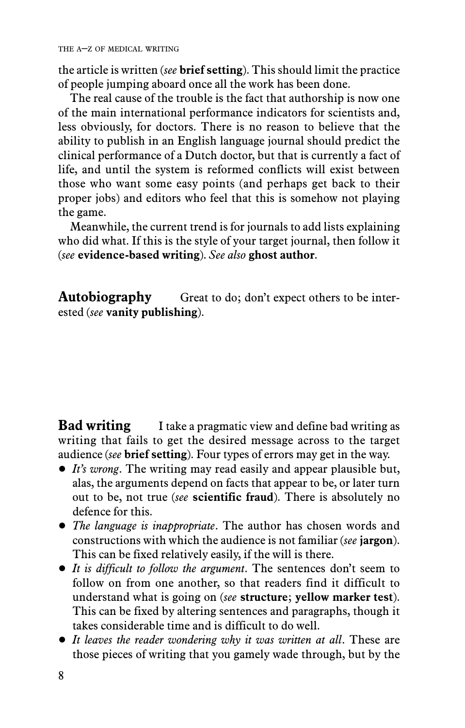the article is written (*see* **brief setting**). This should limit the practice of people jumping aboard once all the work has been done.

The real cause of the trouble is the fact that authorship is now one of the main international performance indicators for scientists and, less obviously, for doctors. There is no reason to believe that the ability to publish in an English language journal should predict the clinical performance of a Dutch doctor, but that is currently a fact of life, and until the system is reformed conflicts will exist between those who want some easy points (and perhaps get back to their proper jobs) and editors who feel that this is somehow not playing the game.

Meanwhile, the current trend is for journals to add lists explaining who did what. If this is the style of your target journal, then follow it (*see* **evidence-based writing**). *See also* **ghost author**.

**Autobiography** Great to do; don't expect others to be interested (*see* **vanity publishing**).

**Bad writing** I take a pragmatic view and define bad writing as writing that fails to get the desired message across to the target audience (*see* **brief setting**). Four types of errors may get in the way.

- *It's wrong*. The writing may read easily and appear plausible but, alas, the arguments depend on facts that appear to be, or later turn out to be, not true (*see* **scientific fraud**). There is absolutely no defence for this.
- *The language is inappropriate*. The author has chosen words and constructions with which the audience is not familiar (*see* **jargon**). This can be fixed relatively easily, if the will is there.
- *It is difficult to follow the argument*. The sentences don't seem to follow on from one another, so that readers find it difficult to understand what is going on (*see* **structure**; **yellow marker test**). This can be fixed by altering sentences and paragraphs, though it takes considerable time and is difficult to do well.
- *It leaves the reader wondering why it was written at all*. These are those pieces of writing that you gamely wade through, but by the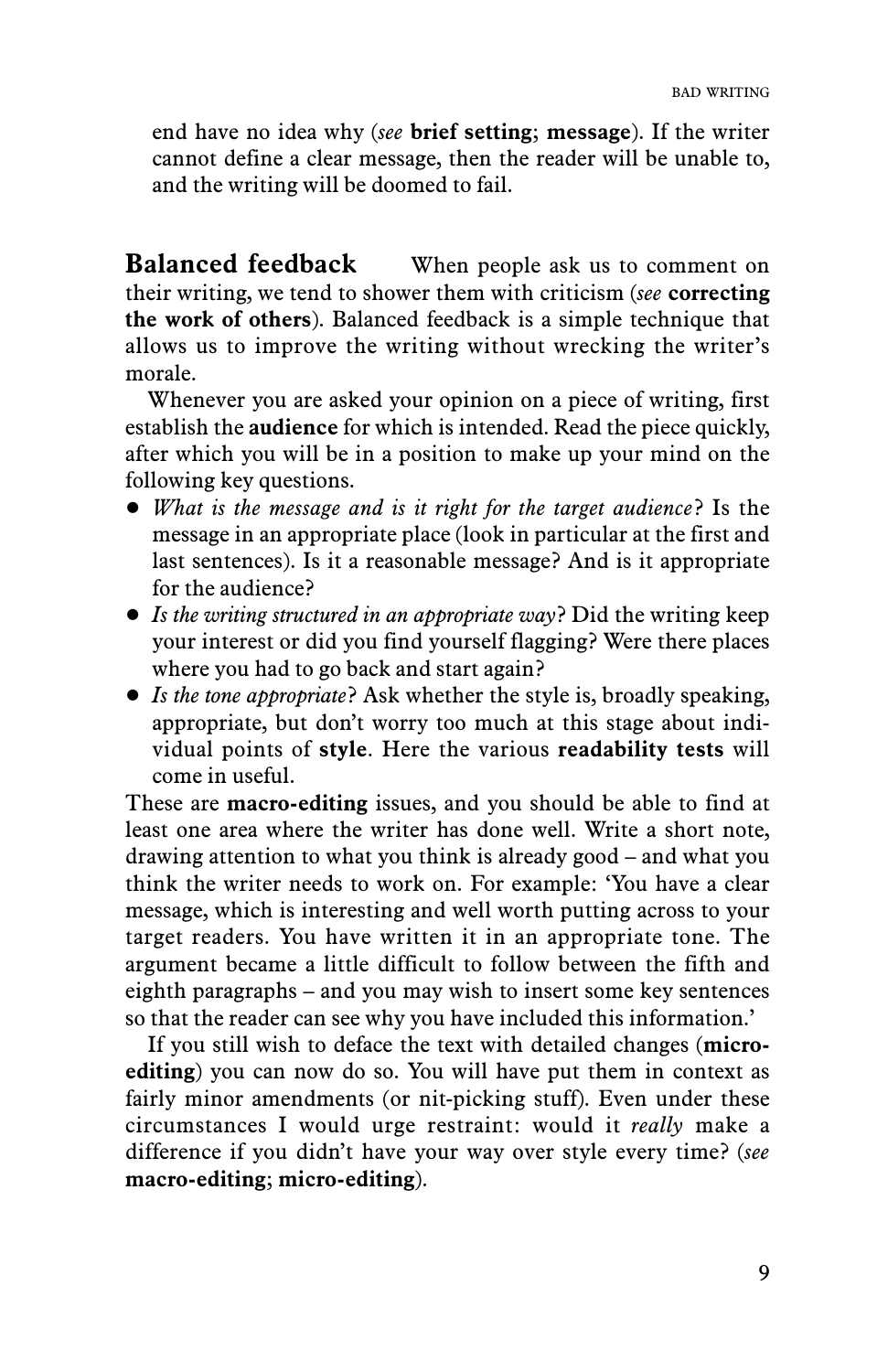end have no idea why (*see* **brief setting**; **message**). If the writer cannot define a clear message, then the reader will be unable to, and the writing will be doomed to fail.

**Balanced feedback** When people ask us to comment on their writing, we tend to shower them with criticism (*see* **correcting the work of others**). Balanced feedback is a simple technique that allows us to improve the writing without wrecking the writer's morale.

Whenever you are asked your opinion on a piece of writing, first establish the **audience** for which is intended. Read the piece quickly, after which you will be in a position to make up your mind on the following key questions.

- *What is the message and is it right for the target audience*? Is the message in an appropriate place (look in particular at the first and last sentences). Is it a reasonable message? And is it appropriate for the audience?
- *Is the writing structured in an appropriate way*? Did the writing keep your interest or did you find yourself flagging? Were there places where you had to go back and start again?
- *Is the tone appropriate*? Ask whether the style is, broadly speaking, appropriate, but don't worry too much at this stage about individual points of **style**. Here the various **readability tests** will come in useful.

These are **macro-editing** issues, and you should be able to find at least one area where the writer has done well. Write a short note, drawing attention to what you think is already good – and what you think the writer needs to work on. For example: 'You have a clear message, which is interesting and well worth putting across to your target readers. You have written it in an appropriate tone. The argument became a little difficult to follow between the fifth and eighth paragraphs – and you may wish to insert some key sentences so that the reader can see why you have included this information.'

If you still wish to deface the text with detailed changes (**micro-editing**) you can now do so. You will have put them in context as fairly minor amendments (or nit-picking stuff). Even under these circumstances I would urge restraint: would it *really* make a difference if you didn't have your way over style every time? (*see* **macro-editing**; **micro-editing**).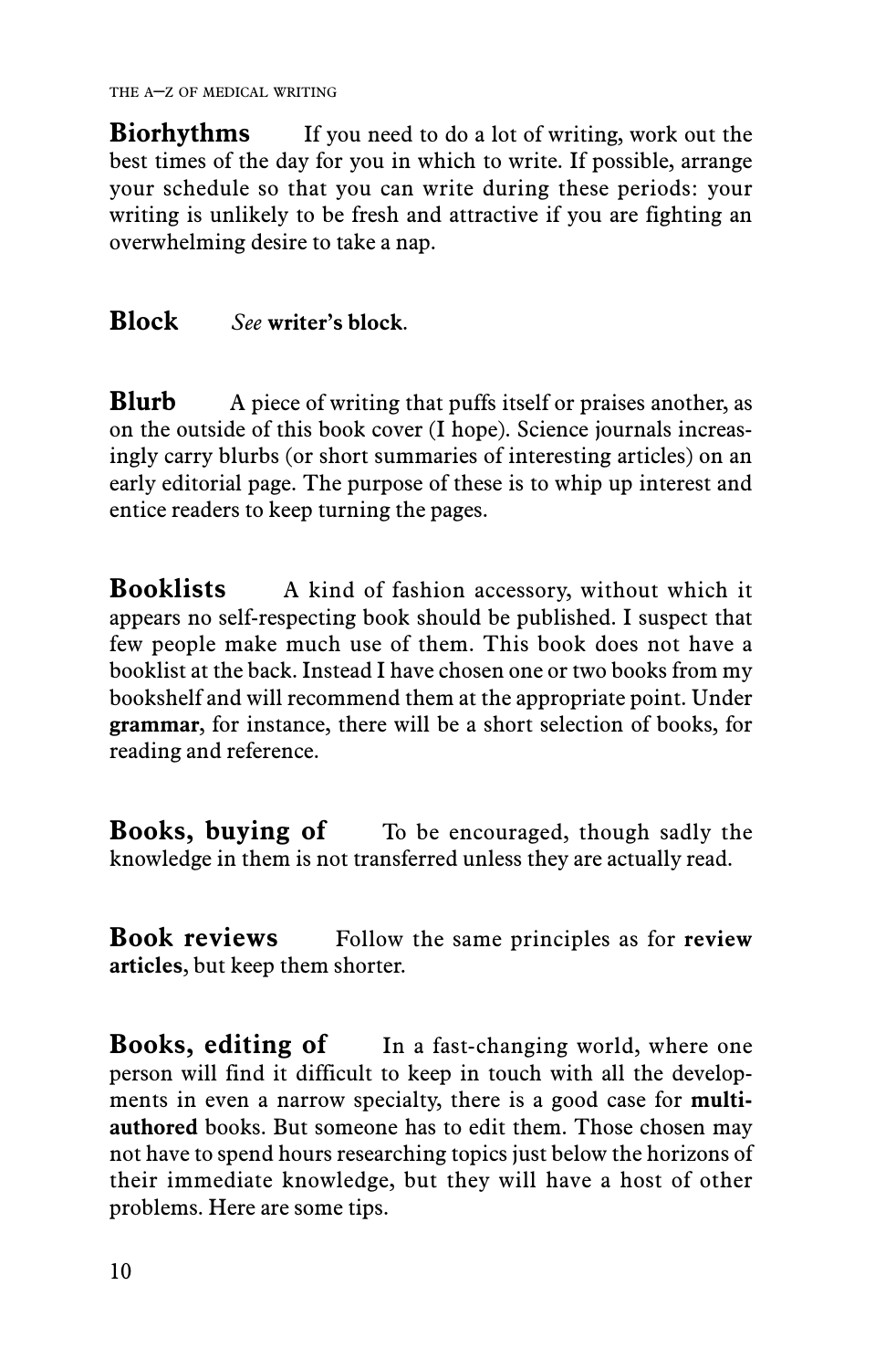**Biorhythms** If you need to do a lot of writing, work out the best times of the day for you in which to write. If possible, arrange your schedule so that you can write during these periods: your writing is unlikely to be fresh and attractive if you are fighting an overwhelming desire to take a nap.

**Block** *See* **writer's block**.

**Blurb** A piece of writing that puffs itself or praises another, as on the outside of this book cover (I hope). Science journals increasingly carry blurbs (or short summaries of interesting articles) on an early editorial page. The purpose of these is to whip up interest and entice readers to keep turning the pages.

**Booklists** A kind of fashion accessory, without which it appears no self-respecting book should be published. I suspect that few people make much use of them. This book does not have a booklist at the back. Instead I have chosen one or two books from my bookshelf and will recommend them at the appropriate point. Under **grammar**, for instance, there will be a short selection of books, for reading and reference.

**Books, buying of** To be encouraged, though sadly the knowledge in them is not transferred unless they are actually read.

**Book reviews** Follow the same principles as for **review articles**, but keep them shorter.

**Books, editing of** In a fast-changing world, where one person will find it difficult to keep in touch with all the developments in even a narrow specialty, there is a good case for **multi-authored** books. But someone has to edit them. Those chosen may not have to spend hours researching topics just below the horizons of their immediate knowledge, but they will have a host of other problems. Here are some tips.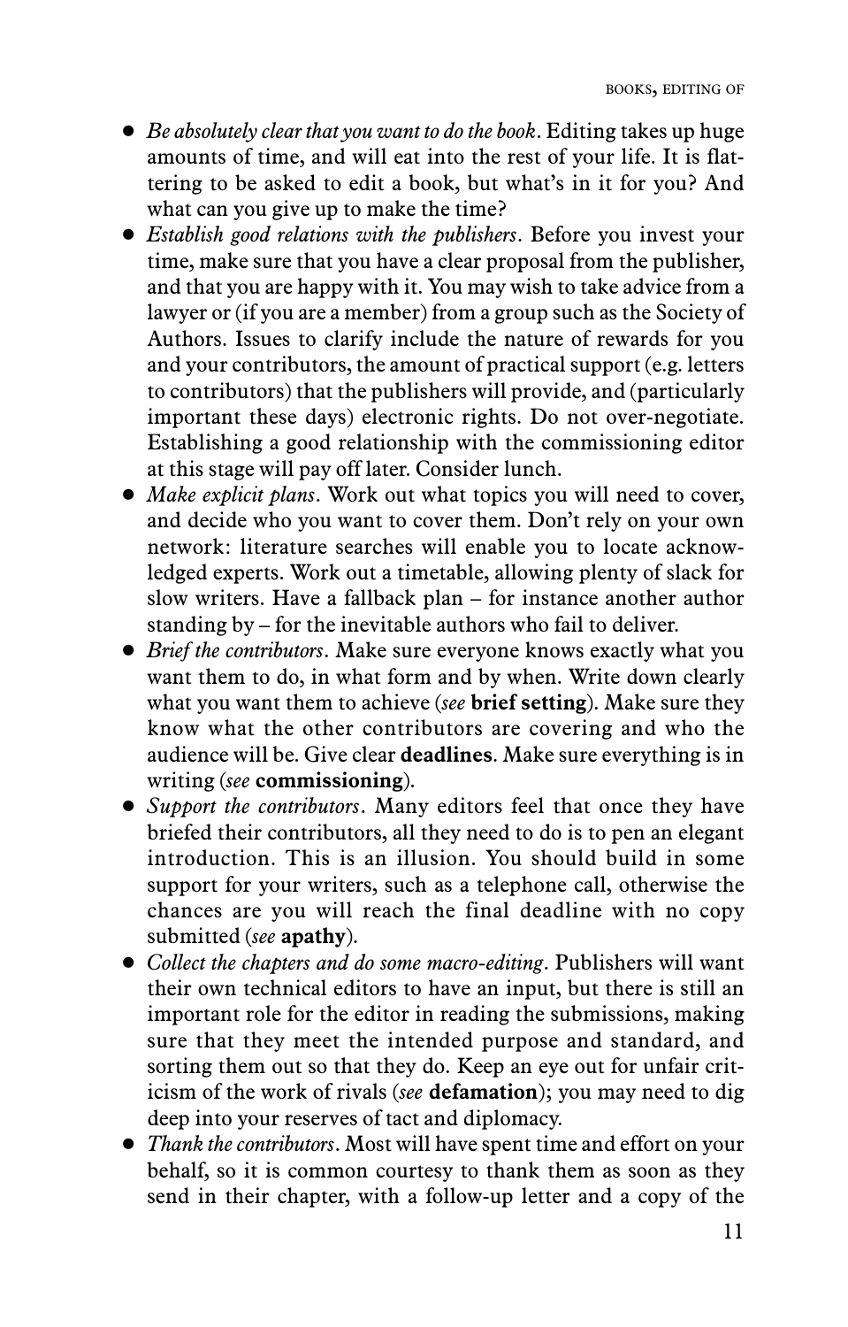- *Be absolutely clear that you want to do the book*. Editing takes up huge amounts of time, and will eat into the rest of your life. It is flattering to be asked to edit a book, but what's in it for you? And what can you give up to make the time?
- *Establish good relations with the publishers*. Before you invest your time, make sure that you have a clear proposal from the publisher, and that you are happy with it. You may wish to take advice from a lawyer or (if you are a member) from a group such as the Society of Authors. Issues to clarify include the nature of rewards for you and your contributors, the amount of practical support (e.g. letters to contributors) that the publishers will provide, and (particularly important these days) electronic rights. Do not over-negotiate. Establishing a good relationship with the commissioning editor at this stage will pay off later. Consider lunch.
- *Make explicit plans*. Work out what topics you will need to cover, and decide who you want to cover them. Don't rely on your own network: literature searches will enable you to locate acknowledged experts. Work out a timetable, allowing plenty of slack for slow writers. Have a fallback plan – for instance another author standing by – for the inevitable authors who fail to deliver.
- *Brief the contributors*. Make sure everyone knows exactly what you want them to do, in what form and by when. Write down clearly what you want them to achieve (*see* **brief setting**). Make sure they know what the other contributors are covering and who the audience will be. Give clear **deadlines**. Make sure everything is in writing (*see* **commissioning**).
- *Support the contributors*. Many editors feel that once they have briefed their contributors, all they need to do is to pen an elegant introduction. This is an illusion. You should build in some support for your writers, such as a telephone call, otherwise the chances are you will reach the final deadline with no copy submitted (*see* **apathy**).
- *Collect the chapters and do some macro-editing*. Publishers will want their own technical editors to have an input, but there is still an important role for the editor in reading the submissions, making sure that they meet the intended purpose and standard, and sorting them out so that they do. Keep an eye out for unfair criticism of the work of rivals (*see* **defamation**); you may need to dig deep into your reserves of tact and diplomacy.
- *Thank the contributors*. Most will have spent time and effort on your behalf, so it is common courtesy to thank them as soon as they send in their chapter, with a follow-up letter and a copy of the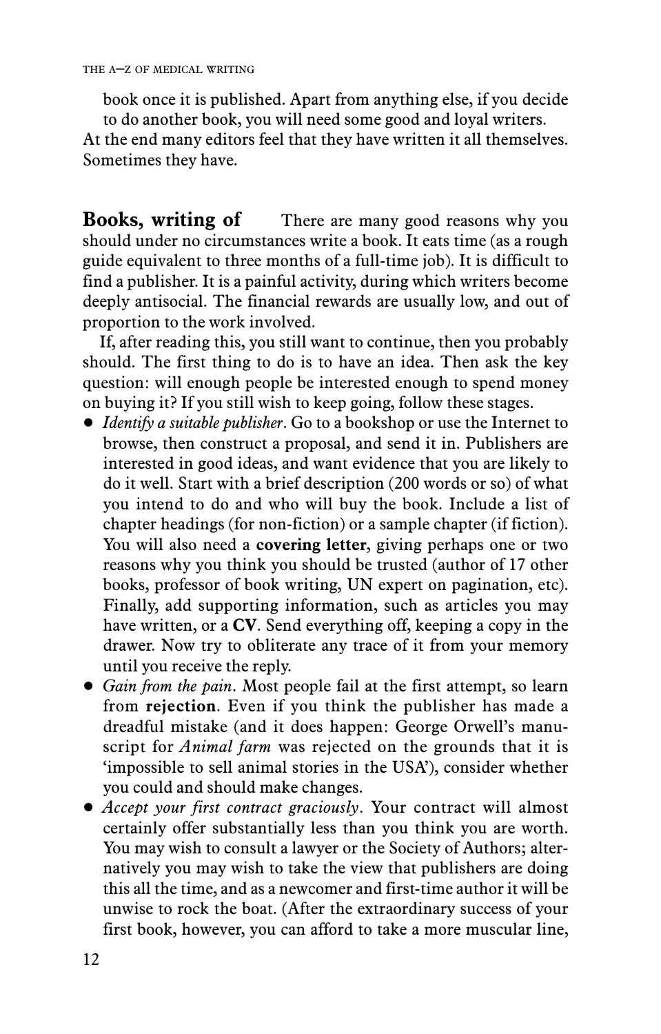book once it is published. Apart from anything else, if you decide to do another book, you will need some good and loyal writers.

At the end many editors feel that they have written it all themselves. Sometimes they have.

**Books, writing of** There are many good reasons why you should under no circumstances write a book. It eats time (as a rough guide equivalent to three months of a full-time job). It is difficult to find a publisher. It is a painful activity, during which writers become deeply antisocial. The financial rewards are usually low, and out of proportion to the work involved.

If, after reading this, you still want to continue, then you probably should. The first thing to do is to have an idea. Then ask the key question: will enough people be interested enough to spend money on buying it? If you still wish to keep going, follow these stages.

- *Identify a suitable publisher*. Go to a bookshop or use the Internet to browse, then construct a proposal, and send it in. Publishers are interested in good ideas, and want evidence that you are likely to do it well. Start with a brief description (200 words or so) of what you intend to do and who will buy the book. Include a list of chapter headings (for non-fiction) or a sample chapter (if fiction). You will also need a **covering letter**, giving perhaps one or two reasons why you think you should be trusted (author of 17 other books, professor of book writing, UN expert on pagination, etc). Finally, add supporting information, such as articles you may have written, or a **CV**. Send everything off, keeping a copy in the drawer. Now try to obliterate any trace of it from your memory until you receive the reply.
- *Gain from the pain*. Most people fail at the first attempt, so learn from **rejection**. Even if you think the publisher has made a dreadful mistake (and it does happen: George Orwell's manuscript for *Animal farm* was rejected on the grounds that it is 'impossible to sell animal stories in the USA'), consider whether you could and should make changes.
- *Accept your first contract graciously*. Your contract will almost certainly offer substantially less than you think you are worth. You may wish to consult a lawyer or the Society of Authors; alternatively you may wish to take the view that publishers are doing this all the time, and as a newcomer and first-time author it will be unwise to rock the boat. (After the extraordinary success of your first book, however, you can afford to take a more muscular line,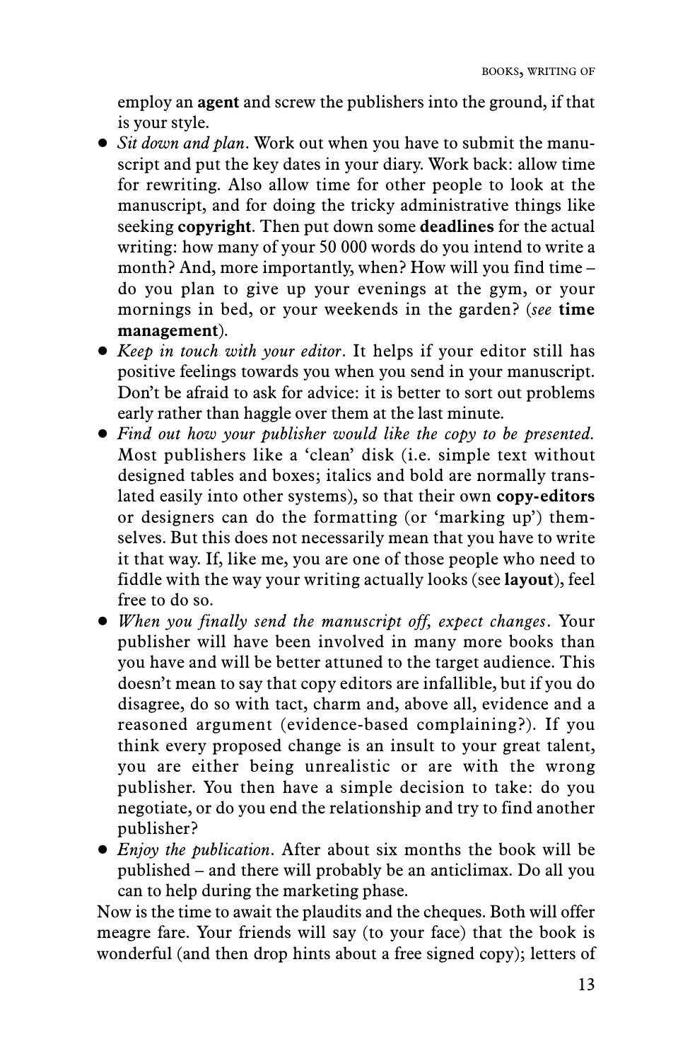employ an **agent** and screw the publishers into the ground, if that is your style.

- *Sit down and plan*. Work out when you have to submit the manuscript and put the key dates in your diary. Work back: allow time for rewriting. Also allow time for other people to look at the manuscript, and for doing the tricky administrative things like seeking **copyright**. Then put down some **deadlines** for the actual writing: how many of your 50 000 words do you intend to write a month? And, more importantly, when? How will you find time – do you plan to give up your evenings at the gym, or your mornings in bed, or your weekends in the garden? (*see* **time management**).
- *Keep in touch with your editor*. It helps if your editor still has positive feelings towards you when you send in your manuscript. Don't be afraid to ask for advice: it is better to sort out problems early rather than haggle over them at the last minute.
- *Find out how your publisher would like the copy to be presented.* Most publishers like a 'clean' disk (i.e. simple text without designed tables and boxes; italics and bold are normally translated easily into other systems), so that their own **copy-editors** or designers can do the formatting (or 'marking up') themselves. But this does not necessarily mean that you have to write it that way. If, like me, you are one of those people who need to fiddle with the way your writing actually looks (see **layout**), feel free to do so.
- *When you finally send the manuscript off, expect changes*. Your publisher will have been involved in many more books than you have and will be better attuned to the target audience. This doesn't mean to say that copy editors are infallible, but if you do disagree, do so with tact, charm and, above all, evidence and a reasoned argument (evidence-based complaining?). If you think every proposed change is an insult to your great talent, you are either being unrealistic or are with the wrong publisher. You then have a simple decision to take: do you negotiate, or do you end the relationship and try to find another publisher?
- *Enjoy the publication*. After about six months the book will be published – and there will probably be an anticlimax. Do all you can to help during the marketing phase.

Now is the time to await the plaudits and the cheques. Both will offer meagre fare. Your friends will say (to your face) that the book is wonderful (and then drop hints about a free signed copy); letters of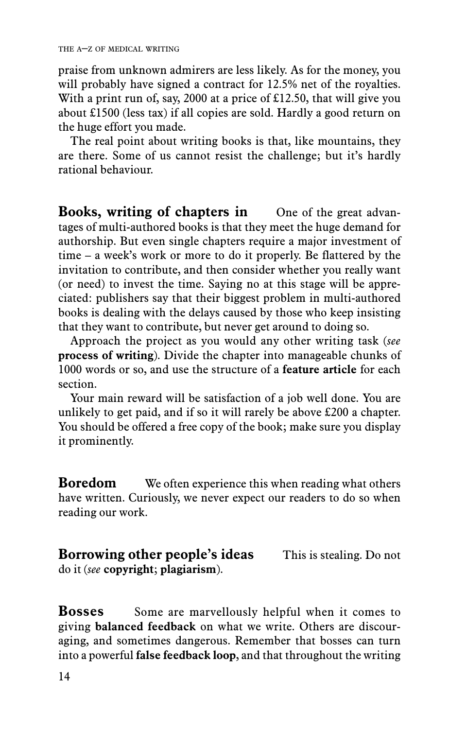praise from unknown admirers are less likely. As for the money, you will probably have signed a contract for 12.5% net of the royalties. With a print run of, say, 2000 at a price of £12.50, that will give you about £1500 (less tax) if all copies are sold. Hardly a good return on the huge effort you made.

The real point about writing books is that, like mountains, they are there. Some of us cannot resist the challenge; but it's hardly rational behaviour.

**Books, writing of chapters in** One of the great advantages of multi-authored books is that they meet the huge demand for authorship. But even single chapters require a major investment of time – a week's work or more to do it properly. Be flattered by the invitation to contribute, and then consider whether you really want (or need) to invest the time. Saying no at this stage will be appreciated: publishers say that their biggest problem in multi-authored books is dealing with the delays caused by those who keep insisting that they want to contribute, but never get around to doing so.

Approach the project as you would any other writing task (*see* **process of writing**). Divide the chapter into manageable chunks of 1000 words or so, and use the structure of a **feature article** for each section.

Your main reward will be satisfaction of a job well done. You are unlikely to get paid, and if so it will rarely be above £200 a chapter. You should be offered a free copy of the book; make sure you display it prominently.

**Boredom** We often experience this when reading what others have written. Curiously, we never expect our readers to do so when reading our work.

**Borrowing other people's ideas** This is stealing. Do not do it (*see* **copyright**; **plagiarism**).

**Bosses** Some are marvellously helpful when it comes to giving **balanced feedback** on what we write. Others are discouraging, and sometimes dangerous. Remember that bosses can turn into a powerful **false feedback loop**, and that throughout the writing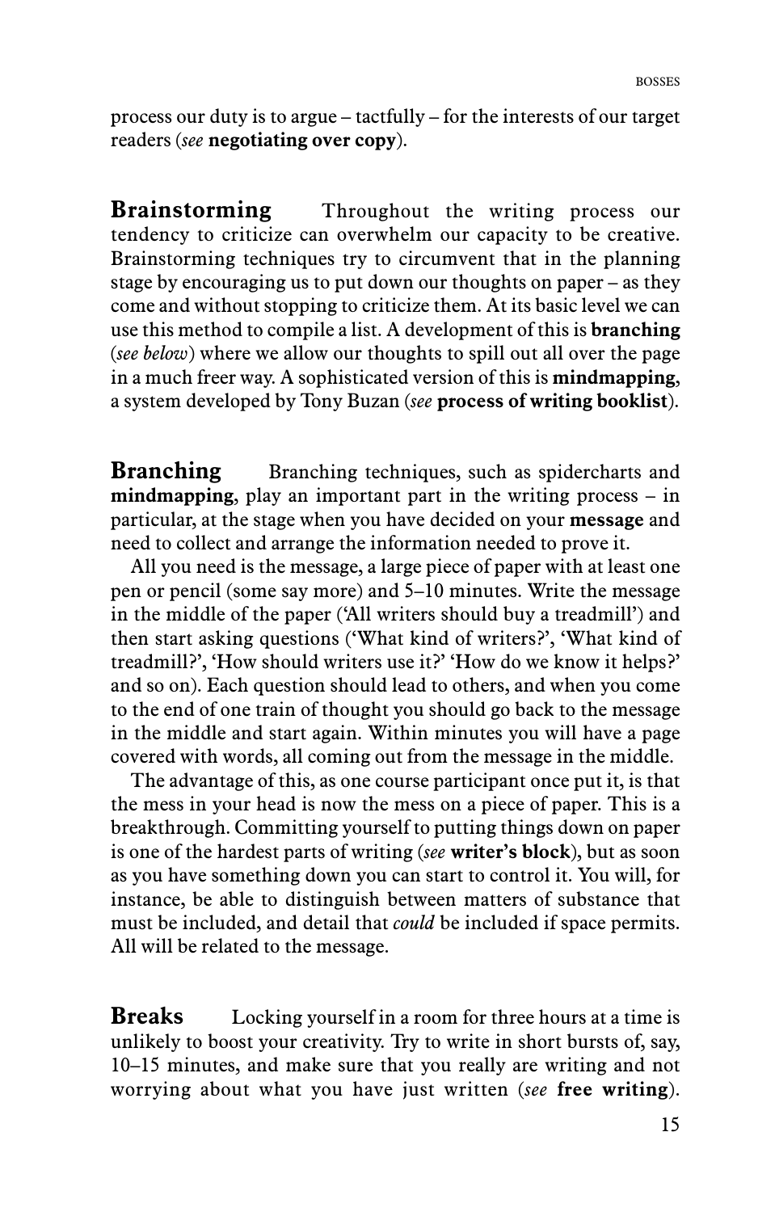process our duty is to argue – tactfully – for the interests of our target readers (*see* **negotiating over copy**).

**Brainstorming** Throughout the writing process our tendency to criticize can overwhelm our capacity to be creative. Brainstorming techniques try to circumvent that in the planning stage by encouraging us to put down our thoughts on paper – as they come and without stopping to criticize them. At its basic level we can use this method to compile a list. A development of this is **branching** (*see below*) where we allow our thoughts to spill out all over the page in a much freer way. A sophisticated version of this is **mindmapping**, a system developed by Tony Buzan (*see* **process of writing booklist**).

**Branching** Branching techniques, such as spidercharts and **mindmapping**, play an important part in the writing process – in particular, at the stage when you have decided on your **message** and need to collect and arrange the information needed to prove it.

All you need is the message, a large piece of paper with at least one pen or pencil (some say more) and 5–10 minutes. Write the message in the middle of the paper ('All writers should buy a treadmill') and then start asking questions ('What kind of writers?', 'What kind of treadmill?', 'How should writers use it?' 'How do we know it helps?' and so on). Each question should lead to others, and when you come to the end of one train of thought you should go back to the message in the middle and start again. Within minutes you will have a page covered with words, all coming out from the message in the middle.

The advantage of this, as one course participant once put it, is that the mess in your head is now the mess on a piece of paper. This is a breakthrough. Committing yourself to putting things down on paper is one of the hardest parts of writing (*see* **writer's block**), but as soon as you have something down you can start to control it. You will, for instance, be able to distinguish between matters of substance that must be included, and detail that *could* be included if space permits. All will be related to the message.

**Breaks** Locking yourself in a room for three hours at a time is unlikely to boost your creativity. Try to write in short bursts of, say, 10–15 minutes, and make sure that you really are writing and not worrying about what you have just written (*see* **free writing**).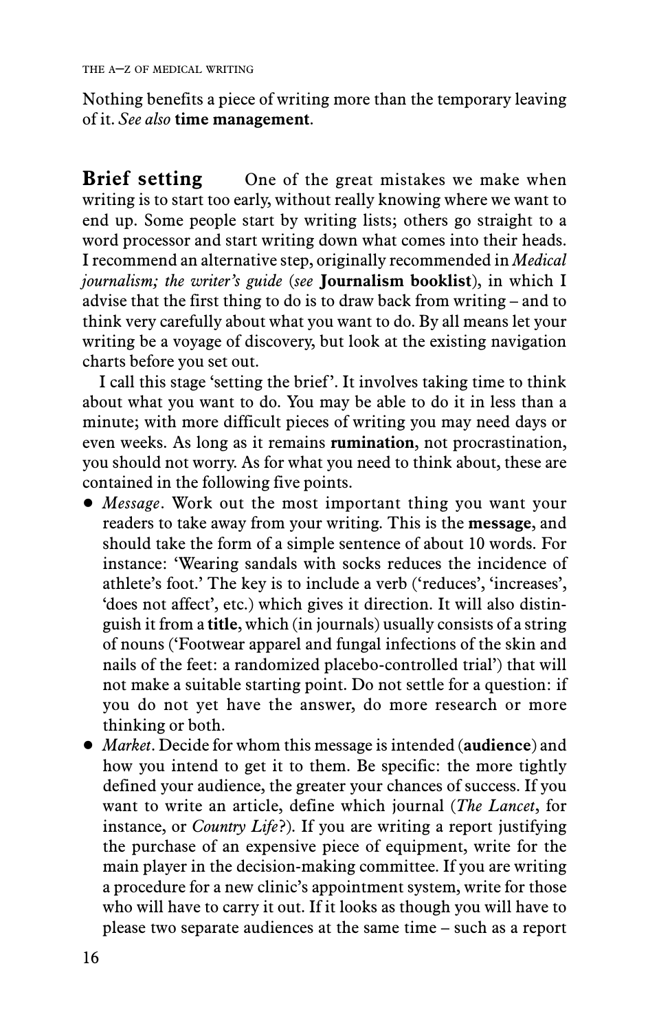Nothing benefits a piece of writing more than the temporary leaving of it. *See also* **time management**.

**Brief setting** One of the great mistakes we make when writing is to start too early, without really knowing where we want to end up. Some people start by writing lists; others go straight to a word processor and start writing down what comes into their heads. I recommend an alternative step, originally recommended in *Medical journalism; the writer's guide* (*see* **Journalism booklist**), in which I advise that the first thing to do is to draw back from writing – and to think very carefully about what you want to do. By all means let your writing be a voyage of discovery, but look at the existing navigation charts before you set out.

I call this stage 'setting the brief'. It involves taking time to think about what you want to do. You may be able to do it in less than a minute; with more difficult pieces of writing you may need days or even weeks. As long as it remains **rumination**, not procrastination, you should not worry. As for what you need to think about, these are contained in the following five points.

- *Message*. Work out the most important thing you want your readers to take away from your writing. This is the **message**, and should take the form of a simple sentence of about 10 words. For instance: 'Wearing sandals with socks reduces the incidence of athlete's foot.' The key is to include a verb ('reduces', 'increases', 'does not affect', etc.) which gives it direction. It will also distinguish it from a **title**, which (in journals) usually consists of a string of nouns ('Footwear apparel and fungal infections of the skin and nails of the feet: a randomized placebo-controlled trial') that will not make a suitable starting point. Do not settle for a question: if you do not yet have the answer, do more research or more thinking or both.
- *Market*. Decide for whom this message is intended (**audience**) and how you intend to get it to them. Be specific: the more tightly defined your audience, the greater your chances of success. If you want to write an article, define which journal (*The Lancet*, for instance, or *Country Life*?). If you are writing a report justifying the purchase of an expensive piece of equipment, write for the main player in the decision-making committee. If you are writing a procedure for a new clinic's appointment system, write for those who will have to carry it out. If it looks as though you will have to please two separate audiences at the same time – such as a report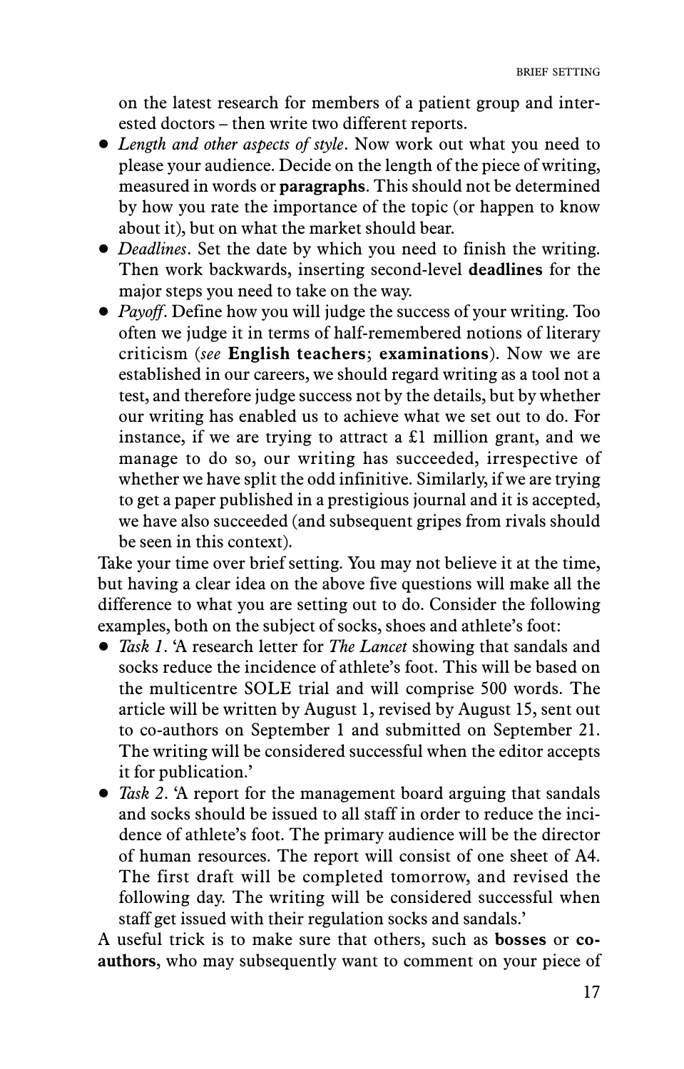on the latest research for members of a patient group and interested doctors – then write two different reports.

- *Length and other aspects of style*. Now work out what you need to please your audience. Decide on the length of the piece of writing, measured in words or **paragraphs**. This should not be determined by how you rate the importance of the topic (or happen to know about it), but on what the market should bear.
- *Deadlines*. Set the date by which you need to finish the writing. Then work backwards, inserting second-level **deadlines** for the major steps you need to take on the way.
- *Payoff*. Define how you will judge the success of your writing. Too often we judge it in terms of half-remembered notions of literary criticism (*see* **English teachers**; **examinations**). Now we are established in our careers, we should regard writing as a tool not a test, and therefore judge success not by the details, but by whether our writing has enabled us to achieve what we set out to do. For instance, if we are trying to attract a £1 million grant, and we manage to do so, our writing has succeeded, irrespective of whether we have split the odd infinitive. Similarly, if we are trying to get a paper published in a prestigious journal and it is accepted, we have also succeeded (and subsequent gripes from rivals should be seen in this context).

Take your time over brief setting. You may not believe it at the time, but having a clear idea on the above five questions will make all the difference to what you are setting out to do. Consider the following examples, both on the subject of socks, shoes and athlete's foot:

- *Task 1*. 'A research letter for *The Lancet* showing that sandals and socks reduce the incidence of athlete's foot. This will be based on the multicentre SOLE trial and will comprise 500 words. The article will be written by August 1, revised by August 15, sent out to co-authors on September 1 and submitted on September 21. The writing will be considered successful when the editor accepts it for publication.'
- *Task 2*. 'A report for the management board arguing that sandals and socks should be issued to all staff in order to reduce the incidence of athlete's foot. The primary audience will be the director of human resources. The report will consist of one sheet of A4. The first draft will be completed tomorrow, and revised the following day. The writing will be considered successful when staff get issued with their regulation socks and sandals.'

A useful trick is to make sure that others, such as **bosses** or **co-authors**, who may subsequently want to comment on your piece of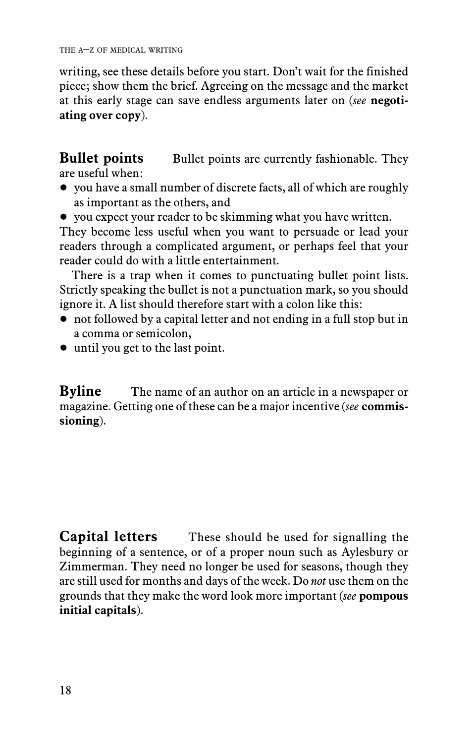writing, see these details before you start. Don't wait for the finished piece; show them the brief. Agreeing on the message and the market at this early stage can save endless arguments later on (*see* **negotiating over copy**).

**Bullet points** Bullet points are currently fashionable. They are useful when:

- you have a small number of discrete facts, all of which are roughly as important as the others, and
- you expect your reader to be skimming what you have written.

They become less useful when you want to persuade or lead your readers through a complicated argument, or perhaps feel that your reader could do with a little entertainment.

There is a trap when it comes to punctuating bullet point lists. Strictly speaking the bullet is not a punctuation mark, so you should ignore it. A list should therefore start with a colon like this:

- not followed by a capital letter and not ending in a full stop but in a comma or semicolon,
- until you get to the last point.

**Byline** The name of an author on an article in a newspaper or magazine. Getting one of these can be a major incentive (*see* **commissioning**).

**Capital letters** These should be used for signalling the beginning of a sentence, or of a proper noun such as Aylesbury or Zimmerman. They need no longer be used for seasons, though they are still used for months and days of the week. Do *not* use them on the grounds that they make the word look more important (*see* **pompous initial capitals**).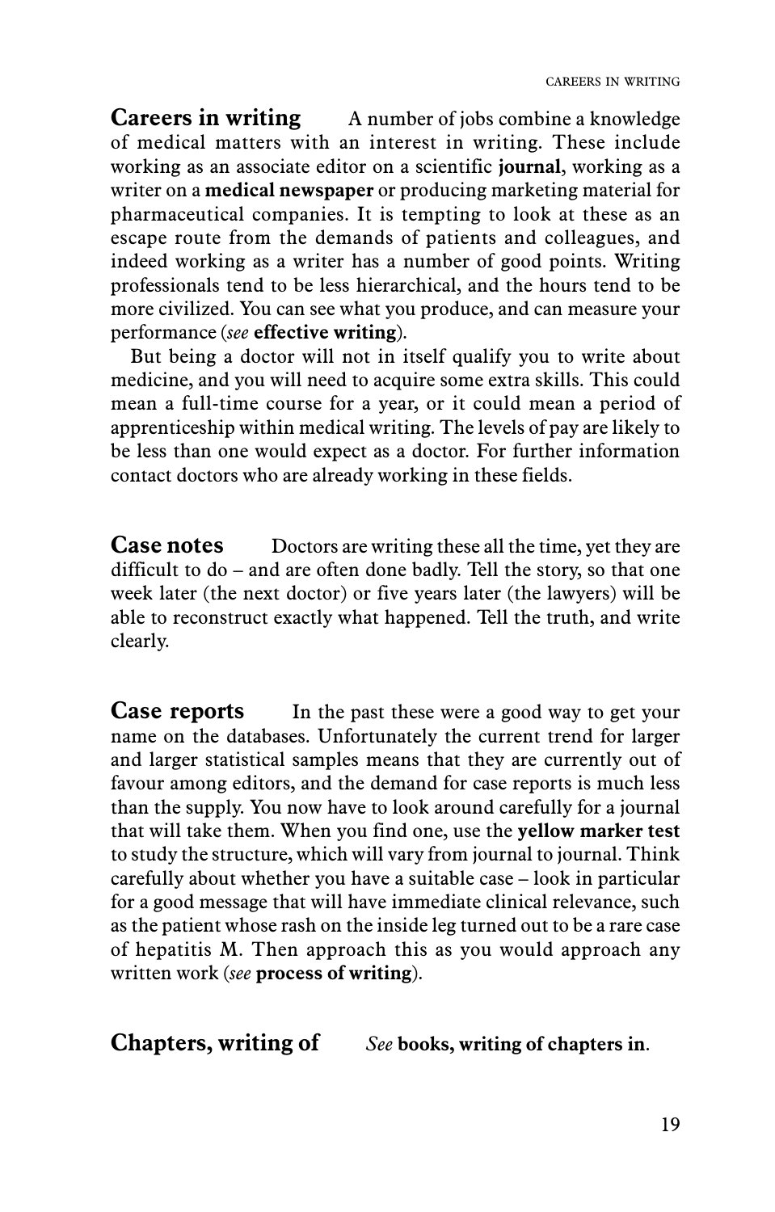**Careers in writing** A number of jobs combine a knowledge of medical matters with an interest in writing. These include working as an associate editor on a scientific **journal**, working as a writer on a **medical newspaper** or producing marketing material for pharmaceutical companies. It is tempting to look at these as an escape route from the demands of patients and colleagues, and indeed working as a writer has a number of good points. Writing professionals tend to be less hierarchical, and the hours tend to be more civilized. You can see what you produce, and can measure your performance (*see* **effective writing**).

But being a doctor will not in itself qualify you to write about medicine, and you will need to acquire some extra skills. This could mean a full-time course for a year, or it could mean a period of apprenticeship within medical writing. The levels of pay are likely to be less than one would expect as a doctor. For further information contact doctors who are already working in these fields.

**Case notes** Doctors are writing these all the time, yet they are difficult to do – and are often done badly. Tell the story, so that one week later (the next doctor) or five years later (the lawyers) will be able to reconstruct exactly what happened. Tell the truth, and write clearly.

**Case reports** In the past these were a good way to get your name on the databases. Unfortunately the current trend for larger and larger statistical samples means that they are currently out of favour among editors, and the demand for case reports is much less than the supply. You now have to look around carefully for a journal that will take them. When you find one, use the **yellow marker test** to study the structure, which will vary from journal to journal. Think carefully about whether you have a suitable case – look in particular for a good message that will have immediate clinical relevance, such as the patient whose rash on the inside leg turned out to be a rare case of hepatitis M. Then approach this as you would approach any written work (*see* **process of writing**).

**Chapters, writing of** *See* **books, writing of chapters in**.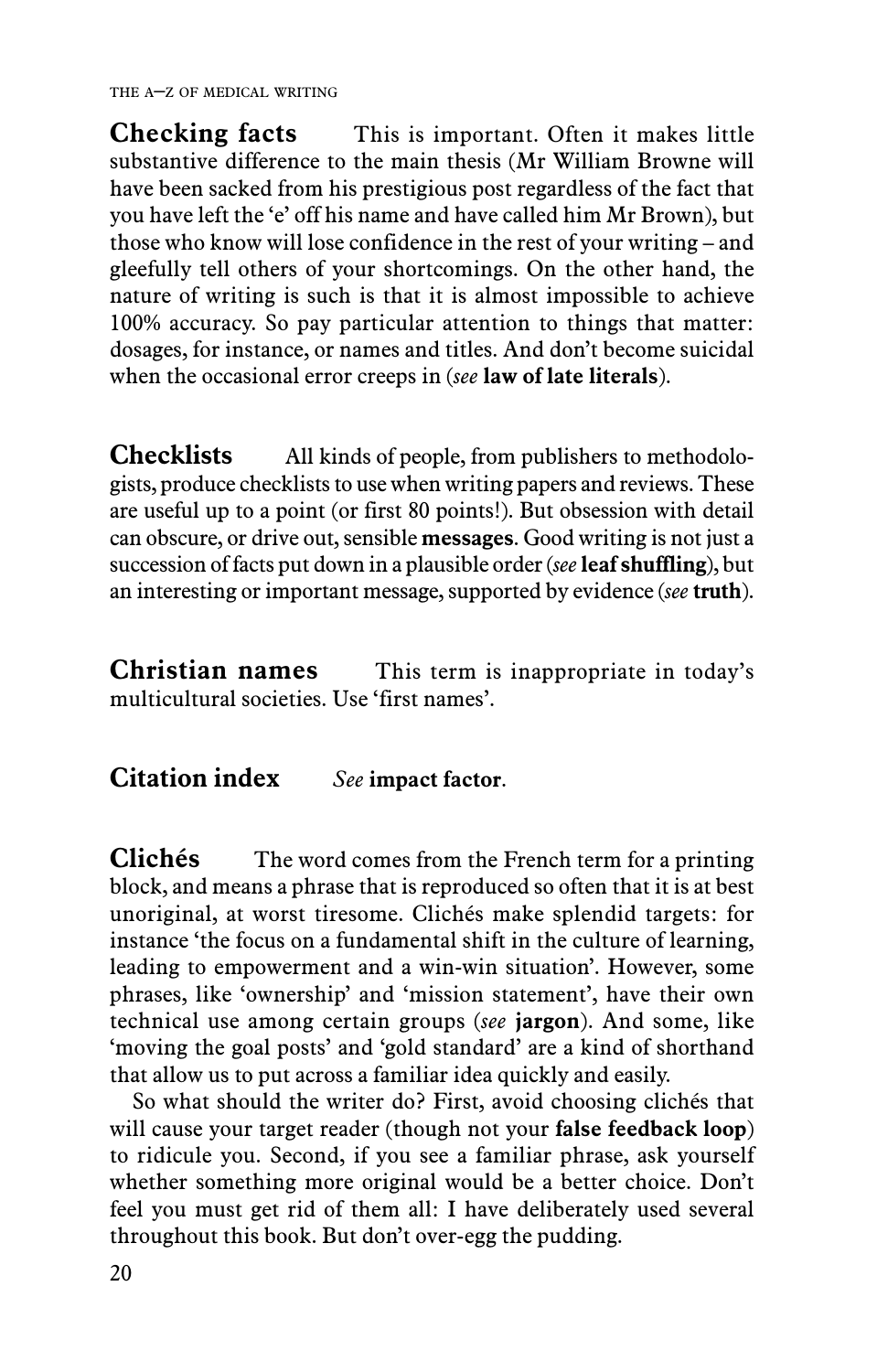**Checking facts** This is important. Often it makes little substantive difference to the main thesis (Mr William Browne will have been sacked from his prestigious post regardless of the fact that you have left the 'e' off his name and have called him Mr Brown), but those who know will lose confidence in the rest of your writing – and gleefully tell others of your shortcomings. On the other hand, the nature of writing is such is that it is almost impossible to achieve 100% accuracy. So pay particular attention to things that matter: dosages, for instance, or names and titles. And don't become suicidal when the occasional error creeps in (*see* **law of late literals**).

**Checklists** All kinds of people, from publishers to methodologists, produce checklists to use when writing papers and reviews. These are useful up to a point (or first 80 points!). But obsession with detail can obscure, or drive out, sensible **messages**. Good writing is not just a succession of facts put down in a plausible order (*see* **leaf shuffling**), but an interesting or important message, supported by evidence (*see* **truth**).

**Christian names** This term is inappropriate in today's multicultural societies. Use 'first names'.

**Citation index** *See* **impact factor**.

**Clichés** The word comes from the French term for a printing block, and means a phrase that is reproduced so often that it is at best unoriginal, at worst tiresome. Clichés make splendid targets: for instance 'the focus on a fundamental shift in the culture of learning, leading to empowerment and a win-win situation'. However, some phrases, like 'ownership' and 'mission statement', have their own technical use among certain groups (*see* **jargon**). And some, like 'moving the goal posts' and 'gold standard' are a kind of shorthand that allow us to put across a familiar idea quickly and easily.

So what should the writer do? First, avoid choosing clichés that will cause your target reader (though not your **false feedback loop**) to ridicule you. Second, if you see a familiar phrase, ask yourself whether something more original would be a better choice. Don't feel you must get rid of them all: I have deliberately used several throughout this book. But don't over-egg the pudding.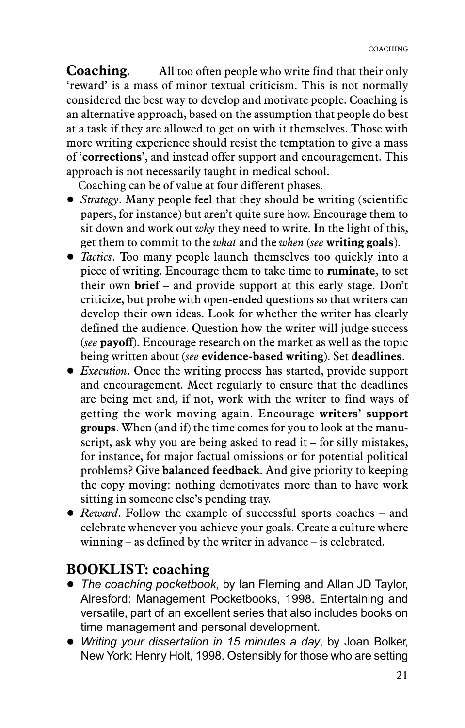**Coaching.** All too often people who write find that their only 'reward' is a mass of minor textual criticism. This is not normally considered the best way to develop and motivate people. Coaching is an alternative approach, based on the assumption that people do best at a task if they are allowed to get on with it themselves. Those with more writing experience should resist the temptation to give a mass of '**corrections**', and instead offer support and encouragement. This approach is not necessarily taught in medical school.

Coaching can be of value at four different phases.

- *Strategy*. Many people feel that they should be writing (scientific papers, for instance) but aren't quite sure how. Encourage them to sit down and work out *why* they need to write. In the light of this, get them to commit to the *what* and the *when* (*see* **writing goals**).
- *Tactics*. Too many people launch themselves too quickly into a piece of writing. Encourage them to take time to **ruminate**, to set their own **brief** – and provide support at this early stage. Don't criticize, but probe with open-ended questions so that writers can develop their own ideas. Look for whether the writer has clearly defined the audience. Question how the writer will judge success (*see* **payoff**). Encourage research on the market as well as the topic being written about (*see* **evidence-based writing**). Set **deadlines**.
- *Execution*. Once the writing process has started, provide support and encouragement. Meet regularly to ensure that the deadlines are being met and, if not, work with the writer to find ways of getting the work moving again. Encourage **writers' support groups**. When (and if) the time comes for you to look at the manuscript, ask why you are being asked to read it – for silly mistakes, for instance, for major factual omissions or for potential political problems? Give **balanced feedback**. And give priority to keeping the copy moving: nothing demotivates more than to have work sitting in someone else's pending tray.
- *Reward*. Follow the example of successful sports coaches – and celebrate whenever you achieve your goals. Create a culture where winning – as defined by the writer in advance – is celebrated.

## BOOKLIST: coaching

- *The coaching pocketbook,* by Ian Fleming and Allan JD Taylor, Alresford: Management Pocketbooks, 1998. Entertaining and versatile, part of an excellent series that also includes books on time management and personal development.
- *Writing your dissertation in 15 minutes a day*, by Joan Bolker, New York: Henry Holt, 1998. Ostensibly for those who are setting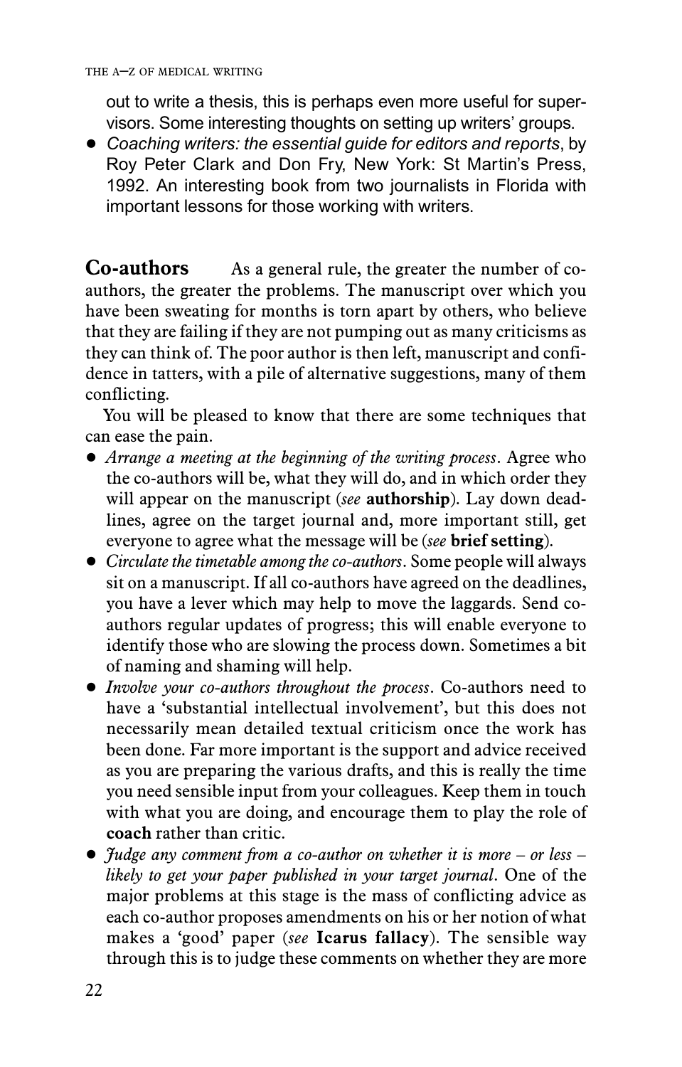out to write a thesis, this is perhaps even more useful for supervisors. Some interesting thoughts on setting up writers' groups.

- *Coaching writers: the essential guide for editors and reports*, by Roy Peter Clark and Don Fry, New York: St Martin's Press, 1992. An interesting book from two journalists in Florida with important lessons for those working with writers.

**Co-authors** As a general rule, the greater the number of co-authors, the greater the problems. The manuscript over which you have been sweating for months is torn apart by others, who believe that they are failing if they are not pumping out as many criticisms as they can think of. The poor author is then left, manuscript and confidence in tatters, with a pile of alternative suggestions, many of them conflicting.

You will be pleased to know that there are some techniques that can ease the pain.

- *Arrange a meeting at the beginning of the writing process*. Agree who the co-authors will be, what they will do, and in which order they will appear on the manuscript (*see* **authorship**). Lay down deadlines, agree on the target journal and, more important still, get everyone to agree what the message will be (*see* **brief setting**).
- *Circulate the timetable among the co-authors*. Some people will always sit on a manuscript. If all co-authors have agreed on the deadlines, you have a lever which may help to move the laggards. Send co-authors regular updates of progress; this will enable everyone to identify those who are slowing the process down. Sometimes a bit of naming and shaming will help.
- *Involve your co-authors throughout the process*. Co-authors need to have a 'substantial intellectual involvement', but this does not necessarily mean detailed textual criticism once the work has been done. Far more important is the support and advice received as you are preparing the various drafts, and this is really the time you need sensible input from your colleagues. Keep them in touch with what you are doing, and encourage them to play the role of **coach** rather than critic.
- *Judge any comment from a co-author on whether it is more – or less – likely to get your paper published in your target journal*. One of the major problems at this stage is the mass of conflicting advice as each co-author proposes amendments on his or her notion of what makes a 'good' paper (*see* **Icarus fallacy**). The sensible way through this is to judge these comments on whether they are more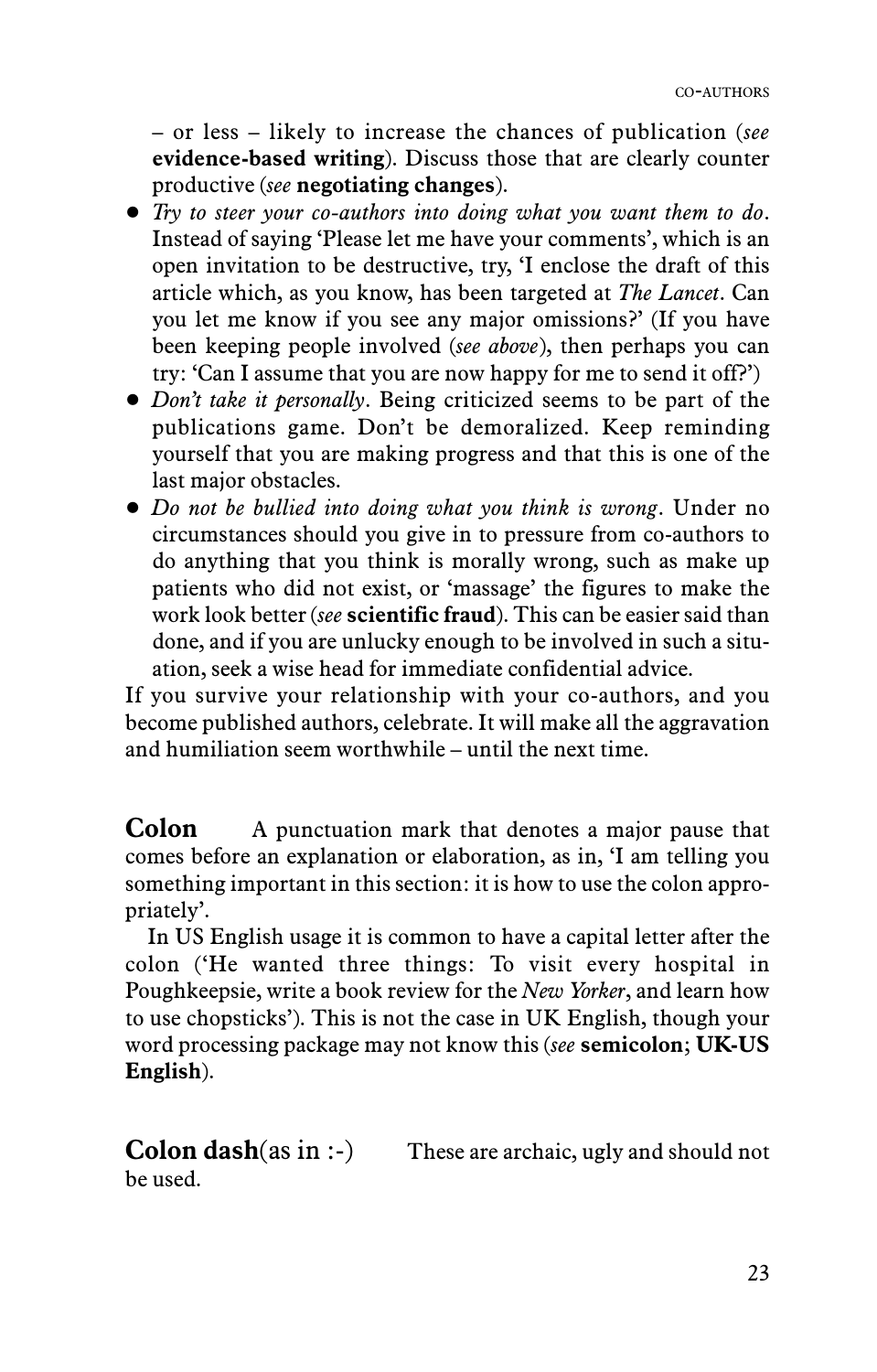– or less – likely to increase the chances of publication (*see* **evidence-based writing**). Discuss those that are clearly counter productive (*see* **negotiating changes**).

- *Try to steer your co-authors into doing what you want them to do*. Instead of saying 'Please let me have your comments', which is an open invitation to be destructive, try, 'I enclose the draft of this article which, as you know, has been targeted at *The Lancet*. Can you let me know if you see any major omissions?' (If you have been keeping people involved (*see above*), then perhaps you can try: 'Can I assume that you are now happy for me to send it off?')
- *Don't take it personally*. Being criticized seems to be part of the publications game. Don't be demoralized. Keep reminding yourself that you are making progress and that this is one of the last major obstacles.
- *Do not be bullied into doing what you think is wrong*. Under no circumstances should you give in to pressure from co-authors to do anything that you think is morally wrong, such as make up patients who did not exist, or 'massage' the figures to make the work look better (*see* **scientific fraud**). This can be easier said than done, and if you are unlucky enough to be involved in such a situation, seek a wise head for immediate confidential advice.

If you survive your relationship with your co-authors, and you become published authors, celebrate. It will make all the aggravation and humiliation seem worthwhile – until the next time.

**Colon** A punctuation mark that denotes a major pause that comes before an explanation or elaboration, as in, 'I am telling you something important in this section: it is how to use the colon appropriately'.

In US English usage it is common to have a capital letter after the colon ('He wanted three things: To visit every hospital in Poughkeepsie, write a book review for the *New Yorker*, and learn how to use chopsticks'). This is not the case in UK English, though your word processing package may not know this (*see* **semicolon**; **UK-US English**).

**Colon dash**(as in :-) These are archaic, ugly and should not be used.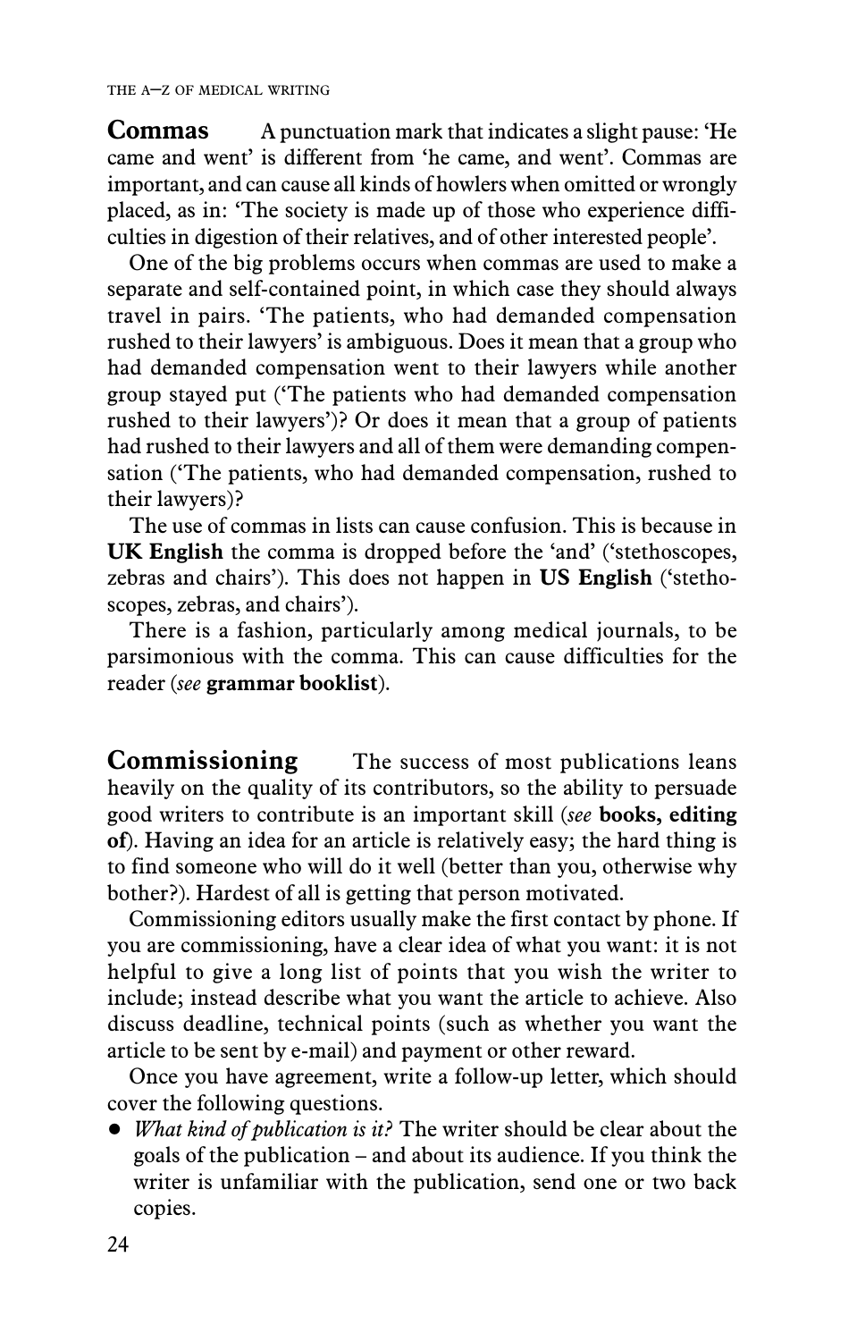**Commas** A punctuation mark that indicates a slight pause: 'He came and went' is different from 'he came, and went'. Commas are important, and can cause all kinds of howlers when omitted or wrongly placed, as in: 'The society is made up of those who experience difficulties in digestion of their relatives, and of other interested people'.

One of the big problems occurs when commas are used to make a separate and self-contained point, in which case they should always travel in pairs. 'The patients, who had demanded compensation rushed to their lawyers' is ambiguous. Does it mean that a group who had demanded compensation went to their lawyers while another group stayed put ('The patients who had demanded compensation rushed to their lawyers')? Or does it mean that a group of patients had rushed to their lawyers and all of them were demanding compensation ('The patients, who had demanded compensation, rushed to their lawyers)?

The use of commas in lists can cause confusion. This is because in **UK English** the comma is dropped before the 'and' ('stethoscopes, zebras and chairs'). This does not happen in **US English** ('stethoscopes, zebras, and chairs').

There is a fashion, particularly among medical journals, to be parsimonious with the comma. This can cause difficulties for the reader (*see* **grammar booklist**).

**Commissioning** The success of most publications leans heavily on the quality of its contributors, so the ability to persuade good writers to contribute is an important skill (*see* **books, editing of**). Having an idea for an article is relatively easy; the hard thing is to find someone who will do it well (better than you, otherwise why bother?). Hardest of all is getting that person motivated.

Commissioning editors usually make the first contact by phone. If you are commissioning, have a clear idea of what you want: it is not helpful to give a long list of points that you wish the writer to include; instead describe what you want the article to achieve. Also discuss deadline, technical points (such as whether you want the article to be sent by e-mail) and payment or other reward.

Once you have agreement, write a follow-up letter, which should cover the following questions.

- *What kind of publication is it?* The writer should be clear about the goals of the publication – and about its audience. If you think the writer is unfamiliar with the publication, send one or two back copies.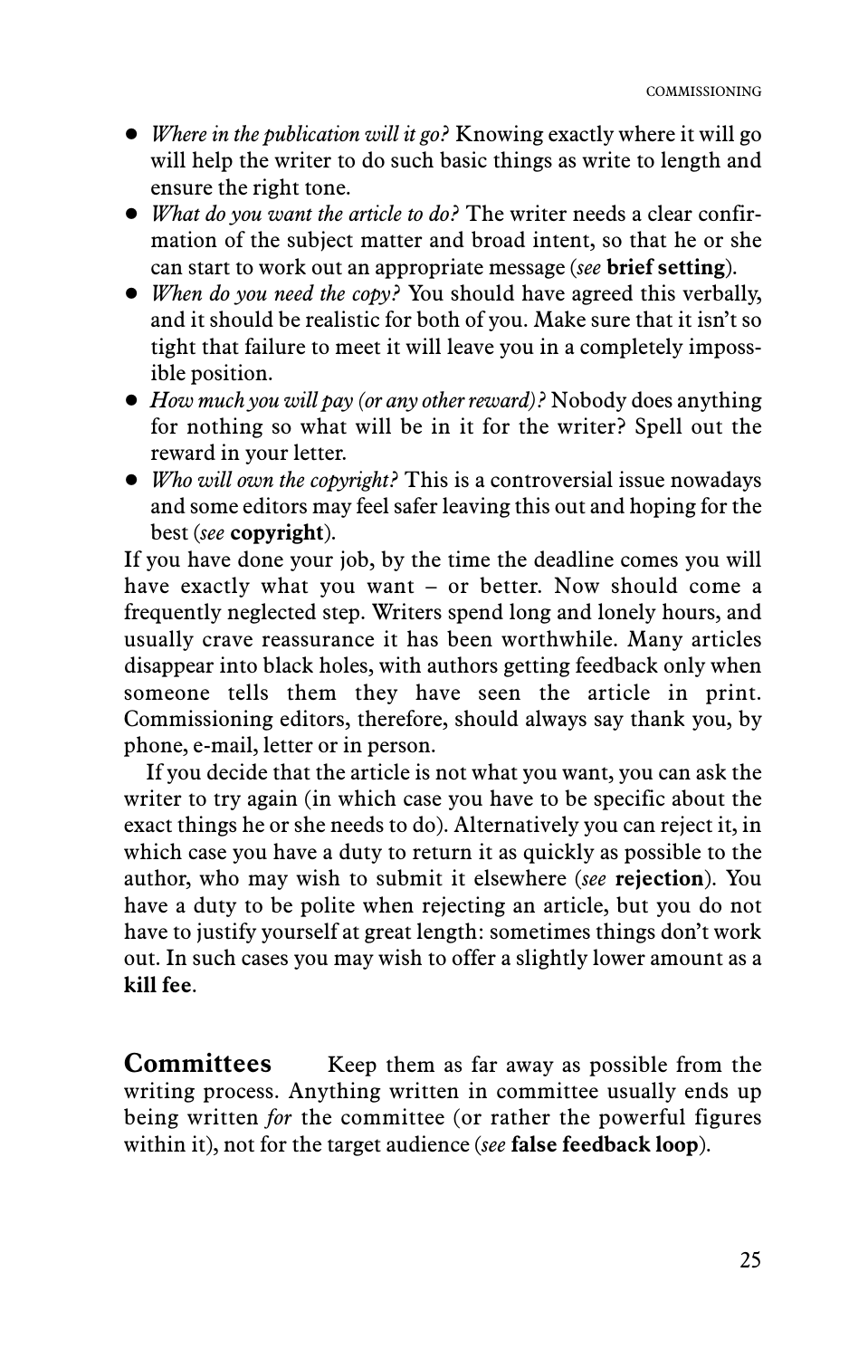- *Where in the publication will it go?* Knowing exactly where it will go will help the writer to do such basic things as write to length and ensure the right tone.
- *What do you want the article to do?* The writer needs a clear confirmation of the subject matter and broad intent, so that he or she can start to work out an appropriate message (*see* **brief setting**).
- *When do you need the copy?* You should have agreed this verbally, and it should be realistic for both of you. Make sure that it isn't so tight that failure to meet it will leave you in a completely impossible position.
- *How much you will pay (or any other reward)?* Nobody does anything for nothing so what will be in it for the writer? Spell out the reward in your letter.
- *Who will own the copyright?* This is a controversial issue nowadays and some editors may feel safer leaving this out and hoping for the best (*see* **copyright**).

If you have done your job, by the time the deadline comes you will have exactly what you want – or better. Now should come a frequently neglected step. Writers spend long and lonely hours, and usually crave reassurance it has been worthwhile. Many articles disappear into black holes, with authors getting feedback only when someone tells them they have seen the article in print. Commissioning editors, therefore, should always say thank you, by phone, e-mail, letter or in person.

If you decide that the article is not what you want, you can ask the writer to try again (in which case you have to be specific about the exact things he or she needs to do). Alternatively you can reject it, in which case you have a duty to return it as quickly as possible to the author, who may wish to submit it elsewhere (*see* **rejection**). You have a duty to be polite when rejecting an article, but you do not have to justify yourself at great length: sometimes things don't work out. In such cases you may wish to offer a slightly lower amount as a **kill fee**.

## Committees

Keep them as far away as possible from the writing process. Anything written in committee usually ends up being written *for* the committee (or rather the powerful figures within it), not for the target audience (*see* **false feedback loop**).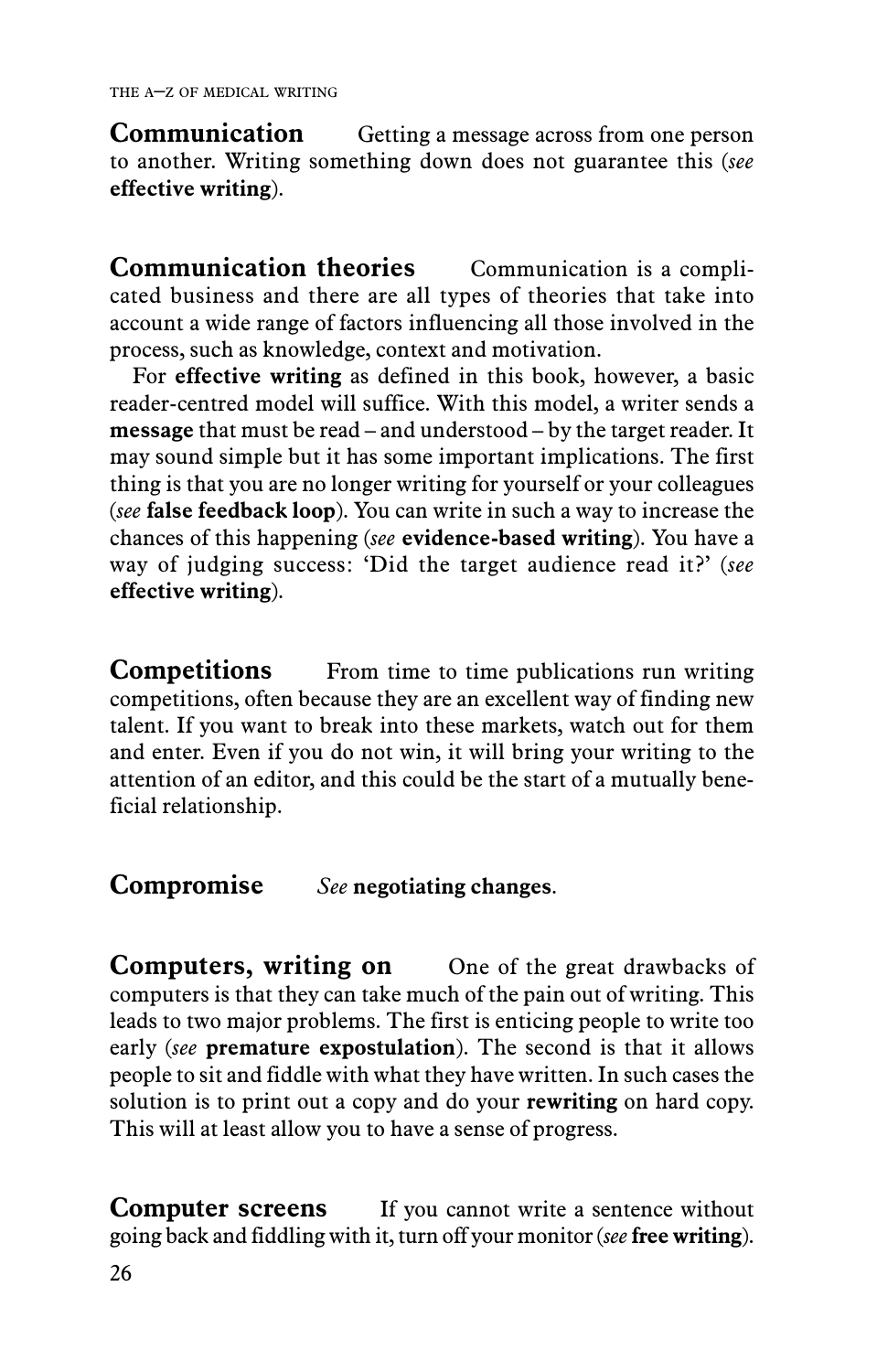**Communication** Getting a message across from one person to another. Writing something down does not guarantee this (*see* **effective writing**).

**Communication theories** Communication is a complicated business and there are all types of theories that take into account a wide range of factors influencing all those involved in the process, such as knowledge, context and motivation.

For **effective writing** as defined in this book, however, a basic reader-centred model will suffice. With this model, a writer sends a **message** that must be read – and understood – by the target reader. It may sound simple but it has some important implications. The first thing is that you are no longer writing for yourself or your colleagues (*see* **false feedback loop**). You can write in such a way to increase the chances of this happening (*see* **evidence-based writing**). You have a way of judging success: 'Did the target audience read it?' (*see* **effective writing**).

**Competitions** From time to time publications run writing competitions, often because they are an excellent way of finding new talent. If you want to break into these markets, watch out for them and enter. Even if you do not win, it will bring your writing to the attention of an editor, and this could be the start of a mutually beneficial relationship.

**Compromise** *See* **negotiating changes**.

**Computers, writing on** One of the great drawbacks of computers is that they can take much of the pain out of writing. This leads to two major problems. The first is enticing people to write too early (*see* **premature expostulation**). The second is that it allows people to sit and fiddle with what they have written. In such cases the solution is to print out a copy and do your **rewriting** on hard copy. This will at least allow you to have a sense of progress.

**Computer screens** If you cannot write a sentence without going back and fiddling with it, turn off your monitor (*see* **free writing**).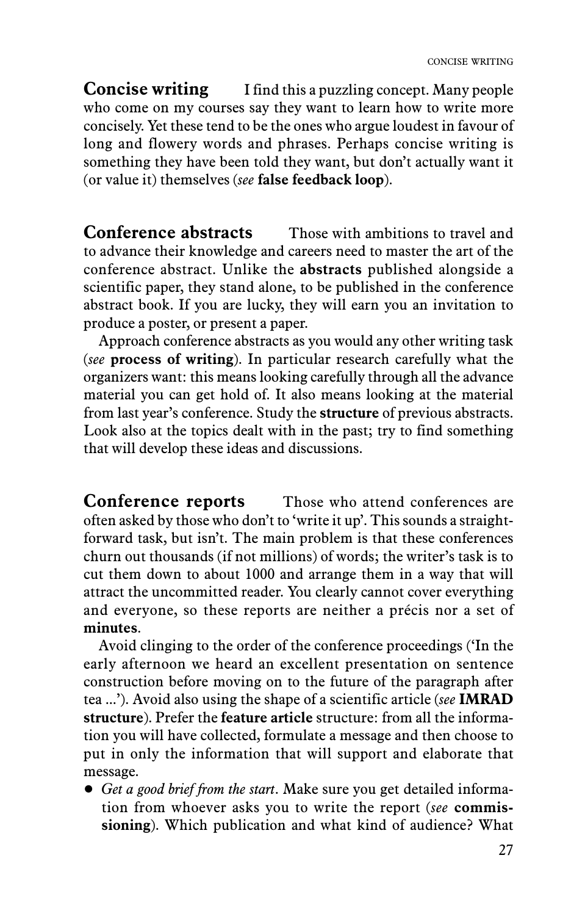**Concise writing** I find this a puzzling concept. Many people who come on my courses say they want to learn how to write more concisely. Yet these tend to be the ones who argue loudest in favour of long and flowery words and phrases. Perhaps concise writing is something they have been told they want, but don't actually want it (or value it) themselves (*see* **false feedback loop**).

**Conference abstracts** Those with ambitions to travel and to advance their knowledge and careers need to master the art of the conference abstract. Unlike the **abstracts** published alongside a scientific paper, they stand alone, to be published in the conference abstract book. If you are lucky, they will earn you an invitation to produce a poster, or present a paper.

Approach conference abstracts as you would any other writing task (*see* **process of writing**). In particular research carefully what the organizers want: this means looking carefully through all the advance material you can get hold of. It also means looking at the material from last year's conference. Study the **structure** of previous abstracts. Look also at the topics dealt with in the past; try to find something that will develop these ideas and discussions.

**Conference reports** Those who attend conferences are often asked by those who don't to 'write it up'. This sounds a straightforward task, but isn't. The main problem is that these conferences churn out thousands (if not millions) of words; the writer's task is to cut them down to about 1000 and arrange them in a way that will attract the uncommitted reader. You clearly cannot cover everything and everyone, so these reports are neither a précis nor a set of **minutes**.

Avoid clinging to the order of the conference proceedings ('In the early afternoon we heard an excellent presentation on sentence construction before moving on to the future of the paragraph after tea ...'). Avoid also using the shape of a scientific article (*see* **IMRAD structure**). Prefer the **feature article** structure: from all the information you will have collected, formulate a message and then choose to put in only the information that will support and elaborate that message.

- *Get a good brief from the start*. Make sure you get detailed information from whoever asks you to write the report (*see* **commissioning**). Which publication and what kind of audience? What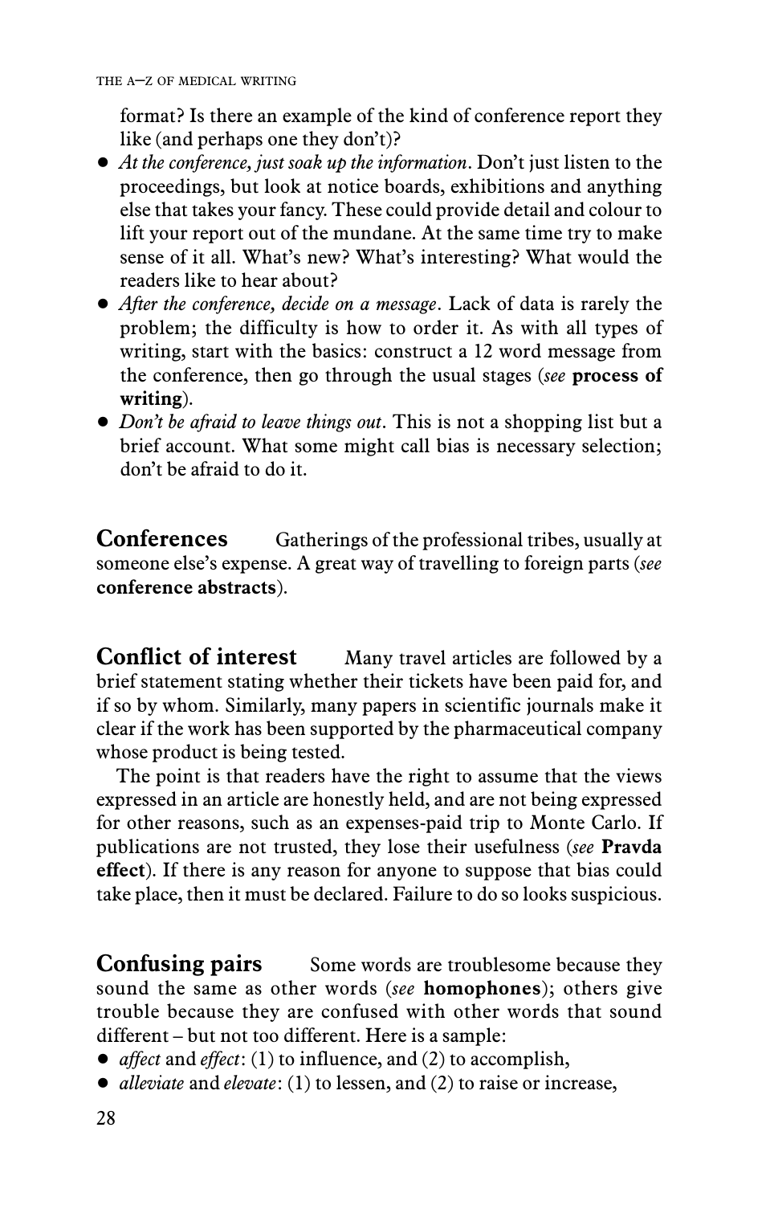format? Is there an example of the kind of conference report they like (and perhaps one they don't)?

- *At the conference, just soak up the information*. Don't just listen to the proceedings, but look at notice boards, exhibitions and anything else that takes your fancy. These could provide detail and colour to lift your report out of the mundane. At the same time try to make sense of it all. What's new? What's interesting? What would the readers like to hear about?
- *After the conference, decide on a message*. Lack of data is rarely the problem; the difficulty is how to order it. As with all types of writing, start with the basics: construct a 12 word message from the conference, then go through the usual stages (*see* **process of writing**).
- *Don't be afraid to leave things out*. This is not a shopping list but a brief account. What some might call bias is necessary selection; don't be afraid to do it.

**Conferences** Gatherings of the professional tribes, usually at someone else's expense. A great way of travelling to foreign parts (*see* **conference abstracts**).

**Conflict of interest** Many travel articles are followed by a brief statement stating whether their tickets have been paid for, and if so by whom. Similarly, many papers in scientific journals make it clear if the work has been supported by the pharmaceutical company whose product is being tested.

The point is that readers have the right to assume that the views expressed in an article are honestly held, and are not being expressed for other reasons, such as an expenses-paid trip to Monte Carlo. If publications are not trusted, they lose their usefulness (*see* **Pravda effect**). If there is any reason for anyone to suppose that bias could take place, then it must be declared. Failure to do so looks suspicious.

**Confusing pairs** Some words are troublesome because they sound the same as other words (*see* **homophones**); others give trouble because they are confused with other words that sound different – but not too different. Here is a sample:

- *affect* and *effect*: (1) to influence, and (2) to accomplish,
- *alleviate* and *elevate*: (1) to lessen, and (2) to raise or increase,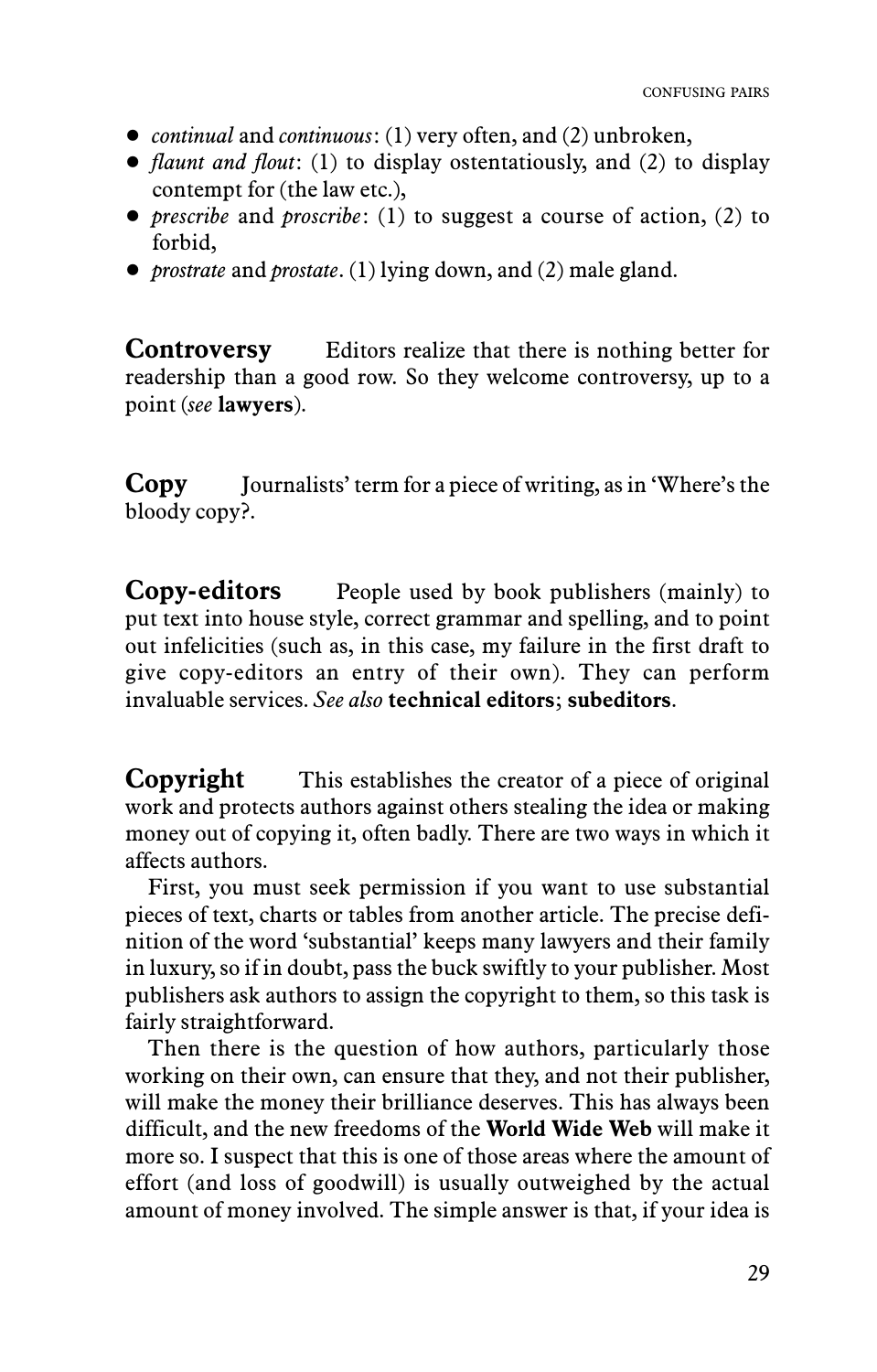- *continual* and *continuous*: (1) very often, and (2) unbroken,
- *flaunt and flout*: (1) to display ostentatiously, and (2) to display contempt for (the law etc.),
- *prescribe* and *proscribe*: (1) to suggest a course of action, (2) to forbid,
- *prostrate* and *prostate*. (1) lying down, and (2) male gland.

**Controversy** Editors realize that there is nothing better for readership than a good row. So they welcome controversy, up to a point (*see* **lawyers**).

**Copy** Journalists' term for a piece of writing, as in 'Where's the bloody copy?.

**Copy-editors** People used by book publishers (mainly) to put text into house style, correct grammar and spelling, and to point out infelicities (such as, in this case, my failure in the first draft to give copy-editors an entry of their own). They can perform invaluable services. *See also* **technical editors**; **subeditors**.

**Copyright** This establishes the creator of a piece of original work and protects authors against others stealing the idea or making money out of copying it, often badly. There are two ways in which it affects authors.

First, you must seek permission if you want to use substantial pieces of text, charts or tables from another article. The precise definition of the word 'substantial' keeps many lawyers and their family in luxury, so if in doubt, pass the buck swiftly to your publisher. Most publishers ask authors to assign the copyright to them, so this task is fairly straightforward.

Then there is the question of how authors, particularly those working on their own, can ensure that they, and not their publisher, will make the money their brilliance deserves. This has always been difficult, and the new freedoms of the **World Wide Web** will make it more so. I suspect that this is one of those areas where the amount of effort (and loss of goodwill) is usually outweighed by the actual amount of money involved. The simple answer is that, if your idea is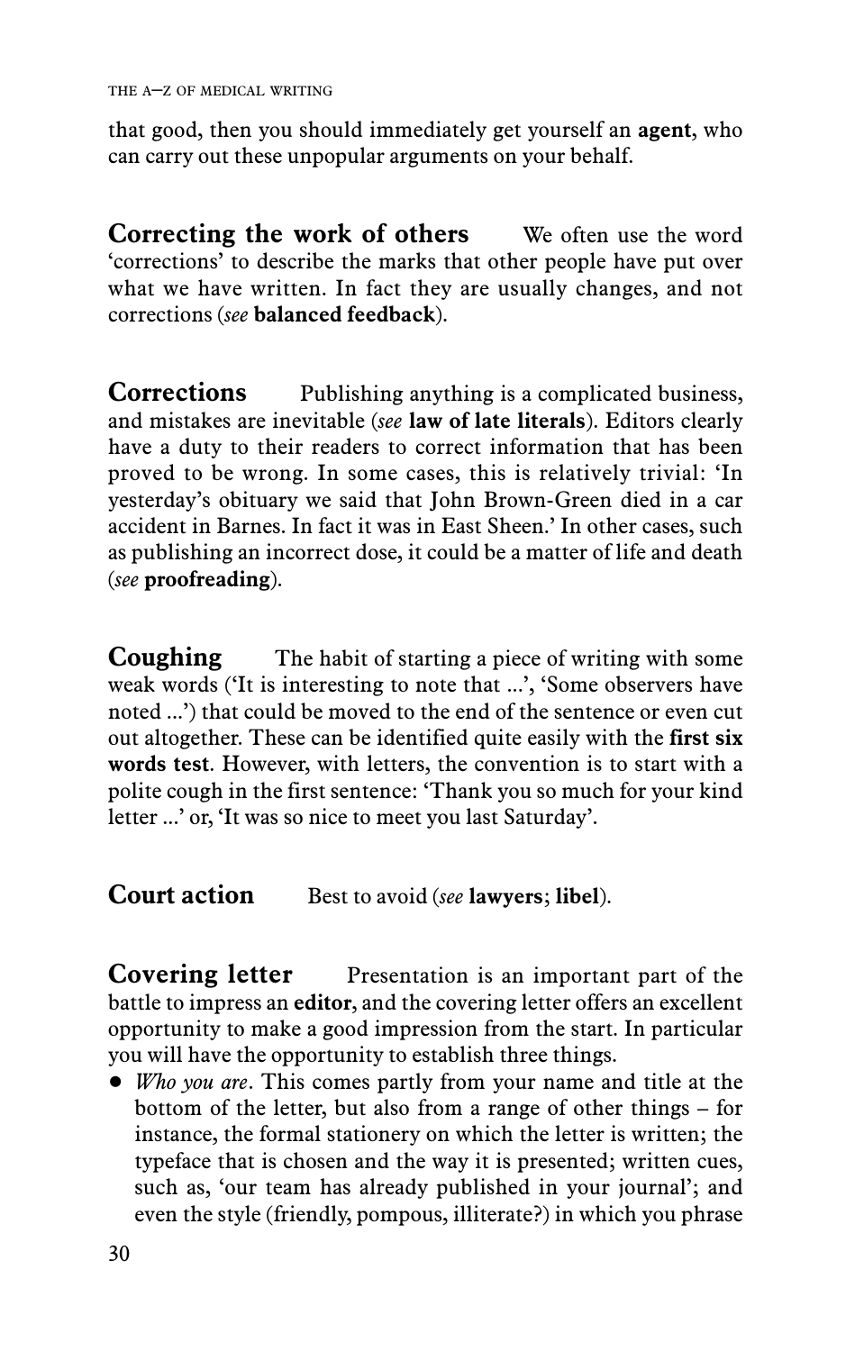that good, then you should immediately get yourself an **agent**, who can carry out these unpopular arguments on your behalf.

**Correcting the work of others** We often use the word 'corrections' to describe the marks that other people have put over what we have written. In fact they are usually changes, and not corrections (*see* **balanced feedback**).

**Corrections** Publishing anything is a complicated business, and mistakes are inevitable (*see* **law of late literals**). Editors clearly have a duty to their readers to correct information that has been proved to be wrong. In some cases, this is relatively trivial: 'In yesterday's obituary we said that John Brown-Green died in a car accident in Barnes. In fact it was in East Sheen.' In other cases, such as publishing an incorrect dose, it could be a matter of life and death (*see* **proofreading**).

**Coughing** The habit of starting a piece of writing with some weak words ('It is interesting to note that ...', 'Some observers have noted ...') that could be moved to the end of the sentence or even cut out altogether. These can be identified quite easily with the **first six words test**. However, with letters, the convention is to start with a polite cough in the first sentence: 'Thank you so much for your kind letter ...' or, 'It was so nice to meet you last Saturday'.

**Court action** Best to avoid (*see* **lawyers**; **libel**).

**Covering letter** Presentation is an important part of the battle to impress an **editor**, and the covering letter offers an excellent opportunity to make a good impression from the start. In particular you will have the opportunity to establish three things.

- *Who you are*. This comes partly from your name and title at the bottom of the letter, but also from a range of other things – for instance, the formal stationery on which the letter is written; the typeface that is chosen and the way it is presented; written cues, such as, 'our team has already published in your journal'; and even the style (friendly, pompous, illiterate?) in which you phrase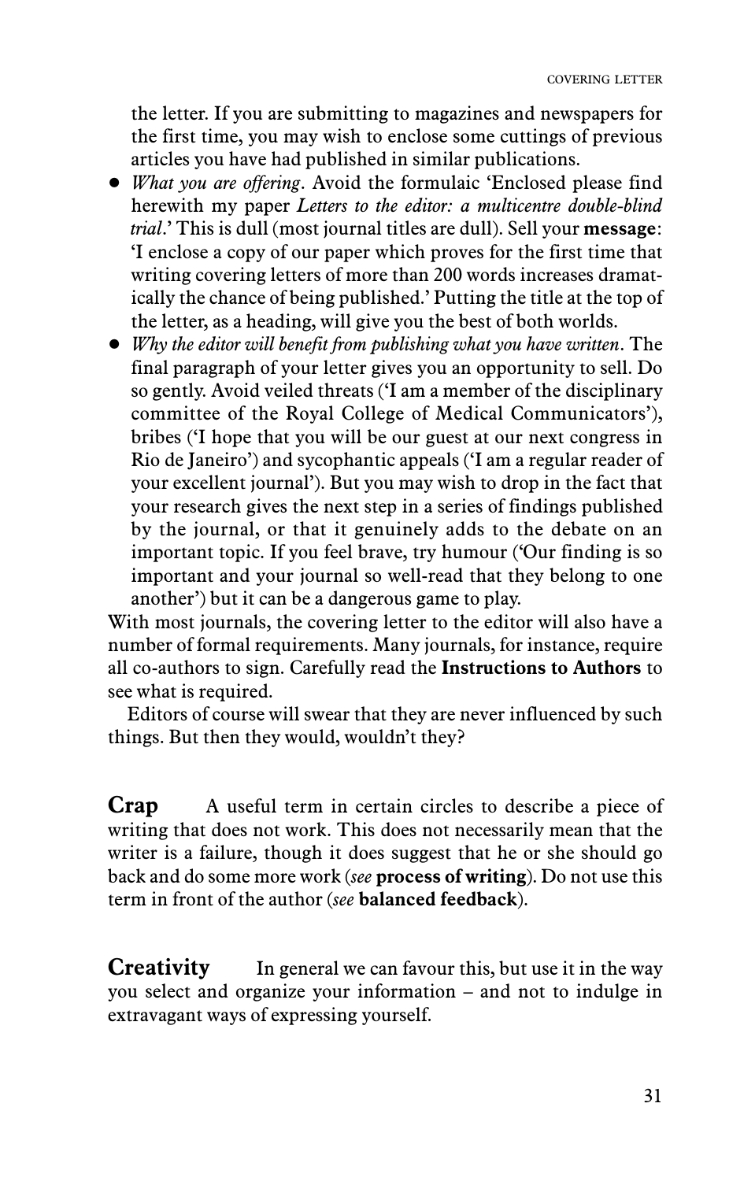the letter. If you are submitting to magazines and newspapers for the first time, you may wish to enclose some cuttings of previous articles you have had published in similar publications.

- *What you are offering*. Avoid the formulaic 'Enclosed please find herewith my paper *Letters to the editor: a multicentre double-blind trial*.' This is dull (most journal titles are dull). Sell your **message**: 'I enclose a copy of our paper which proves for the first time that writing covering letters of more than 200 words increases dramatically the chance of being published.' Putting the title at the top of the letter, as a heading, will give you the best of both worlds.
- *Why the editor will benefit from publishing what you have written*. The final paragraph of your letter gives you an opportunity to sell. Do so gently. Avoid veiled threats ('I am a member of the disciplinary committee of the Royal College of Medical Communicators'), bribes ('I hope that you will be our guest at our next congress in Rio de Janeiro') and sycophantic appeals ('I am a regular reader of your excellent journal'). But you may wish to drop in the fact that your research gives the next step in a series of findings published by the journal, or that it genuinely adds to the debate on an important topic. If you feel brave, try humour ('Our finding is so important and your journal so well-read that they belong to one another') but it can be a dangerous game to play.

With most journals, the covering letter to the editor will also have a number of formal requirements. Many journals, for instance, require all co-authors to sign. Carefully read the **Instructions to Authors** to see what is required.

Editors of course will swear that they are never influenced by such things. But then they would, wouldn't they?

**Crap** A useful term in certain circles to describe a piece of writing that does not work. This does not necessarily mean that the writer is a failure, though it does suggest that he or she should go back and do some more work (*see* **process of writing**). Do not use this term in front of the author (*see* **balanced feedback**).

**Creativity** In general we can favour this, but use it in the way you select and organize your information – and not to indulge in extravagant ways of expressing yourself.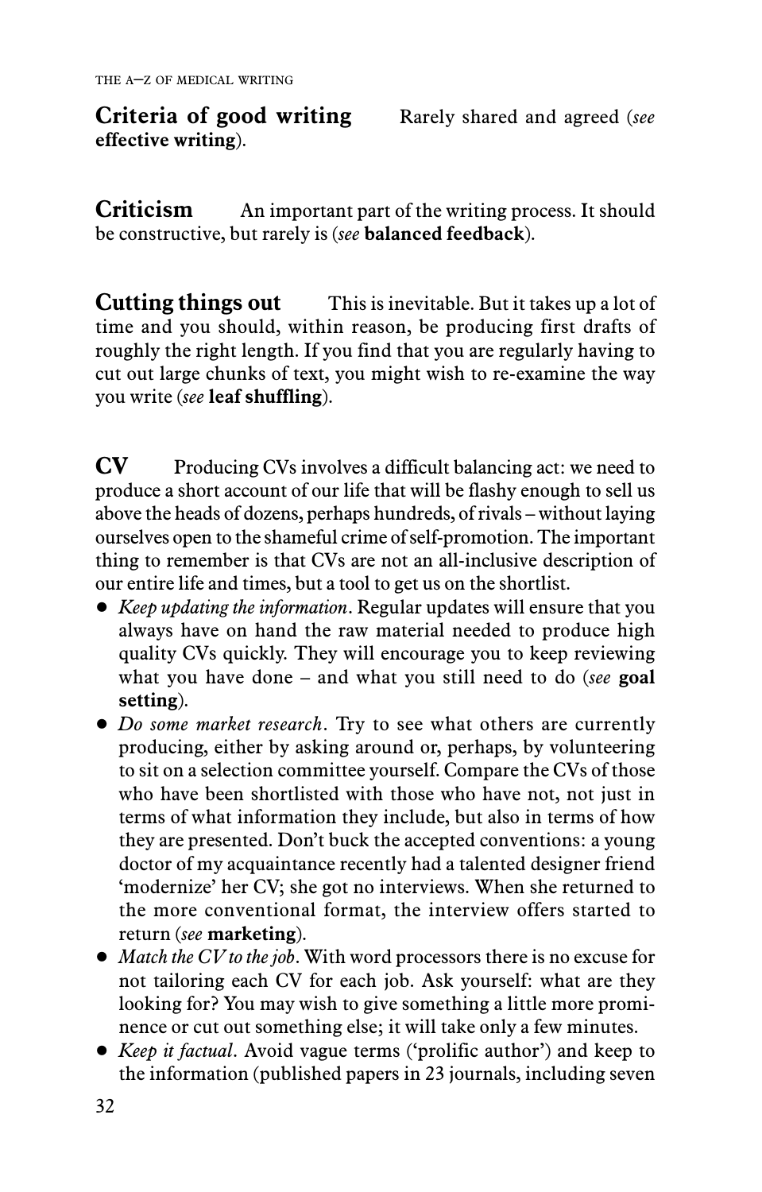**Criteria of good writing** Rarely shared and agreed (*see* **effective writing**).

**Criticism** An important part of the writing process. It should be constructive, but rarely is (*see* **balanced feedback**).

**Cutting things out** This is inevitable. But it takes up a lot of time and you should, within reason, be producing first drafts of roughly the right length. If you find that you are regularly having to cut out large chunks of text, you might wish to re-examine the way you write (*see* **leaf shuffling**).

**CV** Producing CVs involves a difficult balancing act: we need to produce a short account of our life that will be flashy enough to sell us above the heads of dozens, perhaps hundreds, of rivals – without laying ourselves open to the shameful crime of self-promotion. The important thing to remember is that CVs are not an all-inclusive description of our entire life and times, but a tool to get us on the shortlist.

- *Keep updating the information*. Regular updates will ensure that you always have on hand the raw material needed to produce high quality CVs quickly. They will encourage you to keep reviewing what you have done – and what you still need to do (*see* **goal setting**).
- *Do some market research*. Try to see what others are currently producing, either by asking around or, perhaps, by volunteering to sit on a selection committee yourself. Compare the CVs of those who have been shortlisted with those who have not, not just in terms of what information they include, but also in terms of how they are presented. Don't buck the accepted conventions: a young doctor of my acquaintance recently had a talented designer friend 'modernize' her CV; she got no interviews. When she returned to the more conventional format, the interview offers started to return (*see* **marketing**).
- *Match the CV to the job*. With word processors there is no excuse for not tailoring each CV for each job. Ask yourself: what are they looking for? You may wish to give something a little more prominence or cut out something else; it will take only a few minutes.
- *Keep it factual*. Avoid vague terms ('prolific author') and keep to the information (published papers in 23 journals, including seven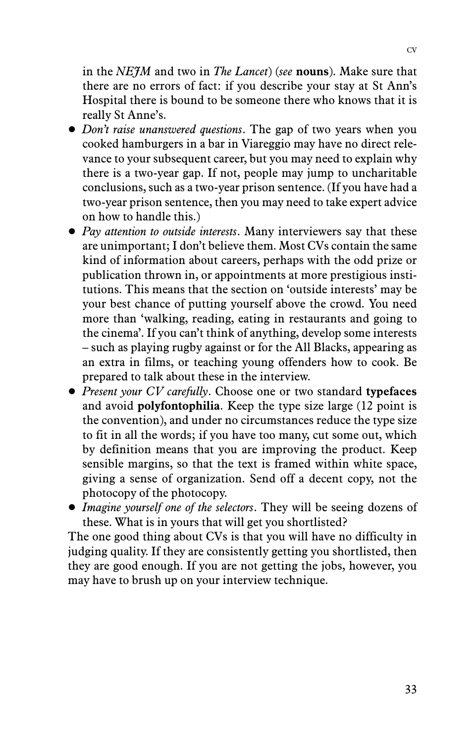in the *NEJM* and two in *The Lancet*) (*see* **nouns**). Make sure that there are no errors of fact: if you describe your stay at St Ann's Hospital there is bound to be someone there who knows that it is really St Anne's.

- *Don't raise unanswered questions*. The gap of two years when you cooked hamburgers in a bar in Viareggio may have no direct relevance to your subsequent career, but you may need to explain why there is a two-year gap. If not, people may jump to uncharitable conclusions, such as a two-year prison sentence. (If you have had a two-year prison sentence, then you may need to take expert advice on how to handle this.)
- *Pay attention to outside interests*. Many interviewers say that these are unimportant; I don't believe them. Most CVs contain the same kind of information about careers, perhaps with the odd prize or publication thrown in, or appointments at more prestigious institutions. This means that the section on 'outside interests' may be your best chance of putting yourself above the crowd. You need more than 'walking, reading, eating in restaurants and going to the cinema'. If you can't think of anything, develop some interests – such as playing rugby against or for the All Blacks, appearing as an extra in films, or teaching young offenders how to cook. Be prepared to talk about these in the interview.
- *Present your CV carefully*. Choose one or two standard **typefaces** and avoid **polyfontophilia**. Keep the type size large (12 point is the convention), and under no circumstances reduce the type size to fit in all the words; if you have too many, cut some out, which by definition means that you are improving the product. Keep sensible margins, so that the text is framed within white space, giving a sense of organization. Send off a decent copy, not the photocopy of the photocopy.
- *Imagine yourself one of the selectors*. They will be seeing dozens of these. What is in yours that will get you shortlisted?

The one good thing about CVs is that you will have no difficulty in judging quality. If they are consistently getting you shortlisted, then they are good enough. If you are not getting the jobs, however, you may have to brush up on your interview technique.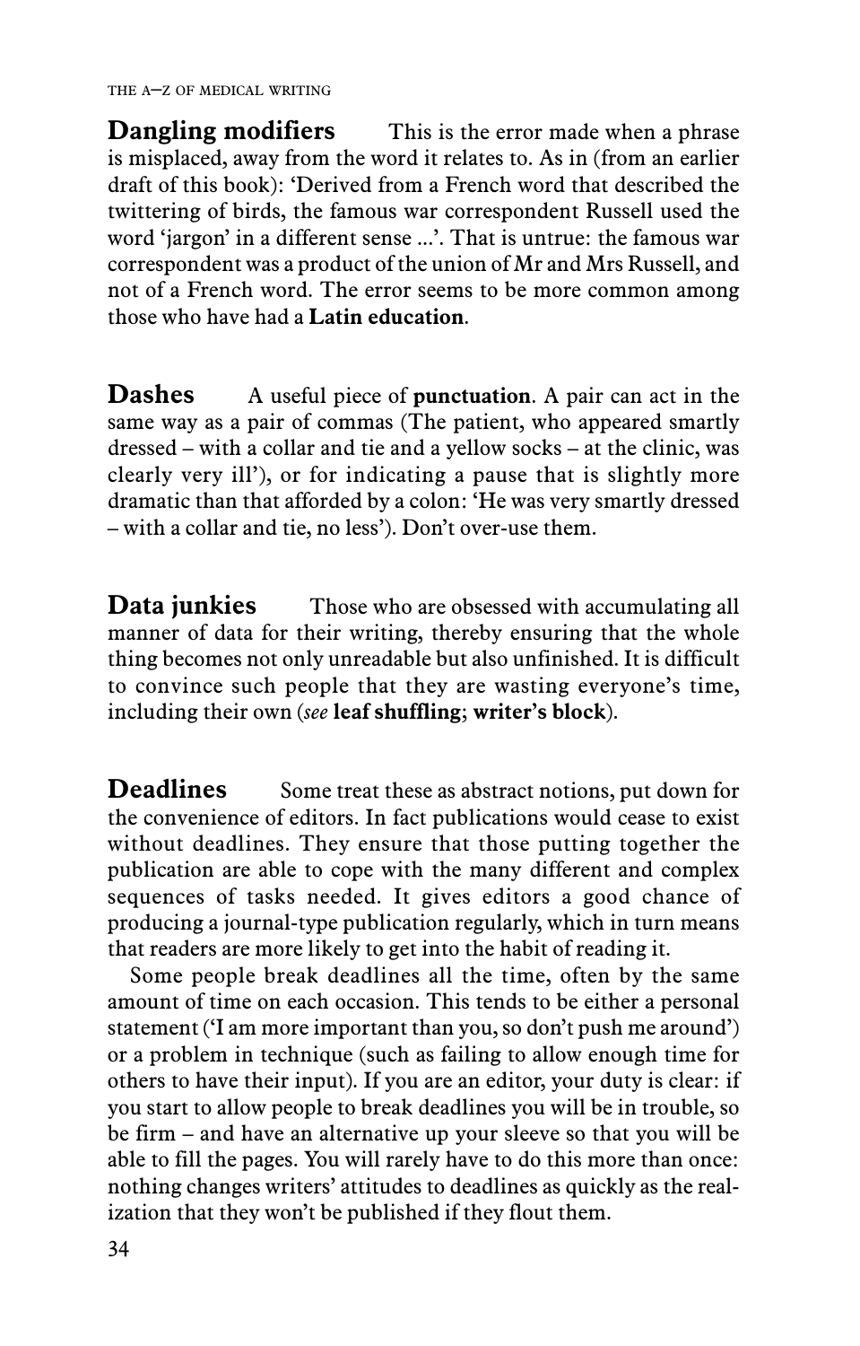**Dangling modifiers** This is the error made when a phrase is misplaced, away from the word it relates to. As in (from an earlier draft of this book): 'Derived from a French word that described the twittering of birds, the famous war correspondent Russell used the word 'jargon' in a different sense ...'. That is untrue: the famous war correspondent was a product of the union of Mr and Mrs Russell, and not of a French word. The error seems to be more common among those who have had a **Latin education**.

**Dashes** A useful piece of **punctuation**. A pair can act in the same way as a pair of commas (The patient, who appeared smartly dressed – with a collar and tie and a yellow socks – at the clinic, was clearly very ill'), or for indicating a pause that is slightly more dramatic than that afforded by a colon: 'He was very smartly dressed – with a collar and tie, no less'). Don't over-use them.

**Data junkies** Those who are obsessed with accumulating all manner of data for their writing, thereby ensuring that the whole thing becomes not only unreadable but also unfinished. It is difficult to convince such people that they are wasting everyone's time, including their own (*see* **leaf shuffling**; **writer's block**).

**Deadlines** Some treat these as abstract notions, put down for the convenience of editors. In fact publications would cease to exist without deadlines. They ensure that those putting together the publication are able to cope with the many different and complex sequences of tasks needed. It gives editors a good chance of producing a journal-type publication regularly, which in turn means that readers are more likely to get into the habit of reading it.

Some people break deadlines all the time, often by the same amount of time on each occasion. This tends to be either a personal statement ('I am more important than you, so don't push me around') or a problem in technique (such as failing to allow enough time for others to have their input). If you are an editor, your duty is clear: if you start to allow people to break deadlines you will be in trouble, so be firm – and have an alternative up your sleeve so that you will be able to fill the pages. You will rarely have to do this more than once: nothing changes writers' attitudes to deadlines as quickly as the realization that they won't be published if they flout them.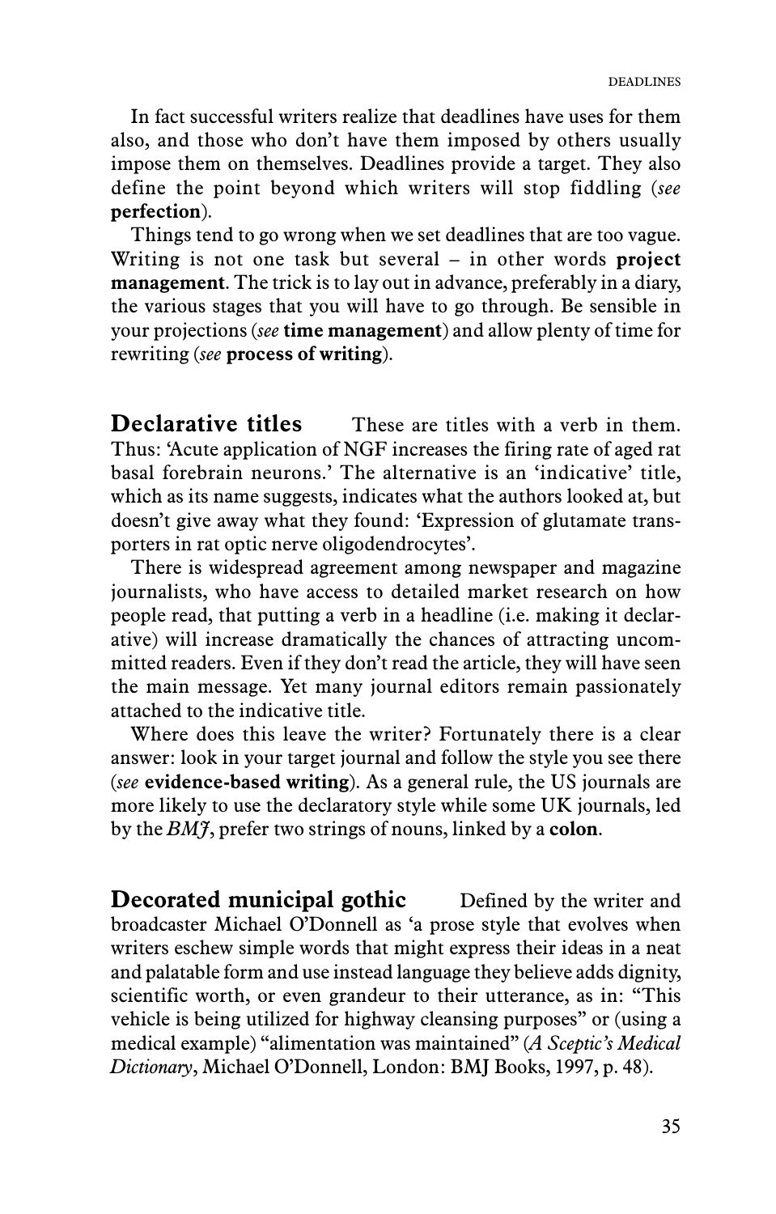In fact successful writers realize that deadlines have uses for them also, and those who don't have them imposed by others usually impose them on themselves. Deadlines provide a target. They also define the point beyond which writers will stop fiddling (*see* **perfection**).

Things tend to go wrong when we set deadlines that are too vague. Writing is not one task but several – in other words **project management**. The trick is to lay out in advance, preferably in a diary, the various stages that you will have to go through. Be sensible in your projections (*see* **time management**) and allow plenty of time for rewriting (*see* **process of writing**).

**Declarative titles** These are titles with a verb in them. Thus: 'Acute application of NGF increases the firing rate of aged rat basal forebrain neurons.' The alternative is an 'indicative' title, which as its name suggests, indicates what the authors looked at, but doesn't give away what they found: 'Expression of glutamate transporters in rat optic nerve oligodendrocytes'.

There is widespread agreement among newspaper and magazine journalists, who have access to detailed market research on how people read, that putting a verb in a headline (i.e. making it declarative) will increase dramatically the chances of attracting uncommitted readers. Even if they don't read the article, they will have seen the main message. Yet many journal editors remain passionately attached to the indicative title.

Where does this leave the writer? Fortunately there is a clear answer: look in your target journal and follow the style you see there (*see* **evidence-based writing**). As a general rule, the US journals are more likely to use the declaratory style while some UK journals, led by the *BMJ*, prefer two strings of nouns, linked by a **colon**.

**Decorated municipal gothic** Defined by the writer and broadcaster Michael O'Donnell as 'a prose style that evolves when writers eschew simple words that might express their ideas in a neat and palatable form and use instead language they believe adds dignity, scientific worth, or even grandeur to their utterance, as in: "This vehicle is being utilized for highway cleansing purposes" or (using a medical example) "alimentation was maintained" (*A Sceptic's Medical Dictionary*, Michael O'Donnell, London: BMJ Books, 1997, p. 48).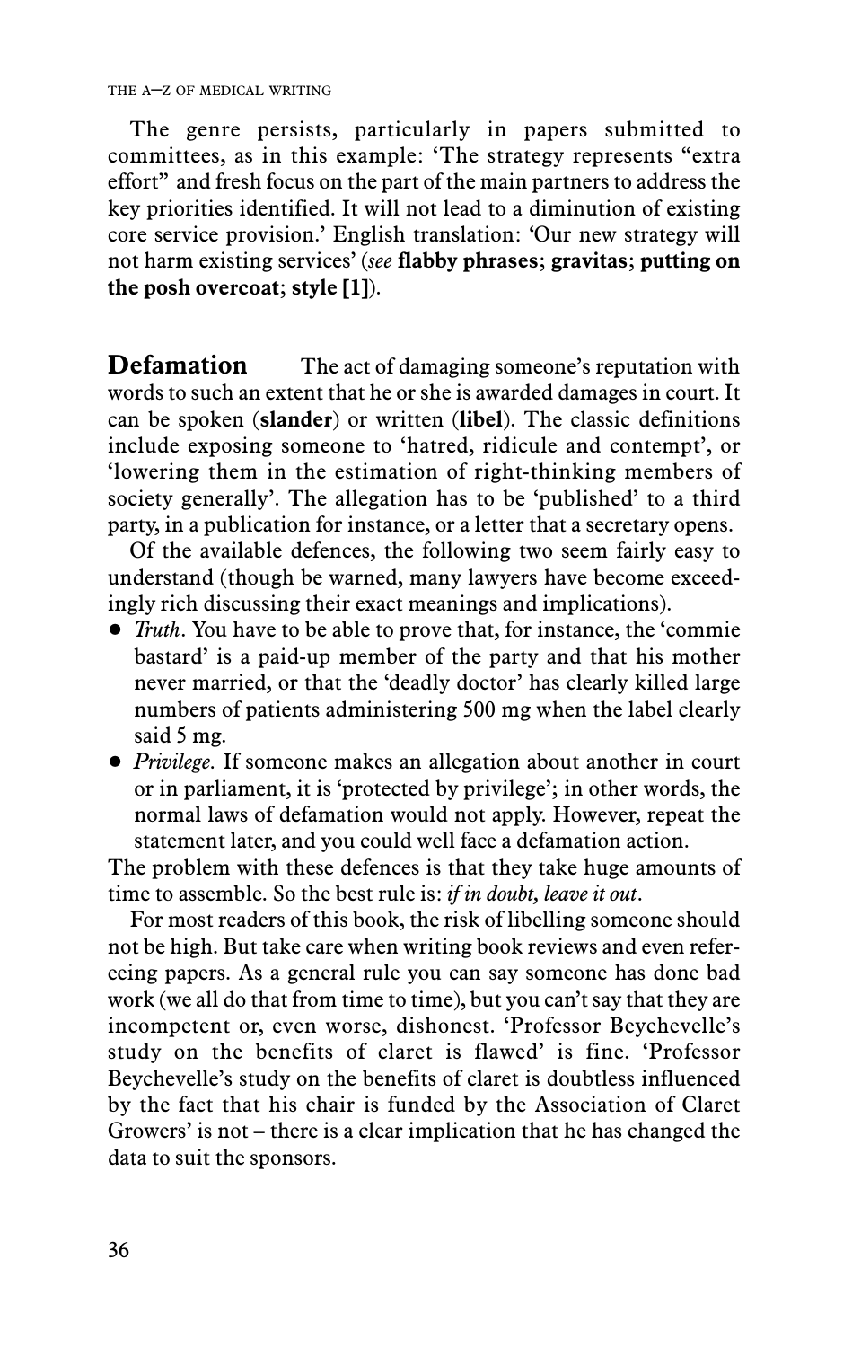The genre persists, particularly in papers submitted to committees, as in this example: 'The strategy represents "extra effort" and fresh focus on the part of the main partners to address the key priorities identified. It will not lead to a diminution of existing core service provision.' English translation: 'Our new strategy will not harm existing services' (*see* **flabby phrases**; **gravitas**; **putting on the posh overcoat**; **style [1]**).

**Defamation** The act of damaging someone's reputation with words to such an extent that he or she is awarded damages in court. It can be spoken (**slander**) or written (**libel**). The classic definitions include exposing someone to 'hatred, ridicule and contempt', or 'lowering them in the estimation of right-thinking members of society generally'. The allegation has to be 'published' to a third party, in a publication for instance, or a letter that a secretary opens.

Of the available defences, the following two seem fairly easy to understand (though be warned, many lawyers have become exceedingly rich discussing their exact meanings and implications).

- *Truth*. You have to be able to prove that, for instance, the 'commie bastard' is a paid-up member of the party and that his mother never married, or that the 'deadly doctor' has clearly killed large numbers of patients administering 500 mg when the label clearly said 5 mg.
- *Privilege*. If someone makes an allegation about another in court or in parliament, it is 'protected by privilege'; in other words, the normal laws of defamation would not apply. However, repeat the statement later, and you could well face a defamation action.

The problem with these defences is that they take huge amounts of time to assemble. So the best rule is: *if in doubt, leave it out*.

For most readers of this book, the risk of libelling someone should not be high. But take care when writing book reviews and even refereeing papers. As a general rule you can say someone has done bad work (we all do that from time to time), but you can't say that they are incompetent or, even worse, dishonest. 'Professor Beychevelle's study on the benefits of claret is flawed' is fine. 'Professor Beychevelle's study on the benefits of claret is doubtless influenced by the fact that his chair is funded by the Association of Claret Growers' is not – there is a clear implication that he has changed the data to suit the sponsors.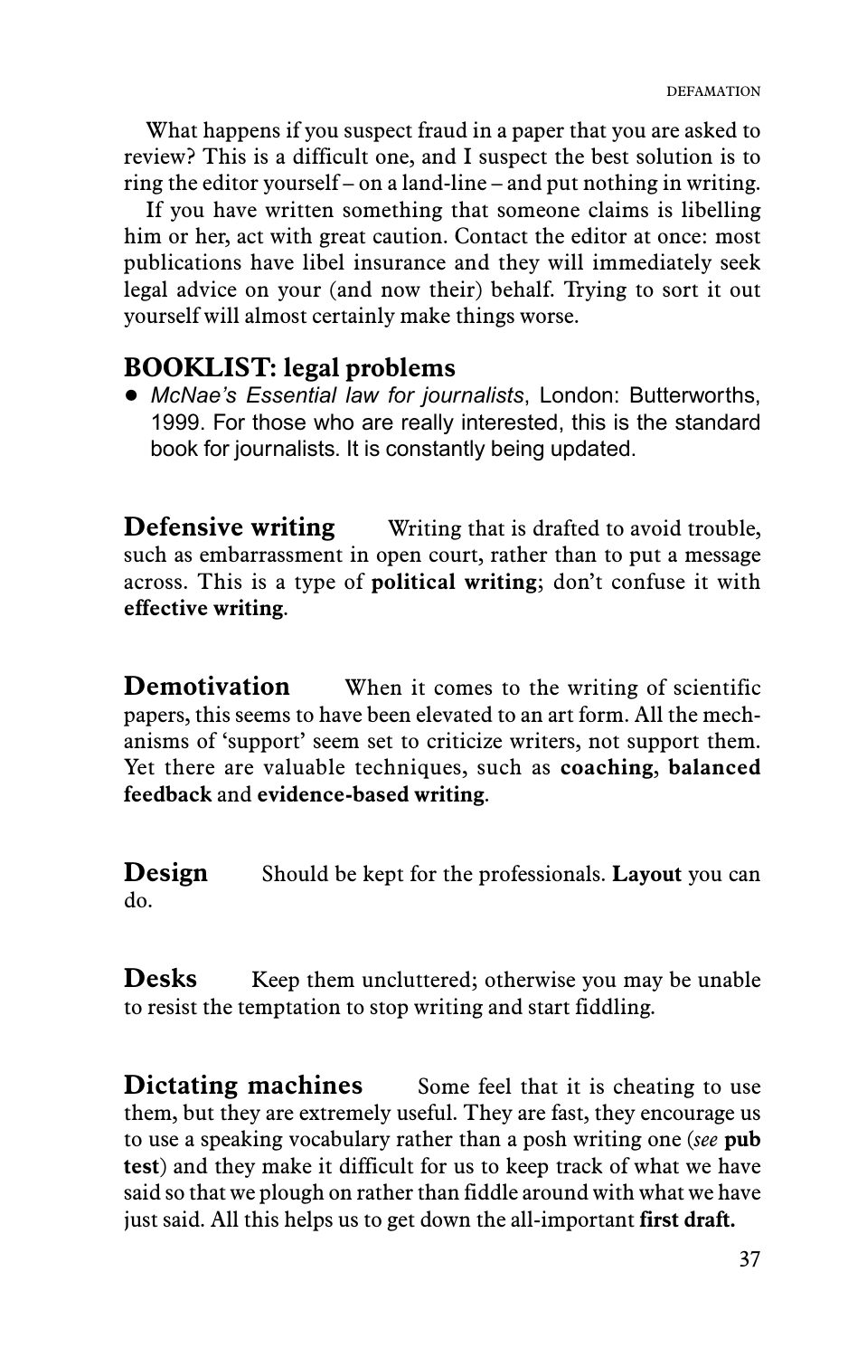What happens if you suspect fraud in a paper that you are asked to review? This is a difficult one, and I suspect the best solution is to ring the editor yourself – on a land-line – and put nothing in writing.

If you have written something that someone claims is libelling him or her, act with great caution. Contact the editor at once: most publications have libel insurance and they will immediately seek legal advice on your (and now their) behalf. Trying to sort it out yourself will almost certainly make things worse.

### BOOKLIST: legal problems

- *McNae's Essential law for journalists*, London: Butterworths, 1999. For those who are really interested, this is the standard book for journalists. It is constantly being updated.

## Defensive writing

Writing that is drafted to avoid trouble, such as embarrassment in open court, rather than to put a message across. This is a type of **political writing**; don't confuse it with **effective writing**.

## Demotivation

When it comes to the writing of scientific papers, this seems to have been elevated to an art form. All the mechanisms of 'support' seem set to criticize writers, not support them. Yet there are valuable techniques, such as **coaching**, **balanced feedback** and **evidence-based writing**.

## Design

Should be kept for the professionals. **Layout** you can do.

## Desks

Keep them uncluttered; otherwise you may be unable to resist the temptation to stop writing and start fiddling.

## Dictating machines

Some feel that it is cheating to use them, but they are extremely useful. They are fast, they encourage us to use a speaking vocabulary rather than a posh writing one (*see* **pub test**) and they make it difficult for us to keep track of what we have said so that we plough on rather than fiddle around with what we have just said. All this helps us to get down the all-important **first draft.**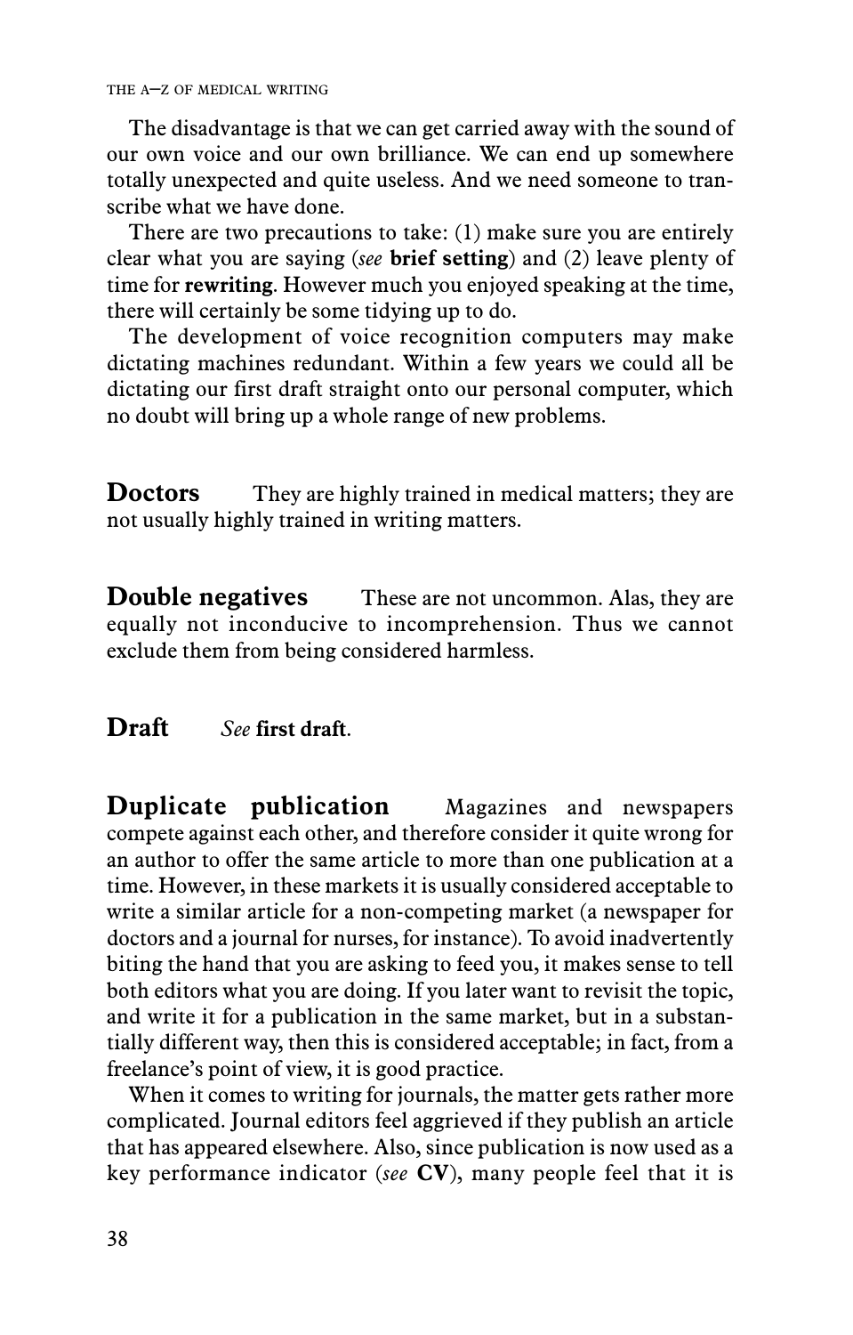The disadvantage is that we can get carried away with the sound of our own voice and our own brilliance. We can end up somewhere totally unexpected and quite useless. And we need someone to transcribe what we have done.

There are two precautions to take: (1) make sure you are entirely clear what you are saying (*see* **brief setting**) and (2) leave plenty of time for **rewriting**. However much you enjoyed speaking at the time, there will certainly be some tidying up to do.

The development of voice recognition computers may make dictating machines redundant. Within a few years we could all be dictating our first draft straight onto our personal computer, which no doubt will bring up a whole range of new problems.

**Doctors** They are highly trained in medical matters; they are not usually highly trained in writing matters.

**Double negatives** These are not uncommon. Alas, they are equally not inconducive to incomprehension. Thus we cannot exclude them from being considered harmless.

**Draft** *See* **first draft**.

**Duplicate publication** Magazines and newspapers compete against each other, and therefore consider it quite wrong for an author to offer the same article to more than one publication at a time. However, in these markets it is usually considered acceptable to write a similar article for a non-competing market (a newspaper for doctors and a journal for nurses, for instance). To avoid inadvertently biting the hand that you are asking to feed you, it makes sense to tell both editors what you are doing. If you later want to revisit the topic, and write it for a publication in the same market, but in a substantially different way, then this is considered acceptable; in fact, from a freelance's point of view, it is good practice.

When it comes to writing for journals, the matter gets rather more complicated. Journal editors feel aggrieved if they publish an article that has appeared elsewhere. Also, since publication is now used as a key performance indicator (*see* **CV**), many people feel that it is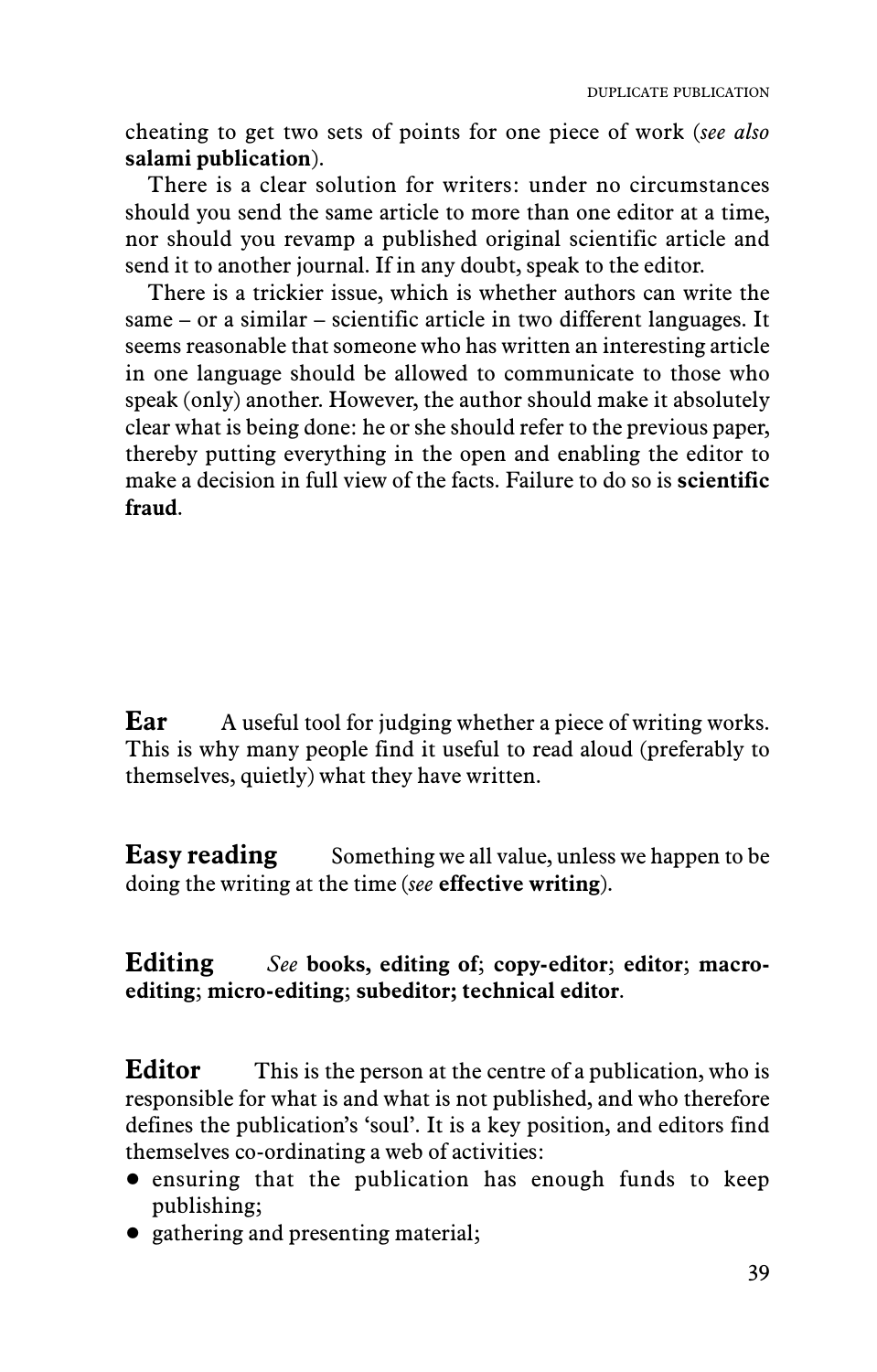cheating to get two sets of points for one piece of work (*see also* **salami publication**).

There is a clear solution for writers: under no circumstances should you send the same article to more than one editor at a time, nor should you revamp a published original scientific article and send it to another journal. If in any doubt, speak to the editor.

There is a trickier issue, which is whether authors can write the same – or a similar – scientific article in two different languages. It seems reasonable that someone who has written an interesting article in one language should be allowed to communicate to those who speak (only) another. However, the author should make it absolutely clear what is being done: he or she should refer to the previous paper, thereby putting everything in the open and enabling the editor to make a decision in full view of the facts. Failure to do so is **scientific fraud**.

**Ear** A useful tool for judging whether a piece of writing works. This is why many people find it useful to read aloud (preferably to themselves, quietly) what they have written.

**Easy reading** Something we all value, unless we happen to be doing the writing at the time (*see* **effective writing**).

**Editing** *See* **books, editing of**; **copy-editor**; **editor**; **macro-editing**; **micro-editing; subeditor; technical editor**.

**Editor** This is the person at the centre of a publication, who is responsible for what is and what is not published, and who therefore defines the publication's 'soul'. It is a key position, and editors find themselves co-ordinating a web of activities:

- ensuring that the publication has enough funds to keep publishing;
- gathering and presenting material;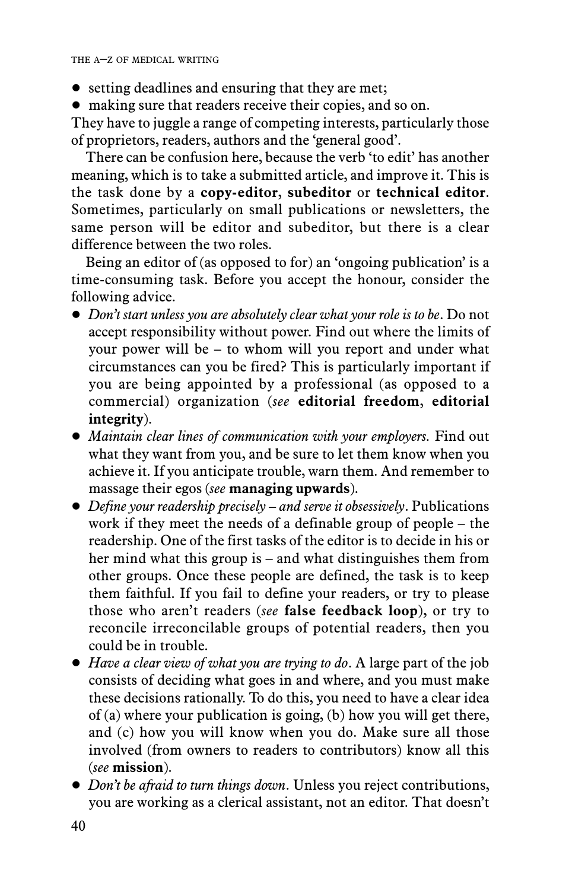- setting deadlines and ensuring that they are met;
- making sure that readers receive their copies, and so on.

They have to juggle a range of competing interests, particularly those of proprietors, readers, authors and the 'general good'.

There can be confusion here, because the verb 'to edit' has another meaning, which is to take a submitted article, and improve it. This is the task done by a **copy-editor**, **subeditor** or **technical editor**. Sometimes, particularly on small publications or newsletters, the same person will be editor and subeditor, but there is a clear difference between the two roles.

Being an editor of (as opposed to for) an 'ongoing publication' is a time-consuming task. Before you accept the honour, consider the following advice.

- *Don't start unless you are absolutely clear what your role is to be*. Do not accept responsibility without power. Find out where the limits of your power will be – to whom will you report and under what circumstances can you be fired? This is particularly important if you are being appointed by a professional (as opposed to a commercial) organization (*see* **editorial freedom**, **editorial integrity**).
- *Maintain clear lines of communication with your employers.* Find out what they want from you, and be sure to let them know when you achieve it. If you anticipate trouble, warn them. And remember to massage their egos (*see* **managing upwards**).
- *Define your readership precisely – and serve it obsessively*. Publications work if they meet the needs of a definable group of people – the readership. One of the first tasks of the editor is to decide in his or her mind what this group is – and what distinguishes them from other groups. Once these people are defined, the task is to keep them faithful. If you fail to define your readers, or try to please those who aren't readers (*see* **false feedback loop**), or try to reconcile irreconcilable groups of potential readers, then you could be in trouble.
- *Have a clear view of what you are trying to do*. A large part of the job consists of deciding what goes in and where, and you must make these decisions rationally. To do this, you need to have a clear idea of (a) where your publication is going, (b) how you will get there, and (c) how you will know when you do. Make sure all those involved (from owners to readers to contributors) know all this (*see* **mission**).
- *Don't be afraid to turn things down*. Unless you reject contributions, you are working as a clerical assistant, not an editor. That doesn't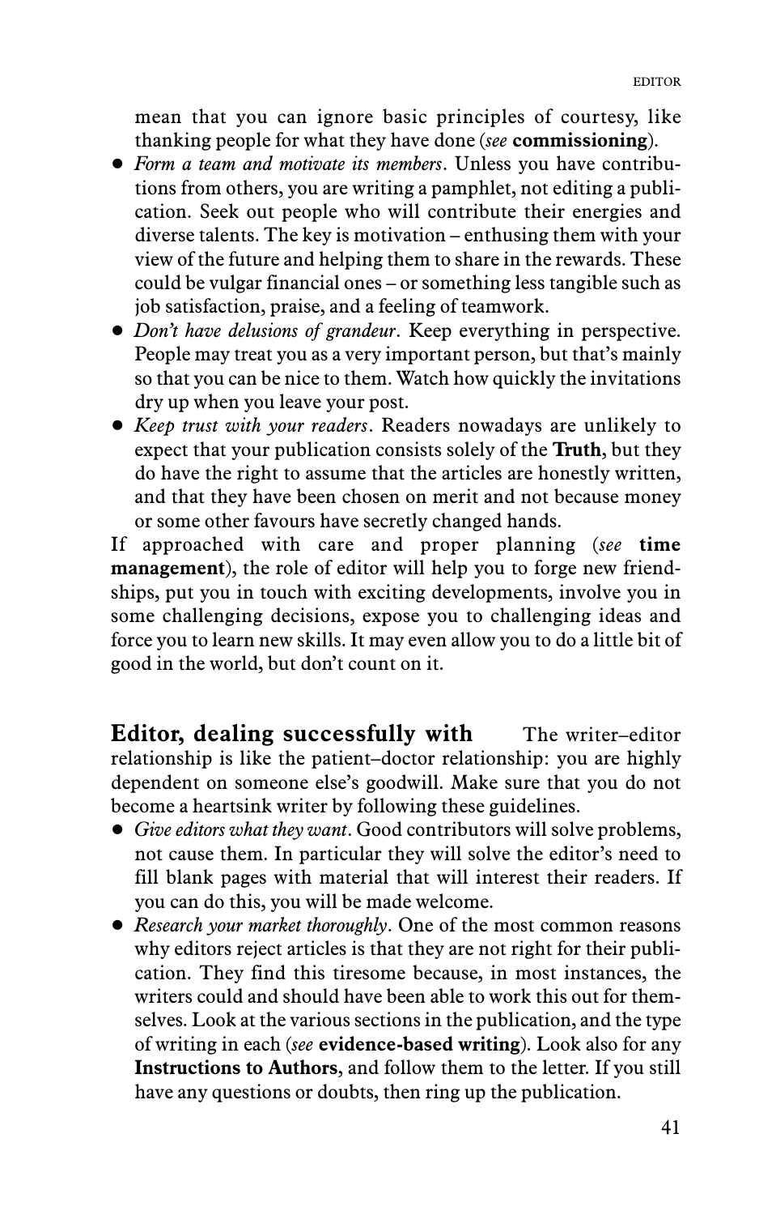mean that you can ignore basic principles of courtesy, like thanking people for what they have done (*see* **commissioning**).

- *Form a team and motivate its members*. Unless you have contributions from others, you are writing a pamphlet, not editing a publication. Seek out people who will contribute their energies and diverse talents. The key is motivation – enthusing them with your view of the future and helping them to share in the rewards. These could be vulgar financial ones – or something less tangible such as job satisfaction, praise, and a feeling of teamwork.
- *Don't have delusions of grandeur*. Keep everything in perspective. People may treat you as a very important person, but that's mainly so that you can be nice to them. Watch how quickly the invitations dry up when you leave your post.
- *Keep trust with your readers*. Readers nowadays are unlikely to expect that your publication consists solely of the **Truth**, but they do have the right to assume that the articles are honestly written, and that they have been chosen on merit and not because money or some other favours have secretly changed hands.

If approached with care and proper planning (*see* **time management**), the role of editor will help you to forge new friendships, put you in touch with exciting developments, involve you in some challenging decisions, expose you to challenging ideas and force you to learn new skills. It may even allow you to do a little bit of good in the world, but don't count on it.

**Editor, dealing successfully with** The writer–editor relationship is like the patient–doctor relationship: you are highly dependent on someone else's goodwill. Make sure that you do not become a heartsink writer by following these guidelines.

- *Give editors what they want*. Good contributors will solve problems, not cause them. In particular they will solve the editor's need to fill blank pages with material that will interest their readers. If you can do this, you will be made welcome.
- *Research your market thoroughly*. One of the most common reasons why editors reject articles is that they are not right for their publication. They find this tiresome because, in most instances, the writers could and should have been able to work this out for themselves. Look at the various sections in the publication, and the type of writing in each (*see* **evidence-based writing**). Look also for any **Instructions to Authors**, and follow them to the letter. If you still have any questions or doubts, then ring up the publication.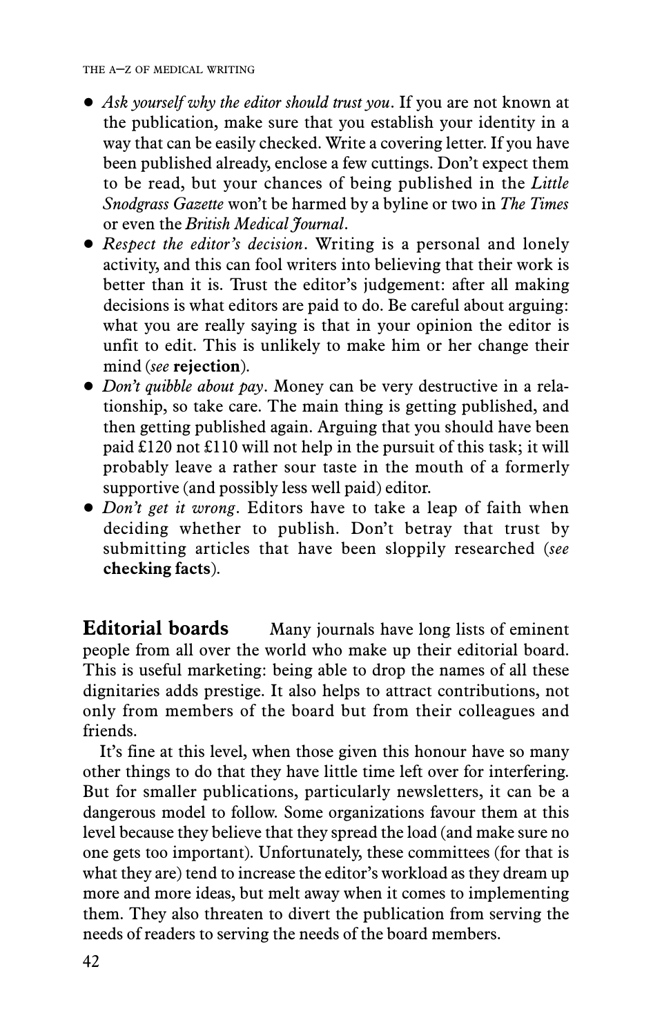- *Ask yourself why the editor should trust you*. If you are not known at the publication, make sure that you establish your identity in a way that can be easily checked. Write a covering letter. If you have been published already, enclose a few cuttings. Don't expect them to be read, but your chances of being published in the *Little Snodgrass Gazette* won't be harmed by a byline or two in *The Times* or even the *British Medical Journal*.
- *Respect the editor's decision*. Writing is a personal and lonely activity, and this can fool writers into believing that their work is better than it is. Trust the editor's judgement: after all making decisions is what editors are paid to do. Be careful about arguing: what you are really saying is that in your opinion the editor is unfit to edit. This is unlikely to make him or her change their mind (*see* **rejection**).
- *Don't quibble about pay*. Money can be very destructive in a relationship, so take care. The main thing is getting published, and then getting published again. Arguing that you should have been paid £120 not £110 will not help in the pursuit of this task; it will probably leave a rather sour taste in the mouth of a formerly supportive (and possibly less well paid) editor.
- *Don't get it wrong*. Editors have to take a leap of faith when deciding whether to publish. Don't betray that trust by submitting articles that have been sloppily researched (*see* **checking facts**).

**Editorial boards** Many journals have long lists of eminent people from all over the world who make up their editorial board. This is useful marketing: being able to drop the names of all these dignitaries adds prestige. It also helps to attract contributions, not only from members of the board but from their colleagues and friends.

It's fine at this level, when those given this honour have so many other things to do that they have little time left over for interfering. But for smaller publications, particularly newsletters, it can be a dangerous model to follow. Some organizations favour them at this level because they believe that they spread the load (and make sure no one gets too important). Unfortunately, these committees (for that is what they are) tend to increase the editor's workload as they dream up more and more ideas, but melt away when it comes to implementing them. They also threaten to divert the publication from serving the needs of readers to serving the needs of the board members.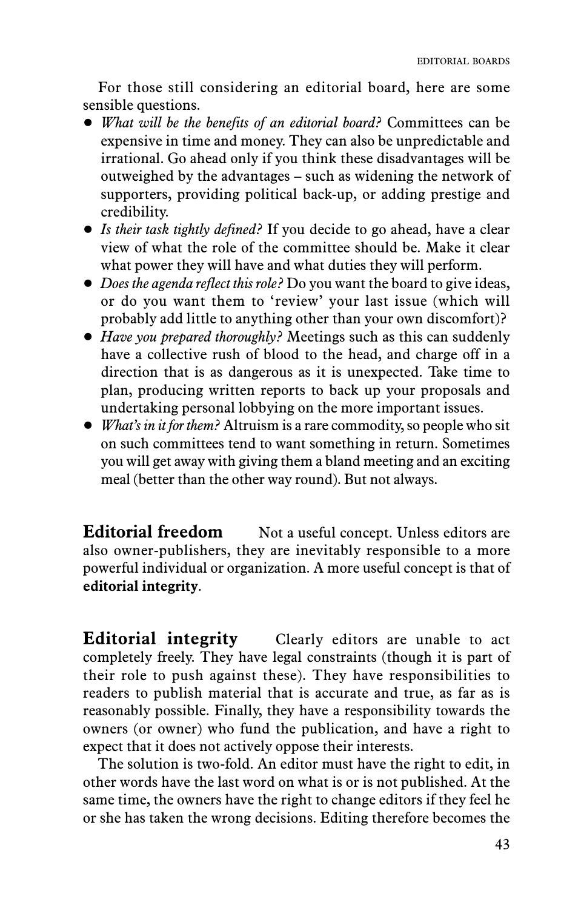For those still considering an editorial board, here are some sensible questions.

- *What will be the benefits of an editorial board?* Committees can be expensive in time and money. They can also be unpredictable and irrational. Go ahead only if you think these disadvantages will be outweighed by the advantages – such as widening the network of supporters, providing political back-up, or adding prestige and credibility.
- *Is their task tightly defined?* If you decide to go ahead, have a clear view of what the role of the committee should be. Make it clear what power they will have and what duties they will perform.
- *Does the agenda reflect this role?* Do you want the board to give ideas, or do you want them to 'review' your last issue (which will probably add little to anything other than your own discomfort)?
- *Have you prepared thoroughly?* Meetings such as this can suddenly have a collective rush of blood to the head, and charge off in a direction that is as dangerous as it is unexpected. Take time to plan, producing written reports to back up your proposals and undertaking personal lobbying on the more important issues.
- *What's in it for them?* Altruism is a rare commodity, so people who sit on such committees tend to want something in return. Sometimes you will get away with giving them a bland meeting and an exciting meal (better than the other way round). But not always.

**Editorial freedom** Not a useful concept. Unless editors are also owner-publishers, they are inevitably responsible to a more powerful individual or organization. A more useful concept is that of **editorial integrity**.

**Editorial integrity** Clearly editors are unable to act completely freely. They have legal constraints (though it is part of their role to push against these). They have responsibilities to readers to publish material that is accurate and true, as far as is reasonably possible. Finally, they have a responsibility towards the owners (or owner) who fund the publication, and have a right to expect that it does not actively oppose their interests.

The solution is two-fold. An editor must have the right to edit, in other words have the last word on what is or is not published. At the same time, the owners have the right to change editors if they feel he or she has taken the wrong decisions. Editing therefore becomes the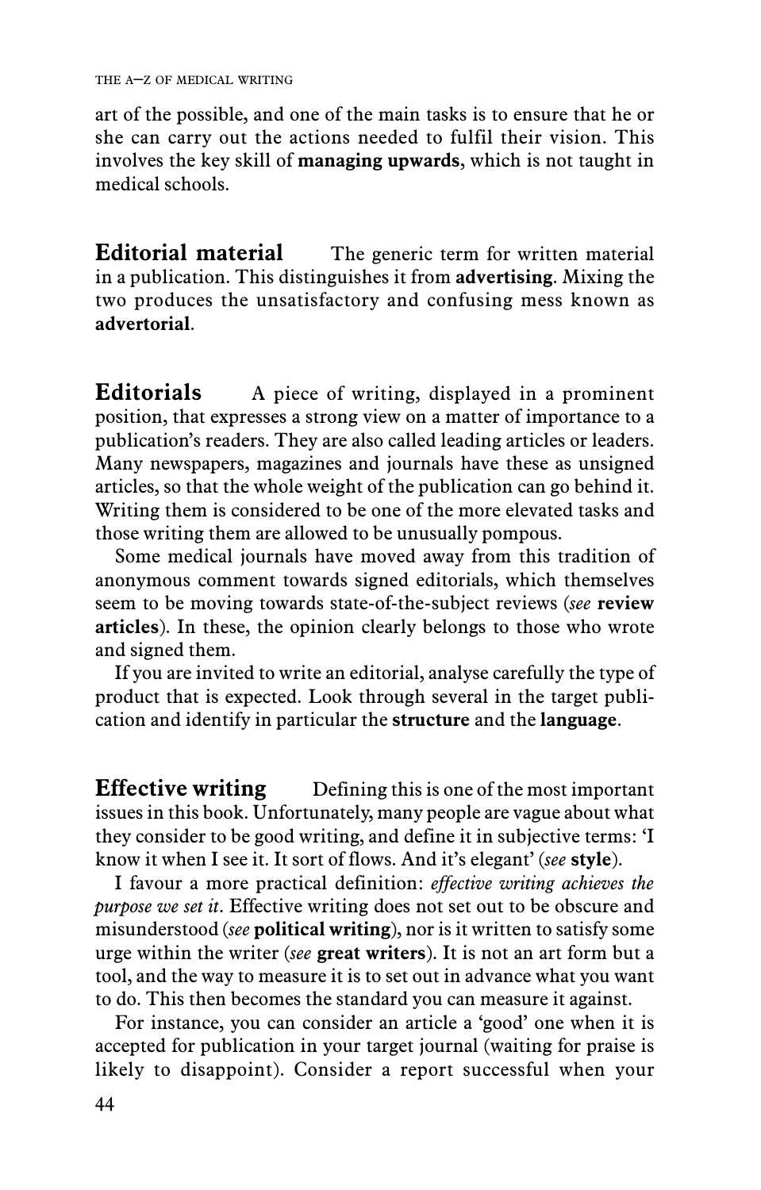art of the possible, and one of the main tasks is to ensure that he or she can carry out the actions needed to fulfil their vision. This involves the key skill of **managing upwards**, which is not taught in medical schools.

**Editorial material** The generic term for written material in a publication. This distinguishes it from **advertising**. Mixing the two produces the unsatisfactory and confusing mess known as **advertorial**.

**Editorials** A piece of writing, displayed in a prominent position, that expresses a strong view on a matter of importance to a publication's readers. They are also called leading articles or leaders. Many newspapers, magazines and journals have these as unsigned articles, so that the whole weight of the publication can go behind it. Writing them is considered to be one of the more elevated tasks and those writing them are allowed to be unusually pompous.

Some medical journals have moved away from this tradition of anonymous comment towards signed editorials, which themselves seem to be moving towards state-of-the-subject reviews (*see* **review articles**). In these, the opinion clearly belongs to those who wrote and signed them.

If you are invited to write an editorial, analyse carefully the type of product that is expected. Look through several in the target publication and identify in particular the **structure** and the **language**.

**Effective writing** Defining this is one of the most important issues in this book. Unfortunately, many people are vague about what they consider to be good writing, and define it in subjective terms: 'I know it when I see it. It sort of flows. And it's elegant' (*see* **style**).

I favour a more practical definition: *effective writing achieves the purpose we set it*. Effective writing does not set out to be obscure and misunderstood (*see* **political writing**), nor is it written to satisfy some urge within the writer (*see* **great writers**). It is not an art form but a tool, and the way to measure it is to set out in advance what you want to do. This then becomes the standard you can measure it against.

For instance, you can consider an article a 'good' one when it is accepted for publication in your target journal (waiting for praise is likely to disappoint). Consider a report successful when your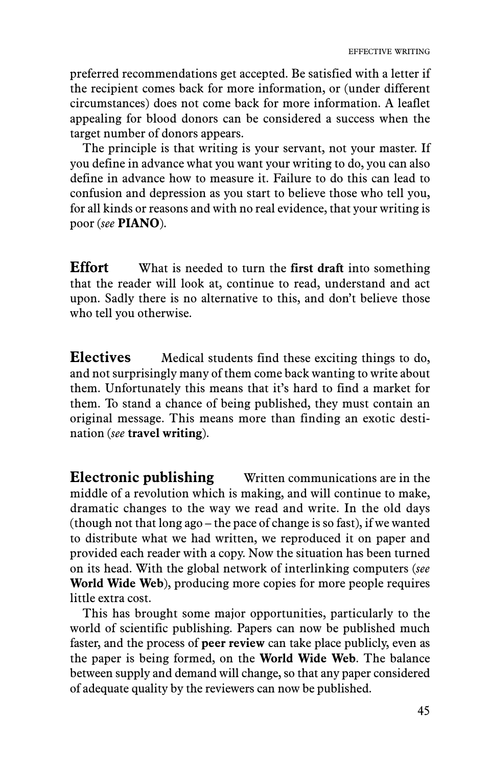preferred recommendations get accepted. Be satisfied with a letter if the recipient comes back for more information, or (under different circumstances) does not come back for more information. A leaflet appealing for blood donors can be considered a success when the target number of donors appears.

The principle is that writing is your servant, not your master. If you define in advance what you want your writing to do, you can also define in advance how to measure it. Failure to do this can lead to confusion and depression as you start to believe those who tell you, for all kinds or reasons and with no real evidence, that your writing is poor (*see* **PIANO**).

**Effort** What is needed to turn the **first draft** into something that the reader will look at, continue to read, understand and act upon. Sadly there is no alternative to this, and don't believe those who tell you otherwise.

**Electives** Medical students find these exciting things to do, and not surprisingly many of them come back wanting to write about them. Unfortunately this means that it's hard to find a market for them. To stand a chance of being published, they must contain an original message. This means more than finding an exotic destination (*see* **travel writing**).

**Electronic publishing** Written communications are in the middle of a revolution which is making, and will continue to make, dramatic changes to the way we read and write. In the old days (though not that long ago – the pace of change is so fast), if we wanted to distribute what we had written, we reproduced it on paper and provided each reader with a copy. Now the situation has been turned on its head. With the global network of interlinking computers (*see* **World Wide Web**), producing more copies for more people requires little extra cost.

This has brought some major opportunities, particularly to the world of scientific publishing. Papers can now be published much faster, and the process of **peer review** can take place publicly, even as the paper is being formed, on the **World Wide Web**. The balance between supply and demand will change, so that any paper considered of adequate quality by the reviewers can now be published.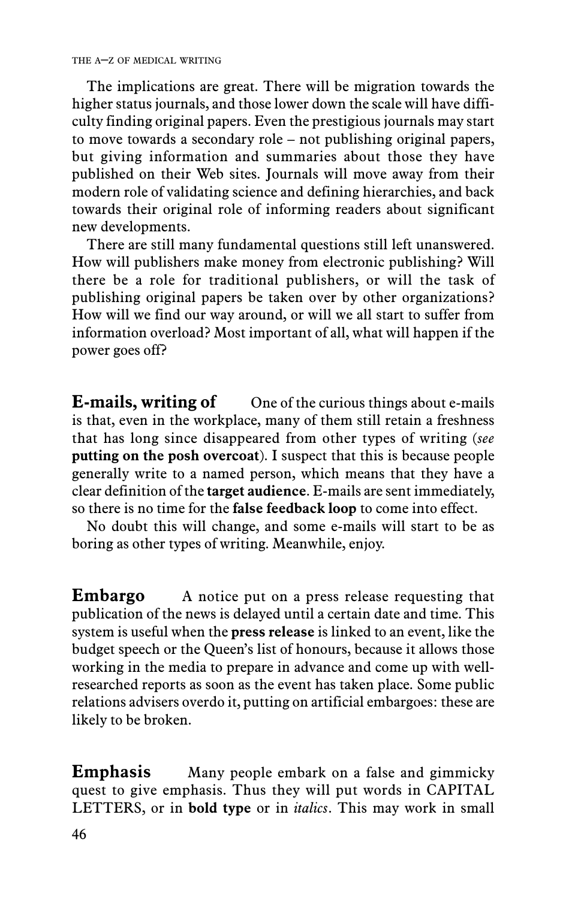The implications are great. There will be migration towards the higher status journals, and those lower down the scale will have difficulty finding original papers. Even the prestigious journals may start to move towards a secondary role – not publishing original papers, but giving information and summaries about those they have published on their Web sites. Journals will move away from their modern role of validating science and defining hierarchies, and back towards their original role of informing readers about significant new developments.

There are still many fundamental questions still left unanswered. How will publishers make money from electronic publishing? Will there be a role for traditional publishers, or will the task of publishing original papers be taken over by other organizations? How will we find our way around, or will we all start to suffer from information overload? Most important of all, what will happen if the power goes off?

**E-mails, writing of** One of the curious things about e-mails is that, even in the workplace, many of them still retain a freshness that has long since disappeared from other types of writing (*see* **putting on the posh overcoat**). I suspect that this is because people generally write to a named person, which means that they have a clear definition of the **target audience**. E-mails are sent immediately, so there is no time for the **false feedback loop** to come into effect.

No doubt this will change, and some e-mails will start to be as boring as other types of writing. Meanwhile, enjoy.

**Embargo** A notice put on a press release requesting that publication of the news is delayed until a certain date and time. This system is useful when the **press release** is linked to an event, like the budget speech or the Queen's list of honours, because it allows those working in the media to prepare in advance and come up with well-researched reports as soon as the event has taken place. Some public relations advisers overdo it, putting on artificial embargoes: these are likely to be broken.

**Emphasis** Many people embark on a false and gimmicky quest to give emphasis. Thus they will put words in CAPITAL LETTERS, or in **bold type** or in *italics*. This may work in small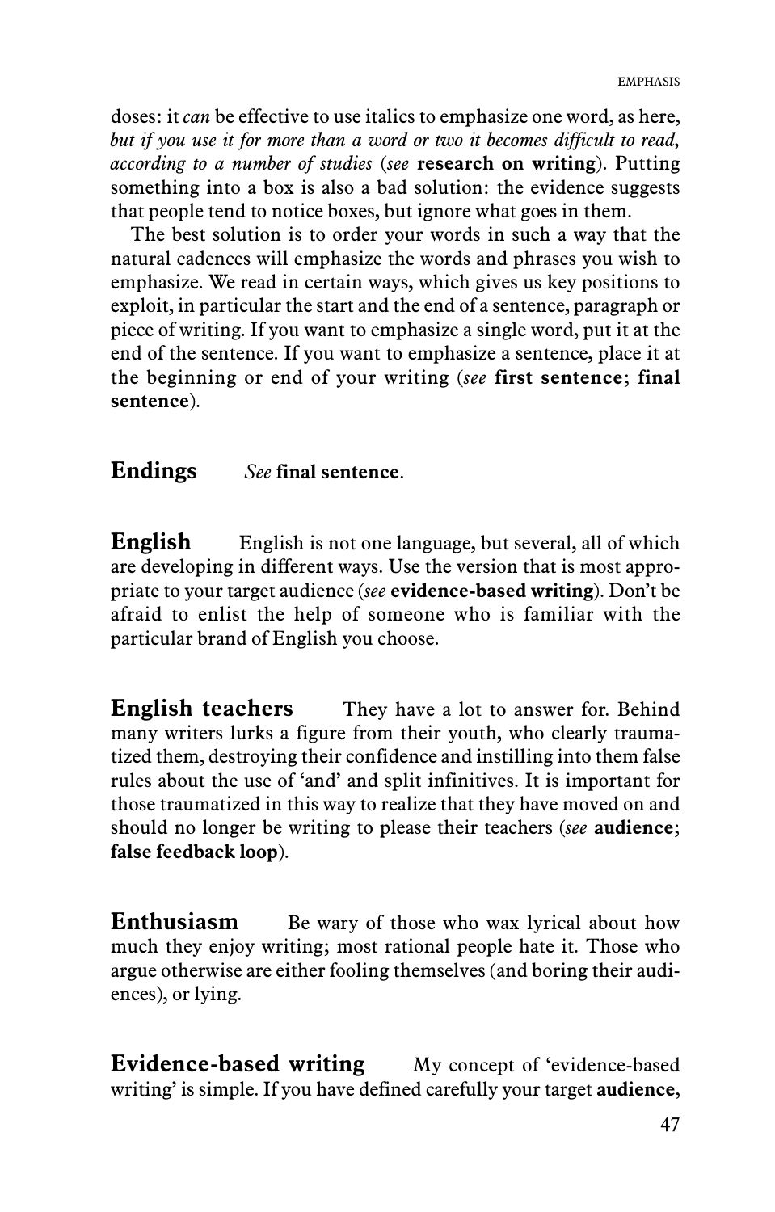doses: it *can* be effective to use italics to emphasize one word, as here, *but if you use it for more than a word or two it becomes difficult to read, according to a number of studies* (*see* **research on writing**). Putting something into a box is also a bad solution: the evidence suggests that people tend to notice boxes, but ignore what goes in them.

The best solution is to order your words in such a way that the natural cadences will emphasize the words and phrases you wish to emphasize. We read in certain ways, which gives us key positions to exploit, in particular the start and the end of a sentence, paragraph or piece of writing. If you want to emphasize a single word, put it at the end of the sentence. If you want to emphasize a sentence, place it at the beginning or end of your writing (*see* **first sentence**; **final sentence**).

**Endings** *See* **final sentence**.

**English** English is not one language, but several, all of which are developing in different ways. Use the version that is most appropriate to your target audience (*see* **evidence-based writing**). Don't be afraid to enlist the help of someone who is familiar with the particular brand of English you choose.

**English teachers** They have a lot to answer for. Behind many writers lurks a figure from their youth, who clearly traumatized them, destroying their confidence and instilling into them false rules about the use of 'and' and split infinitives. It is important for those traumatized in this way to realize that they have moved on and should no longer be writing to please their teachers (*see* **audience**; **false feedback loop**).

**Enthusiasm** Be wary of those who wax lyrical about how much they enjoy writing; most rational people hate it. Those who argue otherwise are either fooling themselves (and boring their audiences), or lying.

**Evidence-based writing** My concept of 'evidence-based writing' is simple. If you have defined carefully your target **audience**,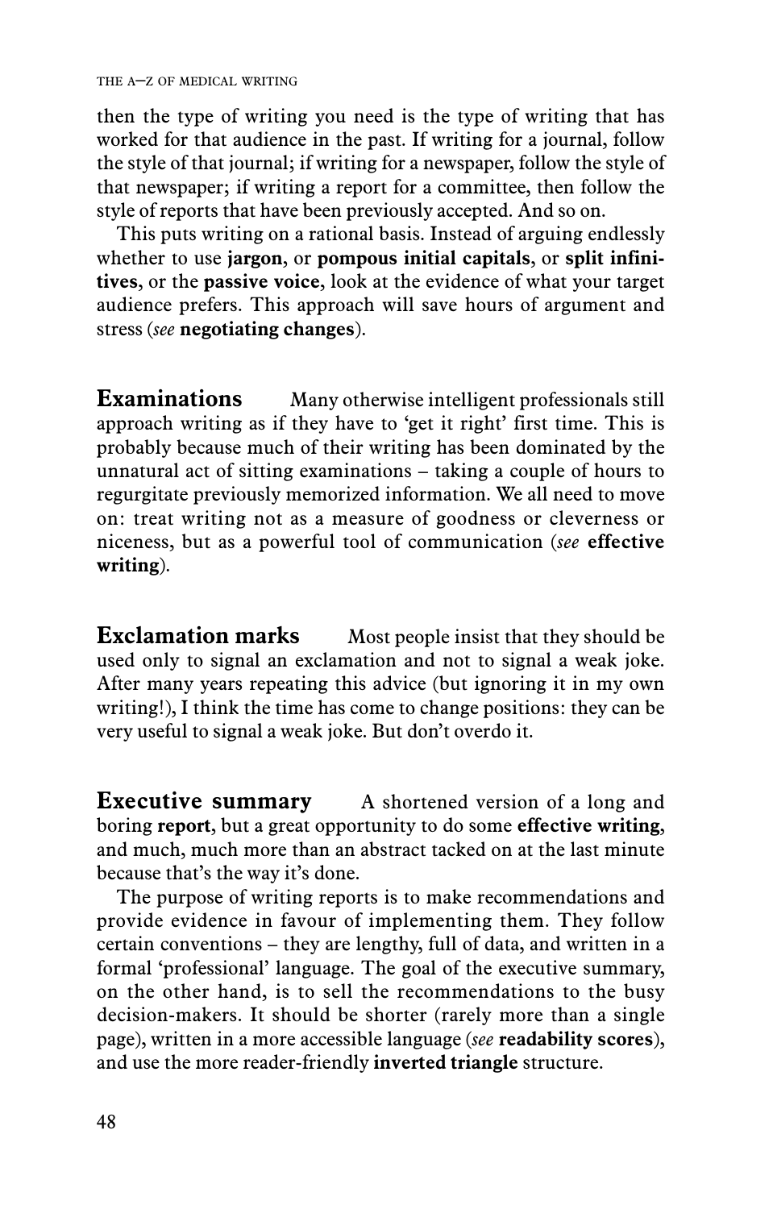then the type of writing you need is the type of writing that has worked for that audience in the past. If writing for a journal, follow the style of that journal; if writing for a newspaper, follow the style of that newspaper; if writing a report for a committee, then follow the style of reports that have been previously accepted. And so on.

This puts writing on a rational basis. Instead of arguing endlessly whether to use **jargon**, or **pompous initial capitals**, or **split infinitives**, or the **passive voice**, look at the evidence of what your target audience prefers. This approach will save hours of argument and stress (*see* **negotiating changes**).

## Examinations

Many otherwise intelligent professionals still approach writing as if they have to 'get it right' first time. This is probably because much of their writing has been dominated by the unnatural act of sitting examinations – taking a couple of hours to regurgitate previously memorized information. We all need to move on: treat writing not as a measure of goodness or cleverness or niceness, but as a powerful tool of communication (*see* **effective writing**).

## Exclamation marks

Most people insist that they should be used only to signal an exclamation and not to signal a weak joke. After many years repeating this advice (but ignoring it in my own writing!), I think the time has come to change positions: they can be very useful to signal a weak joke. But don't overdo it.

## Executive summary

A shortened version of a long and boring **report**, but a great opportunity to do some **effective writing**, and much, much more than an abstract tacked on at the last minute because that's the way it's done.

The purpose of writing reports is to make recommendations and provide evidence in favour of implementing them. They follow certain conventions – they are lengthy, full of data, and written in a formal 'professional' language. The goal of the executive summary, on the other hand, is to sell the recommendations to the busy decision-makers. It should be shorter (rarely more than a single page), written in a more accessible language (*see* **readability scores**), and use the more reader-friendly **inverted triangle** structure.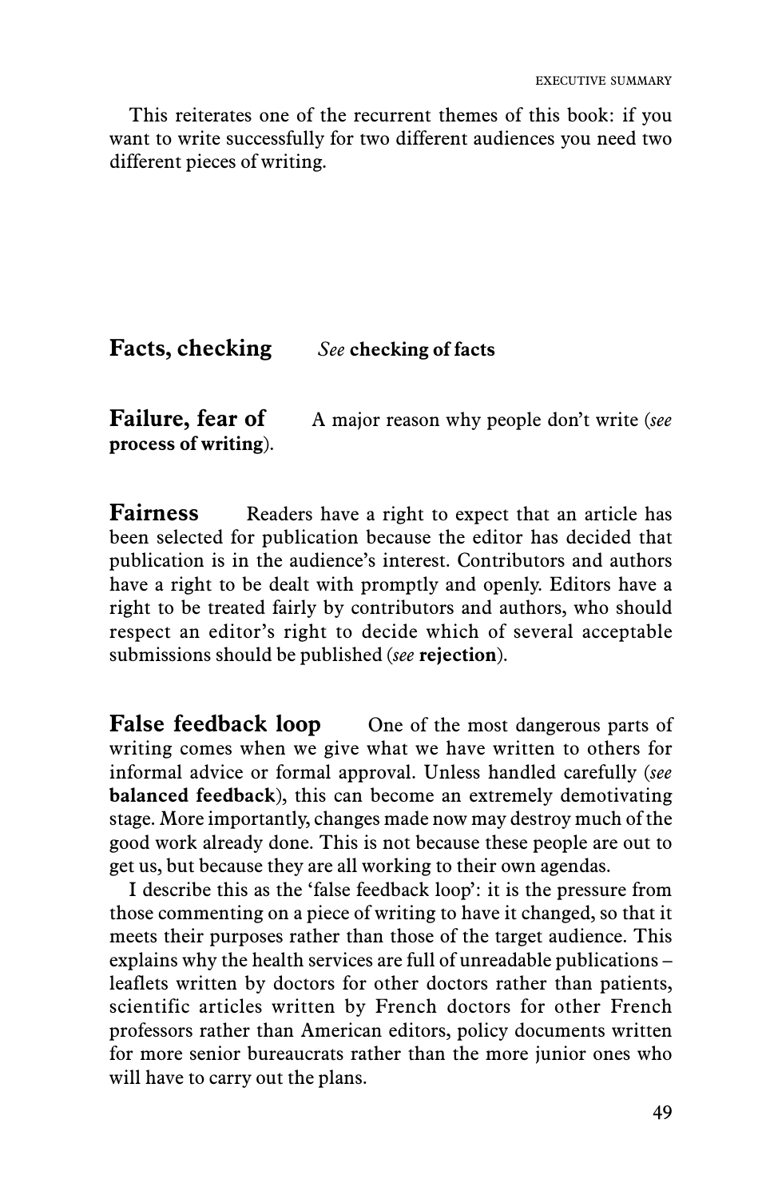This reiterates one of the recurrent themes of this book: if you want to write successfully for two different audiences you need two different pieces of writing.

**Facts, checking** *See* **checking of facts**

**Failure, fear of** A major reason why people don't write (*see* **process of writing**).

**Fairness** Readers have a right to expect that an article has been selected for publication because the editor has decided that publication is in the audience's interest. Contributors and authors have a right to be dealt with promptly and openly. Editors have a right to be treated fairly by contributors and authors, who should respect an editor's right to decide which of several acceptable submissions should be published (*see* **rejection**).

**False feedback loop** One of the most dangerous parts of writing comes when we give what we have written to others for informal advice or formal approval. Unless handled carefully (*see* **balanced feedback**), this can become an extremely demotivating stage. More importantly, changes made now may destroy much of the good work already done. This is not because these people are out to get us, but because they are all working to their own agendas.

I describe this as the 'false feedback loop': it is the pressure from those commenting on a piece of writing to have it changed, so that it meets their purposes rather than those of the target audience. This explains why the health services are full of unreadable publications – leaflets written by doctors for other doctors rather than patients, scientific articles written by French doctors for other French professors rather than American editors, policy documents written for more senior bureaucrats rather than the more junior ones who will have to carry out the plans.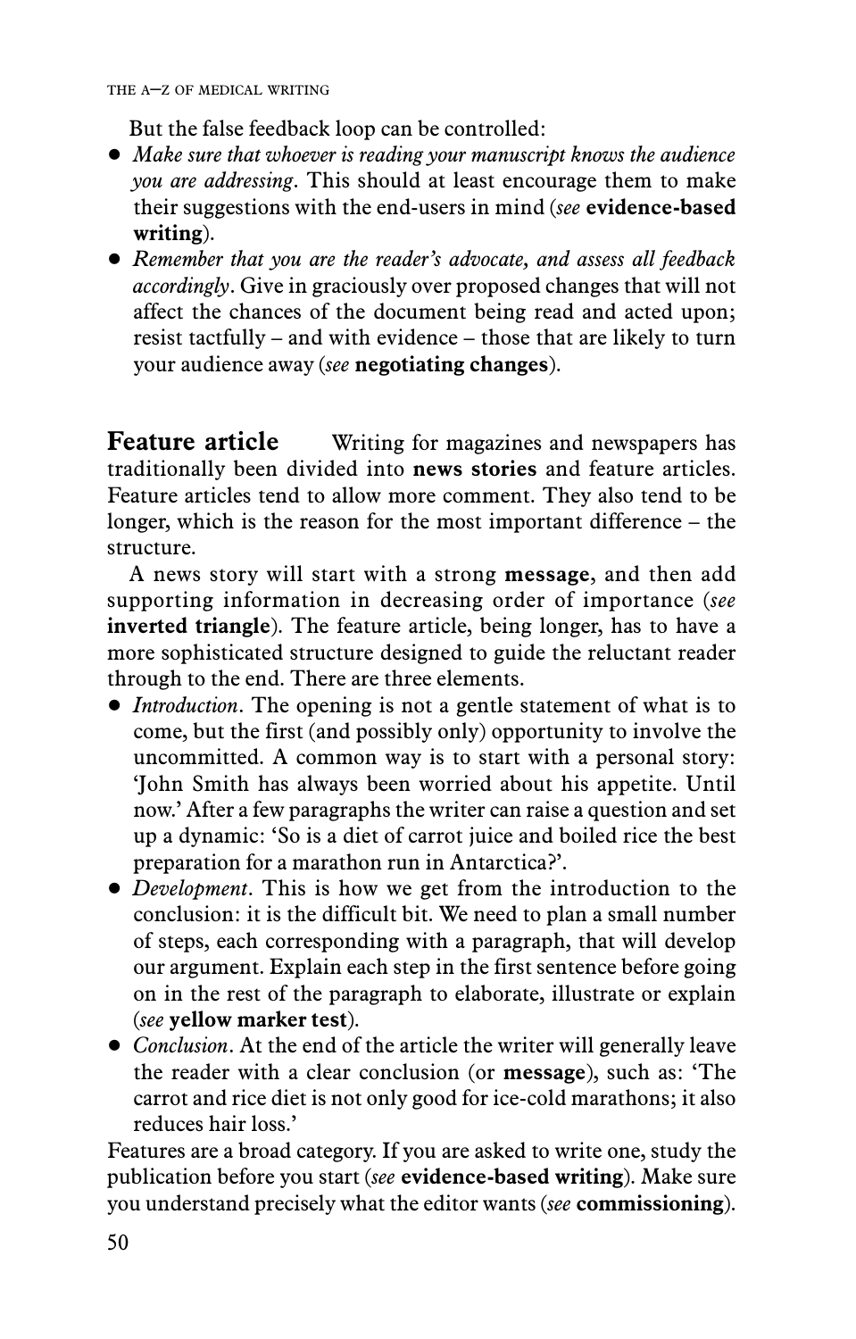But the false feedback loop can be controlled:

- *Make sure that whoever is reading your manuscript knows the audience you are addressing*. This should at least encourage them to make their suggestions with the end-users in mind (*see* **evidence-based writing**).
- *Remember that you are the reader's advocate, and assess all feedback accordingly*. Give in graciously over proposed changes that will not affect the chances of the document being read and acted upon; resist tactfully – and with evidence – those that are likely to turn your audience away (*see* **negotiating changes**).

**Feature article** Writing for magazines and newspapers has traditionally been divided into **news stories** and feature articles. Feature articles tend to allow more comment. They also tend to be longer, which is the reason for the most important difference – the structure.

A news story will start with a strong **message**, and then add supporting information in decreasing order of importance (*see* **inverted triangle**). The feature article, being longer, has to have a more sophisticated structure designed to guide the reluctant reader through to the end. There are three elements.

- *Introduction*. The opening is not a gentle statement of what is to come, but the first (and possibly only) opportunity to involve the uncommitted. A common way is to start with a personal story: 'John Smith has always been worried about his appetite. Until now.' After a few paragraphs the writer can raise a question and set up a dynamic: 'So is a diet of carrot juice and boiled rice the best preparation for a marathon run in Antarctica?'.
- *Development*. This is how we get from the introduction to the conclusion: it is the difficult bit. We need to plan a small number of steps, each corresponding with a paragraph, that will develop our argument. Explain each step in the first sentence before going on in the rest of the paragraph to elaborate, illustrate or explain (*see* **yellow marker test**).
- *Conclusion*. At the end of the article the writer will generally leave the reader with a clear conclusion (or **message**), such as: 'The carrot and rice diet is not only good for ice-cold marathons; it also reduces hair loss.'

Features are a broad category. If you are asked to write one, study the publication before you start (*see* **evidence-based writing**). Make sure you understand precisely what the editor wants (*see* **commissioning**).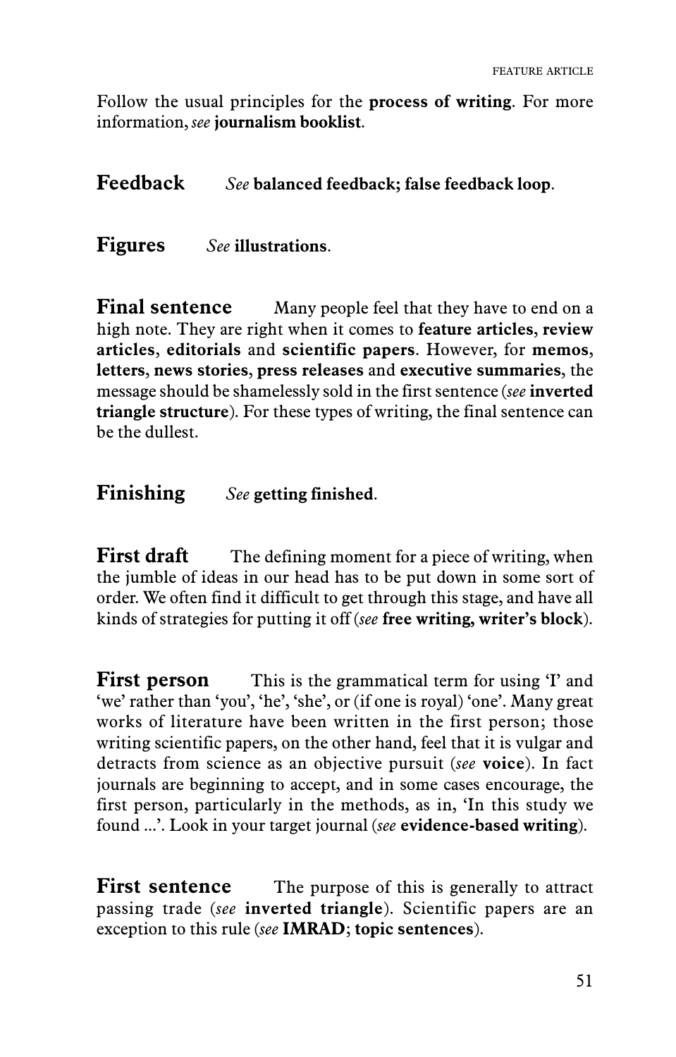Follow the usual principles for the **process of writing**. For more information, *see* **journalism booklist**.

**Feedback** *See* **balanced feedback; false feedback loop**.

**Figures** *See* **illustrations**.

**Final sentence** Many people feel that they have to end on a high note. They are right when it comes to **feature articles**, **review articles**, **editorials** and **scientific papers**. However, for **memos, letters**, **news stories**, **press releases** and **executive summaries**, the message should be shamelessly sold in the first sentence (*see* **inverted triangle structure**). For these types of writing, the final sentence can be the dullest.

**Finishing** *See* **getting finished**.

**First draft** The defining moment for a piece of writing, when the jumble of ideas in our head has to be put down in some sort of order. We often find it difficult to get through this stage, and have all kinds of strategies for putting it off (*see* **free writing, writer's block**).

**First person** This is the grammatical term for using 'I' and 'we' rather than 'you', 'he', 'she', or (if one is royal) 'one'. Many great works of literature have been written in the first person; those writing scientific papers, on the other hand, feel that it is vulgar and detracts from science as an objective pursuit (*see* **voice**). In fact journals are beginning to accept, and in some cases encourage, the first person, particularly in the methods, as in, 'In this study we found ...'. Look in your target journal (*see* **evidence-based writing**).

**First sentence** The purpose of this is generally to attract passing trade (*see* **inverted triangle**). Scientific papers are an exception to this rule (*see* **IMRAD**; **topic sentences**).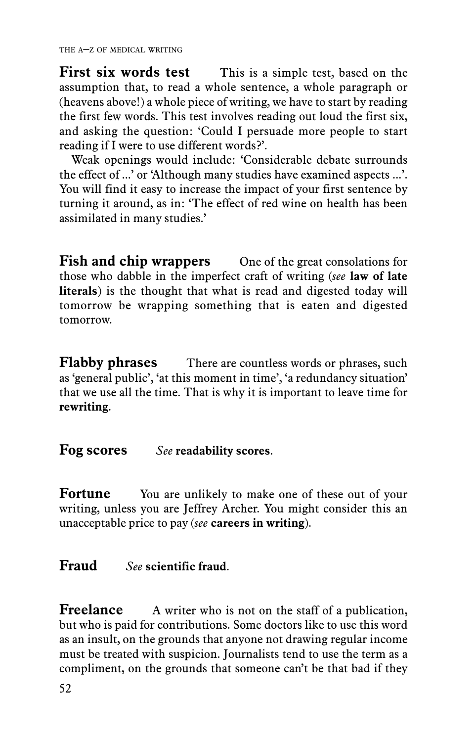**First six words test** This is a simple test, based on the assumption that, to read a whole sentence, a whole paragraph or (heavens above!) a whole piece of writing, we have to start by reading the first few words. This test involves reading out loud the first six, and asking the question: 'Could I persuade more people to start reading if I were to use different words?'.

Weak openings would include: 'Considerable debate surrounds the effect of ...' or 'Although many studies have examined aspects ...'. You will find it easy to increase the impact of your first sentence by turning it around, as in: 'The effect of red wine on health has been assimilated in many studies.'

**Fish and chip wrappers** One of the great consolations for those who dabble in the imperfect craft of writing (*see* **law of late literals**) is the thought that what is read and digested today will tomorrow be wrapping something that is eaten and digested tomorrow.

**Flabby phrases** There are countless words or phrases, such as 'general public', 'at this moment in time', 'a redundancy situation' that we use all the time. That is why it is important to leave time for **rewriting**.

**Fog scores** *See* **readability scores**.

**Fortune** You are unlikely to make one of these out of your writing, unless you are Jeffrey Archer. You might consider this an unacceptable price to pay (*see* **careers in writing**).

**Fraud** *See* **scientific fraud**.

**Freelance** A writer who is not on the staff of a publication, but who is paid for contributions. Some doctors like to use this word as an insult, on the grounds that anyone not drawing regular income must be treated with suspicion. Journalists tend to use the term as a compliment, on the grounds that someone can't be that bad if they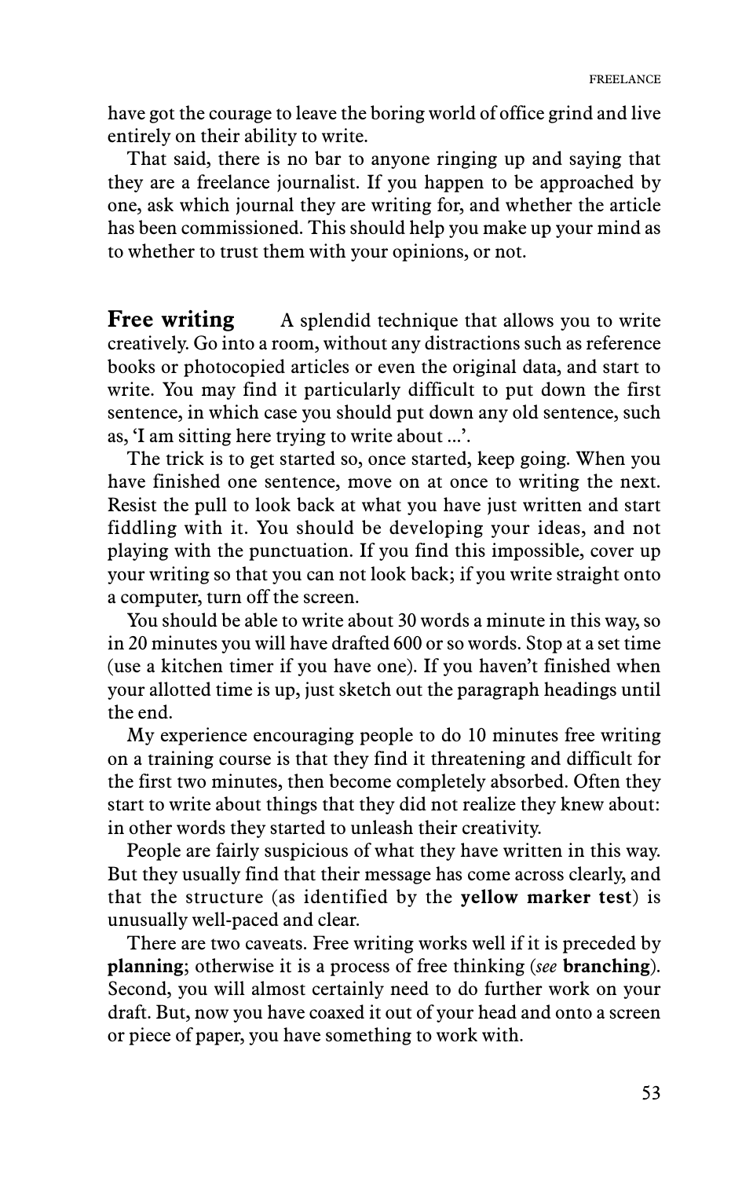have got the courage to leave the boring world of office grind and live entirely on their ability to write.

That said, there is no bar to anyone ringing up and saying that they are a freelance journalist. If you happen to be approached by one, ask which journal they are writing for, and whether the article has been commissioned. This should help you make up your mind as to whether to trust them with your opinions, or not.

**Free writing** A splendid technique that allows you to write creatively. Go into a room, without any distractions such as reference books or photocopied articles or even the original data, and start to write. You may find it particularly difficult to put down the first sentence, in which case you should put down any old sentence, such as, 'I am sitting here trying to write about ...'.

The trick is to get started so, once started, keep going. When you have finished one sentence, move on at once to writing the next. Resist the pull to look back at what you have just written and start fiddling with it. You should be developing your ideas, and not playing with the punctuation. If you find this impossible, cover up your writing so that you can not look back; if you write straight onto a computer, turn off the screen.

You should be able to write about 30 words a minute in this way, so in 20 minutes you will have drafted 600 or so words. Stop at a set time (use a kitchen timer if you have one). If you haven't finished when your allotted time is up, just sketch out the paragraph headings until the end.

My experience encouraging people to do 10 minutes free writing on a training course is that they find it threatening and difficult for the first two minutes, then become completely absorbed. Often they start to write about things that they did not realize they knew about: in other words they started to unleash their creativity.

People are fairly suspicious of what they have written in this way. But they usually find that their message has come across clearly, and that the structure (as identified by the **yellow marker test**) is unusually well-paced and clear.

There are two caveats. Free writing works well if it is preceded by **planning**; otherwise it is a process of free thinking (*see* **branching**). Second, you will almost certainly need to do further work on your draft. But, now you have coaxed it out of your head and onto a screen or piece of paper, you have something to work with.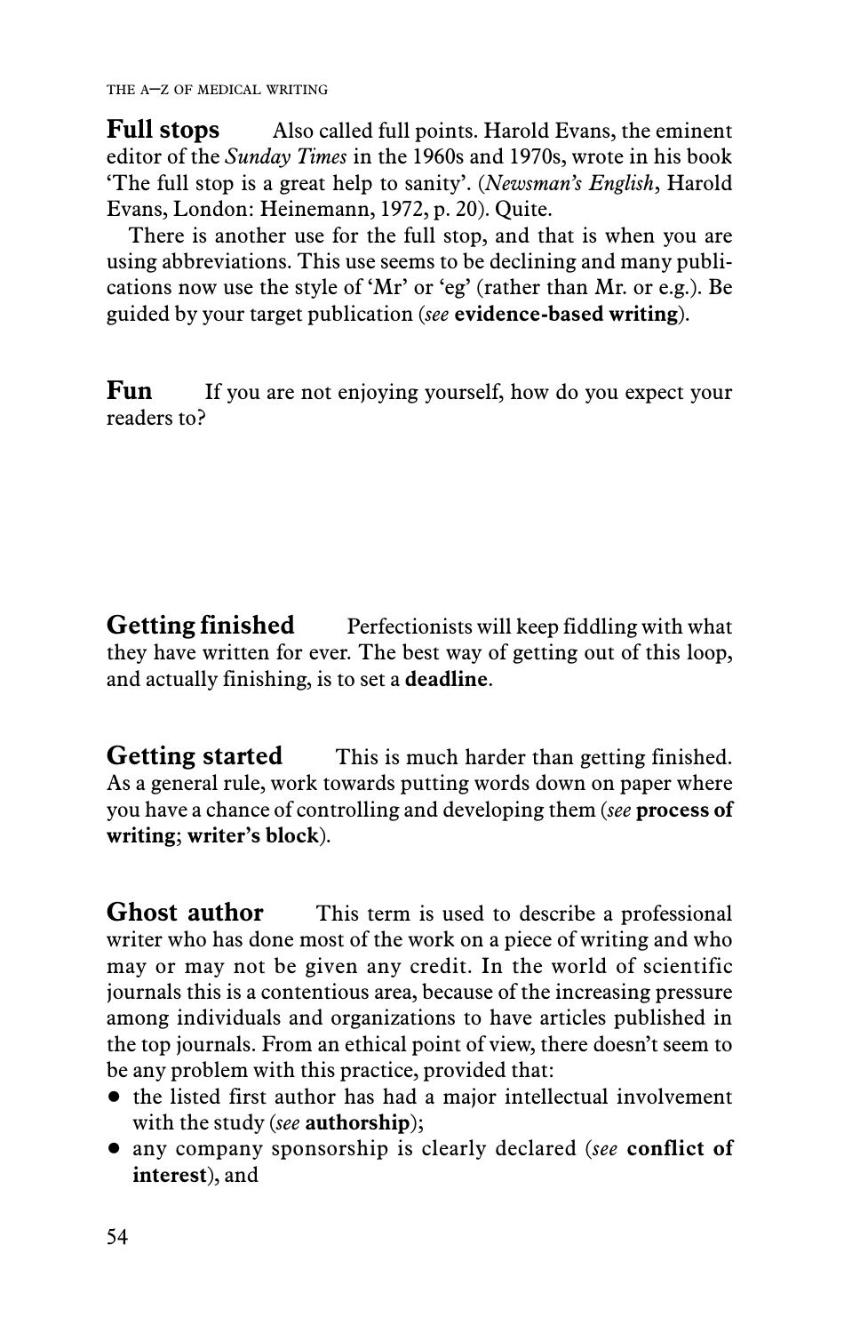**Full stops** Also called full points. Harold Evans, the eminent editor of the *Sunday Times* in the 1960s and 1970s, wrote in his book 'The full stop is a great help to sanity'. (*Newsman's English*, Harold Evans, London: Heinemann, 1972, p. 20). Quite.

There is another use for the full stop, and that is when you are using abbreviations. This use seems to be declining and many publications now use the style of 'Mr' or 'eg' (rather than Mr. or e.g.). Be guided by your target publication (*see* **evidence-based writing**).

**Fun** If you are not enjoying yourself, how do you expect your readers to?

**Getting finished** Perfectionists will keep fiddling with what they have written for ever. The best way of getting out of this loop, and actually finishing, is to set a **deadline**.

**Getting started** This is much harder than getting finished. As a general rule, work towards putting words down on paper where you have a chance of controlling and developing them (*see* **process of writing**; **writer's block**).

**Ghost author** This term is used to describe a professional writer who has done most of the work on a piece of writing and who may or may not be given any credit. In the world of scientific journals this is a contentious area, because of the increasing pressure among individuals and organizations to have articles published in the top journals. From an ethical point of view, there doesn't seem to be any problem with this practice, provided that:

- the listed first author has had a major intellectual involvement with the study (*see* **authorship**);
- any company sponsorship is clearly declared (*see* **conflict of interest**), and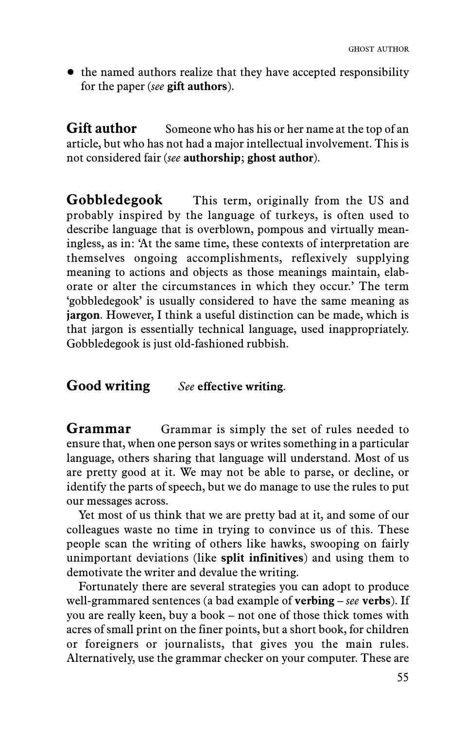- the named authors realize that they have accepted responsibility for the paper (*see* **gift authors**).

**Gift author** Someone who has his or her name at the top of an article, but who has not had a major intellectual involvement. This is not considered fair (*see* **authorship**; **ghost author**).

**Gobbledegook** This term, originally from the US and probably inspired by the language of turkeys, is often used to describe language that is overblown, pompous and virtually meaningless, as in: 'At the same time, these contexts of interpretation are themselves ongoing accomplishments, reflexively supplying meaning to actions and objects as those meanings maintain, elaborate or alter the circumstances in which they occur.' The term 'gobbledegook' is usually considered to have the same meaning as **jargon**. However, I think a useful distinction can be made, which is that jargon is essentially technical language, used inappropriately. Gobbledegook is just old-fashioned rubbish.

**Good writing** *See* **effective writing**.

**Grammar** Grammar is simply the set of rules needed to ensure that, when one person says or writes something in a particular language, others sharing that language will understand. Most of us are pretty good at it. We may not be able to parse, or decline, or identify the parts of speech, but we do manage to use the rules to put our messages across.

Yet most of us think that we are pretty bad at it, and some of our colleagues waste no time in trying to convince us of this. These people scan the writing of others like hawks, swooping on fairly unimportant deviations (like **split infinitives**) and using them to demotivate the writer and devalue the writing.

Fortunately there are several strategies you can adopt to produce well-grammared sentences (a bad example of **verbing** – *see* **verbs**). If you are really keen, buy a book – not one of those thick tomes with acres of small print on the finer points, but a short book, for children or foreigners or journalists, that gives you the main rules. Alternatively, use the grammar checker on your computer. These are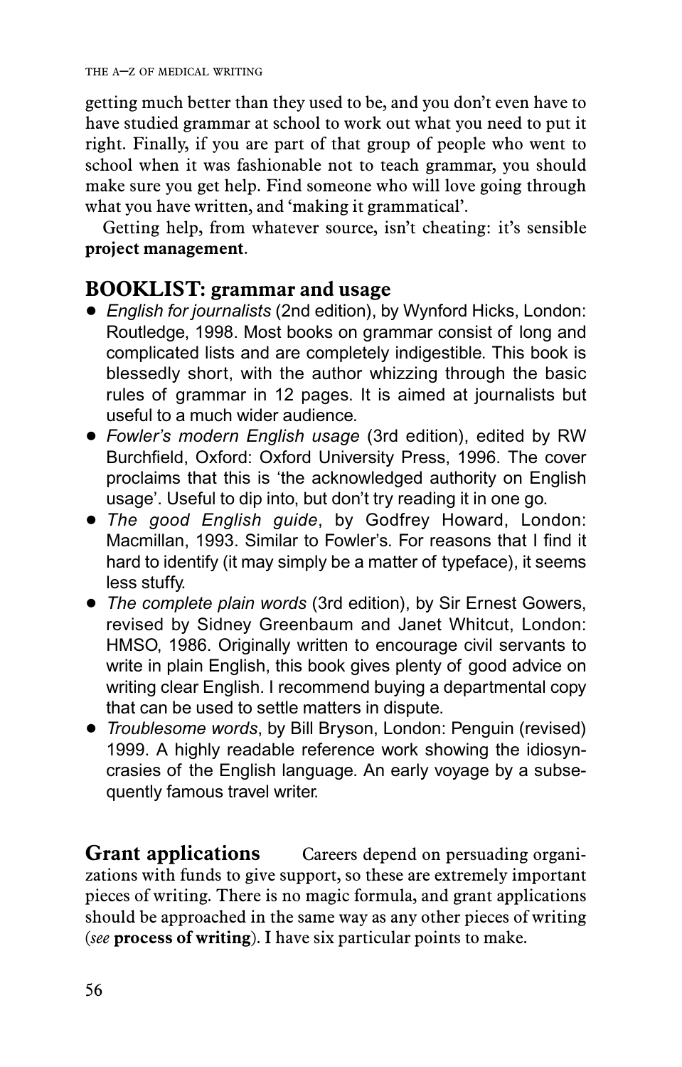getting much better than they used to be, and you don't even have to have studied grammar at school to work out what you need to put it right. Finally, if you are part of that group of people who went to school when it was fashionable not to teach grammar, you should make sure you get help. Find someone who will love going through what you have written, and 'making it grammatical'.

Getting help, from whatever source, isn't cheating: it's sensible **project management**.

## BOOKLIST: grammar and usage

- *English for journalists* (2nd edition), by Wynford Hicks, London: Routledge, 1998. Most books on grammar consist of long and complicated lists and are completely indigestible. This book is blessedly short, with the author whizzing through the basic rules of grammar in 12 pages. It is aimed at journalists but useful to a much wider audience.
- *Fowler's modern English usage* (3rd edition), edited by RW Burchfield, Oxford: Oxford University Press, 1996. The cover proclaims that this is 'the acknowledged authority on English usage'. Useful to dip into, but don't try reading it in one go.
- *The good English guide*, by Godfrey Howard, London: Macmillan, 1993. Similar to Fowler's. For reasons that I find it hard to identify (it may simply be a matter of typeface), it seems less stuffy.
- *The complete plain words* (3rd edition), by Sir Ernest Gowers, revised by Sidney Greenbaum and Janet Whitcut, London: HMSO, 1986. Originally written to encourage civil servants to write in plain English, this book gives plenty of good advice on writing clear English. I recommend buying a departmental copy that can be used to settle matters in dispute.
- *Troublesome words*, by Bill Bryson, London: Penguin (revised) 1999. A highly readable reference work showing the idiosyncrasies of the English language. An early voyage by a subsequently famous travel writer.

**Grant applications** Careers depend on persuading organizations with funds to give support, so these are extremely important pieces of writing. There is no magic formula, and grant applications should be approached in the same way as any other pieces of writing (*see* **process of writing**). I have six particular points to make.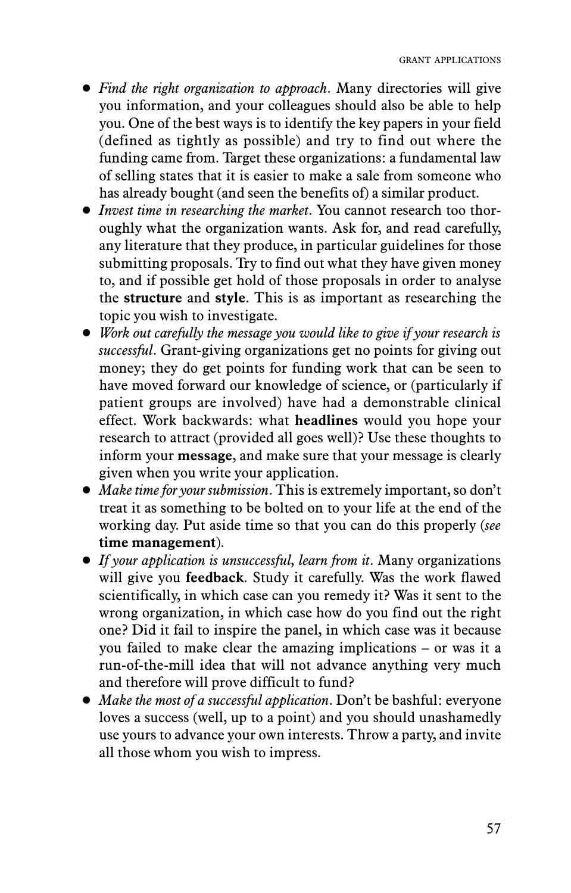- *Find the right organization to approach*. Many directories will give you information, and your colleagues should also be able to help you. One of the best ways is to identify the key papers in your field (defined as tightly as possible) and try to find out where the funding came from. Target these organizations: a fundamental law of selling states that it is easier to make a sale from someone who has already bought (and seen the benefits of) a similar product.
- *Invest time in researching the market*. You cannot research too thoroughly what the organization wants. Ask for, and read carefully, any literature that they produce, in particular guidelines for those submitting proposals. Try to find out what they have given money to, and if possible get hold of those proposals in order to analyse the **structure** and **style**. This is as important as researching the topic you wish to investigate.
- *Work out carefully the message you would like to give if your research is successful*. Grant-giving organizations get no points for giving out money; they do get points for funding work that can be seen to have moved forward our knowledge of science, or (particularly if patient groups are involved) have had a demonstrable clinical effect. Work backwards: what **headlines** would you hope your research to attract (provided all goes well)? Use these thoughts to inform your **message**, and make sure that your message is clearly given when you write your application.
- *Make time for your submission*. This is extremely important, so don't treat it as something to be bolted on to your life at the end of the working day. Put aside time so that you can do this properly (*see* **time management**).
- *If your application is unsuccessful, learn from it*. Many organizations will give you **feedback**. Study it carefully. Was the work flawed scientifically, in which case can you remedy it? Was it sent to the wrong organization, in which case how do you find out the right one? Did it fail to inspire the panel, in which case was it because you failed to make clear the amazing implications – or was it a run-of-the-mill idea that will not advance anything very much and therefore will prove difficult to fund?
- *Make the most of a successful application*. Don't be bashful: everyone loves a success (well, up to a point) and you should unashamedly use yours to advance your own interests. Throw a party, and invite all those whom you wish to impress.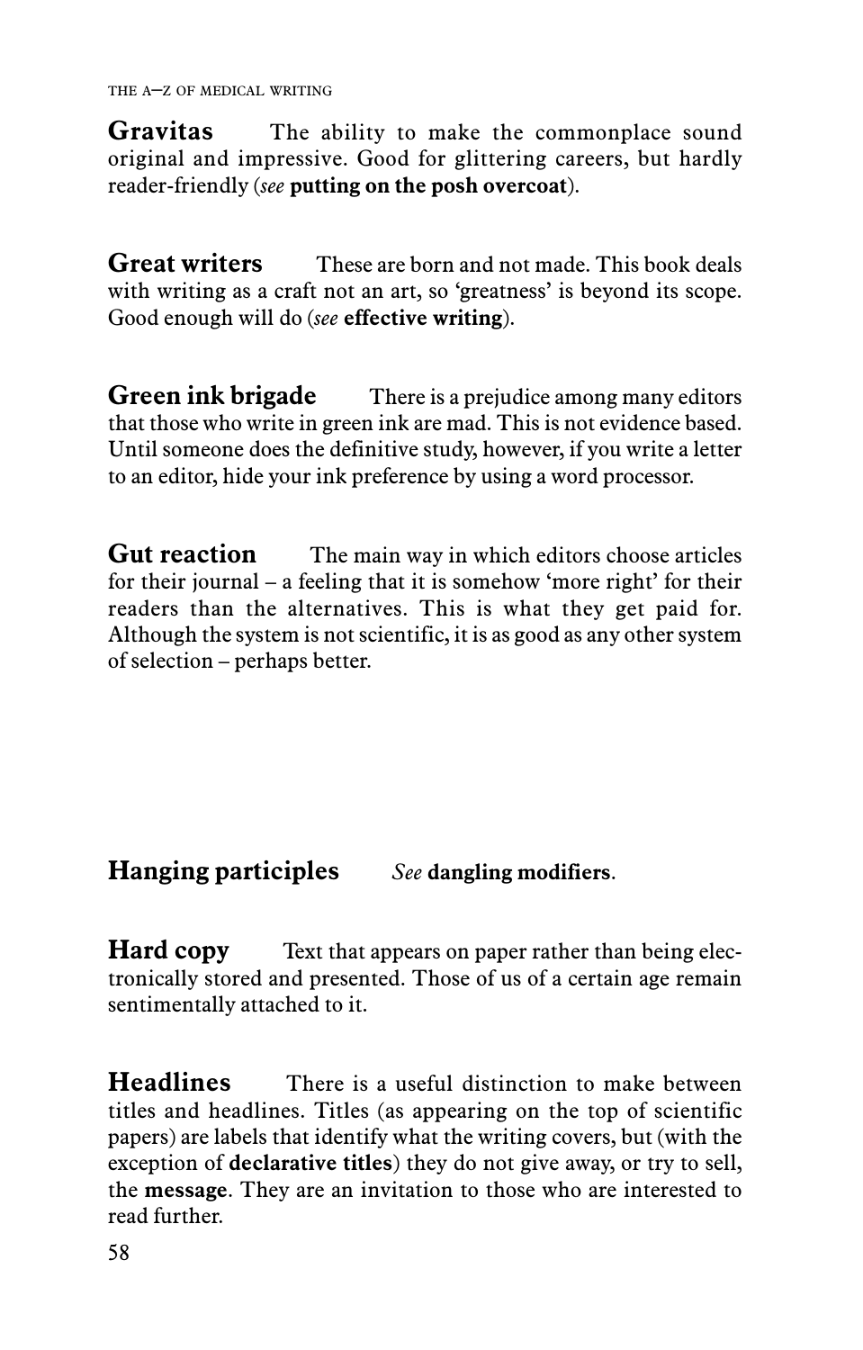**Gravitas** The ability to make the commonplace sound original and impressive. Good for glittering careers, but hardly reader-friendly (*see* **putting on the posh overcoat**).

**Great writers** These are born and not made. This book deals with writing as a craft not an art, so 'greatness' is beyond its scope. Good enough will do (*see* **effective writing**).

**Green ink brigade** There is a prejudice among many editors that those who write in green ink are mad. This is not evidence based. Until someone does the definitive study, however, if you write a letter to an editor, hide your ink preference by using a word processor.

**Gut reaction** The main way in which editors choose articles for their journal – a feeling that it is somehow 'more right' for their readers than the alternatives. This is what they get paid for. Although the system is not scientific, it is as good as any other system of selection – perhaps better.

**Hanging participles** *See* **dangling modifiers**.

**Hard copy** Text that appears on paper rather than being electronically stored and presented. Those of us of a certain age remain sentimentally attached to it.

**Headlines** There is a useful distinction to make between titles and headlines. Titles (as appearing on the top of scientific papers) are labels that identify what the writing covers, but (with the exception of **declarative titles**) they do not give away, or try to sell, the **message**. They are an invitation to those who are interested to read further.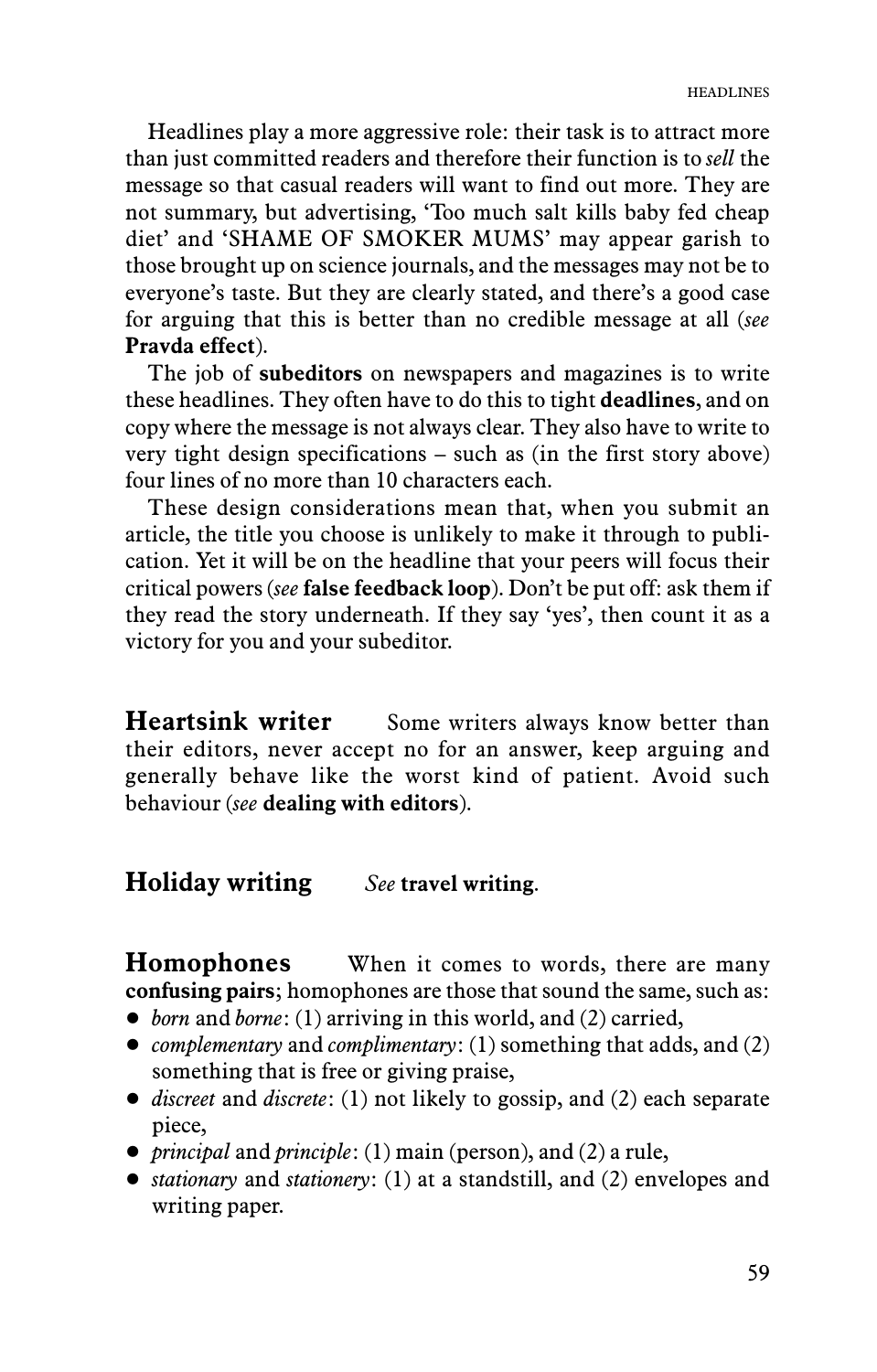Headlines play a more aggressive role: their task is to attract more than just committed readers and therefore their function is to *sell* the message so that casual readers will want to find out more. They are not summary, but advertising, 'Too much salt kills baby fed cheap diet' and 'SHAME OF SMOKER MUMS' may appear garish to those brought up on science journals, and the messages may not be to everyone's taste. But they are clearly stated, and there's a good case for arguing that this is better than no credible message at all (*see* **Pravda effect**).

The job of **subeditors** on newspapers and magazines is to write these headlines. They often have to do this to tight **deadlines**, and on copy where the message is not always clear. They also have to write to very tight design specifications – such as (in the first story above) four lines of no more than 10 characters each.

These design considerations mean that, when you submit an article, the title you choose is unlikely to make it through to publication. Yet it will be on the headline that your peers will focus their critical powers (*see* **false feedback loop**). Don't be put off: ask them if they read the story underneath. If they say 'yes', then count it as a victory for you and your subeditor.

## Heartsink writer

Some writers always know better than their editors, never accept no for an answer, keep arguing and generally behave like the worst kind of patient. Avoid such behaviour (*see* **dealing with editors**).

## Holiday writing

*See* **travel writing**.

## Homophones

When it comes to words, there are many **confusing pairs**; homophones are those that sound the same, such as:

- *born* and *borne*: (1) arriving in this world, and (2) carried,
- *complementary* and *complimentary*: (1) something that adds, and (2) something that is free or giving praise,
- *discreet* and *discrete*: (1) not likely to gossip, and (2) each separate piece,
- *principal* and *principle*: (1) main (person), and (2) a rule,
- *stationary* and *stationery*: (1) at a standstill, and (2) envelopes and writing paper.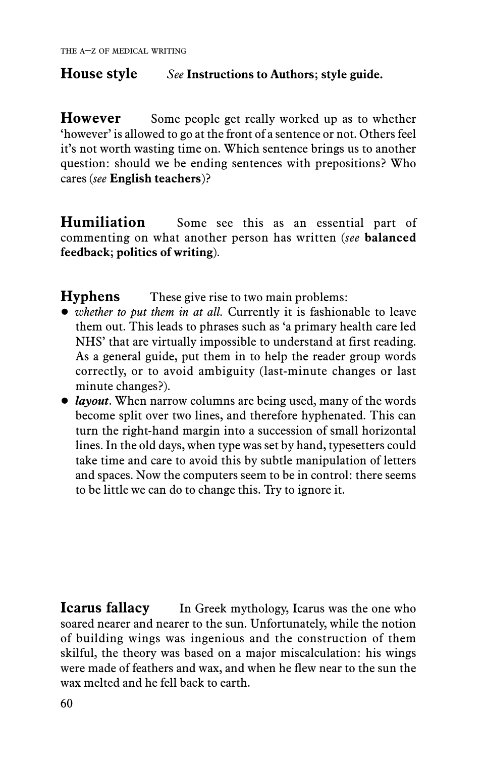**House style** *See* **Instructions to Authors**; **style guide.**

**However** Some people get really worked up as to whether 'however' is allowed to go at the front of a sentence or not. Others feel it's not worth wasting time on. Which sentence brings us to another question: should we be ending sentences with prepositions? Who cares (*see* **English teachers**)?

**Humiliation** Some see this as an essential part of commenting on what another person has written (*see* **balanced feedback**; **politics of writing**).

**Hyphens** These give rise to two main problems:

- *whether to put them in at all.* Currently it is fashionable to leave them out. This leads to phrases such as 'a primary health care led NHS' that are virtually impossible to understand at first reading. As a general guide, put them in to help the reader group words correctly, or to avoid ambiguity (last-minute changes or last minute changes?).
- ***layout***. When narrow columns are being used, many of the words become split over two lines, and therefore hyphenated. This can turn the right-hand margin into a succession of small horizontal lines. In the old days, when type was set by hand, typesetters could take time and care to avoid this by subtle manipulation of letters and spaces. Now the computers seem to be in control: there seems to be little we can do to change this. Try to ignore it.

**Icarus fallacy** In Greek mythology, Icarus was the one who soared nearer and nearer to the sun. Unfortunately, while the notion of building wings was ingenious and the construction of them skilful, the theory was based on a major miscalculation: his wings were made of feathers and wax, and when he flew near to the sun the wax melted and he fell back to earth.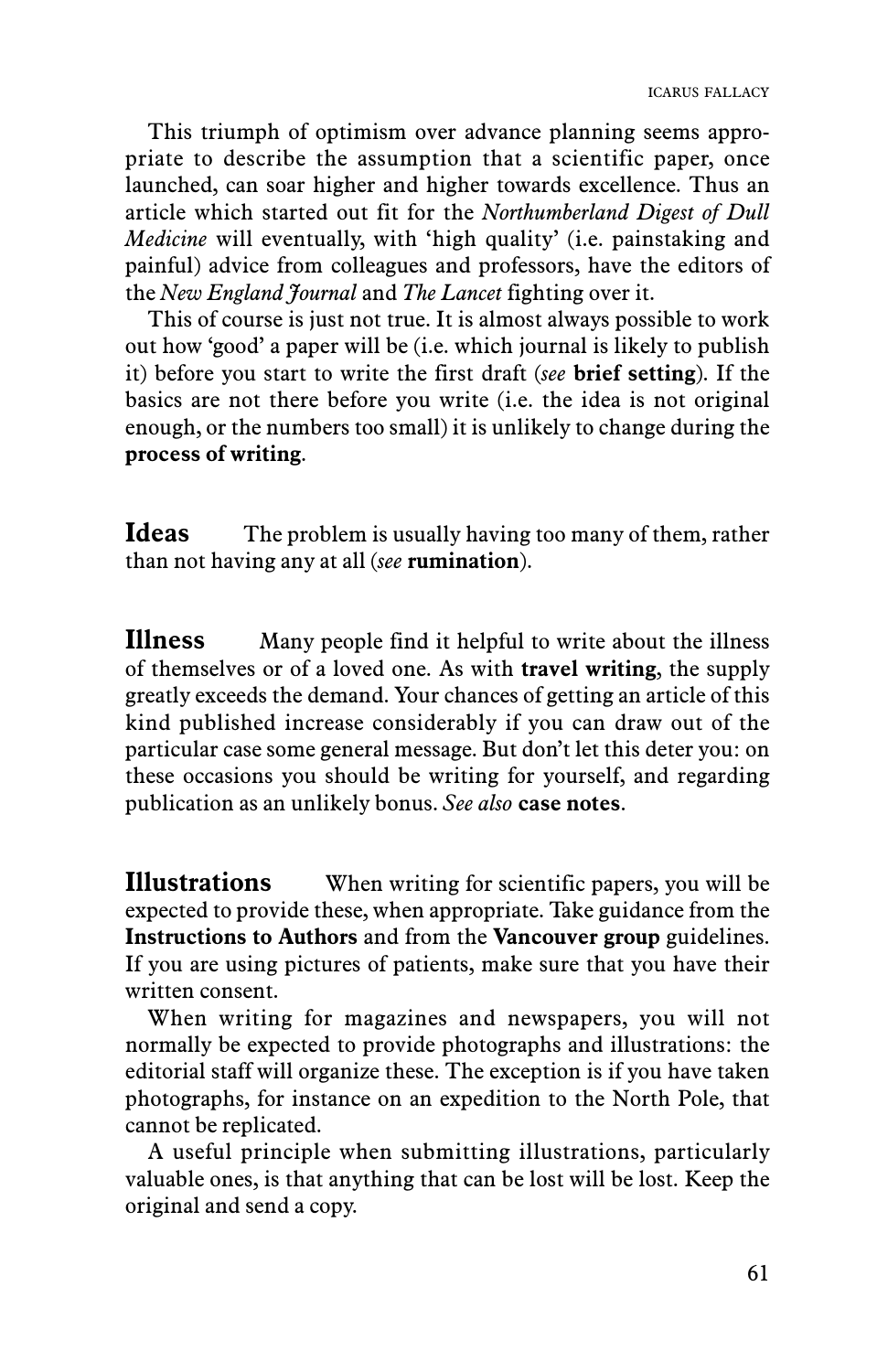This triumph of optimism over advance planning seems appropriate to describe the assumption that a scientific paper, once launched, can soar higher and higher towards excellence. Thus an article which started out fit for the *Northumberland Digest of Dull Medicine* will eventually, with 'high quality' (i.e. painstaking and painful) advice from colleagues and professors, have the editors of the *New England Journal* and *The Lancet* fighting over it.

This of course is just not true. It is almost always possible to work out how 'good' a paper will be (i.e. which journal is likely to publish it) before you start to write the first draft (*see* **brief setting**). If the basics are not there before you write (i.e. the idea is not original enough, or the numbers too small) it is unlikely to change during the **process of writing**.

## Ideas

The problem is usually having too many of them, rather than not having any at all (*see* **rumination**).

## Illness

Many people find it helpful to write about the illness of themselves or of a loved one. As with **travel writing**, the supply greatly exceeds the demand. Your chances of getting an article of this kind published increase considerably if you can draw out of the particular case some general message. But don't let this deter you: on these occasions you should be writing for yourself, and regarding publication as an unlikely bonus. *See also* **case notes**.

## Illustrations

When writing for scientific papers, you will be expected to provide these, when appropriate. Take guidance from the **Instructions to Authors** and from the **Vancouver group** guidelines. If you are using pictures of patients, make sure that you have their written consent.

When writing for magazines and newspapers, you will not normally be expected to provide photographs and illustrations: the editorial staff will organize these. The exception is if you have taken photographs, for instance on an expedition to the North Pole, that cannot be replicated.

A useful principle when submitting illustrations, particularly valuable ones, is that anything that can be lost will be lost. Keep the original and send a copy.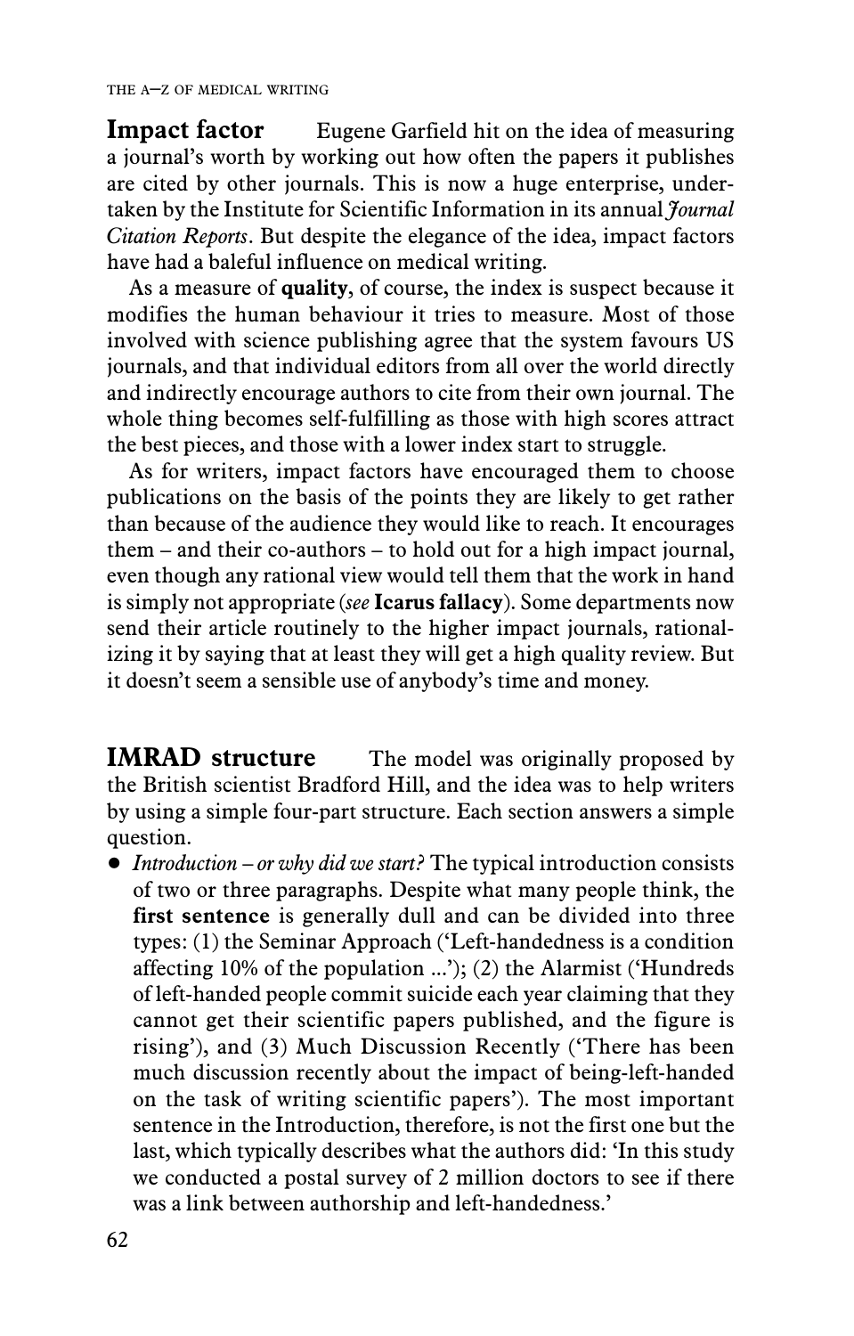**Impact factor** Eugene Garfield hit on the idea of measuring a journal's worth by working out how often the papers it publishes are cited by other journals. This is now a huge enterprise, undertaken by the Institute for Scientific Information in its annual *Journal Citation Reports*. But despite the elegance of the idea, impact factors have had a baleful influence on medical writing.

As a measure of **quality**, of course, the index is suspect because it modifies the human behaviour it tries to measure. Most of those involved with science publishing agree that the system favours US journals, and that individual editors from all over the world directly and indirectly encourage authors to cite from their own journal. The whole thing becomes self-fulfilling as those with high scores attract the best pieces, and those with a lower index start to struggle.

As for writers, impact factors have encouraged them to choose publications on the basis of the points they are likely to get rather than because of the audience they would like to reach. It encourages them – and their co-authors – to hold out for a high impact journal, even though any rational view would tell them that the work in hand is simply not appropriate (*see* **Icarus fallacy**). Some departments now send their article routinely to the higher impact journals, rationalizing it by saying that at least they will get a high quality review. But it doesn't seem a sensible use of anybody's time and money.

**IMRAD structure** The model was originally proposed by the British scientist Bradford Hill, and the idea was to help writers by using a simple four-part structure. Each section answers a simple question.

- *Introduction – or why did we start?* The typical introduction consists of two or three paragraphs. Despite what many people think, the **first sentence** is generally dull and can be divided into three types: (1) the Seminar Approach ('Left-handedness is a condition affecting 10% of the population ...'); (2) the Alarmist ('Hundreds of left-handed people commit suicide each year claiming that they cannot get their scientific papers published, and the figure is rising'), and (3) Much Discussion Recently ('There has been much discussion recently about the impact of being-left-handed on the task of writing scientific papers'). The most important sentence in the Introduction, therefore, is not the first one but the last, which typically describes what the authors did: 'In this study we conducted a postal survey of 2 million doctors to see if there was a link between authorship and left-handedness.'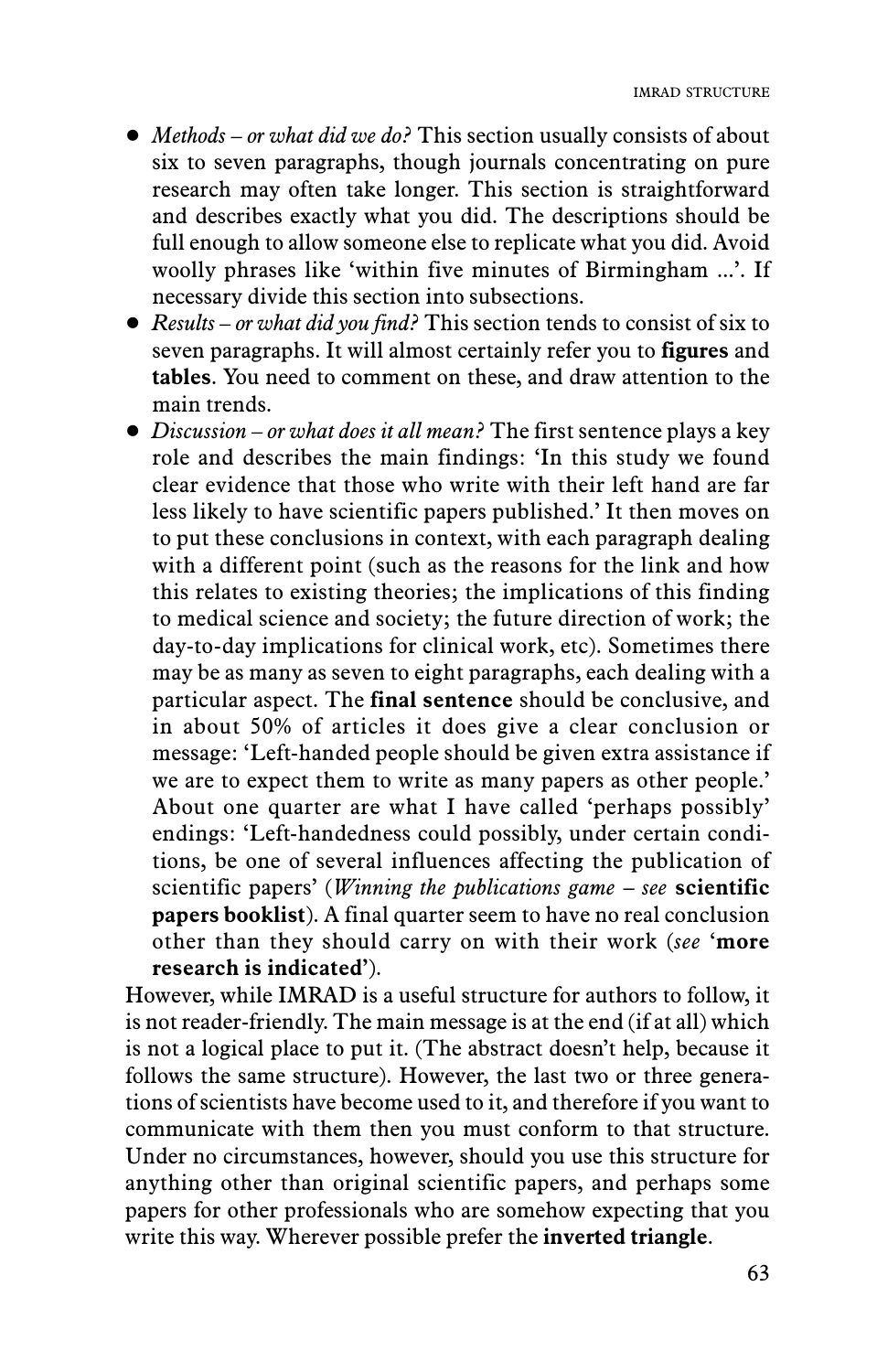- *Methods – or what did we do?* This section usually consists of about six to seven paragraphs, though journals concentrating on pure research may often take longer. This section is straightforward and describes exactly what you did. The descriptions should be full enough to allow someone else to replicate what you did. Avoid woolly phrases like 'within five minutes of Birmingham ...'. If necessary divide this section into subsections.
- *Results – or what did you find?* This section tends to consist of six to seven paragraphs. It will almost certainly refer you to **figures** and **tables**. You need to comment on these, and draw attention to the main trends.
- *Discussion – or what does it all mean?* The first sentence plays a key role and describes the main findings: 'In this study we found clear evidence that those who write with their left hand are far less likely to have scientific papers published.' It then moves on to put these conclusions in context, with each paragraph dealing with a different point (such as the reasons for the link and how this relates to existing theories; the implications of this finding to medical science and society; the future direction of work; the day-to-day implications for clinical work, etc). Sometimes there may be as many as seven to eight paragraphs, each dealing with a particular aspect. The **final sentence** should be conclusive, and in about 50% of articles it does give a clear conclusion or message: 'Left-handed people should be given extra assistance if we are to expect them to write as many papers as other people.' About one quarter are what I have called 'perhaps possibly' endings: 'Left-handedness could possibly, under certain conditions, be one of several influences affecting the publication of scientific papers' (*Winning the publications game – see* **scientific papers booklist**). A final quarter seem to have no real conclusion other than they should carry on with their work (*see* '**more research is indicated**').

However, while IMRAD is a useful structure for authors to follow, it is not reader-friendly. The main message is at the end (if at all) which is not a logical place to put it. (The abstract doesn't help, because it follows the same structure). However, the last two or three generations of scientists have become used to it, and therefore if you want to communicate with them then you must conform to that structure. Under no circumstances, however, should you use this structure for anything other than original scientific papers, and perhaps some papers for other professionals who are somehow expecting that you write this way. Wherever possible prefer the **inverted triangle**.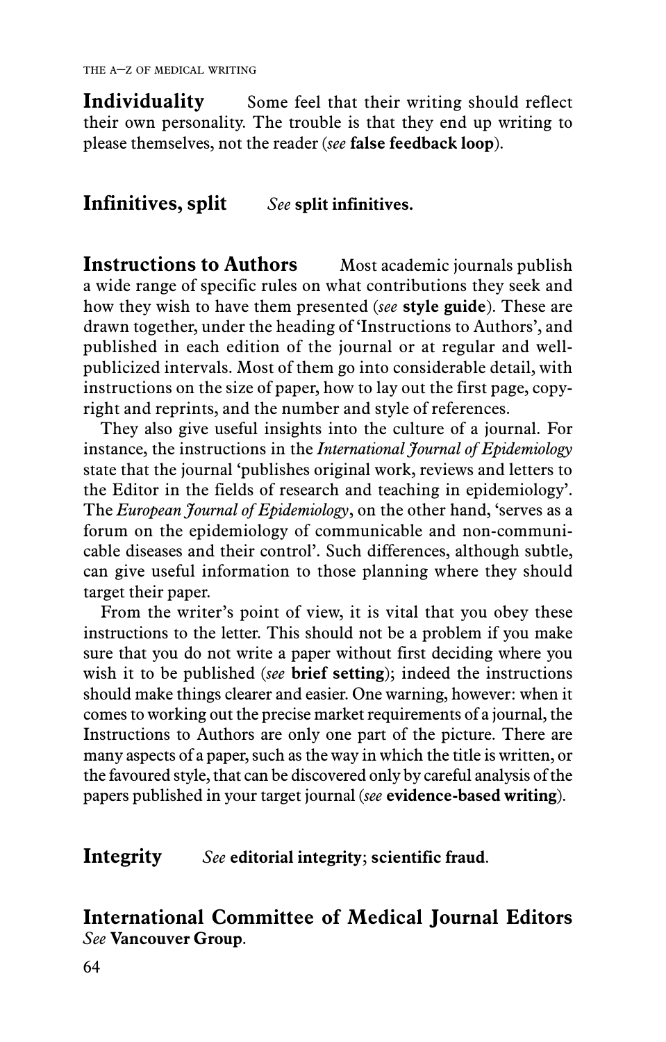**Individuality** Some feel that their writing should reflect their own personality. The trouble is that they end up writing to please themselves, not the reader (*see* **false feedback loop**).

**Infinitives, split** *See* **split infinitives.**

**Instructions to Authors** Most academic journals publish a wide range of specific rules on what contributions they seek and how they wish to have them presented (*see* **style guide**). These are drawn together, under the heading of 'Instructions to Authors', and published in each edition of the journal or at regular and well-publicized intervals. Most of them go into considerable detail, with instructions on the size of paper, how to lay out the first page, copyright and reprints, and the number and style of references.

They also give useful insights into the culture of a journal. For instance, the instructions in the *International Journal of Epidemiology* state that the journal 'publishes original work, reviews and letters to the Editor in the fields of research and teaching in epidemiology'. The *European Journal of Epidemiology*, on the other hand, 'serves as a forum on the epidemiology of communicable and non-communicable diseases and their control'. Such differences, although subtle, can give useful information to those planning where they should target their paper.

From the writer's point of view, it is vital that you obey these instructions to the letter. This should not be a problem if you make sure that you do not write a paper without first deciding where you wish it to be published (*see* **brief setting**); indeed the instructions should make things clearer and easier. One warning, however: when it comes to working out the precise market requirements of a journal, the Instructions to Authors are only one part of the picture. There are many aspects of a paper, such as the way in which the title is written, or the favoured style, that can be discovered only by careful analysis of the papers published in your target journal (*see* **evidence-based writing**).

**Integrity** *See* **editorial integrity**; **scientific fraud**.

**International Committee of Medical Journal Editors**
*See* **Vancouver Group**.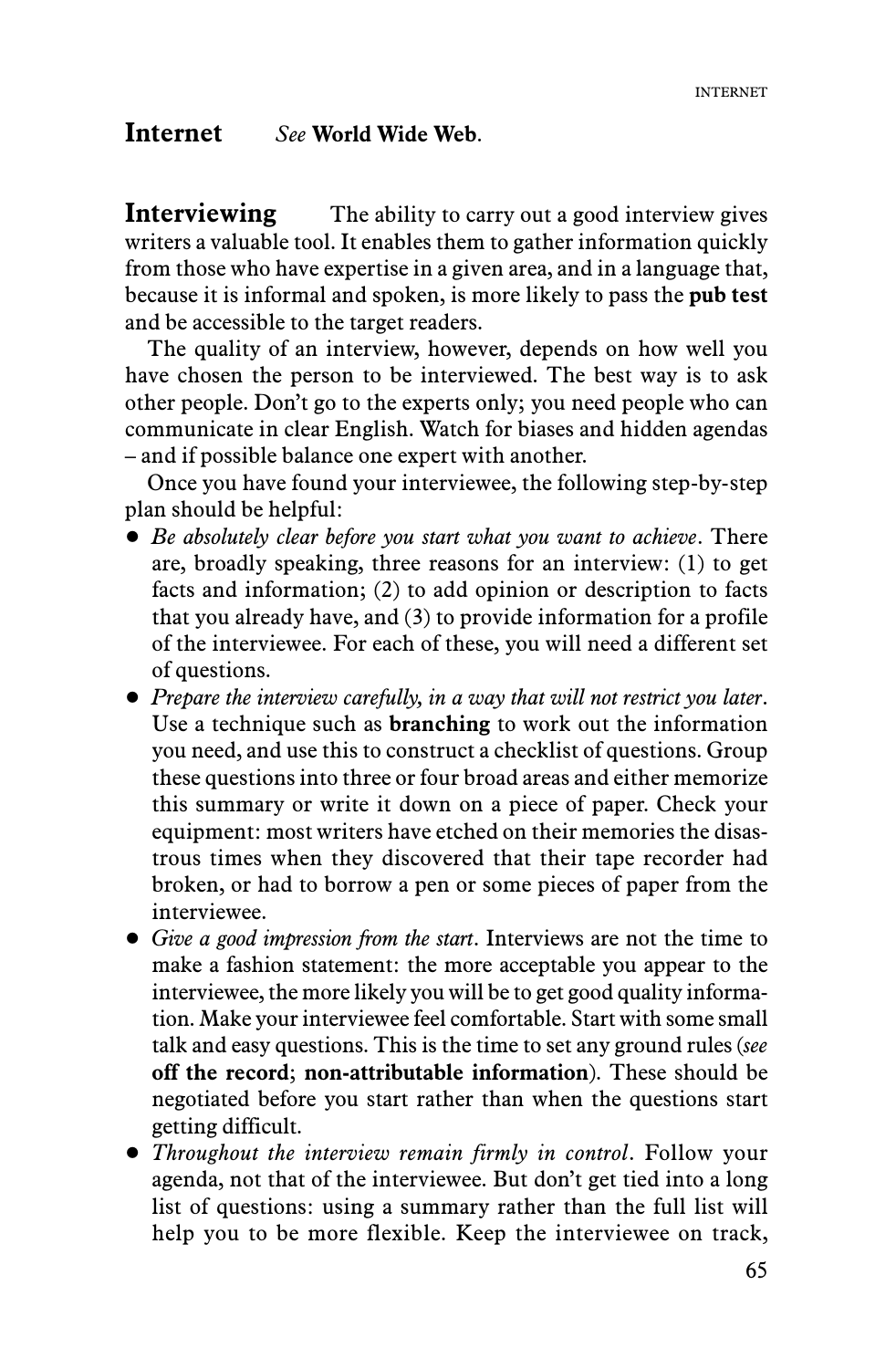**Internet** *See* **World Wide Web**.

**Interviewing** The ability to carry out a good interview gives writers a valuable tool. It enables them to gather information quickly from those who have expertise in a given area, and in a language that, because it is informal and spoken, is more likely to pass the **pub test** and be accessible to the target readers.

The quality of an interview, however, depends on how well you have chosen the person to be interviewed. The best way is to ask other people. Don't go to the experts only; you need people who can communicate in clear English. Watch for biases and hidden agendas – and if possible balance one expert with another.

Once you have found your interviewee, the following step-by-step plan should be helpful:

- *Be absolutely clear before you start what you want to achieve*. There are, broadly speaking, three reasons for an interview: (1) to get facts and information; (2) to add opinion or description to facts that you already have, and (3) to provide information for a profile of the interviewee. For each of these, you will need a different set of questions.
- *Prepare the interview carefully, in a way that will not restrict you later*. Use a technique such as **branching** to work out the information you need, and use this to construct a checklist of questions. Group these questions into three or four broad areas and either memorize this summary or write it down on a piece of paper. Check your equipment: most writers have etched on their memories the disastrous times when they discovered that their tape recorder had broken, or had to borrow a pen or some pieces of paper from the interviewee.
- *Give a good impression from the start*. Interviews are not the time to make a fashion statement: the more acceptable you appear to the interviewee, the more likely you will be to get good quality information. Make your interviewee feel comfortable. Start with some small talk and easy questions. This is the time to set any ground rules (*see* **off the record**; **non-attributable information**). These should be negotiated before you start rather than when the questions start getting difficult.
- *Throughout the interview remain firmly in control*. Follow your agenda, not that of the interviewee. But don't get tied into a long list of questions: using a summary rather than the full list will help you to be more flexible. Keep the interviewee on track,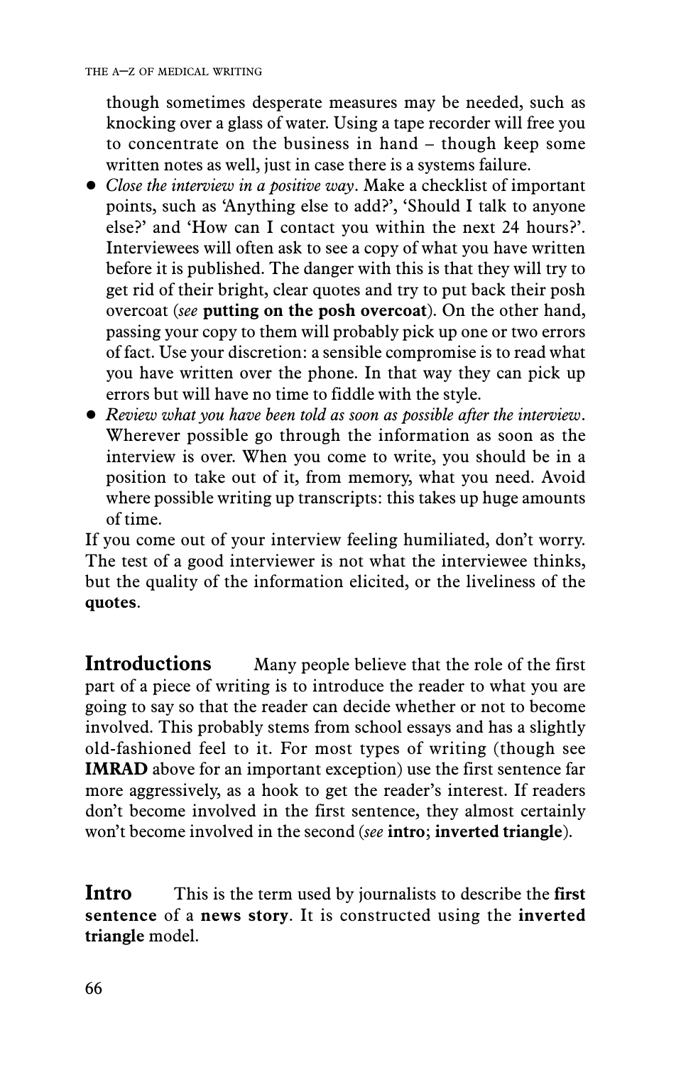though sometimes desperate measures may be needed, such as knocking over a glass of water. Using a tape recorder will free you to concentrate on the business in hand – though keep some written notes as well, just in case there is a systems failure.

- *Close the interview in a positive way*. Make a checklist of important points, such as 'Anything else to add?', 'Should I talk to anyone else?' and 'How can I contact you within the next 24 hours?'. Interviewees will often ask to see a copy of what you have written before it is published. The danger with this is that they will try to get rid of their bright, clear quotes and try to put back their posh overcoat (*see* **putting on the posh overcoat**). On the other hand, passing your copy to them will probably pick up one or two errors of fact. Use your discretion: a sensible compromise is to read what you have written over the phone. In that way they can pick up errors but will have no time to fiddle with the style.
- *Review what you have been told as soon as possible after the interview*. Wherever possible go through the information as soon as the interview is over. When you come to write, you should be in a position to take out of it, from memory, what you need. Avoid where possible writing up transcripts: this takes up huge amounts of time.

If you come out of your interview feeling humiliated, don't worry. The test of a good interviewer is not what the interviewee thinks, but the quality of the information elicited, or the liveliness of the **quotes**.

**Introductions** Many people believe that the role of the first part of a piece of writing is to introduce the reader to what you are going to say so that the reader can decide whether or not to become involved. This probably stems from school essays and has a slightly old-fashioned feel to it. For most types of writing (though see **IMRAD** above for an important exception) use the first sentence far more aggressively, as a hook to get the reader's interest. If readers don't become involved in the first sentence, they almost certainly won't become involved in the second (*see* **intro**; **inverted triangle**).

**Intro** This is the term used by journalists to describe the **first sentence** of a **news story**. It is constructed using the **inverted triangle** model.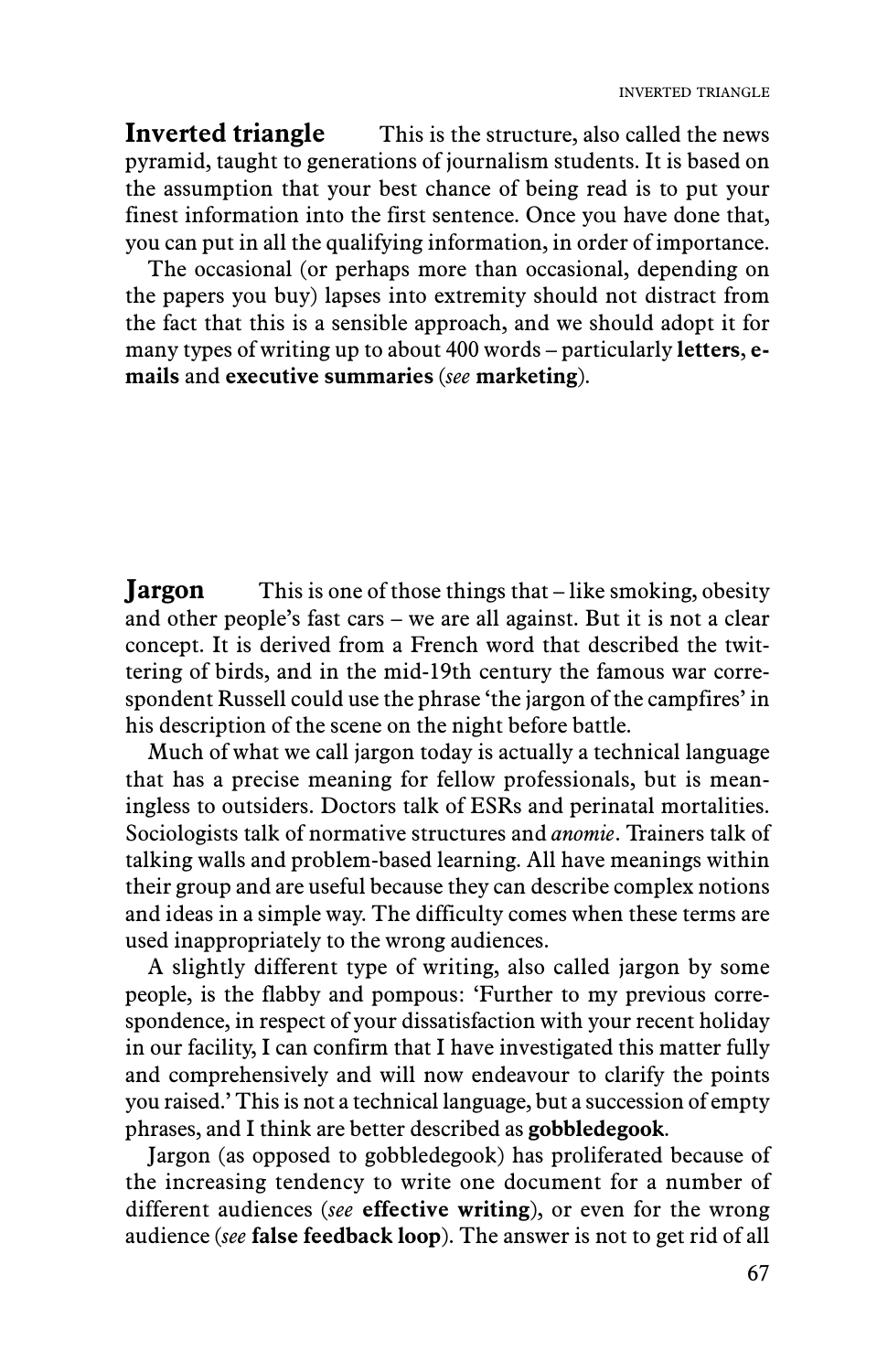**Inverted triangle** This is the structure, also called the news pyramid, taught to generations of journalism students. It is based on the assumption that your best chance of being read is to put your finest information into the first sentence. Once you have done that, you can put in all the qualifying information, in order of importance.

The occasional (or perhaps more than occasional, depending on the papers you buy) lapses into extremity should not distract from the fact that this is a sensible approach, and we should adopt it for many types of writing up to about 400 words – particularly **letters**, **e-mails** and **executive summaries** (*see* **marketing**).

**Jargon** This is one of those things that – like smoking, obesity and other people's fast cars – we are all against. But it is not a clear concept. It is derived from a French word that described the twittering of birds, and in the mid-19th century the famous war correspondent Russell could use the phrase 'the jargon of the campfires' in his description of the scene on the night before battle.

Much of what we call jargon today is actually a technical language that has a precise meaning for fellow professionals, but is meaningless to outsiders. Doctors talk of ESRs and perinatal mortalities. Sociologists talk of normative structures and *anomie*. Trainers talk of talking walls and problem-based learning. All have meanings within their group and are useful because they can describe complex notions and ideas in a simple way. The difficulty comes when these terms are used inappropriately to the wrong audiences.

A slightly different type of writing, also called jargon by some people, is the flabby and pompous: 'Further to my previous correspondence, in respect of your dissatisfaction with your recent holiday in our facility, I can confirm that I have investigated this matter fully and comprehensively and will now endeavour to clarify the points you raised.' This is not a technical language, but a succession of empty phrases, and I think are better described as **gobbledegook**.

Jargon (as opposed to gobbledegook) has proliferated because of the increasing tendency to write one document for a number of different audiences (*see* **effective writing**), or even for the wrong audience (*see* **false feedback loop**). The answer is not to get rid of all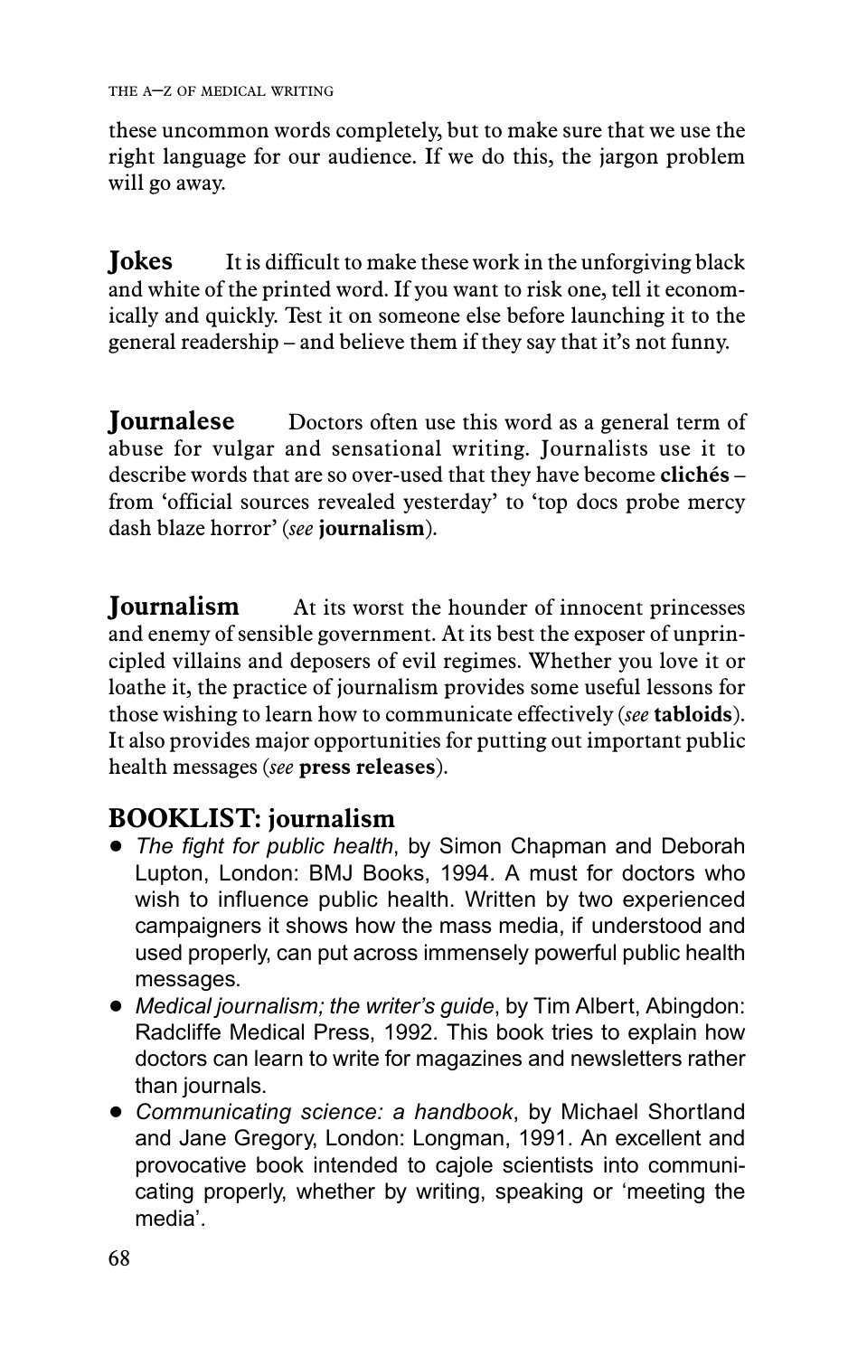these uncommon words completely, but to make sure that we use the right language for our audience. If we do this, the jargon problem will go away.

**Jokes** It is difficult to make these work in the unforgiving black and white of the printed word. If you want to risk one, tell it economically and quickly. Test it on someone else before launching it to the general readership – and believe them if they say that it's not funny.

**Journalese** Doctors often use this word as a general term of abuse for vulgar and sensational writing. Journalists use it to describe words that are so over-used that they have become **clichés** – from 'official sources revealed yesterday' to 'top docs probe mercy dash blaze horror' (*see* **journalism**).

**Journalism** At its worst the hounder of innocent princesses and enemy of sensible government. At its best the exposer of unprincipled villains and deposers of evil regimes. Whether you love it or loathe it, the practice of journalism provides some useful lessons for those wishing to learn how to communicate effectively (*see* **tabloids**). It also provides major opportunities for putting out important public health messages (*see* **press releases**).

## BOOKLIST: journalism

- *The fight for public health*, by Simon Chapman and Deborah Lupton, London: BMJ Books, 1994. A must for doctors who wish to influence public health. Written by two experienced campaigners it shows how the mass media, if understood and used properly, can put across immensely powerful public health messages.
- *Medical journalism; the writer's guide*, by Tim Albert, Abingdon: Radcliffe Medical Press, 1992. This book tries to explain how doctors can learn to write for magazines and newsletters rather than journals.
- *Communicating science: a handbook*, by Michael Shortland and Jane Gregory, London: Longman, 1991. An excellent and provocative book intended to cajole scientists into communicating properly, whether by writing, speaking or 'meeting the media'.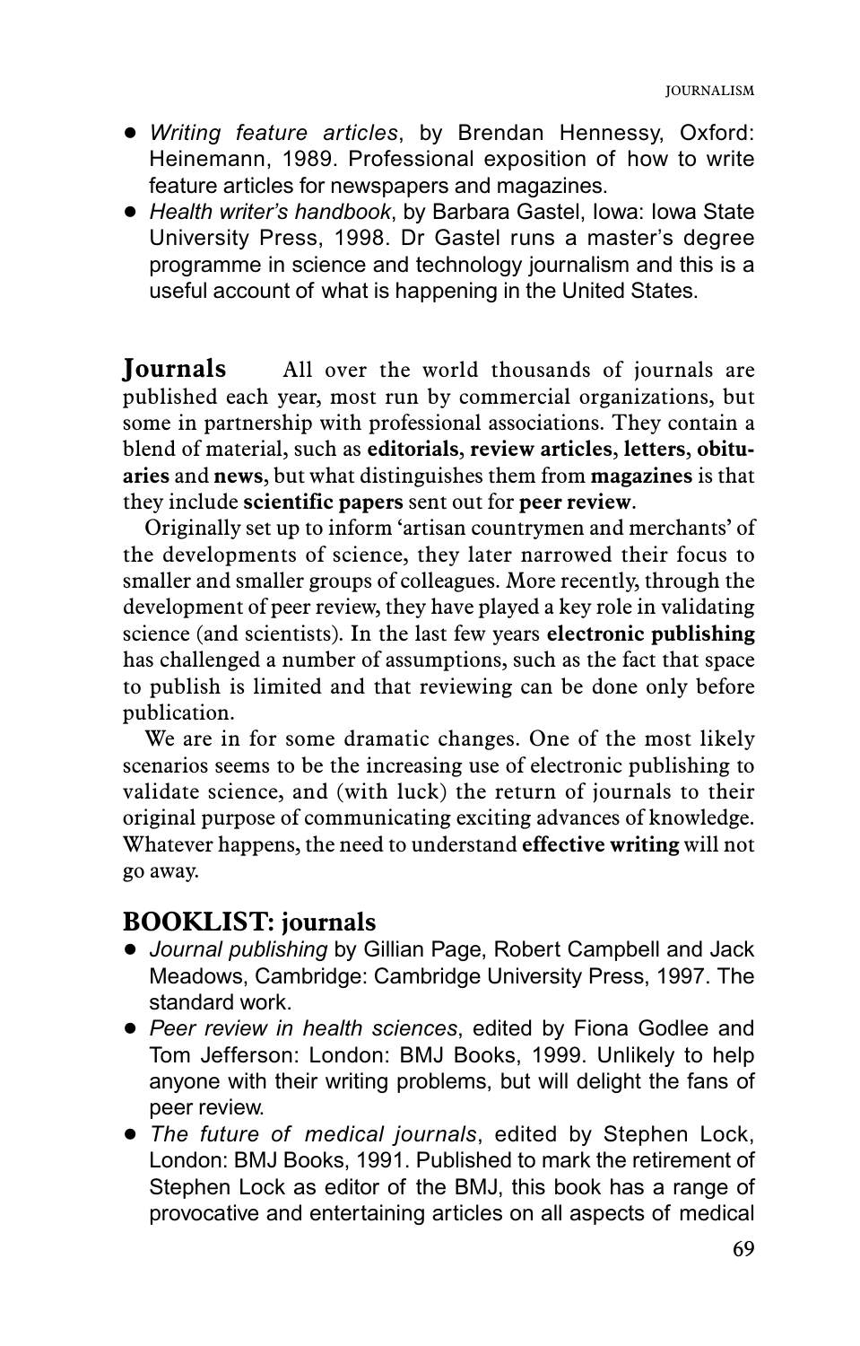- *Writing feature articles*, by Brendan Hennessy, Oxford: Heinemann, 1989. Professional exposition of how to write feature articles for newspapers and magazines.
- *Health writer's handbook*, by Barbara Gastel, Iowa: Iowa State University Press, 1998. Dr Gastel runs a master's degree programme in science and technology journalism and this is a useful account of what is happening in the United States.

**Journals** All over the world thousands of journals are published each year, most run by commercial organizations, but some in partnership with professional associations. They contain a blend of material, such as **editorials**, **review articles**, **letters**, **obituaries** and **news**, but what distinguishes them from **magazines** is that they include **scientific papers** sent out for **peer review**.

Originally set up to inform 'artisan countrymen and merchants' of the developments of science, they later narrowed their focus to smaller and smaller groups of colleagues. More recently, through the development of peer review, they have played a key role in validating science (and scientists). In the last few years **electronic publishing** has challenged a number of assumptions, such as the fact that space to publish is limited and that reviewing can be done only before publication.

We are in for some dramatic changes. One of the most likely scenarios seems to be the increasing use of electronic publishing to validate science, and (with luck) the return of journals to their original purpose of communicating exciting advances of knowledge. Whatever happens, the need to understand **effective writing** will not go away.

## BOOKLIST: journals

- *Journal publishing* by Gillian Page, Robert Campbell and Jack Meadows, Cambridge: Cambridge University Press, 1997. The standard work.
- *Peer review in health sciences*, edited by Fiona Godlee and Tom Jefferson: London: BMJ Books, 1999. Unlikely to help anyone with their writing problems, but will delight the fans of peer review.
- *The future of medical journals*, edited by Stephen Lock, London: BMJ Books, 1991. Published to mark the retirement of Stephen Lock as editor of the BMJ, this book has a range of provocative and entertaining articles on all aspects of medical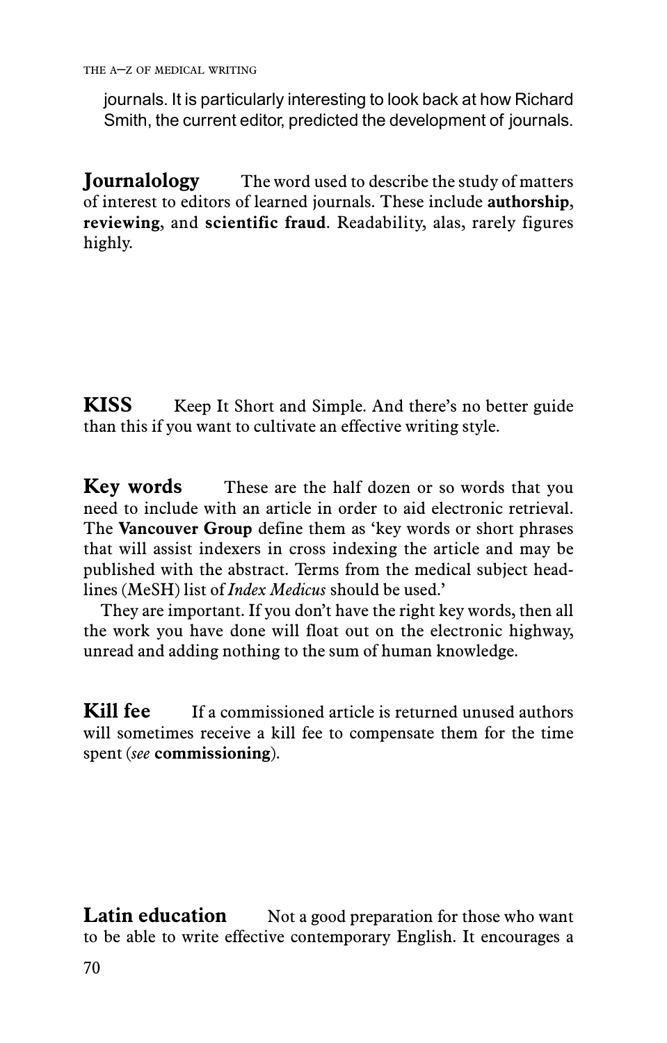journals. It is particularly interesting to look back at how Richard Smith, the current editor, predicted the development of journals.

**Journalology** The word used to describe the study of matters of interest to editors of learned journals. These include **authorship**, **reviewing**, and **scientific fraud**. Readability, alas, rarely figures highly.

**KISS** Keep It Short and Simple. And there's no better guide than this if you want to cultivate an effective writing style.

**Key words** These are the half dozen or so words that you need to include with an article in order to aid electronic retrieval. The **Vancouver Group** define them as 'key words or short phrases that will assist indexers in cross indexing the article and may be published with the abstract. Terms from the medical subject headlines (MeSH) list of *Index Medicus* should be used.'

They are important. If you don't have the right key words, then all the work you have done will float out on the electronic highway, unread and adding nothing to the sum of human knowledge.

**Kill fee** If a commissioned article is returned unused authors will sometimes receive a kill fee to compensate them for the time spent (*see* **commissioning**).

**Latin education** Not a good preparation for those who want to be able to write effective contemporary English. It encourages a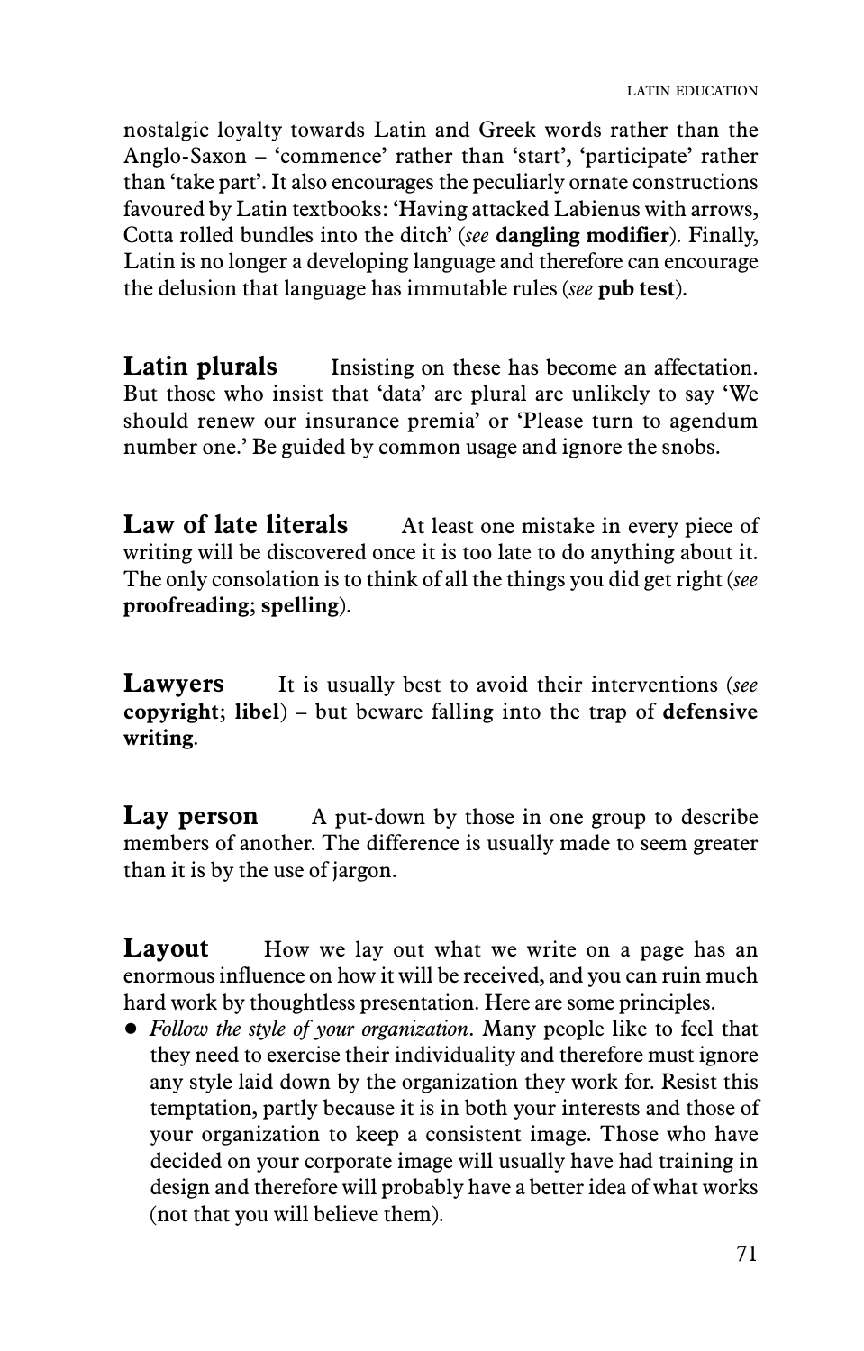nostalgic loyalty towards Latin and Greek words rather than the Anglo-Saxon – 'commence' rather than 'start', 'participate' rather than 'take part'. It also encourages the peculiarly ornate constructions favoured by Latin textbooks: 'Having attacked Labienus with arrows, Cotta rolled bundles into the ditch' (*see* **dangling modifier**). Finally, Latin is no longer a developing language and therefore can encourage the delusion that language has immutable rules (*see* **pub test**).

**Latin plurals** Insisting on these has become an affectation. But those who insist that 'data' are plural are unlikely to say 'We should renew our insurance premia' or 'Please turn to agendum number one.' Be guided by common usage and ignore the snobs.

**Law of late literals** At least one mistake in every piece of writing will be discovered once it is too late to do anything about it. The only consolation is to think of all the things you did get right (*see* **proofreading**; **spelling**).

**Lawyers** It is usually best to avoid their interventions (*see* **copyright**; **libel**) – but beware falling into the trap of **defensive writing**.

**Lay person** A put-down by those in one group to describe members of another. The difference is usually made to seem greater than it is by the use of jargon.

**Layout** How we lay out what we write on a page has an enormous influence on how it will be received, and you can ruin much hard work by thoughtless presentation. Here are some principles.

- *Follow the style of your organization*. Many people like to feel that they need to exercise their individuality and therefore must ignore any style laid down by the organization they work for. Resist this temptation, partly because it is in both your interests and those of your organization to keep a consistent image. Those who have decided on your corporate image will usually have had training in design and therefore will probably have a better idea of what works (not that you will believe them).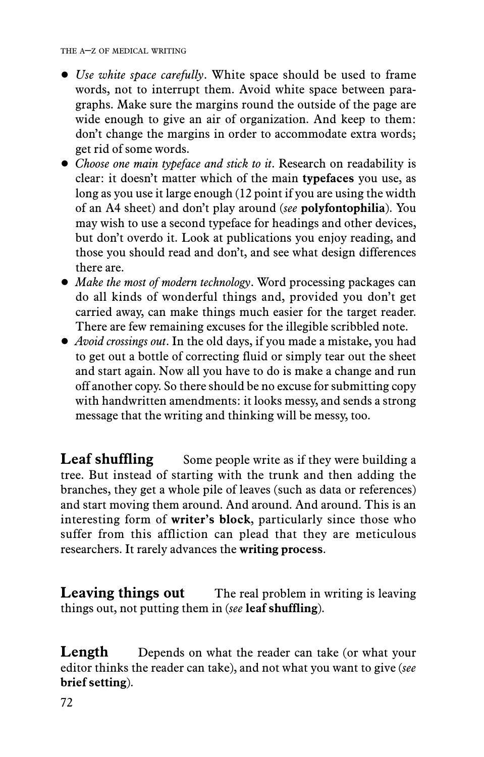- *Use white space carefully*. White space should be used to frame words, not to interrupt them. Avoid white space between paragraphs. Make sure the margins round the outside of the page are wide enough to give an air of organization. And keep to them: don't change the margins in order to accommodate extra words; get rid of some words.
- *Choose one main typeface and stick to it*. Research on readability is clear: it doesn't matter which of the main **typefaces** you use, as long as you use it large enough (12 point if you are using the width of an A4 sheet) and don't play around (*see* **polyfontophilia**). You may wish to use a second typeface for headings and other devices, but don't overdo it. Look at publications you enjoy reading, and those you should read and don't, and see what design differences there are.
- *Make the most of modern technology*. Word processing packages can do all kinds of wonderful things and, provided you don't get carried away, can make things much easier for the target reader. There are few remaining excuses for the illegible scribbled note.
- *Avoid crossings out*. In the old days, if you made a mistake, you had to get out a bottle of correcting fluid or simply tear out the sheet and start again. Now all you have to do is make a change and run off another copy. So there should be no excuse for submitting copy with handwritten amendments: it looks messy, and sends a strong message that the writing and thinking will be messy, too.

**Leaf shuffling** Some people write as if they were building a tree. But instead of starting with the trunk and then adding the branches, they get a whole pile of leaves (such as data or references) and start moving them around. And around. And around. This is an interesting form of **writer's block**, particularly since those who suffer from this affliction can plead that they are meticulous researchers. It rarely advances the **writing process**.

**Leaving things out** The real problem in writing is leaving things out, not putting them in (*see* **leaf shuffling**).

**Length** Depends on what the reader can take (or what your editor thinks the reader can take), and not what you want to give (*see* **brief setting**).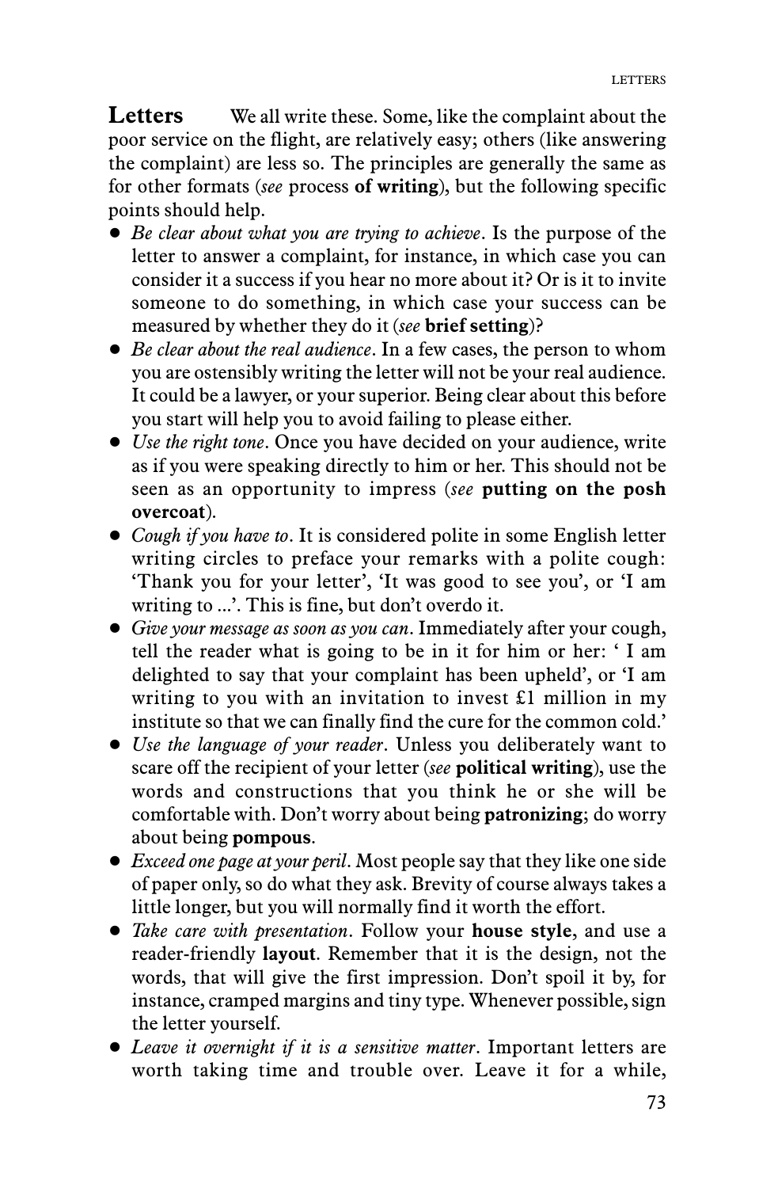**Letters** We all write these. Some, like the complaint about the poor service on the flight, are relatively easy; others (like answering the complaint) are less so. The principles are generally the same as for other formats (*see* process **of writing**), but the following specific points should help.

- *Be clear about what you are trying to achieve*. Is the purpose of the letter to answer a complaint, for instance, in which case you can consider it a success if you hear no more about it? Or is it to invite someone to do something, in which case your success can be measured by whether they do it (*see* **brief setting**)?
- *Be clear about the real audience*. In a few cases, the person to whom you are ostensibly writing the letter will not be your real audience. It could be a lawyer, or your superior. Being clear about this before you start will help you to avoid failing to please either.
- *Use the right tone*. Once you have decided on your audience, write as if you were speaking directly to him or her. This should not be seen as an opportunity to impress (*see* **putting on the posh overcoat**).
- *Cough if you have to*. It is considered polite in some English letter writing circles to preface your remarks with a polite cough: 'Thank you for your letter', 'It was good to see you', or 'I am writing to ...'. This is fine, but don't overdo it.
- *Give your message as soon as you can*. Immediately after your cough, tell the reader what is going to be in it for him or her: ' I am delighted to say that your complaint has been upheld', or 'I am writing to you with an invitation to invest £1 million in my institute so that we can finally find the cure for the common cold.'
- *Use the language of your reader*. Unless you deliberately want to scare off the recipient of your letter (*see* **political writing**), use the words and constructions that you think he or she will be comfortable with. Don't worry about being **patronizing**; do worry about being **pompous**.
- *Exceed one page at your peril*. Most people say that they like one side of paper only, so do what they ask. Brevity of course always takes a little longer, but you will normally find it worth the effort.
- *Take care with presentation*. Follow your **house style**, and use a reader-friendly **layout**. Remember that it is the design, not the words, that will give the first impression. Don't spoil it by, for instance, cramped margins and tiny type. Whenever possible, sign the letter yourself.
- *Leave it overnight if it is a sensitive matter*. Important letters are worth taking time and trouble over. Leave it for a while,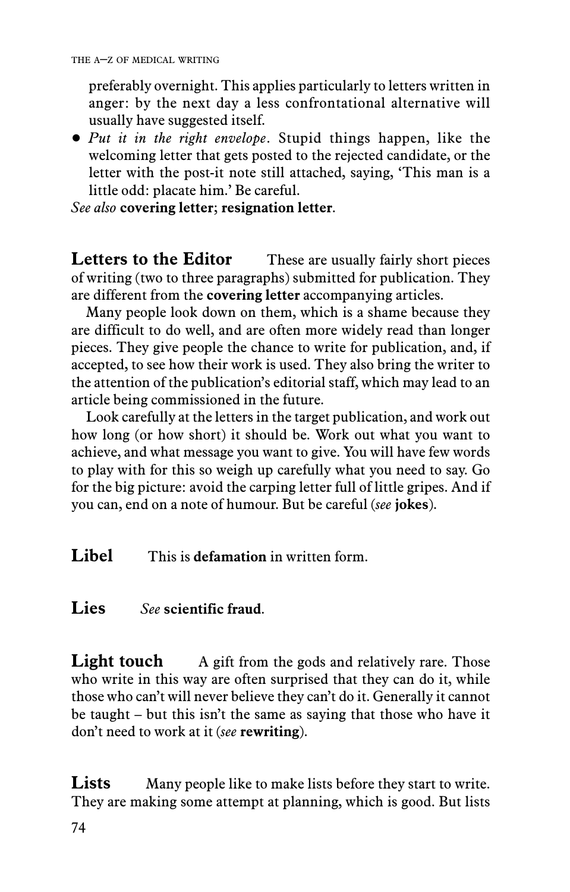preferably overnight. This applies particularly to letters written in anger: by the next day a less confrontational alternative will usually have suggested itself.

- *Put it in the right envelope*. Stupid things happen, like the welcoming letter that gets posted to the rejected candidate, or the letter with the post-it note still attached, saying, 'This man is a little odd: placate him.' Be careful.

*See also* **covering letter**; **resignation letter**.

**Letters to the Editor** These are usually fairly short pieces of writing (two to three paragraphs) submitted for publication. They are different from the **covering letter** accompanying articles.

Many people look down on them, which is a shame because they are difficult to do well, and are often more widely read than longer pieces. They give people the chance to write for publication, and, if accepted, to see how their work is used. They also bring the writer to the attention of the publication's editorial staff, which may lead to an article being commissioned in the future.

Look carefully at the letters in the target publication, and work out how long (or how short) it should be. Work out what you want to achieve, and what message you want to give. You will have few words to play with for this so weigh up carefully what you need to say. Go for the big picture: avoid the carping letter full of little gripes. And if you can, end on a note of humour. But be careful (*see* **jokes**).

**Libel** This is **defamation** in written form.

**Lies** *See* **scientific fraud**.

**Light touch** A gift from the gods and relatively rare. Those who write in this way are often surprised that they can do it, while those who can't will never believe they can't do it. Generally it cannot be taught – but this isn't the same as saying that those who have it don't need to work at it (*see* **rewriting**).

**Lists** Many people like to make lists before they start to write. They are making some attempt at planning, which is good. But lists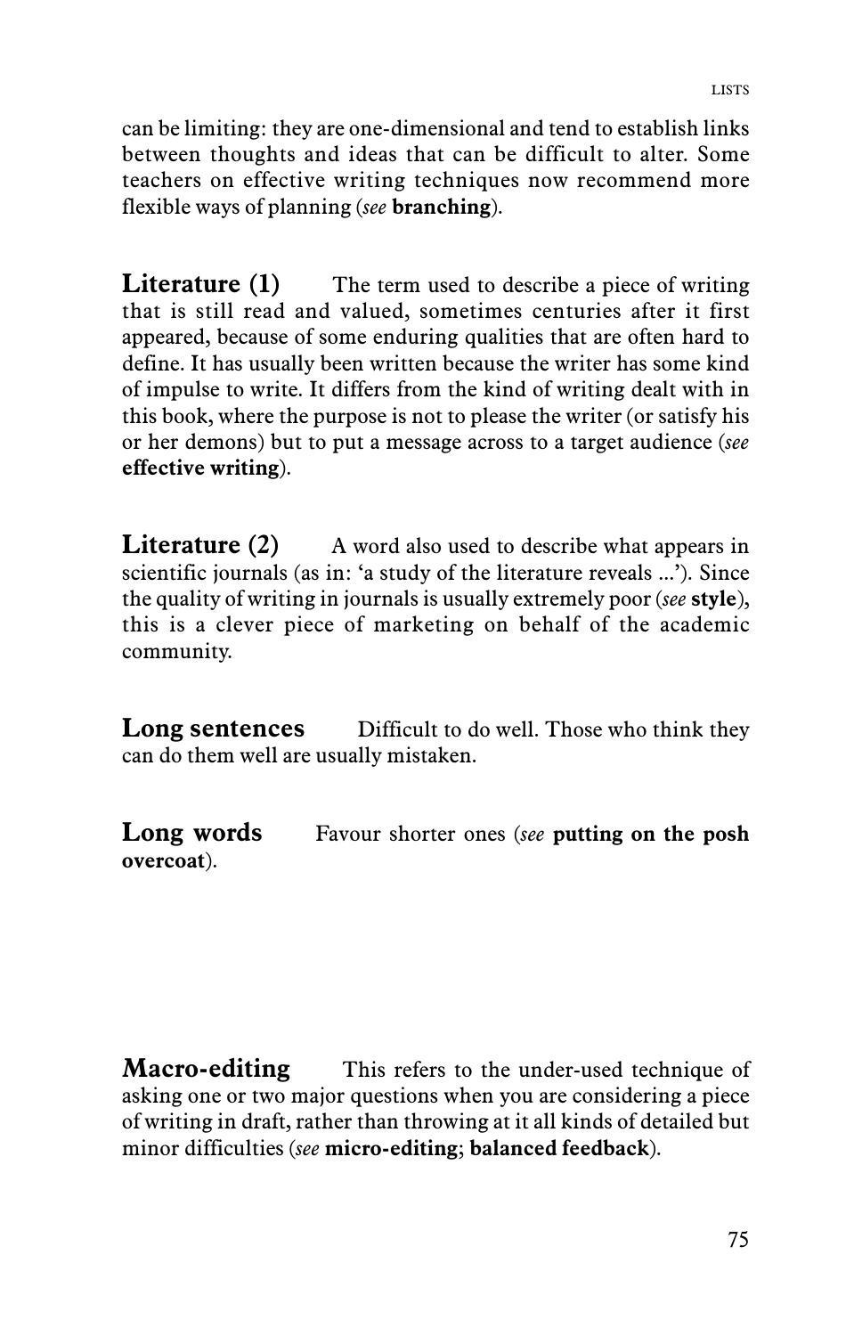can be limiting: they are one-dimensional and tend to establish links between thoughts and ideas that can be difficult to alter. Some teachers on effective writing techniques now recommend more flexible ways of planning (*see* **branching**).

**Literature (1)** The term used to describe a piece of writing that is still read and valued, sometimes centuries after it first appeared, because of some enduring qualities that are often hard to define. It has usually been written because the writer has some kind of impulse to write. It differs from the kind of writing dealt with in this book, where the purpose is not to please the writer (or satisfy his or her demons) but to put a message across to a target audience (*see* **effective writing**).

**Literature (2)** A word also used to describe what appears in scientific journals (as in: 'a study of the literature reveals ...'). Since the quality of writing in journals is usually extremely poor (*see* **style**), this is a clever piece of marketing on behalf of the academic community.

**Long sentences** Difficult to do well. Those who think they can do them well are usually mistaken.

**Long words** Favour shorter ones (*see* **putting on the posh overcoat**).

**Macro-editing** This refers to the under-used technique of asking one or two major questions when you are considering a piece of writing in draft, rather than throwing at it all kinds of detailed but minor difficulties (*see* **micro-editing**; **balanced feedback**).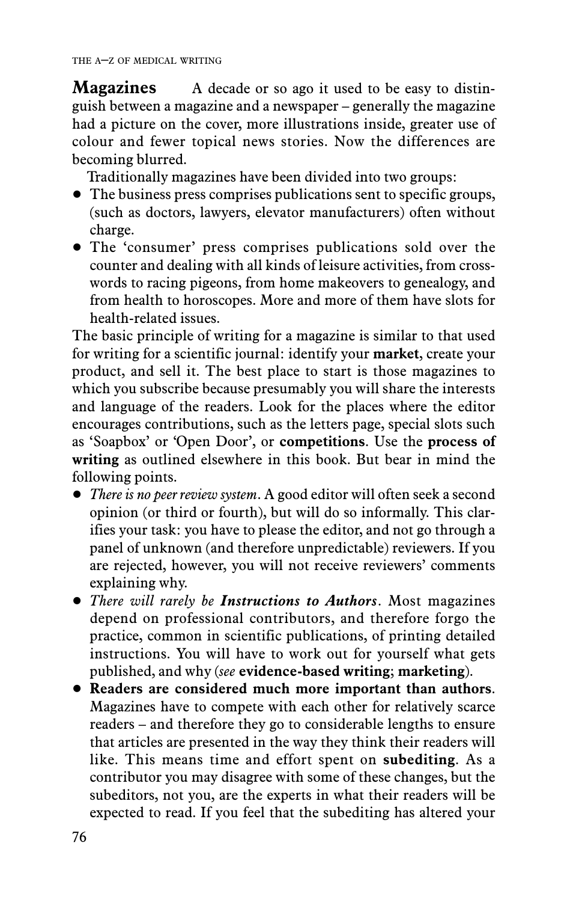**Magazines** A decade or so ago it used to be easy to distinguish between a magazine and a newspaper – generally the magazine had a picture on the cover, more illustrations inside, greater use of colour and fewer topical news stories. Now the differences are becoming blurred.

Traditionally magazines have been divided into two groups:

- The business press comprises publications sent to specific groups, (such as doctors, lawyers, elevator manufacturers) often without charge.
- The 'consumer' press comprises publications sold over the counter and dealing with all kinds of leisure activities, from crosswords to racing pigeons, from home makeovers to genealogy, and from health to horoscopes. More and more of them have slots for health-related issues.

The basic principle of writing for a magazine is similar to that used for writing for a scientific journal: identify your **market**, create your product, and sell it. The best place to start is those magazines to which you subscribe because presumably you will share the interests and language of the readers. Look for the places where the editor encourages contributions, such as the letters page, special slots such as 'Soapbox' or 'Open Door', or **competitions**. Use the **process of writing** as outlined elsewhere in this book. But bear in mind the following points.

- *There is no peer review system*. A good editor will often seek a second opinion (or third or fourth), but will do so informally. This clarifies your task: you have to please the editor, and not go through a panel of unknown (and therefore unpredictable) reviewers. If you are rejected, however, you will not receive reviewers' comments explaining why.
- *There will rarely be* ***Instructions to Authors***. Most magazines depend on professional contributors, and therefore forgo the practice, common in scientific publications, of printing detailed instructions. You will have to work out for yourself what gets published, and why (*see* **evidence-based writing**; **marketing**).
- **Readers are considered much more important than authors**. Magazines have to compete with each other for relatively scarce readers – and therefore they go to considerable lengths to ensure that articles are presented in the way they think their readers will like. This means time and effort spent on **subediting**. As a contributor you may disagree with some of these changes, but the subeditors, not you, are the experts in what their readers will be expected to read. If you feel that the subediting has altered your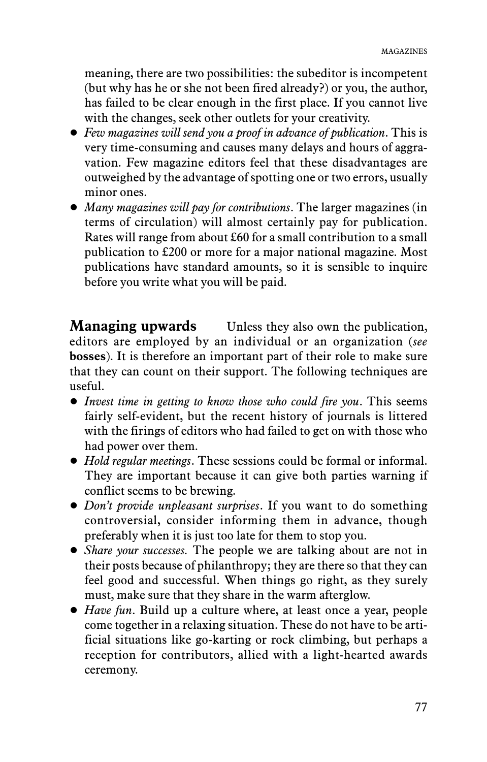meaning, there are two possibilities: the subeditor is incompetent (but why has he or she not been fired already?) or you, the author, has failed to be clear enough in the first place. If you cannot live with the changes, seek other outlets for your creativity.

- *Few magazines will send you a proof in advance of publication*. This is very time-consuming and causes many delays and hours of aggravation. Few magazine editors feel that these disadvantages are outweighed by the advantage of spotting one or two errors, usually minor ones.
- *Many magazines will pay for contributions*. The larger magazines (in terms of circulation) will almost certainly pay for publication. Rates will range from about £60 for a small contribution to a small publication to £200 or more for a major national magazine. Most publications have standard amounts, so it is sensible to inquire before you write what you will be paid.

**Managing upwards** Unless they also own the publication, editors are employed by an individual or an organization (*see* **bosses**). It is therefore an important part of their role to make sure that they can count on their support. The following techniques are useful.

- *Invest time in getting to know those who could fire you*. This seems fairly self-evident, but the recent history of journals is littered with the firings of editors who had failed to get on with those who had power over them.
- *Hold regular meetings*. These sessions could be formal or informal. They are important because it can give both parties warning if conflict seems to be brewing.
- *Don't provide unpleasant surprises*. If you want to do something controversial, consider informing them in advance, though preferably when it is just too late for them to stop you.
- *Share your successes.* The people we are talking about are not in their posts because of philanthropy; they are there so that they can feel good and successful. When things go right, as they surely must, make sure that they share in the warm afterglow.
- *Have fun*. Build up a culture where, at least once a year, people come together in a relaxing situation. These do not have to be artificial situations like go-karting or rock climbing, but perhaps a reception for contributors, allied with a light-hearted awards ceremony.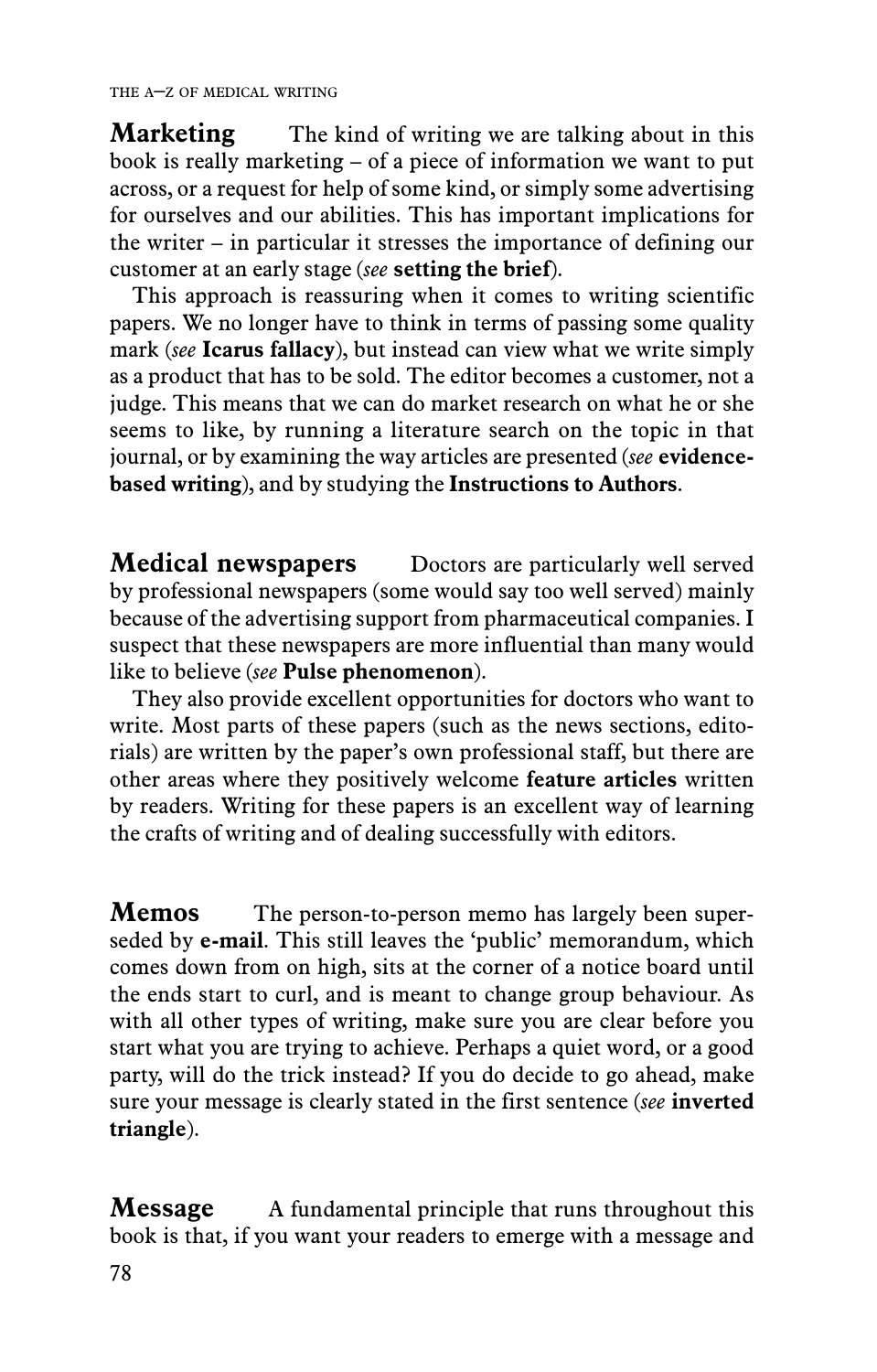**Marketing** The kind of writing we are talking about in this book is really marketing – of a piece of information we want to put across, or a request for help of some kind, or simply some advertising for ourselves and our abilities. This has important implications for the writer – in particular it stresses the importance of defining our customer at an early stage (*see* **setting the brief**).

This approach is reassuring when it comes to writing scientific papers. We no longer have to think in terms of passing some quality mark (*see* **Icarus fallacy**), but instead can view what we write simply as a product that has to be sold. The editor becomes a customer, not a judge. This means that we can do market research on what he or she seems to like, by running a literature search on the topic in that journal, or by examining the way articles are presented (*see* **evidence-based writing**), and by studying the **Instructions to Authors**.

**Medical newspapers** Doctors are particularly well served by professional newspapers (some would say too well served) mainly because of the advertising support from pharmaceutical companies. I suspect that these newspapers are more influential than many would like to believe (*see* **Pulse phenomenon**).

They also provide excellent opportunities for doctors who want to write. Most parts of these papers (such as the news sections, editorials) are written by the paper's own professional staff, but there are other areas where they positively welcome **feature articles** written by readers. Writing for these papers is an excellent way of learning the crafts of writing and of dealing successfully with editors.

**Memos** The person-to-person memo has largely been superseded by **e-mail**. This still leaves the 'public' memorandum, which comes down from on high, sits at the corner of a notice board until the ends start to curl, and is meant to change group behaviour. As with all other types of writing, make sure you are clear before you start what you are trying to achieve. Perhaps a quiet word, or a good party, will do the trick instead? If you do decide to go ahead, make sure your message is clearly stated in the first sentence (*see* **inverted triangle**).

**Message** A fundamental principle that runs throughout this book is that, if you want your readers to emerge with a message and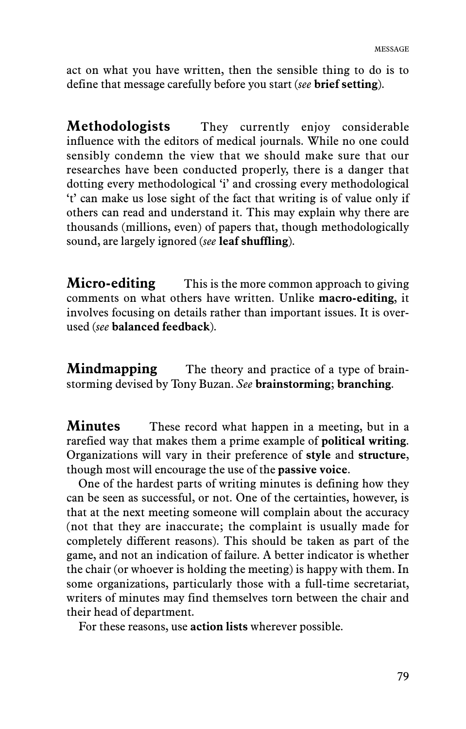act on what you have written, then the sensible thing to do is to define that message carefully before you start (*see* **brief setting**).

**Methodologists** They currently enjoy considerable influence with the editors of medical journals. While no one could sensibly condemn the view that we should make sure that our researches have been conducted properly, there is a danger that dotting every methodological 'i' and crossing every methodological 't' can make us lose sight of the fact that writing is of value only if others can read and understand it. This may explain why there are thousands (millions, even) of papers that, though methodologically sound, are largely ignored (*see* **leaf shuffling**).

**Micro-editing** This is the more common approach to giving comments on what others have written. Unlike **macro-editing**, it involves focusing on details rather than important issues. It is overused (*see* **balanced feedback**).

**Mindmapping** The theory and practice of a type of brainstorming devised by Tony Buzan. *See* **brainstorming**; **branching**.

**Minutes** These record what happen in a meeting, but in a rarefied way that makes them a prime example of **political writing**. Organizations will vary in their preference of **style** and **structure**, though most will encourage the use of the **passive voice**.

One of the hardest parts of writing minutes is defining how they can be seen as successful, or not. One of the certainties, however, is that at the next meeting someone will complain about the accuracy (not that they are inaccurate; the complaint is usually made for completely different reasons). This should be taken as part of the game, and not an indication of failure. A better indicator is whether the chair (or whoever is holding the meeting) is happy with them. In some organizations, particularly those with a full-time secretariat, writers of minutes may find themselves torn between the chair and their head of department.

For these reasons, use **action lists** wherever possible.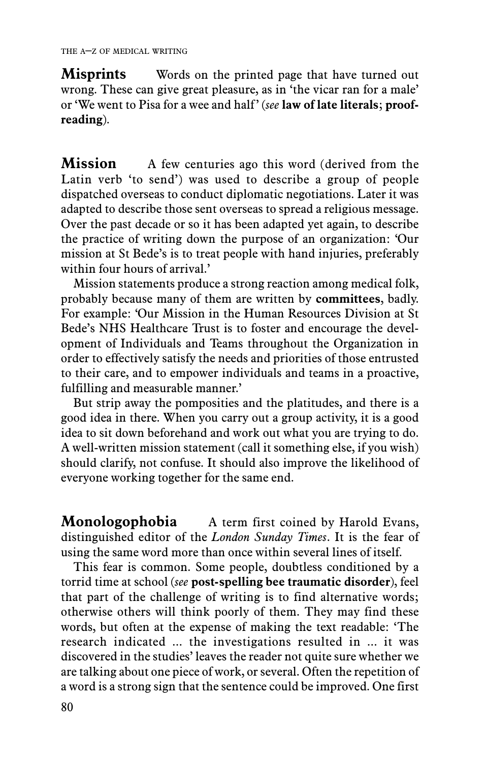**Misprints** Words on the printed page that have turned out wrong. These can give great pleasure, as in 'the vicar ran for a male' or 'We went to Pisa for a wee and half' (*see* **law of late literals**; **proof-reading**).

**Mission** A few centuries ago this word (derived from the Latin verb 'to send') was used to describe a group of people dispatched overseas to conduct diplomatic negotiations. Later it was adapted to describe those sent overseas to spread a religious message. Over the past decade or so it has been adapted yet again, to describe the practice of writing down the purpose of an organization: 'Our mission at St Bede's is to treat people with hand injuries, preferably within four hours of arrival.'

Mission statements produce a strong reaction among medical folk, probably because many of them are written by **committees**, badly. For example: 'Our Mission in the Human Resources Division at St Bede's NHS Healthcare Trust is to foster and encourage the development of Individuals and Teams throughout the Organization in order to effectively satisfy the needs and priorities of those entrusted to their care, and to empower individuals and teams in a proactive, fulfilling and measurable manner.'

But strip away the pomposities and the platitudes, and there is a good idea in there. When you carry out a group activity, it is a good idea to sit down beforehand and work out what you are trying to do. A well-written mission statement (call it something else, if you wish) should clarify, not confuse. It should also improve the likelihood of everyone working together for the same end.

**Monologophobia** A term first coined by Harold Evans, distinguished editor of the *London Sunday Times*. It is the fear of using the same word more than once within several lines of itself.

This fear is common. Some people, doubtless conditioned by a torrid time at school (*see* **post-spelling bee traumatic disorder**), feel that part of the challenge of writing is to find alternative words; otherwise others will think poorly of them. They may find these words, but often at the expense of making the text readable: 'The research indicated ... the investigations resulted in ... it was discovered in the studies' leaves the reader not quite sure whether we are talking about one piece of work, or several. Often the repetition of a word is a strong sign that the sentence could be improved. One first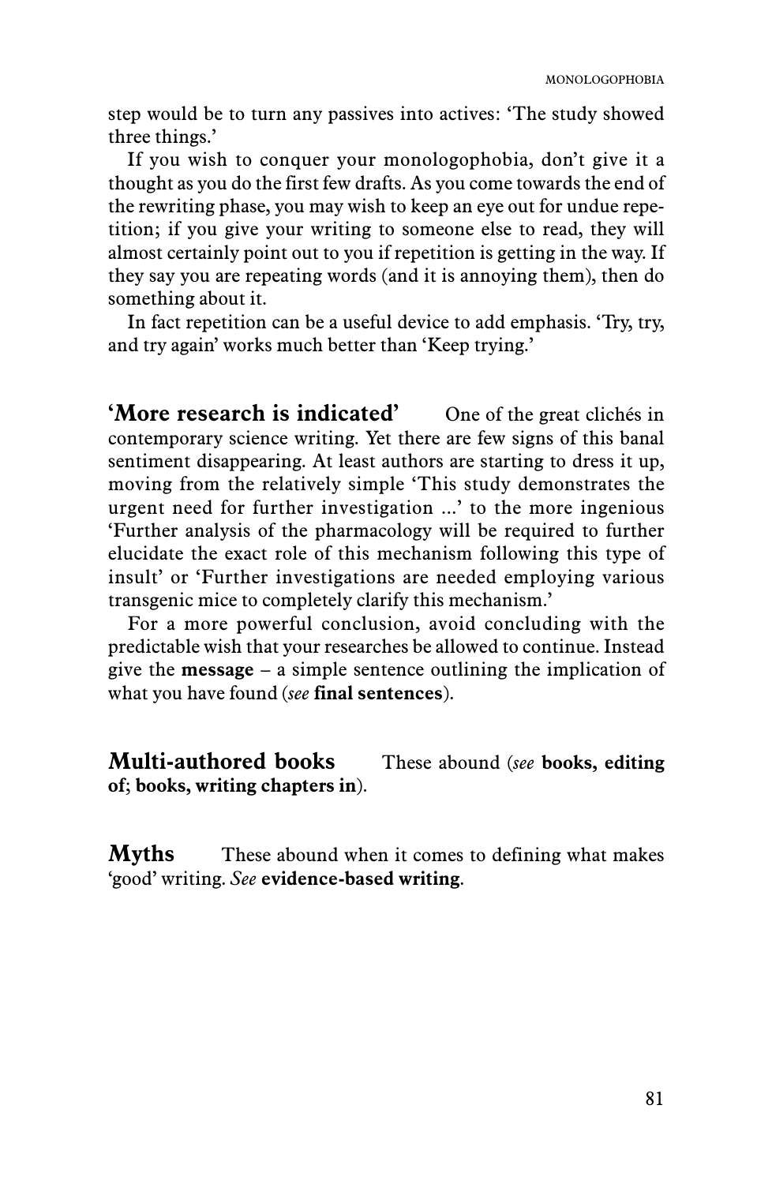step would be to turn any passives into actives: 'The study showed three things.'

If you wish to conquer your monologophobia, don't give it a thought as you do the first few drafts. As you come towards the end of the rewriting phase, you may wish to keep an eye out for undue repetition; if you give your writing to someone else to read, they will almost certainly point out to you if repetition is getting in the way. If they say you are repeating words (and it is annoying them), then do something about it.

In fact repetition can be a useful device to add emphasis. 'Try, try, and try again' works much better than 'Keep trying.'

**'More research is indicated'** One of the great clichés in contemporary science writing. Yet there are few signs of this banal sentiment disappearing. At least authors are starting to dress it up, moving from the relatively simple 'This study demonstrates the urgent need for further investigation ...' to the more ingenious 'Further analysis of the pharmacology will be required to further elucidate the exact role of this mechanism following this type of insult' or 'Further investigations are needed employing various transgenic mice to completely clarify this mechanism.'

For a more powerful conclusion, avoid concluding with the predictable wish that your researches be allowed to continue. Instead give the **message** – a simple sentence outlining the implication of what you have found (*see* **final sentences**).

**Multi-authored books** These abound (*see* **books, editing of**; **books, writing chapters in**).

**Myths** These abound when it comes to defining what makes 'good' writing. *See* **evidence-based writing**.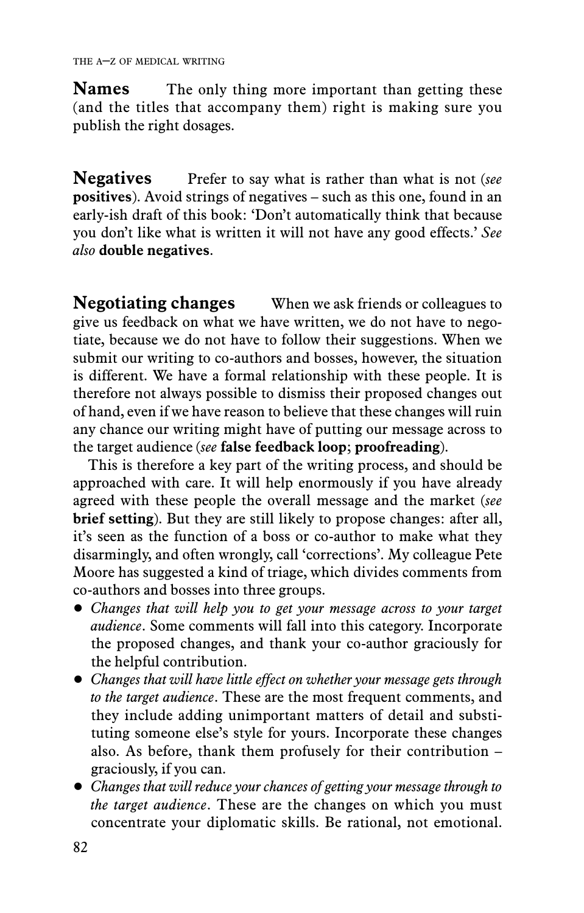**Names** The only thing more important than getting these (and the titles that accompany them) right is making sure you publish the right dosages.

**Negatives** Prefer to say what is rather than what is not (*see* **positives**). Avoid strings of negatives – such as this one, found in an early-ish draft of this book: 'Don't automatically think that because you don't like what is written it will not have any good effects.' *See also* **double negatives**.

**Negotiating changes** When we ask friends or colleagues to give us feedback on what we have written, we do not have to negotiate, because we do not have to follow their suggestions. When we submit our writing to co-authors and bosses, however, the situation is different. We have a formal relationship with these people. It is therefore not always possible to dismiss their proposed changes out of hand, even if we have reason to believe that these changes will ruin any chance our writing might have of putting our message across to the target audience (*see* **false feedback loop**; **proofreading**).

This is therefore a key part of the writing process, and should be approached with care. It will help enormously if you have already agreed with these people the overall message and the market (*see* **brief setting**). But they are still likely to propose changes: after all, it's seen as the function of a boss or co-author to make what they disarmingly, and often wrongly, call 'corrections'. My colleague Pete Moore has suggested a kind of triage, which divides comments from co-authors and bosses into three groups.

- *Changes that will help you to get your message across to your target audience*. Some comments will fall into this category. Incorporate the proposed changes, and thank your co-author graciously for the helpful contribution.
- *Changes that will have little effect on whether your message gets through to the target audience*. These are the most frequent comments, and they include adding unimportant matters of detail and substituting someone else's style for yours. Incorporate these changes also. As before, thank them profusely for their contribution – graciously, if you can.
- *Changes that will reduce your chances of getting your message through to the target audience*. These are the changes on which you must concentrate your diplomatic skills. Be rational, not emotional.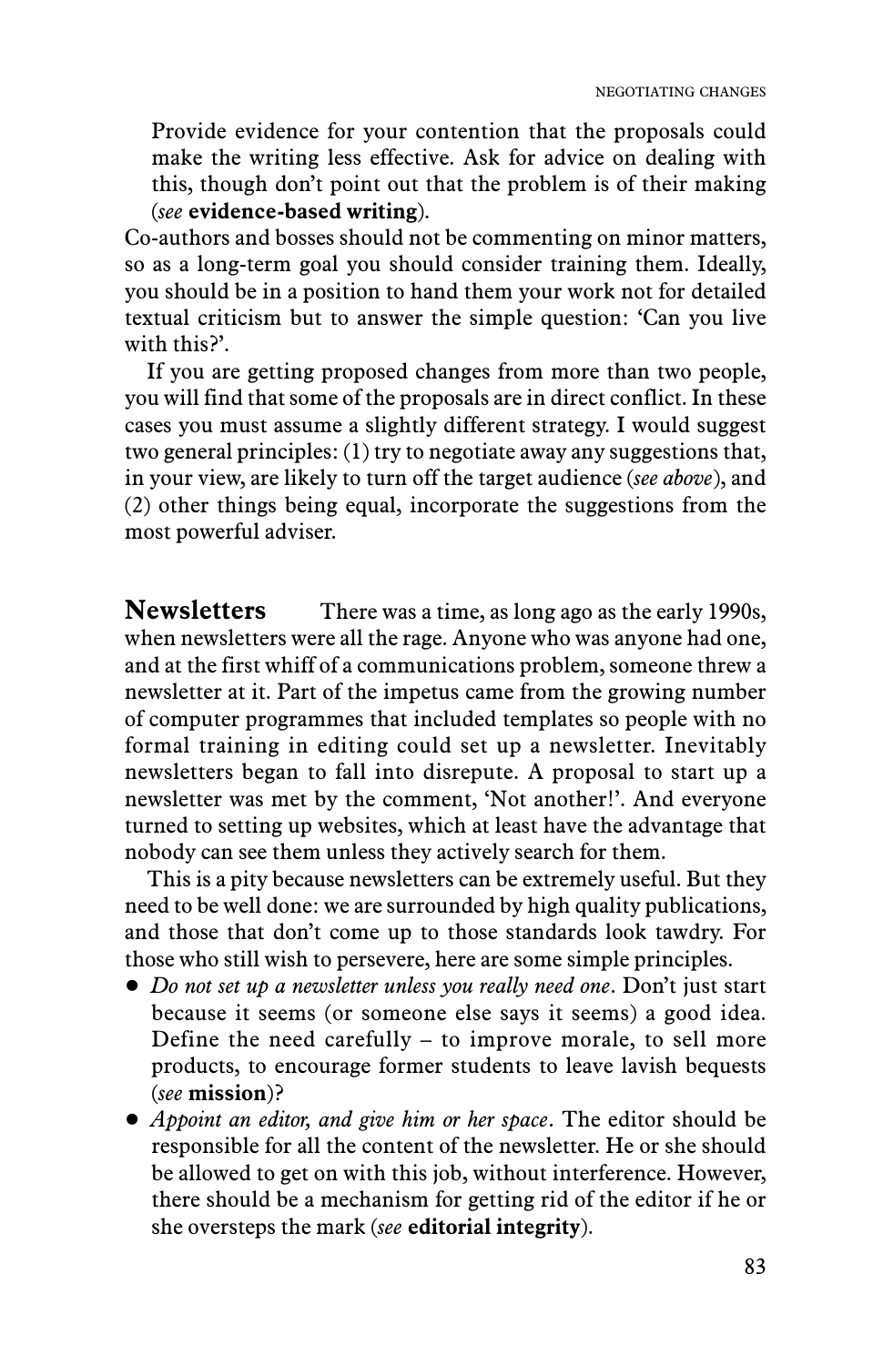Provide evidence for your contention that the proposals could make the writing less effective. Ask for advice on dealing with this, though don't point out that the problem is of their making (*see* **evidence-based writing**).

Co-authors and bosses should not be commenting on minor matters, so as a long-term goal you should consider training them. Ideally, you should be in a position to hand them your work not for detailed textual criticism but to answer the simple question: 'Can you live with this?'.

If you are getting proposed changes from more than two people, you will find that some of the proposals are in direct conflict. In these cases you must assume a slightly different strategy. I would suggest two general principles: (1) try to negotiate away any suggestions that, in your view, are likely to turn off the target audience (*see above*), and (2) other things being equal, incorporate the suggestions from the most powerful adviser.

**Newsletters** There was a time, as long ago as the early 1990s, when newsletters were all the rage. Anyone who was anyone had one, and at the first whiff of a communications problem, someone threw a newsletter at it. Part of the impetus came from the growing number of computer programmes that included templates so people with no formal training in editing could set up a newsletter. Inevitably newsletters began to fall into disrepute. A proposal to start up a newsletter was met by the comment, 'Not another!'. And everyone turned to setting up websites, which at least have the advantage that nobody can see them unless they actively search for them.

This is a pity because newsletters can be extremely useful. But they need to be well done: we are surrounded by high quality publications, and those that don't come up to those standards look tawdry. For those who still wish to persevere, here are some simple principles.

- *Do not set up a newsletter unless you really need one*. Don't just start because it seems (or someone else says it seems) a good idea. Define the need carefully – to improve morale, to sell more products, to encourage former students to leave lavish bequests (*see* **mission**)?
- *Appoint an editor, and give him or her space*. The editor should be responsible for all the content of the newsletter. He or she should be allowed to get on with this job, without interference. However, there should be a mechanism for getting rid of the editor if he or she oversteps the mark (*see* **editorial integrity**).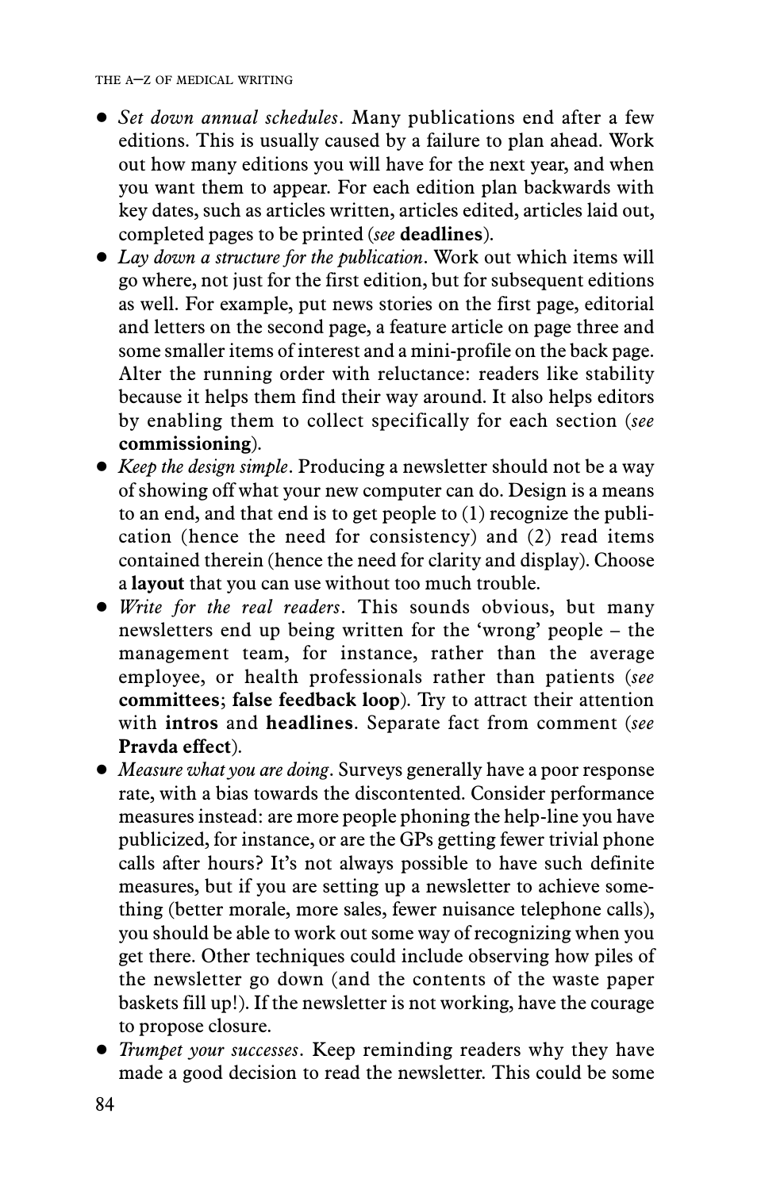- *Set down annual schedules*. Many publications end after a few editions. This is usually caused by a failure to plan ahead. Work out how many editions you will have for the next year, and when you want them to appear. For each edition plan backwards with key dates, such as articles written, articles edited, articles laid out, completed pages to be printed (*see* **deadlines**).
- *Lay down a structure for the publication*. Work out which items will go where, not just for the first edition, but for subsequent editions as well. For example, put news stories on the first page, editorial and letters on the second page, a feature article on page three and some smaller items of interest and a mini-profile on the back page. Alter the running order with reluctance: readers like stability because it helps them find their way around. It also helps editors by enabling them to collect specifically for each section (*see* **commissioning**).
- *Keep the design simple*. Producing a newsletter should not be a way of showing off what your new computer can do. Design is a means to an end, and that end is to get people to (1) recognize the publication (hence the need for consistency) and (2) read items contained therein (hence the need for clarity and display). Choose a **layout** that you can use without too much trouble.
- *Write for the real readers*. This sounds obvious, but many newsletters end up being written for the 'wrong' people – the management team, for instance, rather than the average employee, or health professionals rather than patients (*see* **committees**; **false feedback loop**). Try to attract their attention with **intros** and **headlines**. Separate fact from comment (*see* **Pravda effect**).
- *Measure what you are doing*. Surveys generally have a poor response rate, with a bias towards the discontented. Consider performance measures instead: are more people phoning the help-line you have publicized, for instance, or are the GPs getting fewer trivial phone calls after hours? It's not always possible to have such definite measures, but if you are setting up a newsletter to achieve something (better morale, more sales, fewer nuisance telephone calls), you should be able to work out some way of recognizing when you get there. Other techniques could include observing how piles of the newsletter go down (and the contents of the waste paper baskets fill up!). If the newsletter is not working, have the courage to propose closure.
- *Trumpet your successes*. Keep reminding readers why they have made a good decision to read the newsletter. This could be some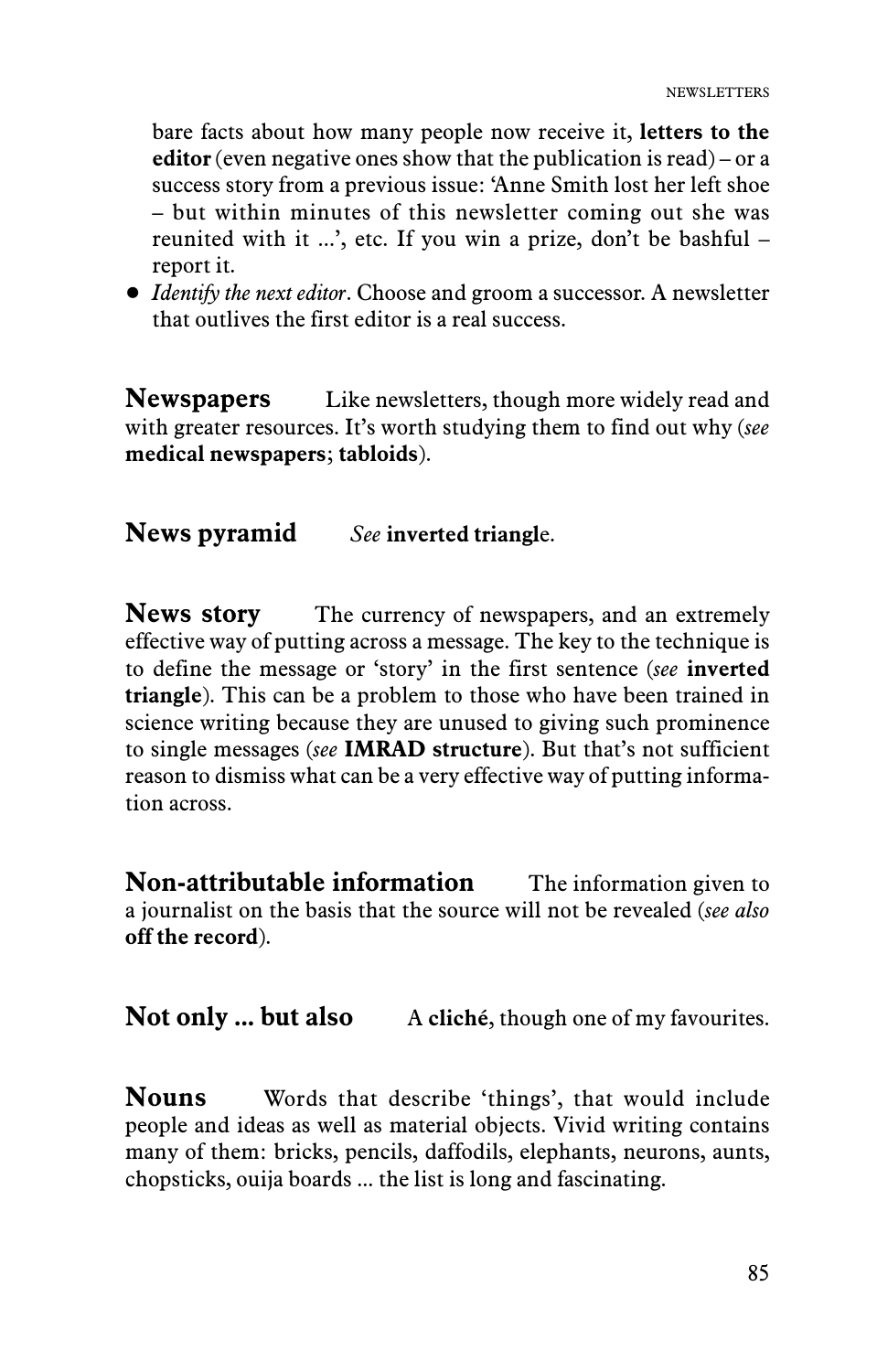bare facts about how many people now receive it, **letters to the editor** (even negative ones show that the publication is read) – or a success story from a previous issue: 'Anne Smith lost her left shoe – but within minutes of this newsletter coming out she was reunited with it ...', etc. If you win a prize, don't be bashful – report it.

- *Identify the next editor*. Choose and groom a successor. A newsletter that outlives the first editor is a real success.

**Newspapers** Like newsletters, though more widely read and with greater resources. It's worth studying them to find out why (*see* **medical newspapers**; **tabloids**).

**News pyramid** *See* **inverted triangl**e.

**News story** The currency of newspapers, and an extremely effective way of putting across a message. The key to the technique is to define the message or 'story' in the first sentence (*see* **inverted triangle**). This can be a problem to those who have been trained in science writing because they are unused to giving such prominence to single messages (*see* **IMRAD structure**). But that's not sufficient reason to dismiss what can be a very effective way of putting information across.

**Non-attributable information** The information given to a journalist on the basis that the source will not be revealed (*see also* **off the record**).

**Not only ... but also** A **cliché**, though one of my favourites.

**Nouns** Words that describe 'things', that would include people and ideas as well as material objects. Vivid writing contains many of them: bricks, pencils, daffodils, elephants, neurons, aunts, chopsticks, ouija boards ... the list is long and fascinating.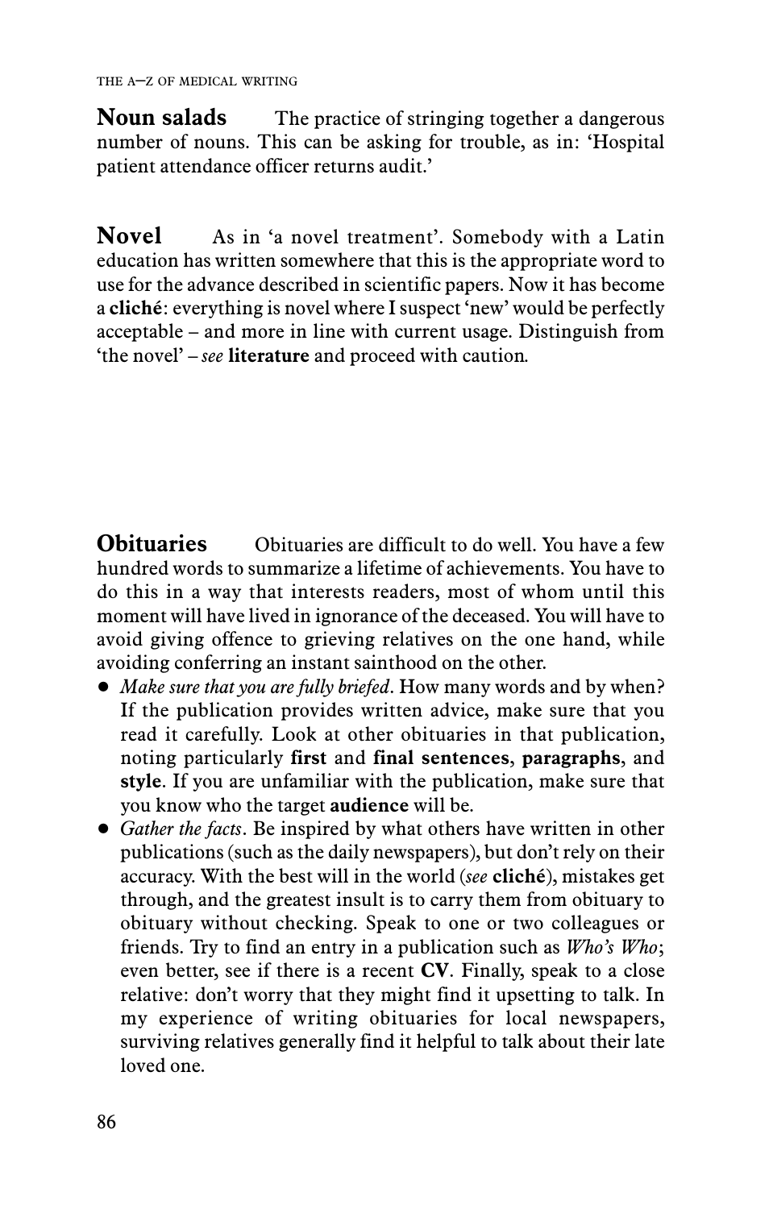**Noun salads** The practice of stringing together a dangerous number of nouns. This can be asking for trouble, as in: 'Hospital patient attendance officer returns audit.'

**Novel** As in 'a novel treatment'. Somebody with a Latin education has written somewhere that this is the appropriate word to use for the advance described in scientific papers. Now it has become a **cliché**: everything is novel where I suspect 'new' would be perfectly acceptable – and more in line with current usage. Distinguish from 'the novel' – *see* **literature** and proceed with caution.

**Obituaries** Obituaries are difficult to do well. You have a few hundred words to summarize a lifetime of achievements. You have to do this in a way that interests readers, most of whom until this moment will have lived in ignorance of the deceased. You will have to avoid giving offence to grieving relatives on the one hand, while avoiding conferring an instant sainthood on the other.

- *Make sure that you are fully briefed*. How many words and by when? If the publication provides written advice, make sure that you read it carefully. Look at other obituaries in that publication, noting particularly **first** and **final sentences**, **paragraphs**, and **style**. If you are unfamiliar with the publication, make sure that you know who the target **audience** will be.
- *Gather the facts*. Be inspired by what others have written in other publications (such as the daily newspapers), but don't rely on their accuracy. With the best will in the world (*see* **cliché**), mistakes get through, and the greatest insult is to carry them from obituary to obituary without checking. Speak to one or two colleagues or friends. Try to find an entry in a publication such as *Who's Who*; even better, see if there is a recent **CV**. Finally, speak to a close relative: don't worry that they might find it upsetting to talk. In my experience of writing obituaries for local newspapers, surviving relatives generally find it helpful to talk about their late loved one.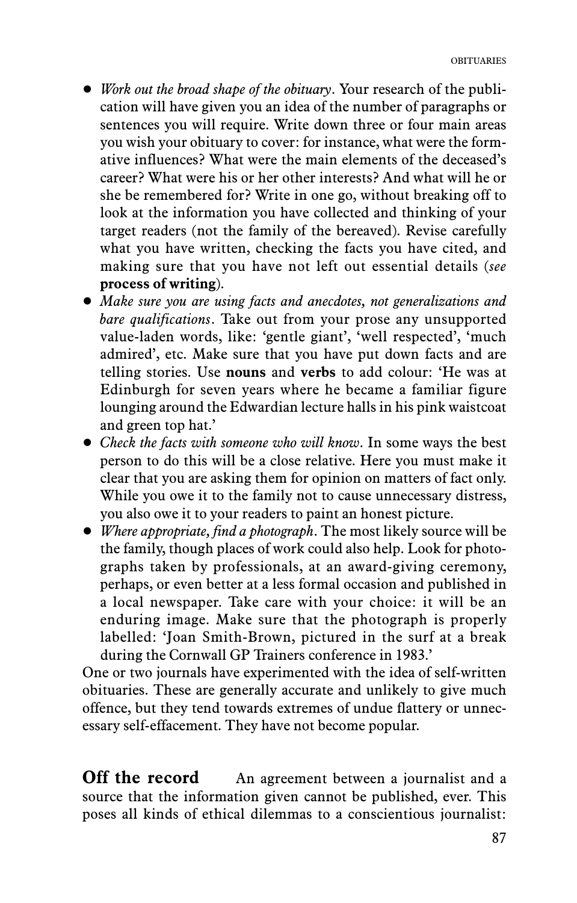- *Work out the broad shape of the obituary*. Your research of the publication will have given you an idea of the number of paragraphs or sentences you will require. Write down three or four main areas you wish your obituary to cover: for instance, what were the formative influences? What were the main elements of the deceased's career? What were his or her other interests? And what will he or she be remembered for? Write in one go, without breaking off to look at the information you have collected and thinking of your target readers (not the family of the bereaved). Revise carefully what you have written, checking the facts you have cited, and making sure that you have not left out essential details (*see* **process of writing**).
- *Make sure you are using facts and anecdotes, not generalizations and bare qualifications*. Take out from your prose any unsupported value-laden words, like: 'gentle giant', 'well respected', 'much admired', etc. Make sure that you have put down facts and are telling stories. Use **nouns** and **verbs** to add colour: 'He was at Edinburgh for seven years where he became a familiar figure lounging around the Edwardian lecture halls in his pink waistcoat and green top hat.'
- *Check the facts with someone who will know*. In some ways the best person to do this will be a close relative. Here you must make it clear that you are asking them for opinion on matters of fact only. While you owe it to the family not to cause unnecessary distress, you also owe it to your readers to paint an honest picture.
- *Where appropriate, find a photograph*. The most likely source will be the family, though places of work could also help. Look for photographs taken by professionals, at an award-giving ceremony, perhaps, or even better at a less formal occasion and published in a local newspaper. Take care with your choice: it will be an enduring image. Make sure that the photograph is properly labelled: 'Joan Smith-Brown, pictured in the surf at a break during the Cornwall GP Trainers conference in 1983.'

One or two journals have experimented with the idea of self-written obituaries. These are generally accurate and unlikely to give much offence, but they tend towards extremes of undue flattery or unnecessary self-effacement. They have not become popular.

**Off the record** An agreement between a journalist and a source that the information given cannot be published, ever. This poses all kinds of ethical dilemmas to a conscientious journalist: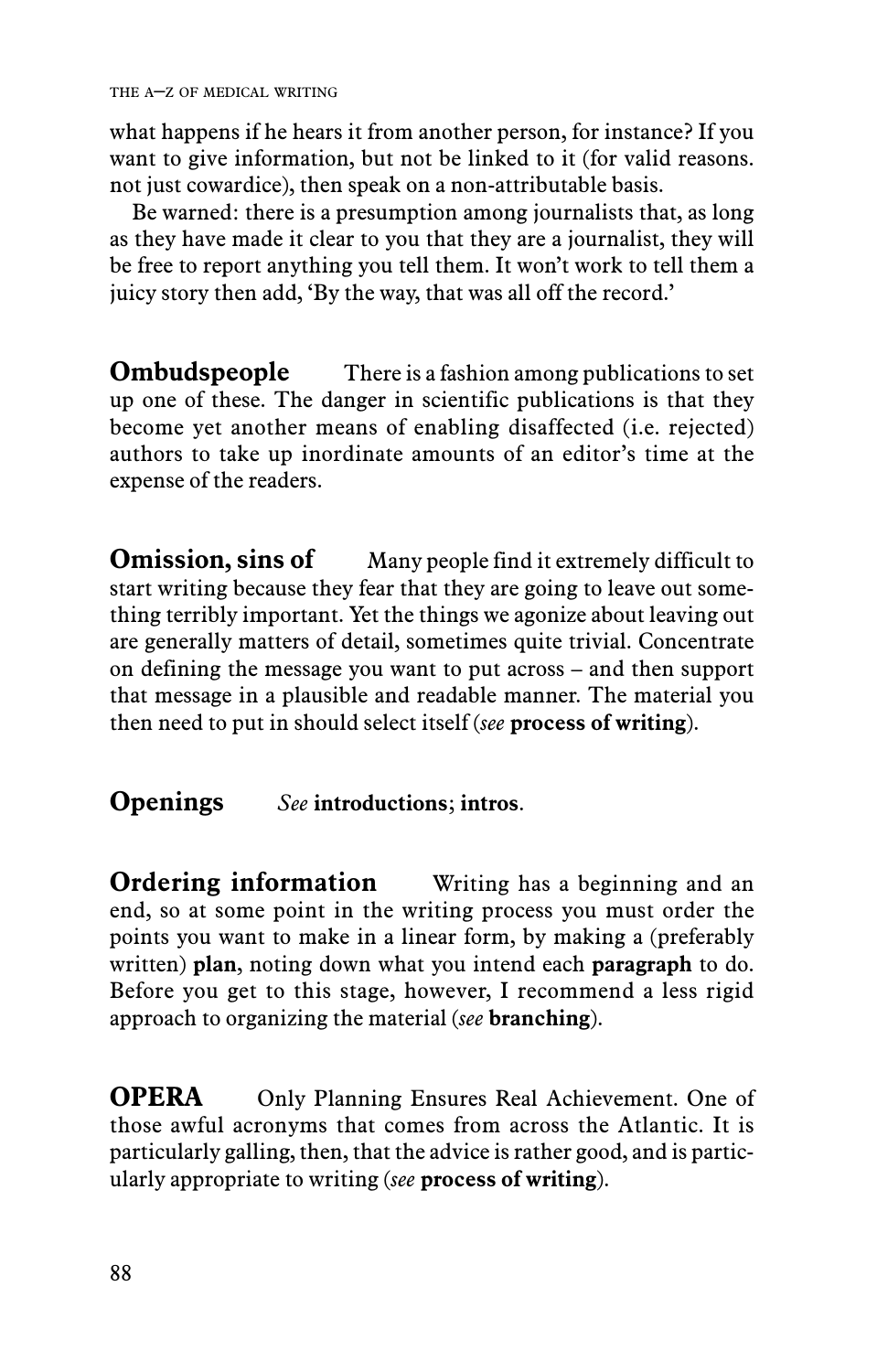what happens if he hears it from another person, for instance? If you want to give information, but not be linked to it (for valid reasons. not just cowardice), then speak on a non-attributable basis.

Be warned: there is a presumption among journalists that, as long as they have made it clear to you that they are a journalist, they will be free to report anything you tell them. It won't work to tell them a juicy story then add, 'By the way, that was all off the record.'

**Ombudspeople** There is a fashion among publications to set up one of these. The danger in scientific publications is that they become yet another means of enabling disaffected (i.e. rejected) authors to take up inordinate amounts of an editor's time at the expense of the readers.

**Omission, sins of** Many people find it extremely difficult to start writing because they fear that they are going to leave out something terribly important. Yet the things we agonize about leaving out are generally matters of detail, sometimes quite trivial. Concentrate on defining the message you want to put across – and then support that message in a plausible and readable manner. The material you then need to put in should select itself (*see* **process of writing**).

**Openings** *See* **introductions**; **intros**.

**Ordering information** Writing has a beginning and an end, so at some point in the writing process you must order the points you want to make in a linear form, by making a (preferably written) **plan**, noting down what you intend each **paragraph** to do. Before you get to this stage, however, I recommend a less rigid approach to organizing the material (*see* **branching**).

**OPERA** Only Planning Ensures Real Achievement. One of those awful acronyms that comes from across the Atlantic. It is particularly galling, then, that the advice is rather good, and is particularly appropriate to writing (*see* **process of writing**).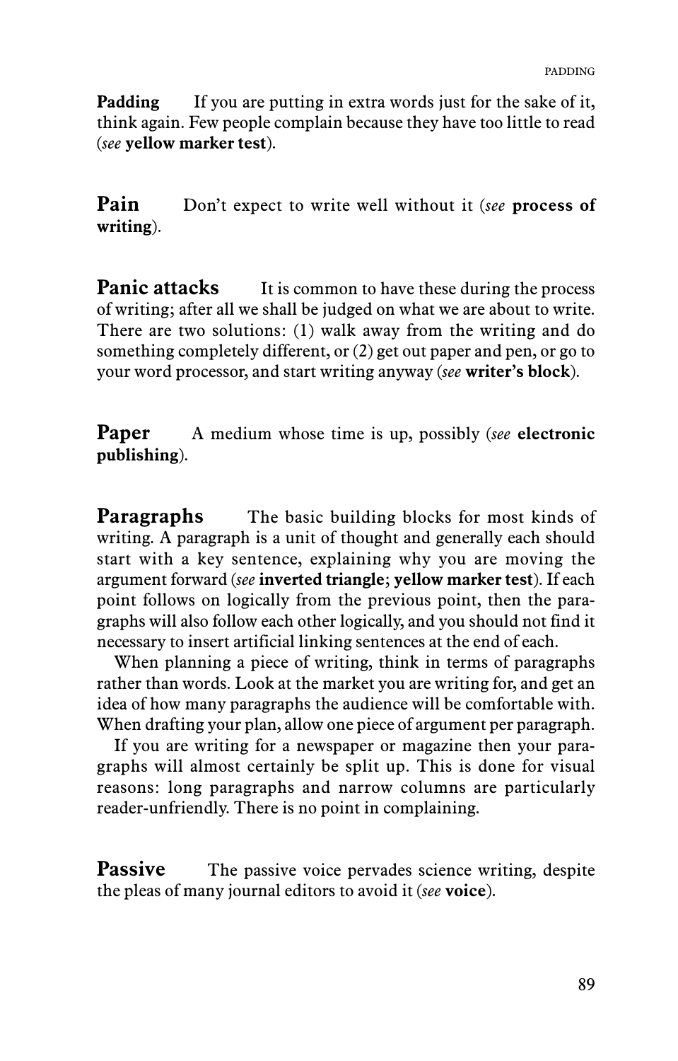**Padding** If you are putting in extra words just for the sake of it, think again. Few people complain because they have too little to read (*see* **yellow marker test**).

**Pain** Don't expect to write well without it (*see* **process of writing**).

**Panic attacks** It is common to have these during the process of writing; after all we shall be judged on what we are about to write. There are two solutions: (1) walk away from the writing and do something completely different, or (2) get out paper and pen, or go to your word processor, and start writing anyway (*see* **writer's block**).

**Paper** A medium whose time is up, possibly (*see* **electronic publishing**).

**Paragraphs** The basic building blocks for most kinds of writing. A paragraph is a unit of thought and generally each should start with a key sentence, explaining why you are moving the argument forward (*see* **inverted triangle**; **yellow marker test**). If each point follows on logically from the previous point, then the paragraphs will also follow each other logically, and you should not find it necessary to insert artificial linking sentences at the end of each.

When planning a piece of writing, think in terms of paragraphs rather than words. Look at the market you are writing for, and get an idea of how many paragraphs the audience will be comfortable with. When drafting your plan, allow one piece of argument per paragraph.

If you are writing for a newspaper or magazine then your paragraphs will almost certainly be split up. This is done for visual reasons: long paragraphs and narrow columns are particularly reader-unfriendly. There is no point in complaining.

**Passive** The passive voice pervades science writing, despite the pleas of many journal editors to avoid it (*see* **voice**).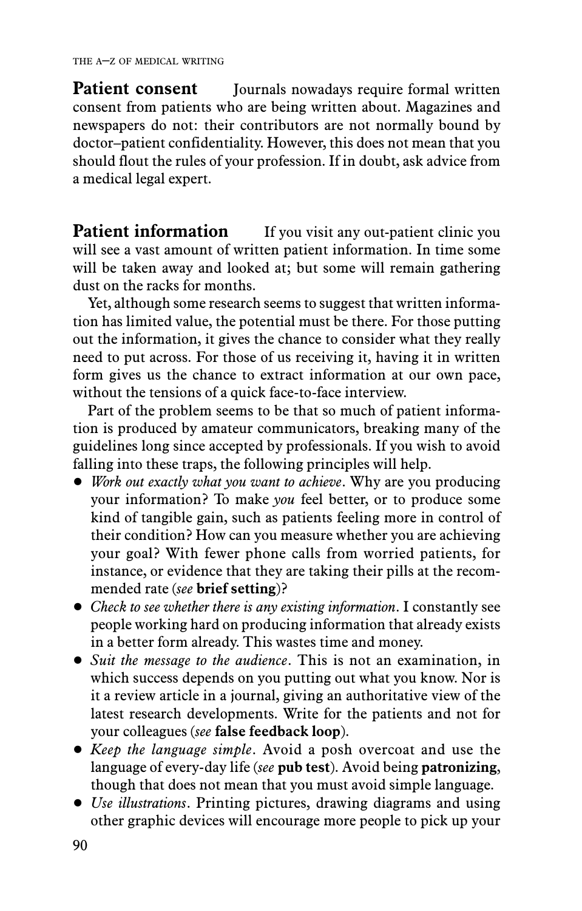**Patient consent** Journals nowadays require formal written consent from patients who are being written about. Magazines and newspapers do not: their contributors are not normally bound by doctor–patient confidentiality. However, this does not mean that you should flout the rules of your profession. If in doubt, ask advice from a medical legal expert.

**Patient information** If you visit any out-patient clinic you will see a vast amount of written patient information. In time some will be taken away and looked at; but some will remain gathering dust on the racks for months.

Yet, although some research seems to suggest that written information has limited value, the potential must be there. For those putting out the information, it gives the chance to consider what they really need to put across. For those of us receiving it, having it in written form gives us the chance to extract information at our own pace, without the tensions of a quick face-to-face interview.

Part of the problem seems to be that so much of patient information is produced by amateur communicators, breaking many of the guidelines long since accepted by professionals. If you wish to avoid falling into these traps, the following principles will help.

- *Work out exactly what you want to achieve*. Why are you producing your information? To make *you* feel better, or to produce some kind of tangible gain, such as patients feeling more in control of their condition? How can you measure whether you are achieving your goal? With fewer phone calls from worried patients, for instance, or evidence that they are taking their pills at the recommended rate (*see* **brief setting**)?
- *Check to see whether there is any existing information*. I constantly see people working hard on producing information that already exists in a better form already. This wastes time and money.
- *Suit the message to the audience*. This is not an examination, in which success depends on you putting out what you know. Nor is it a review article in a journal, giving an authoritative view of the latest research developments. Write for the patients and not for your colleagues (*see* **false feedback loop**).
- *Keep the language simple*. Avoid a posh overcoat and use the language of every-day life (*see* **pub test**). Avoid being **patronizing**, though that does not mean that you must avoid simple language.
- *Use illustrations*. Printing pictures, drawing diagrams and using other graphic devices will encourage more people to pick up your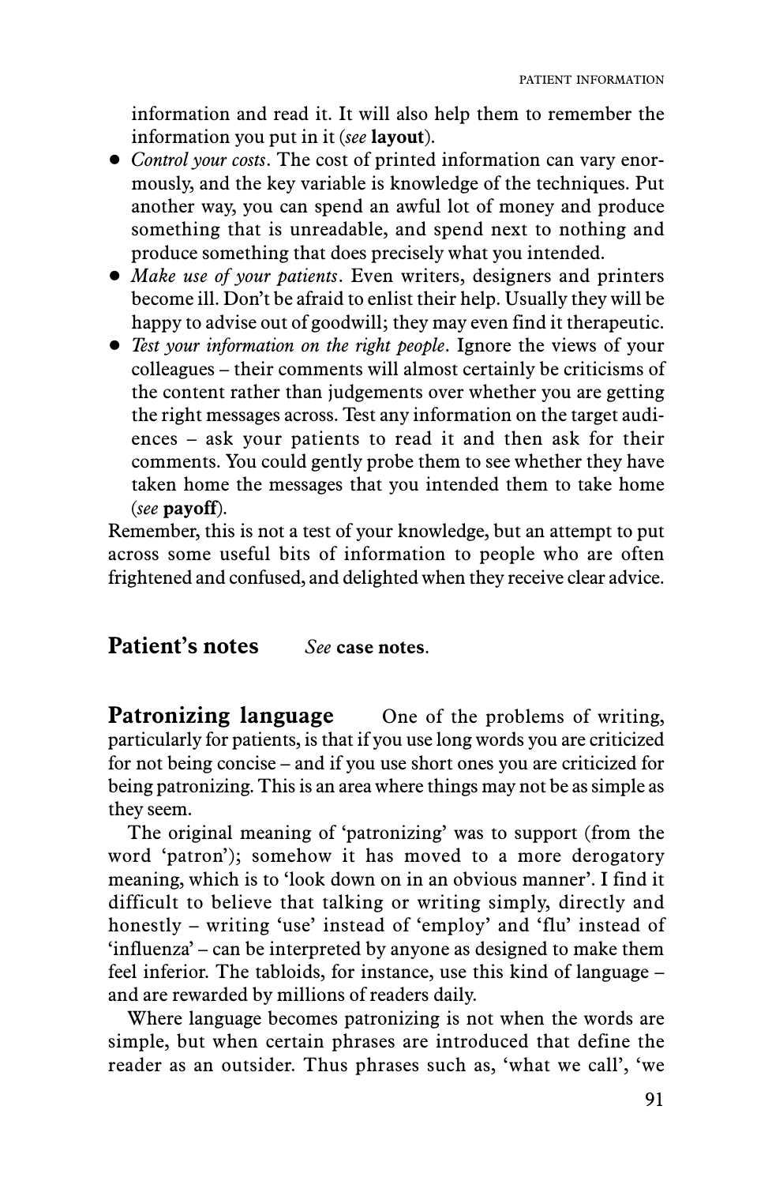information and read it. It will also help them to remember the information you put in it (*see* **layout**).

- *Control your costs*. The cost of printed information can vary enormously, and the key variable is knowledge of the techniques. Put another way, you can spend an awful lot of money and produce something that is unreadable, and spend next to nothing and produce something that does precisely what you intended.
- *Make use of your patients*. Even writers, designers and printers become ill. Don't be afraid to enlist their help. Usually they will be happy to advise out of goodwill; they may even find it therapeutic.
- *Test your information on the right people*. Ignore the views of your colleagues – their comments will almost certainly be criticisms of the content rather than judgements over whether you are getting the right messages across. Test any information on the target audiences – ask your patients to read it and then ask for their comments. You could gently probe them to see whether they have taken home the messages that you intended them to take home (*see* **payoff**).

Remember, this is not a test of your knowledge, but an attempt to put across some useful bits of information to people who are often frightened and confused, and delighted when they receive clear advice.

## Patient's notes

*See* **case notes**.

## Patronizing language

One of the problems of writing, particularly for patients, is that if you use long words you are criticized for not being concise – and if you use short ones you are criticized for being patronizing. This is an area where things may not be as simple as they seem.

The original meaning of 'patronizing' was to support (from the word 'patron'); somehow it has moved to a more derogatory meaning, which is to 'look down on in an obvious manner'. I find it difficult to believe that talking or writing simply, directly and honestly – writing 'use' instead of 'employ' and 'flu' instead of 'influenza' – can be interpreted by anyone as designed to make them feel inferior. The tabloids, for instance, use this kind of language – and are rewarded by millions of readers daily.

Where language becomes patronizing is not when the words are simple, but when certain phrases are introduced that define the reader as an outsider. Thus phrases such as, 'what we call', 'we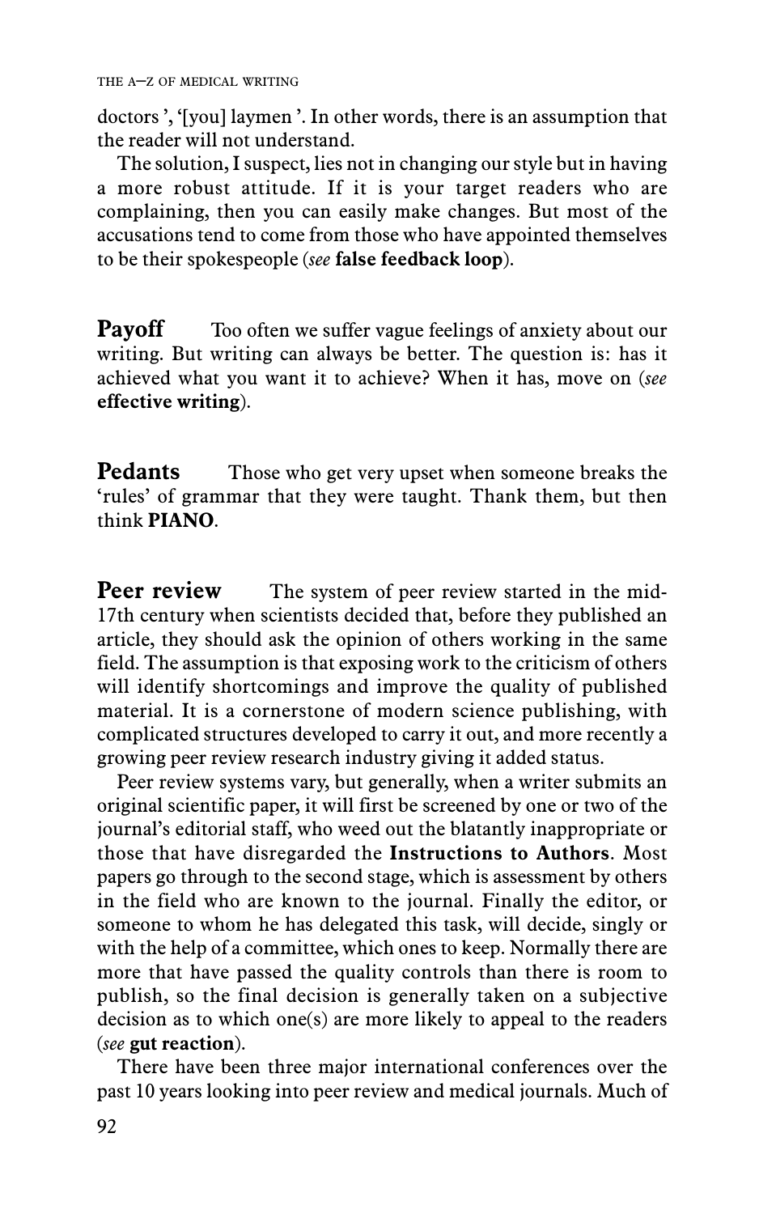doctors ', '[you] laymen '. In other words, there is an assumption that the reader will not understand.

The solution, I suspect, lies not in changing our style but in having a more robust attitude. If it is your target readers who are complaining, then you can easily make changes. But most of the accusations tend to come from those who have appointed themselves to be their spokespeople (*see* **false feedback loop**).

**Payoff** Too often we suffer vague feelings of anxiety about our writing. But writing can always be better. The question is: has it achieved what you want it to achieve? When it has, move on (*see* **effective writing**).

**Pedants** Those who get very upset when someone breaks the 'rules' of grammar that they were taught. Thank them, but then think **PIANO**.

**Peer review** The system of peer review started in the mid-17th century when scientists decided that, before they published an article, they should ask the opinion of others working in the same field. The assumption is that exposing work to the criticism of others will identify shortcomings and improve the quality of published material. It is a cornerstone of modern science publishing, with complicated structures developed to carry it out, and more recently a growing peer review research industry giving it added status.

Peer review systems vary, but generally, when a writer submits an original scientific paper, it will first be screened by one or two of the journal's editorial staff, who weed out the blatantly inappropriate or those that have disregarded the **Instructions to Authors**. Most papers go through to the second stage, which is assessment by others in the field who are known to the journal. Finally the editor, or someone to whom he has delegated this task, will decide, singly or with the help of a committee, which ones to keep. Normally there are more that have passed the quality controls than there is room to publish, so the final decision is generally taken on a subjective decision as to which one(s) are more likely to appeal to the readers (*see* **gut reaction**).

There have been three major international conferences over the past 10 years looking into peer review and medical journals. Much of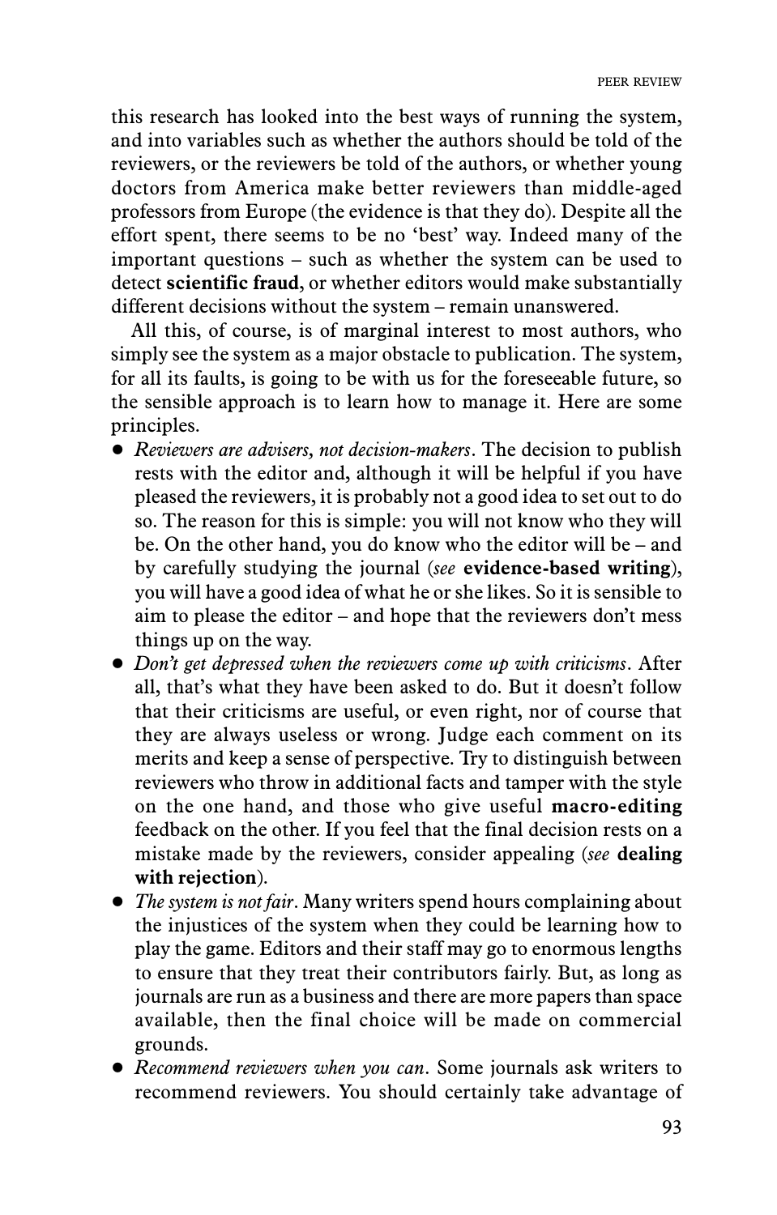this research has looked into the best ways of running the system, and into variables such as whether the authors should be told of the reviewers, or the reviewers be told of the authors, or whether young doctors from America make better reviewers than middle-aged professors from Europe (the evidence is that they do). Despite all the effort spent, there seems to be no 'best' way. Indeed many of the important questions – such as whether the system can be used to detect **scientific fraud**, or whether editors would make substantially different decisions without the system – remain unanswered.

All this, of course, is of marginal interest to most authors, who simply see the system as a major obstacle to publication. The system, for all its faults, is going to be with us for the foreseeable future, so the sensible approach is to learn how to manage it. Here are some principles.

- *Reviewers are advisers, not decision-makers*. The decision to publish rests with the editor and, although it will be helpful if you have pleased the reviewers, it is probably not a good idea to set out to do so. The reason for this is simple: you will not know who they will be. On the other hand, you do know who the editor will be – and by carefully studying the journal (*see* **evidence-based writing**), you will have a good idea of what he or she likes. So it is sensible to aim to please the editor – and hope that the reviewers don't mess things up on the way.
- *Don't get depressed when the reviewers come up with criticisms*. After all, that's what they have been asked to do. But it doesn't follow that their criticisms are useful, or even right, nor of course that they are always useless or wrong. Judge each comment on its merits and keep a sense of perspective. Try to distinguish between reviewers who throw in additional facts and tamper with the style on the one hand, and those who give useful **macro-editing** feedback on the other. If you feel that the final decision rests on a mistake made by the reviewers, consider appealing (*see* **dealing with rejection**).
- *The system is not fair*. Many writers spend hours complaining about the injustices of the system when they could be learning how to play the game. Editors and their staff may go to enormous lengths to ensure that they treat their contributors fairly. But, as long as journals are run as a business and there are more papers than space available, then the final choice will be made on commercial grounds.
- *Recommend reviewers when you can*. Some journals ask writers to recommend reviewers. You should certainly take advantage of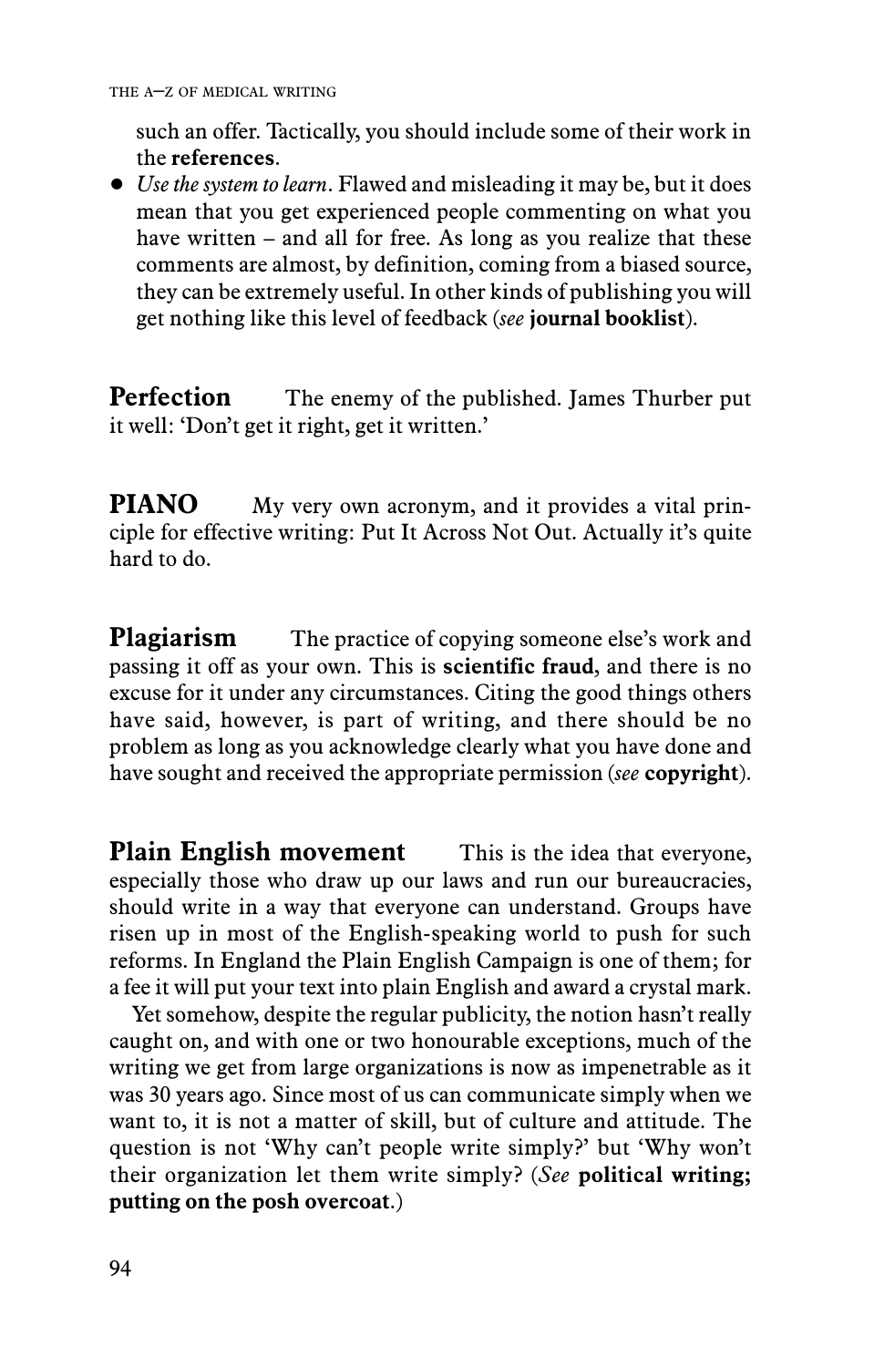such an offer. Tactically, you should include some of their work in the **references**.

- *Use the system to learn*. Flawed and misleading it may be, but it does mean that you get experienced people commenting on what you have written – and all for free. As long as you realize that these comments are almost, by definition, coming from a biased source, they can be extremely useful. In other kinds of publishing you will get nothing like this level of feedback (*see* **journal booklist**).

**Perfection** The enemy of the published. James Thurber put it well: 'Don't get it right, get it written.'

**PIANO** My very own acronym, and it provides a vital principle for effective writing: Put It Across Not Out. Actually it's quite hard to do.

**Plagiarism** The practice of copying someone else's work and passing it off as your own. This is **scientific fraud**, and there is no excuse for it under any circumstances. Citing the good things others have said, however, is part of writing, and there should be no problem as long as you acknowledge clearly what you have done and have sought and received the appropriate permission (*see* **copyright**).

**Plain English movement** This is the idea that everyone, especially those who draw up our laws and run our bureaucracies, should write in a way that everyone can understand. Groups have risen up in most of the English-speaking world to push for such reforms. In England the Plain English Campaign is one of them; for a fee it will put your text into plain English and award a crystal mark.

Yet somehow, despite the regular publicity, the notion hasn't really caught on, and with one or two honourable exceptions, much of the writing we get from large organizations is now as impenetrable as it was 30 years ago. Since most of us can communicate simply when we want to, it is not a matter of skill, but of culture and attitude. The question is not 'Why can't people write simply?' but 'Why won't their organization let them write simply? (*See* **political writing; putting on the posh overcoat**.)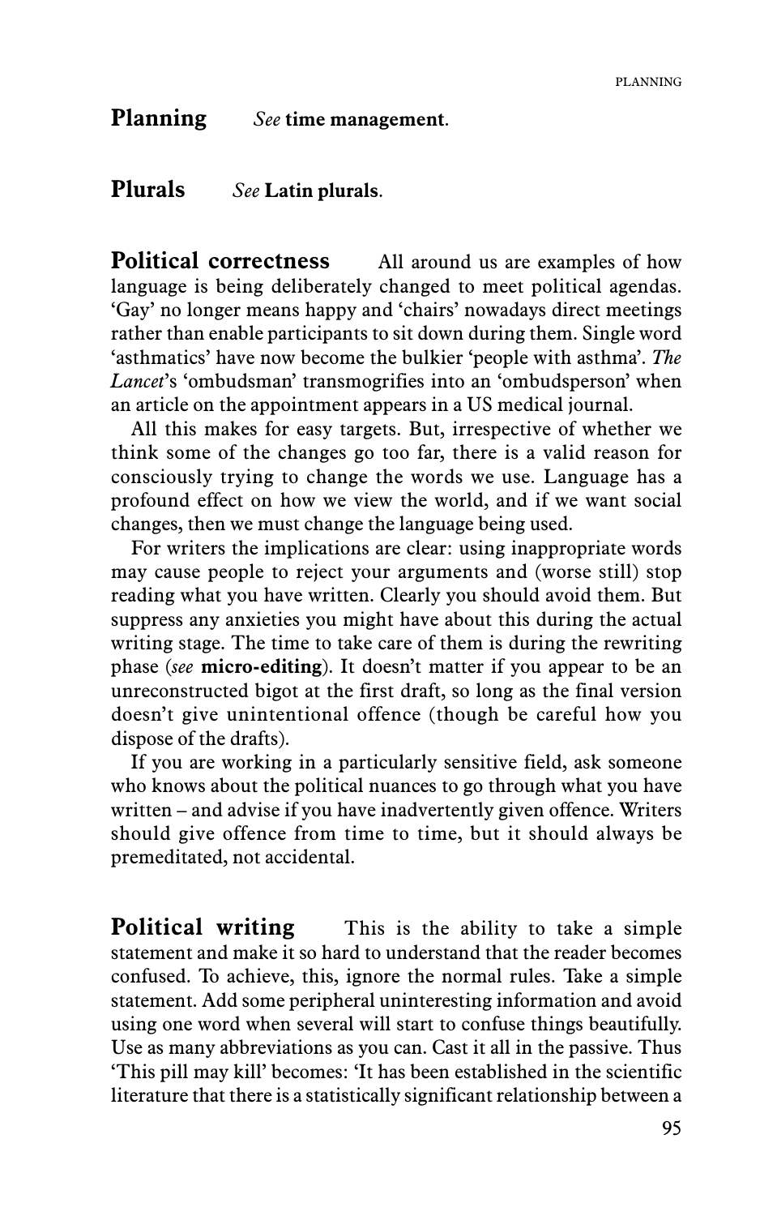**Planning** *See* **time management**.

**Plurals** *See* **Latin plurals**.

**Political correctness** All around us are examples of how language is being deliberately changed to meet political agendas. 'Gay' no longer means happy and 'chairs' nowadays direct meetings rather than enable participants to sit down during them. Single word 'asthmatics' have now become the bulkier 'people with asthma'. *The Lancet*'s 'ombudsman' transmogrifies into an 'ombudsperson' when an article on the appointment appears in a US medical journal.

All this makes for easy targets. But, irrespective of whether we think some of the changes go too far, there is a valid reason for consciously trying to change the words we use. Language has a profound effect on how we view the world, and if we want social changes, then we must change the language being used.

For writers the implications are clear: using inappropriate words may cause people to reject your arguments and (worse still) stop reading what you have written. Clearly you should avoid them. But suppress any anxieties you might have about this during the actual writing stage. The time to take care of them is during the rewriting phase (*see* **micro-editing**). It doesn't matter if you appear to be an unreconstructed bigot at the first draft, so long as the final version doesn't give unintentional offence (though be careful how you dispose of the drafts).

If you are working in a particularly sensitive field, ask someone who knows about the political nuances to go through what you have written – and advise if you have inadvertently given offence. Writers should give offence from time to time, but it should always be premeditated, not accidental.

**Political writing** This is the ability to take a simple statement and make it so hard to understand that the reader becomes confused. To achieve, this, ignore the normal rules. Take a simple statement. Add some peripheral uninteresting information and avoid using one word when several will start to confuse things beautifully. Use as many abbreviations as you can. Cast it all in the passive. Thus 'This pill may kill' becomes: 'It has been established in the scientific literature that there is a statistically significant relationship between a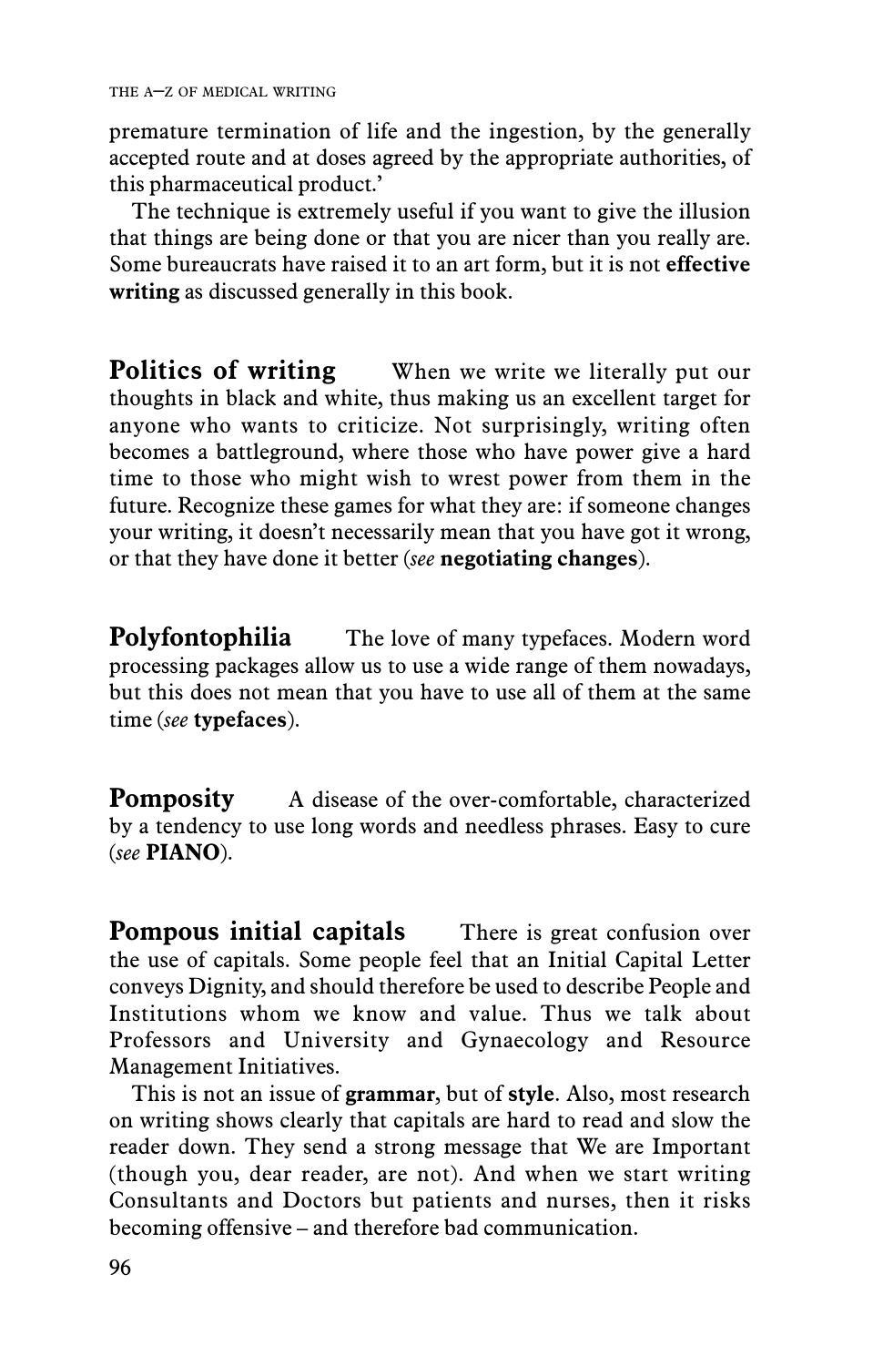premature termination of life and the ingestion, by the generally accepted route and at doses agreed by the appropriate authorities, of this pharmaceutical product.'

The technique is extremely useful if you want to give the illusion that things are being done or that you are nicer than you really are. Some bureaucrats have raised it to an art form, but it is not **effective writing** as discussed generally in this book.

**Politics of writing** When we write we literally put our thoughts in black and white, thus making us an excellent target for anyone who wants to criticize. Not surprisingly, writing often becomes a battleground, where those who have power give a hard time to those who might wish to wrest power from them in the future. Recognize these games for what they are: if someone changes your writing, it doesn't necessarily mean that you have got it wrong, or that they have done it better (*see* **negotiating changes**).

**Polyfontophilia** The love of many typefaces. Modern word processing packages allow us to use a wide range of them nowadays, but this does not mean that you have to use all of them at the same time (*see* **typefaces**).

**Pomposity** A disease of the over-comfortable, characterized by a tendency to use long words and needless phrases. Easy to cure (*see* **PIANO**).

**Pompous initial capitals** There is great confusion over the use of capitals. Some people feel that an Initial Capital Letter conveys Dignity, and should therefore be used to describe People and Institutions whom we know and value. Thus we talk about Professors and University and Gynaecology and Resource Management Initiatives.

This is not an issue of **grammar**, but of **style**. Also, most research on writing shows clearly that capitals are hard to read and slow the reader down. They send a strong message that We are Important (though you, dear reader, are not). And when we start writing Consultants and Doctors but patients and nurses, then it risks becoming offensive – and therefore bad communication.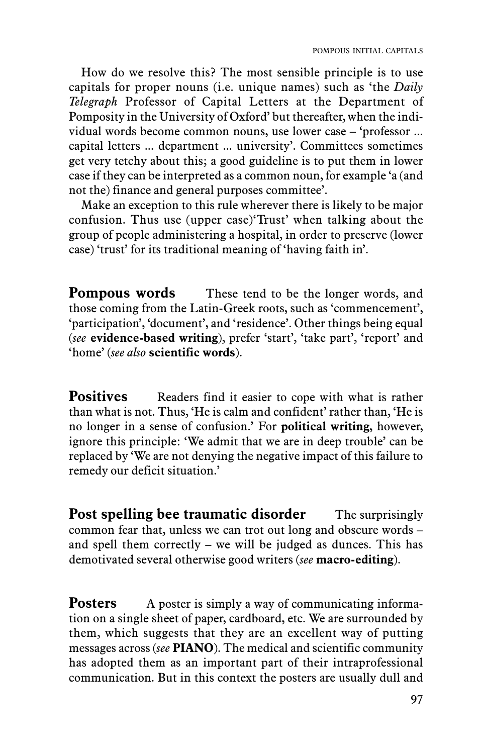How do we resolve this? The most sensible principle is to use capitals for proper nouns (i.e. unique names) such as 'the *Daily Telegraph* Professor of Capital Letters at the Department of Pomposity in the University of Oxford' but thereafter, when the individual words become common nouns, use lower case – 'professor ... capital letters ... department ... university'. Committees sometimes get very tetchy about this; a good guideline is to put them in lower case if they can be interpreted as a common noun, for example 'a (and not the) finance and general purposes committee'.

Make an exception to this rule wherever there is likely to be major confusion. Thus use (upper case)'Trust' when talking about the group of people administering a hospital, in order to preserve (lower case) 'trust' for its traditional meaning of 'having faith in'.

**Pompous words** These tend to be the longer words, and those coming from the Latin-Greek roots, such as 'commencement', 'participation', 'document', and 'residence'. Other things being equal (*see* **evidence-based writing**), prefer 'start', 'take part', 'report' and 'home' (*see also* **scientific words**).

**Positives** Readers find it easier to cope with what is rather than what is not. Thus, 'He is calm and confident' rather than, 'He is no longer in a sense of confusion.' For **political writing**, however, ignore this principle: 'We admit that we are in deep trouble' can be replaced by 'We are not denying the negative impact of this failure to remedy our deficit situation.'

**Post spelling bee traumatic disorder** The surprisingly common fear that, unless we can trot out long and obscure words – and spell them correctly – we will be judged as dunces. This has demotivated several otherwise good writers (*see* **macro-editing**).

**Posters** A poster is simply a way of communicating information on a single sheet of paper, cardboard, etc. We are surrounded by them, which suggests that they are an excellent way of putting messages across (*see* **PIANO**). The medical and scientific community has adopted them as an important part of their intraprofessional communication. But in this context the posters are usually dull and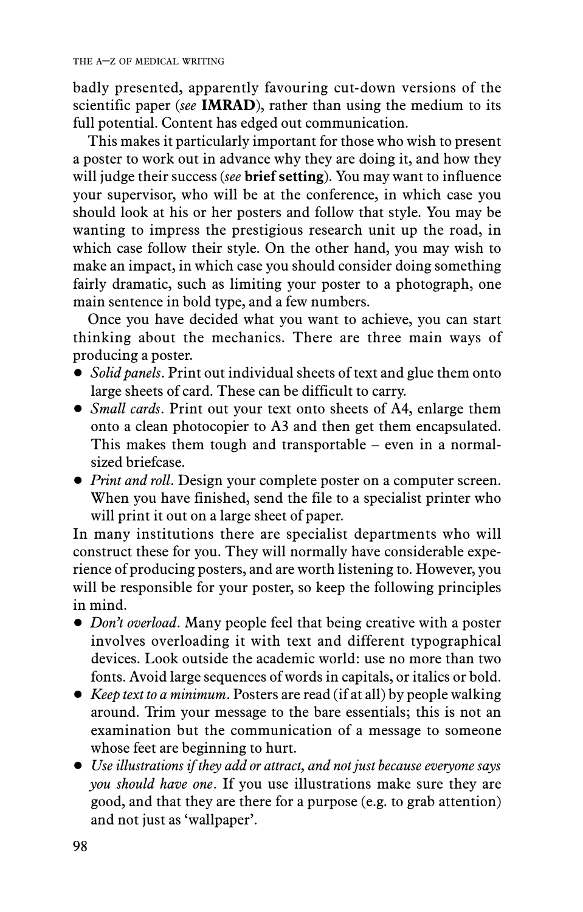badly presented, apparently favouring cut-down versions of the scientific paper (*see* **IMRAD**), rather than using the medium to its full potential. Content has edged out communication.

This makes it particularly important for those who wish to present a poster to work out in advance why they are doing it, and how they will judge their success (*see* **brief setting**). You may want to influence your supervisor, who will be at the conference, in which case you should look at his or her posters and follow that style. You may be wanting to impress the prestigious research unit up the road, in which case follow their style. On the other hand, you may wish to make an impact, in which case you should consider doing something fairly dramatic, such as limiting your poster to a photograph, one main sentence in bold type, and a few numbers.

Once you have decided what you want to achieve, you can start thinking about the mechanics. There are three main ways of producing a poster.

- *Solid panels*. Print out individual sheets of text and glue them onto large sheets of card. These can be difficult to carry.
- *Small cards*. Print out your text onto sheets of A4, enlarge them onto a clean photocopier to A3 and then get them encapsulated. This makes them tough and transportable – even in a normal-sized briefcase.
- *Print and roll*. Design your complete poster on a computer screen. When you have finished, send the file to a specialist printer who will print it out on a large sheet of paper.

In many institutions there are specialist departments who will construct these for you. They will normally have considerable experience of producing posters, and are worth listening to. However, you will be responsible for your poster, so keep the following principles in mind.

- *Don't overload*. Many people feel that being creative with a poster involves overloading it with text and different typographical devices. Look outside the academic world: use no more than two fonts. Avoid large sequences of words in capitals, or italics or bold.
- *Keep text to a minimum*. Posters are read (if at all) by people walking around. Trim your message to the bare essentials; this is not an examination but the communication of a message to someone whose feet are beginning to hurt.
- *Use illustrations if they add or attract, and not just because everyone says you should have one*. If you use illustrations make sure they are good, and that they are there for a purpose (e.g. to grab attention) and not just as 'wallpaper'.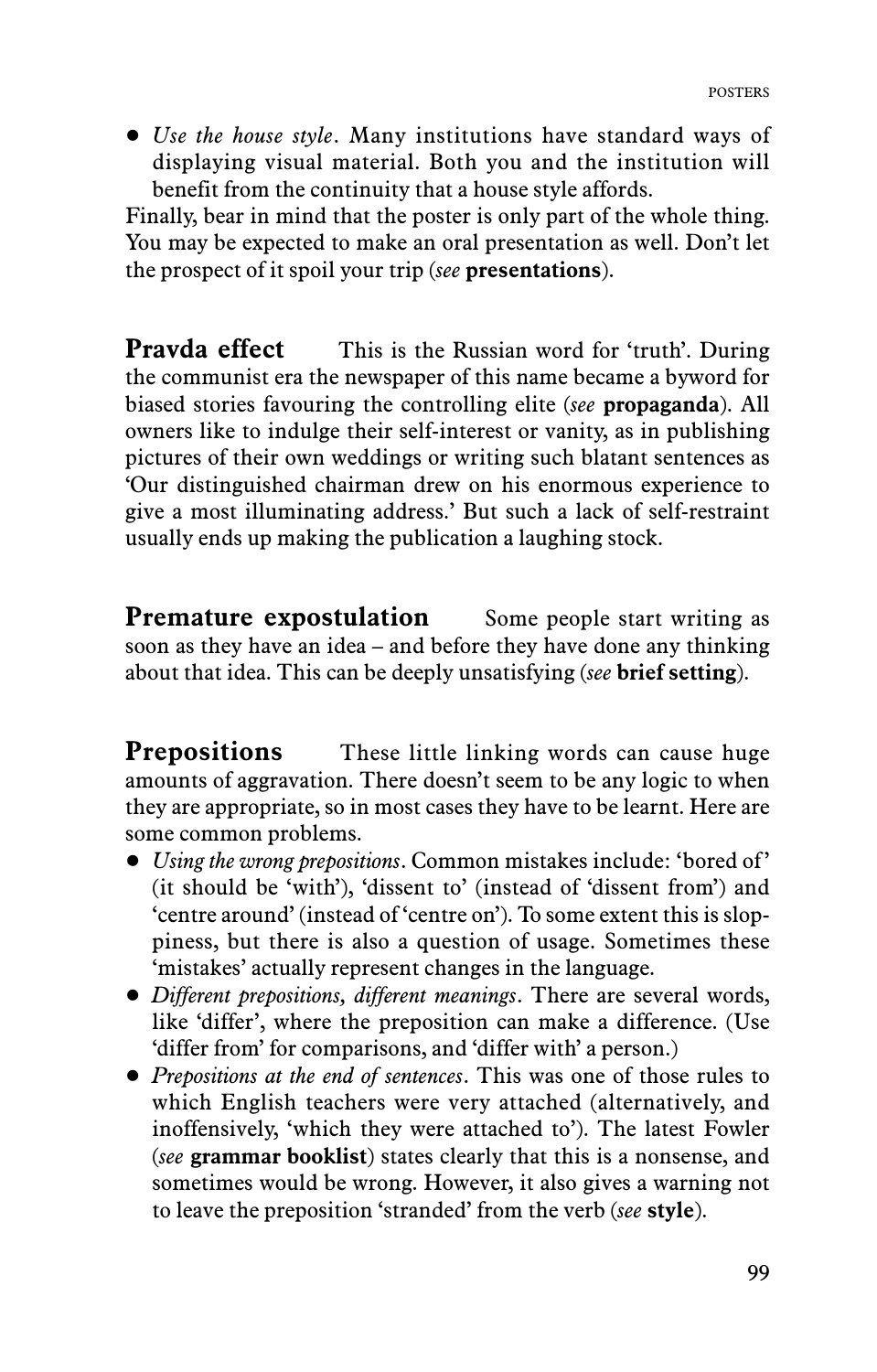- *Use the house style*. Many institutions have standard ways of displaying visual material. Both you and the institution will benefit from the continuity that a house style affords.

Finally, bear in mind that the poster is only part of the whole thing. You may be expected to make an oral presentation as well. Don't let the prospect of it spoil your trip (*see* **presentations**).

**Pravda effect** This is the Russian word for 'truth'. During the communist era the newspaper of this name became a byword for biased stories favouring the controlling elite (*see* **propaganda**). All owners like to indulge their self-interest or vanity, as in publishing pictures of their own weddings or writing such blatant sentences as 'Our distinguished chairman drew on his enormous experience to give a most illuminating address.' But such a lack of self-restraint usually ends up making the publication a laughing stock.

**Premature expostulation** Some people start writing as soon as they have an idea – and before they have done any thinking about that idea. This can be deeply unsatisfying (*see* **brief setting**).

**Prepositions** These little linking words can cause huge amounts of aggravation. There doesn't seem to be any logic to when they are appropriate, so in most cases they have to be learnt. Here are some common problems.

- *Using the wrong prepositions*. Common mistakes include: 'bored of' (it should be 'with'), 'dissent to' (instead of 'dissent from') and 'centre around' (instead of 'centre on'). To some extent this is sloppiness, but there is also a question of usage. Sometimes these 'mistakes' actually represent changes in the language.
- *Different prepositions, different meanings*. There are several words, like 'differ', where the preposition can make a difference. (Use 'differ from' for comparisons, and 'differ with' a person.)
- *Prepositions at the end of sentences*. This was one of those rules to which English teachers were very attached (alternatively, and inoffensively, 'which they were attached to'). The latest Fowler (*see* **grammar booklist**) states clearly that this is a nonsense, and sometimes would be wrong. However, it also gives a warning not to leave the preposition 'stranded' from the verb (*see* **style**).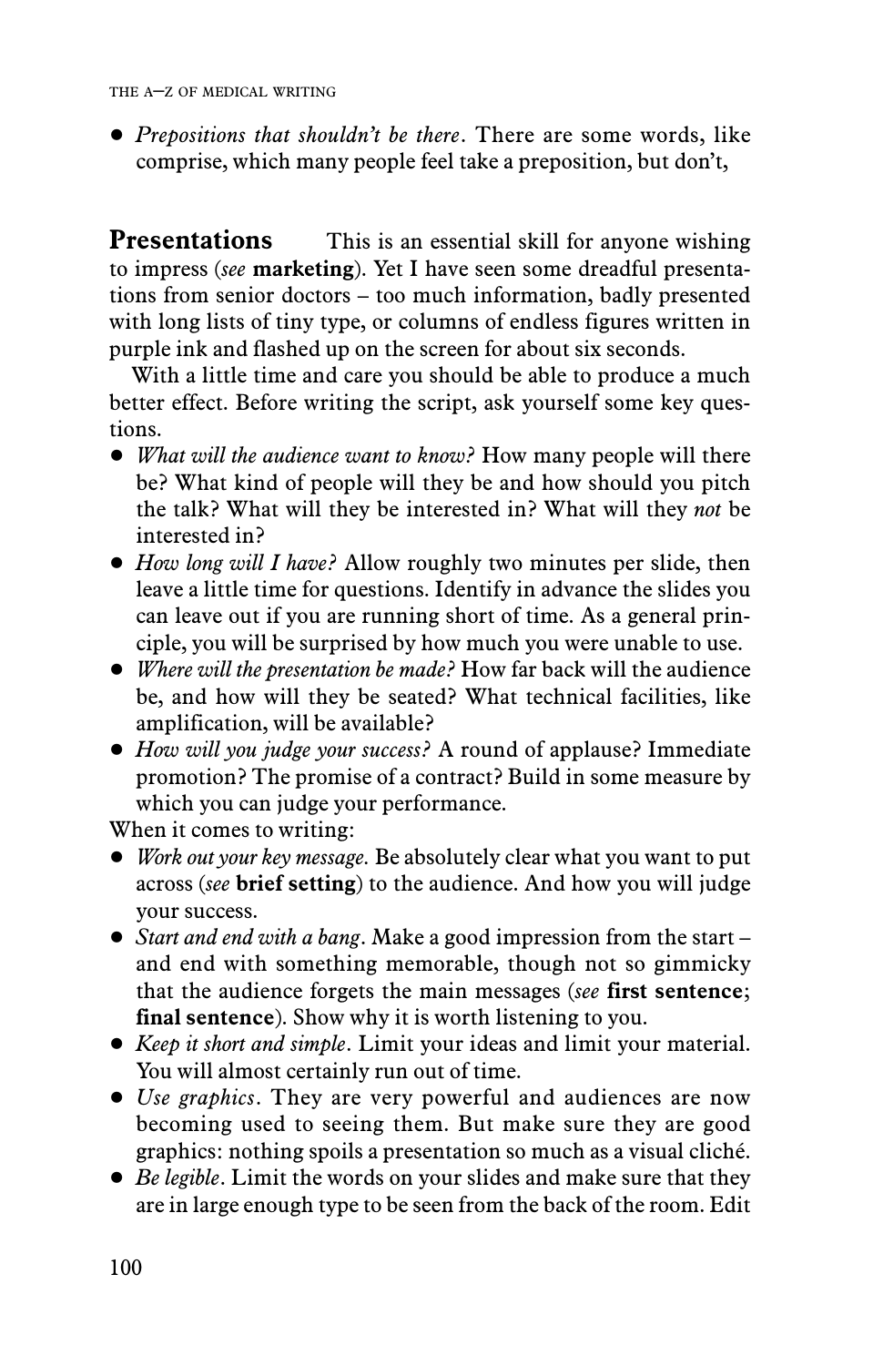- *Prepositions that shouldn't be there*. There are some words, like comprise, which many people feel take a preposition, but don't,

**Presentations** This is an essential skill for anyone wishing to impress (*see* **marketing**). Yet I have seen some dreadful presentations from senior doctors – too much information, badly presented with long lists of tiny type, or columns of endless figures written in purple ink and flashed up on the screen for about six seconds.

With a little time and care you should be able to produce a much better effect. Before writing the script, ask yourself some key questions.

- *What will the audience want to know?* How many people will there be? What kind of people will they be and how should you pitch the talk? What will they be interested in? What will they *not* be interested in?
- *How long will I have?* Allow roughly two minutes per slide, then leave a little time for questions. Identify in advance the slides you can leave out if you are running short of time. As a general principle, you will be surprised by how much you were unable to use.
- *Where will the presentation be made?* How far back will the audience be, and how will they be seated? What technical facilities, like amplification, will be available?
- *How will you judge your success?* A round of applause? Immediate promotion? The promise of a contract? Build in some measure by which you can judge your performance.

When it comes to writing:

- *Work out your key message.* Be absolutely clear what you want to put across (*see* **brief setting**) to the audience. And how you will judge your success.
- *Start and end with a bang*. Make a good impression from the start – and end with something memorable, though not so gimmicky that the audience forgets the main messages (*see* **first sentence**; **final sentence**). Show why it is worth listening to you.
- *Keep it short and simple*. Limit your ideas and limit your material. You will almost certainly run out of time.
- *Use graphics*. They are very powerful and audiences are now becoming used to seeing them. But make sure they are good graphics: nothing spoils a presentation so much as a visual cliché.
- *Be legible*. Limit the words on your slides and make sure that they are in large enough type to be seen from the back of the room. Edit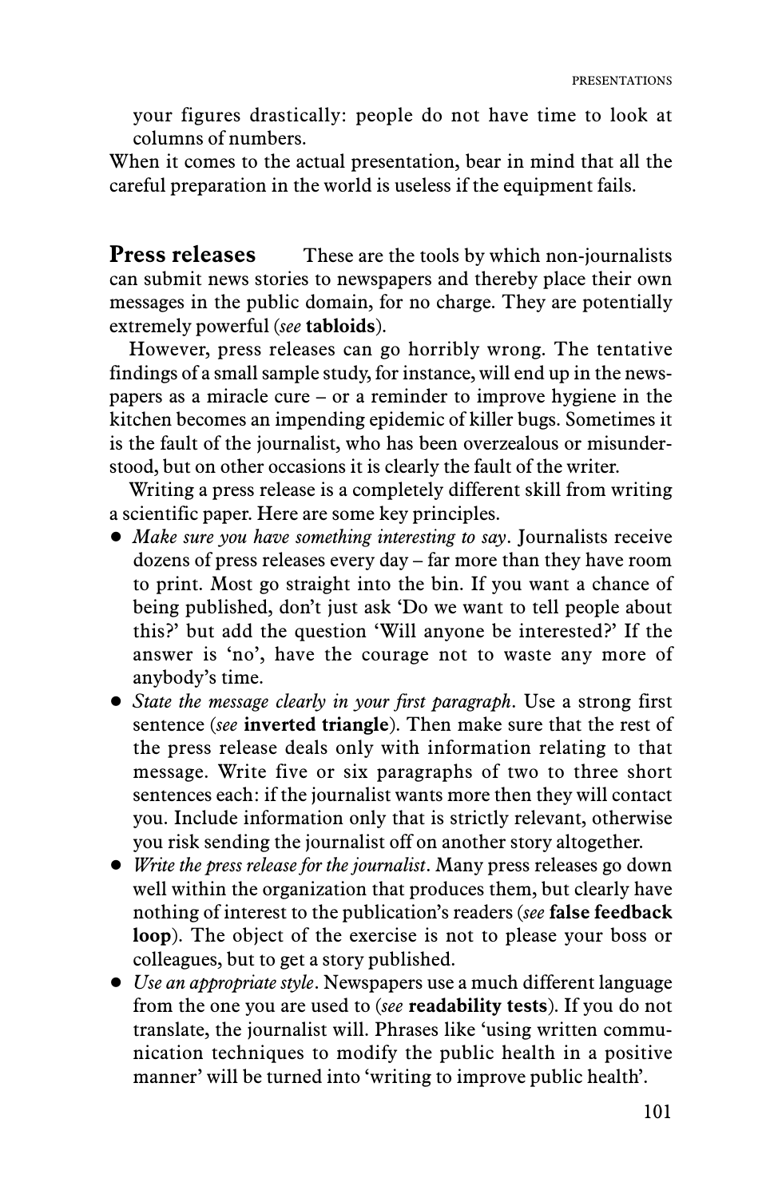your figures drastically: people do not have time to look at columns of numbers.

When it comes to the actual presentation, bear in mind that all the careful preparation in the world is useless if the equipment fails.

**Press releases** These are the tools by which non-journalists can submit news stories to newspapers and thereby place their own messages in the public domain, for no charge. They are potentially extremely powerful (*see* **tabloids**).

However, press releases can go horribly wrong. The tentative findings of a small sample study, for instance, will end up in the newspapers as a miracle cure – or a reminder to improve hygiene in the kitchen becomes an impending epidemic of killer bugs. Sometimes it is the fault of the journalist, who has been overzealous or misunderstood, but on other occasions it is clearly the fault of the writer.

Writing a press release is a completely different skill from writing a scientific paper. Here are some key principles.

- *Make sure you have something interesting to say*. Journalists receive dozens of press releases every day – far more than they have room to print. Most go straight into the bin. If you want a chance of being published, don't just ask 'Do we want to tell people about this?' but add the question 'Will anyone be interested?' If the answer is 'no', have the courage not to waste any more of anybody's time.
- *State the message clearly in your first paragraph*. Use a strong first sentence (*see* **inverted triangle**). Then make sure that the rest of the press release deals only with information relating to that message. Write five or six paragraphs of two to three short sentences each: if the journalist wants more then they will contact you. Include information only that is strictly relevant, otherwise you risk sending the journalist off on another story altogether.
- *Write the press release for the journalist*. Many press releases go down well within the organization that produces them, but clearly have nothing of interest to the publication's readers (*see* **false feedback loop**). The object of the exercise is not to please your boss or colleagues, but to get a story published.
- *Use an appropriate style*. Newspapers use a much different language from the one you are used to (*see* **readability tests**). If you do not translate, the journalist will. Phrases like 'using written communication techniques to modify the public health in a positive manner' will be turned into 'writing to improve public health'.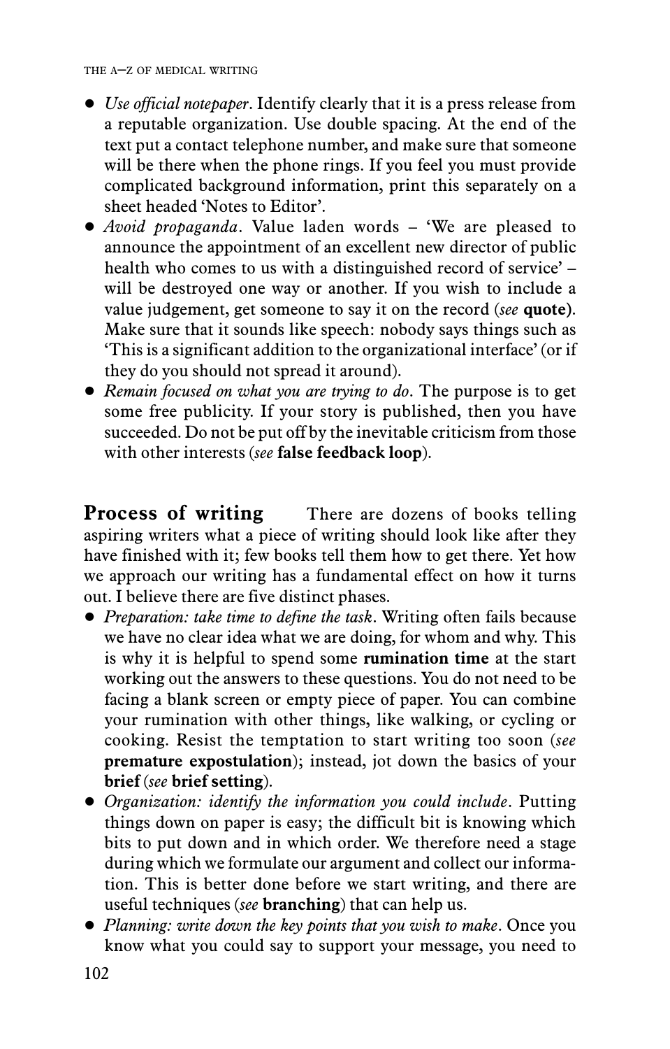- *Use official notepaper*. Identify clearly that it is a press release from a reputable organization. Use double spacing. At the end of the text put a contact telephone number, and make sure that someone will be there when the phone rings. If you feel you must provide complicated background information, print this separately on a sheet headed 'Notes to Editor'.
- *Avoid propaganda*. Value laden words – 'We are pleased to announce the appointment of an excellent new director of public health who comes to us with a distinguished record of service' – will be destroyed one way or another. If you wish to include a value judgement, get someone to say it on the record (*see* **quote**). Make sure that it sounds like speech: nobody says things such as 'This is a significant addition to the organizational interface' (or if they do you should not spread it around).
- *Remain focused on what you are trying to do*. The purpose is to get some free publicity. If your story is published, then you have succeeded. Do not be put off by the inevitable criticism from those with other interests (*see* **false feedback loop**).

**Process of writing** There are dozens of books telling aspiring writers what a piece of writing should look like after they have finished with it; few books tell them how to get there. Yet how we approach our writing has a fundamental effect on how it turns out. I believe there are five distinct phases.

- *Preparation: take time to define the task*. Writing often fails because we have no clear idea what we are doing, for whom and why. This is why it is helpful to spend some **rumination time** at the start working out the answers to these questions. You do not need to be facing a blank screen or empty piece of paper. You can combine your rumination with other things, like walking, or cycling or cooking. Resist the temptation to start writing too soon (*see* **premature expostulation**); instead, jot down the basics of your **brief** (*see* **brief setting**).
- *Organization: identify the information you could include*. Putting things down on paper is easy; the difficult bit is knowing which bits to put down and in which order. We therefore need a stage during which we formulate our argument and collect our information. This is better done before we start writing, and there are useful techniques (*see* **branching**) that can help us.
- *Planning: write down the key points that you wish to make*. Once you know what you could say to support your message, you need to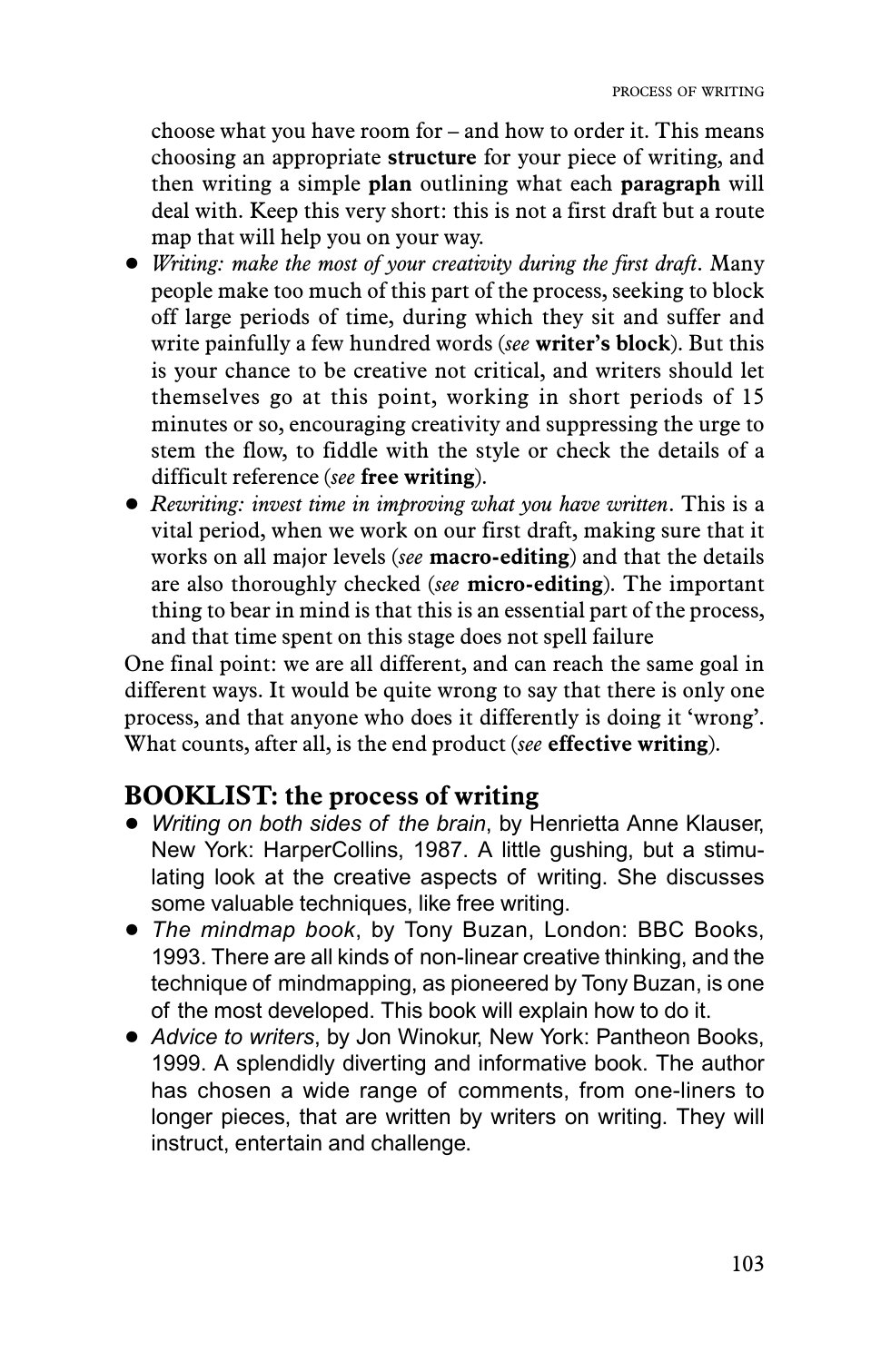choose what you have room for – and how to order it. This means choosing an appropriate **structure** for your piece of writing, and then writing a simple **plan** outlining what each **paragraph** will deal with. Keep this very short: this is not a first draft but a route map that will help you on your way.

- *Writing: make the most of your creativity during the first draft*. Many people make too much of this part of the process, seeking to block off large periods of time, during which they sit and suffer and write painfully a few hundred words (*see* **writer's block**). But this is your chance to be creative not critical, and writers should let themselves go at this point, working in short periods of 15 minutes or so, encouraging creativity and suppressing the urge to stem the flow, to fiddle with the style or check the details of a difficult reference (*see* **free writing**).
- *Rewriting: invest time in improving what you have written*. This is a vital period, when we work on our first draft, making sure that it works on all major levels (*see* **macro-editing**) and that the details are also thoroughly checked (*see* **micro-editing**). The important thing to bear in mind is that this is an essential part of the process, and that time spent on this stage does not spell failure

One final point: we are all different, and can reach the same goal in different ways. It would be quite wrong to say that there is only one process, and that anyone who does it differently is doing it 'wrong'. What counts, after all, is the end product (*see* **effective writing**).

## BOOKLIST: the process of writing

- *Writing on both sides of the brain*, by Henrietta Anne Klauser, New York: HarperCollins, 1987. A little gushing, but a stimulating look at the creative aspects of writing. She discusses some valuable techniques, like free writing.
- *The mindmap book*, by Tony Buzan, London: BBC Books, 1993. There are all kinds of non-linear creative thinking, and the technique of mindmapping, as pioneered by Tony Buzan, is one of the most developed. This book will explain how to do it.
- *Advice to writers*, by Jon Winokur, New York: Pantheon Books, 1999. A splendidly diverting and informative book. The author has chosen a wide range of comments, from one-liners to longer pieces, that are written by writers on writing. They will instruct, entertain and challenge.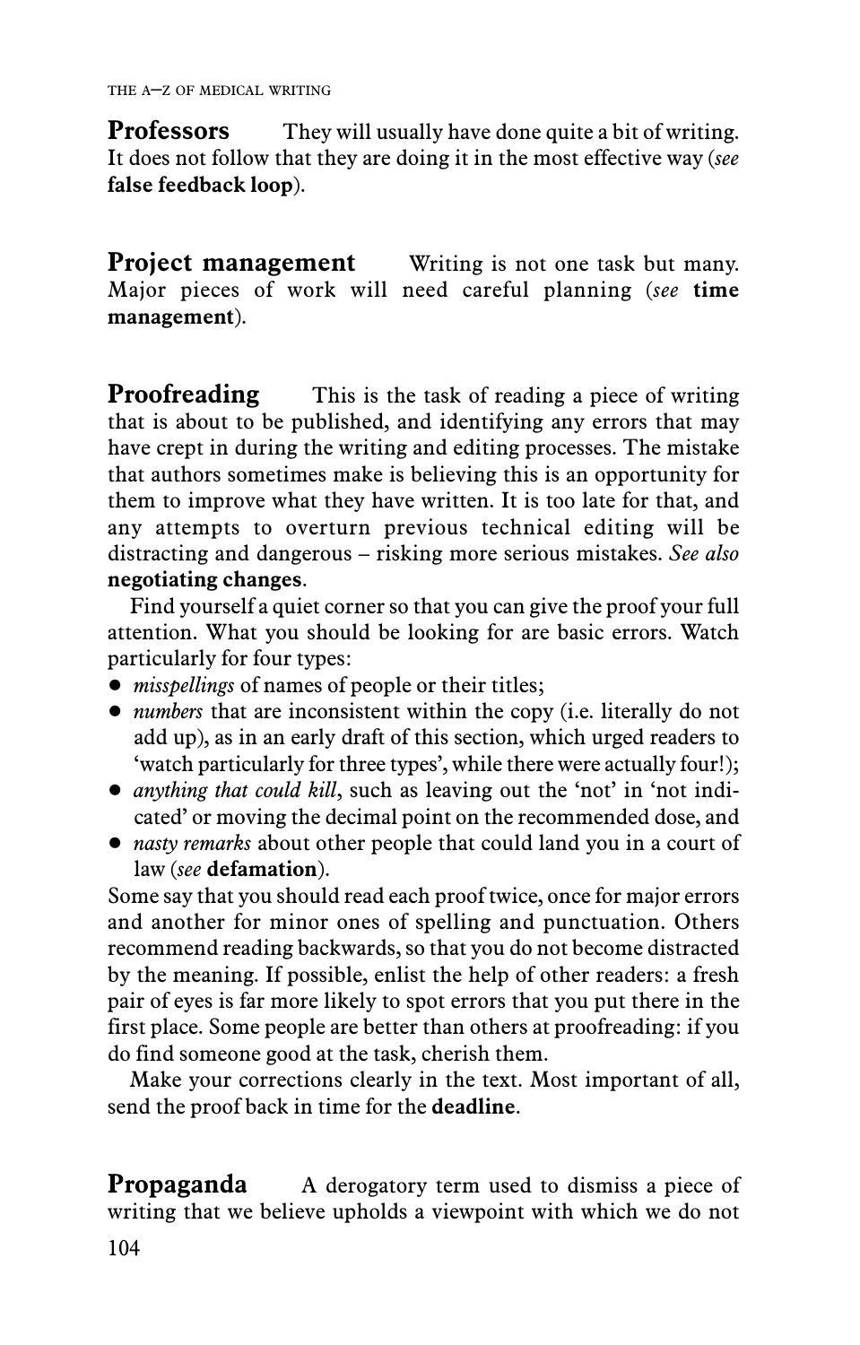**Professors** They will usually have done quite a bit of writing. It does not follow that they are doing it in the most effective way (*see* **false feedback loop**).

**Project management** Writing is not one task but many. Major pieces of work will need careful planning (*see* **time management**).

**Proofreading** This is the task of reading a piece of writing that is about to be published, and identifying any errors that may have crept in during the writing and editing processes. The mistake that authors sometimes make is believing this is an opportunity for them to improve what they have written. It is too late for that, and any attempts to overturn previous technical editing will be distracting and dangerous – risking more serious mistakes. *See also* **negotiating changes**.

Find yourself a quiet corner so that you can give the proof your full attention. What you should be looking for are basic errors. Watch particularly for four types:

- *misspellings* of names of people or their titles;
- *numbers* that are inconsistent within the copy (i.e. literally do not add up), as in an early draft of this section, which urged readers to 'watch particularly for three types', while there were actually four!);
- *anything that could kill*, such as leaving out the 'not' in 'not indicated' or moving the decimal point on the recommended dose, and
- *nasty remarks* about other people that could land you in a court of law (*see* **defamation**).

Some say that you should read each proof twice, once for major errors and another for minor ones of spelling and punctuation. Others recommend reading backwards, so that you do not become distracted by the meaning. If possible, enlist the help of other readers: a fresh pair of eyes is far more likely to spot errors that you put there in the first place. Some people are better than others at proofreading: if you do find someone good at the task, cherish them.

Make your corrections clearly in the text. Most important of all, send the proof back in time for the **deadline**.

**Propaganda** A derogatory term used to dismiss a piece of writing that we believe upholds a viewpoint with which we do not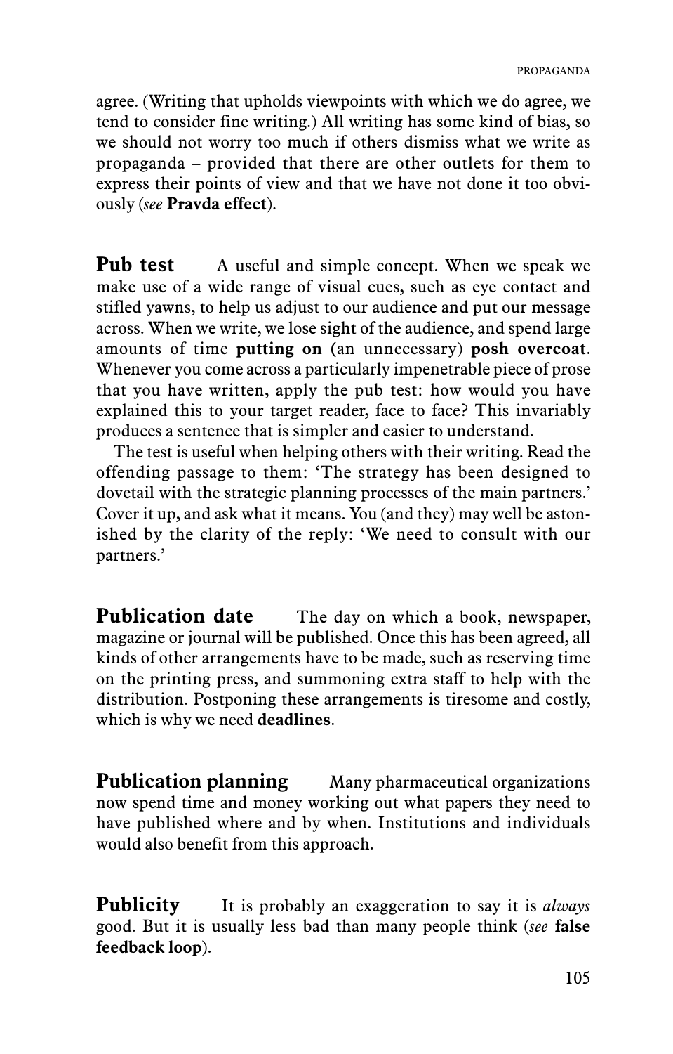agree. (Writing that upholds viewpoints with which we do agree, we tend to consider fine writing.) All writing has some kind of bias, so we should not worry too much if others dismiss what we write as propaganda – provided that there are other outlets for them to express their points of view and that we have not done it too obviously (*see* **Pravda effect**).

**Pub test** A useful and simple concept. When we speak we make use of a wide range of visual cues, such as eye contact and stifled yawns, to help us adjust to our audience and put our message across. When we write, we lose sight of the audience, and spend large amounts of time **putting on** (an unnecessary) **posh overcoat**. Whenever you come across a particularly impenetrable piece of prose that you have written, apply the pub test: how would you have explained this to your target reader, face to face? This invariably produces a sentence that is simpler and easier to understand.

The test is useful when helping others with their writing. Read the offending passage to them: 'The strategy has been designed to dovetail with the strategic planning processes of the main partners.' Cover it up, and ask what it means. You (and they) may well be astonished by the clarity of the reply: 'We need to consult with our partners.'

**Publication date** The day on which a book, newspaper, magazine or journal will be published. Once this has been agreed, all kinds of other arrangements have to be made, such as reserving time on the printing press, and summoning extra staff to help with the distribution. Postponing these arrangements is tiresome and costly, which is why we need **deadlines**.

**Publication planning** Many pharmaceutical organizations now spend time and money working out what papers they need to have published where and by when. Institutions and individuals would also benefit from this approach.

**Publicity** It is probably an exaggeration to say it is *always* good. But it is usually less bad than many people think (*see* **false feedback loop**).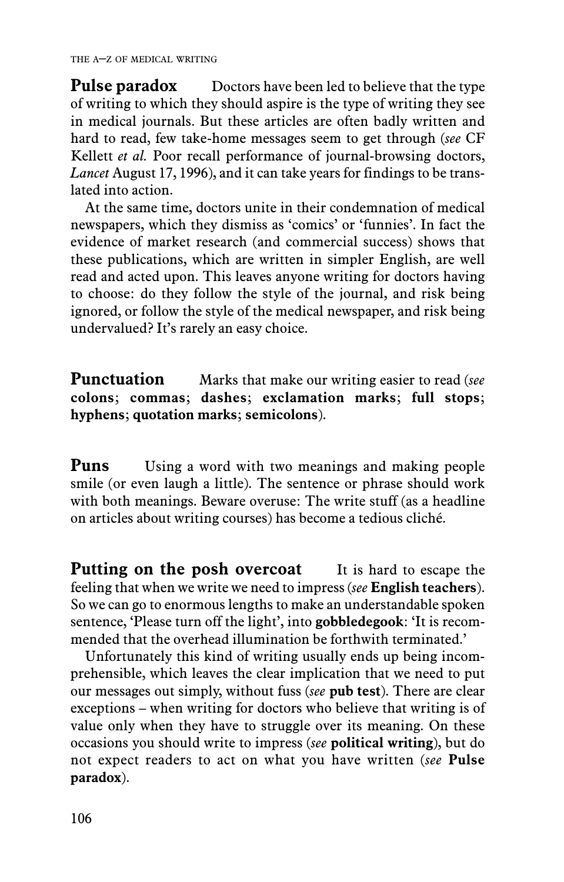**Pulse paradox** Doctors have been led to believe that the type of writing to which they should aspire is the type of writing they see in medical journals. But these articles are often badly written and hard to read, few take-home messages seem to get through (*see* CF Kellett *et al.* Poor recall performance of journal-browsing doctors, *Lancet* August 17, 1996), and it can take years for findings to be translated into action.

At the same time, doctors unite in their condemnation of medical newspapers, which they dismiss as 'comics' or 'funnies'. In fact the evidence of market research (and commercial success) shows that these publications, which are written in simpler English, are well read and acted upon. This leaves anyone writing for doctors having to choose: do they follow the style of the journal, and risk being ignored, or follow the style of the medical newspaper, and risk being undervalued? It's rarely an easy choice.

**Punctuation** Marks that make our writing easier to read (*see* **colons**; **commas**; **dashes**; **exclamation marks**; **full stops**; **hyphens**; **quotation marks**; **semicolons**).

**Puns** Using a word with two meanings and making people smile (or even laugh a little). The sentence or phrase should work with both meanings. Beware overuse: The write stuff (as a headline on articles about writing courses) has become a tedious cliché.

**Putting on the posh overcoat** It is hard to escape the feeling that when we write we need to impress (*see* **English teachers**). So we can go to enormous lengths to make an understandable spoken sentence, 'Please turn off the light', into **gobbledegook**: 'It is recommended that the overhead illumination be forthwith terminated.'

Unfortunately this kind of writing usually ends up being incomprehensible, which leaves the clear implication that we need to put our messages out simply, without fuss (*see* **pub test**). There are clear exceptions – when writing for doctors who believe that writing is of value only when they have to struggle over its meaning. On these occasions you should write to impress (*see* **political writing**), but do not expect readers to act on what you have written (*see* **Pulse paradox**).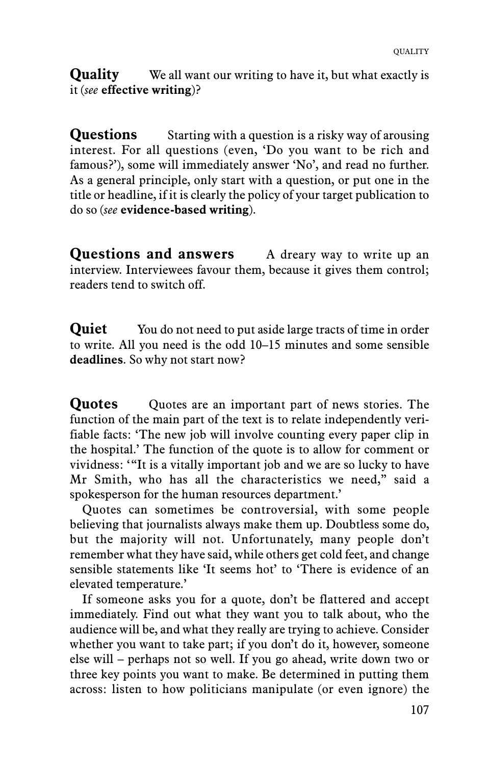**Quality** We all want our writing to have it, but what exactly is it (*see* **effective writing**)?

**Questions** Starting with a question is a risky way of arousing interest. For all questions (even, 'Do you want to be rich and famous?'), some will immediately answer 'No', and read no further. As a general principle, only start with a question, or put one in the title or headline, if it is clearly the policy of your target publication to do so (*see* **evidence-based writing**).

**Questions and answers** A dreary way to write up an interview. Interviewees favour them, because it gives them control; readers tend to switch off.

**Quiet** You do not need to put aside large tracts of time in order to write. All you need is the odd 10–15 minutes and some sensible **deadlines**. So why not start now?

**Quotes** Quotes are an important part of news stories. The function of the main part of the text is to relate independently verifiable facts: 'The new job will involve counting every paper clip in the hospital.' The function of the quote is to allow for comment or vividness: '"It is a vitally important job and we are so lucky to have Mr Smith, who has all the characteristics we need," said a spokesperson for the human resources department.'

Quotes can sometimes be controversial, with some people believing that journalists always make them up. Doubtless some do, but the majority will not. Unfortunately, many people don't remember what they have said, while others get cold feet, and change sensible statements like 'It seems hot' to 'There is evidence of an elevated temperature.'

If someone asks you for a quote, don't be flattered and accept immediately. Find out what they want you to talk about, who the audience will be, and what they really are trying to achieve. Consider whether you want to take part; if you don't do it, however, someone else will – perhaps not so well. If you go ahead, write down two or three key points you want to make. Be determined in putting them across: listen to how politicians manipulate (or even ignore) the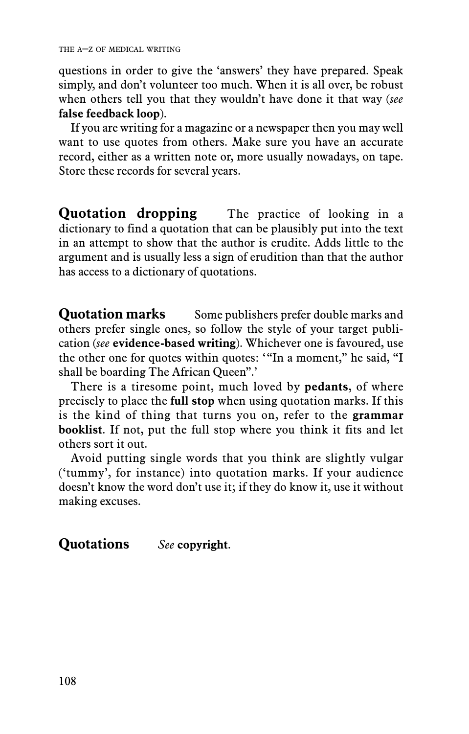questions in order to give the 'answers' they have prepared. Speak simply, and don't volunteer too much. When it is all over, be robust when others tell you that they wouldn't have done it that way (*see* **false feedback loop**).

If you are writing for a magazine or a newspaper then you may well want to use quotes from others. Make sure you have an accurate record, either as a written note or, more usually nowadays, on tape. Store these records for several years.

**Quotation dropping** The practice of looking in a dictionary to find a quotation that can be plausibly put into the text in an attempt to show that the author is erudite. Adds little to the argument and is usually less a sign of erudition than that the author has access to a dictionary of quotations.

**Quotation marks** Some publishers prefer double marks and others prefer single ones, so follow the style of your target publication (*see* **evidence-based writing**). Whichever one is favoured, use the other one for quotes within quotes: '"In a moment," he said, "I shall be boarding The African Queen".'

There is a tiresome point, much loved by **pedants**, of where precisely to place the **full stop** when using quotation marks. If this is the kind of thing that turns you on, refer to the **grammar booklist**. If not, put the full stop where you think it fits and let others sort it out.

Avoid putting single words that you think are slightly vulgar ('tummy', for instance) into quotation marks. If your audience doesn't know the word don't use it; if they do know it, use it without making excuses.

**Quotations** *See* **copyright**.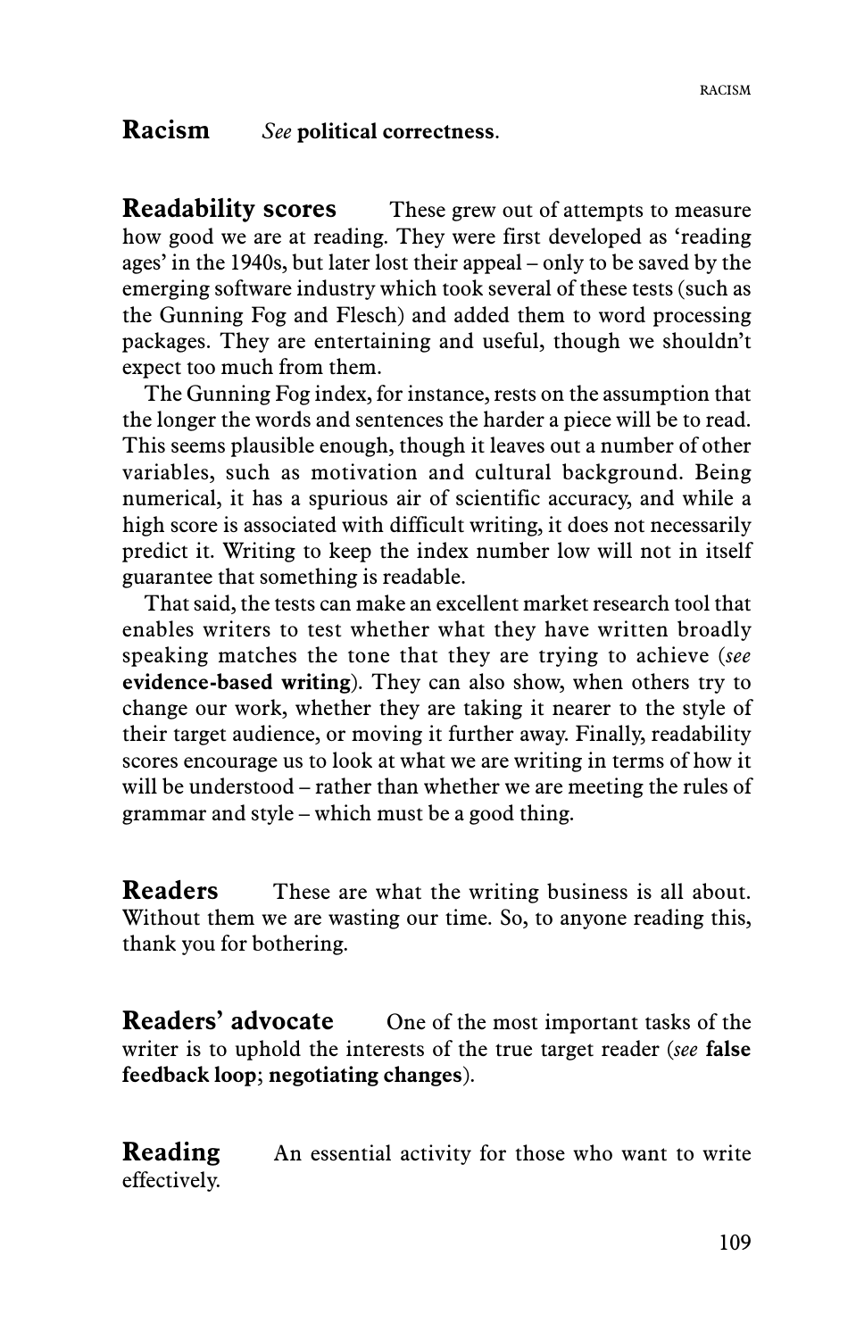**Racism** *See* **political correctness**.

**Readability scores** These grew out of attempts to measure how good we are at reading. They were first developed as 'reading ages' in the 1940s, but later lost their appeal – only to be saved by the emerging software industry which took several of these tests (such as the Gunning Fog and Flesch) and added them to word processing packages. They are entertaining and useful, though we shouldn't expect too much from them.

The Gunning Fog index, for instance, rests on the assumption that the longer the words and sentences the harder a piece will be to read. This seems plausible enough, though it leaves out a number of other variables, such as motivation and cultural background. Being numerical, it has a spurious air of scientific accuracy, and while a high score is associated with difficult writing, it does not necessarily predict it. Writing to keep the index number low will not in itself guarantee that something is readable.

That said, the tests can make an excellent market research tool that enables writers to test whether what they have written broadly speaking matches the tone that they are trying to achieve (*see* **evidence-based writing**). They can also show, when others try to change our work, whether they are taking it nearer to the style of their target audience, or moving it further away. Finally, readability scores encourage us to look at what we are writing in terms of how it will be understood – rather than whether we are meeting the rules of grammar and style – which must be a good thing.

**Readers** These are what the writing business is all about. Without them we are wasting our time. So, to anyone reading this, thank you for bothering.

**Readers' advocate** One of the most important tasks of the writer is to uphold the interests of the true target reader (*see* **false feedback loop**; **negotiating changes**).

**Reading** An essential activity for those who want to write effectively.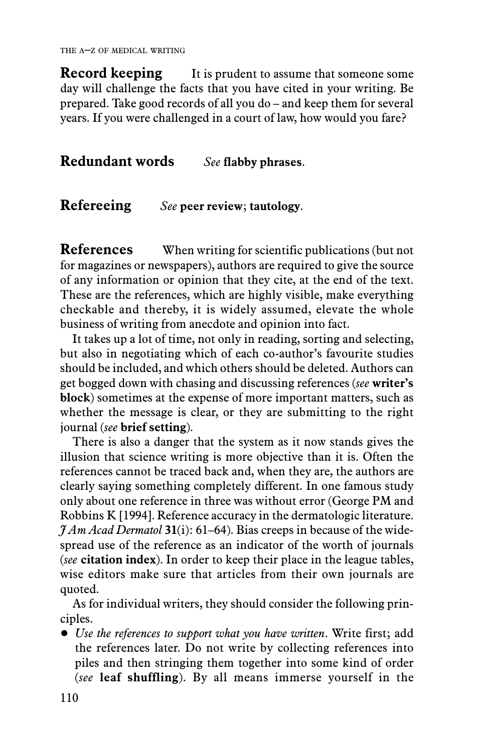**Record keeping** It is prudent to assume that someone some day will challenge the facts that you have cited in your writing. Be prepared. Take good records of all you do – and keep them for several years. If you were challenged in a court of law, how would you fare?

**Redundant words** *See* **flabby phrases**.

**Refereeing** *See* **peer review**; **tautology**.

**References** When writing for scientific publications (but not for magazines or newspapers), authors are required to give the source of any information or opinion that they cite, at the end of the text. These are the references, which are highly visible, make everything checkable and thereby, it is widely assumed, elevate the whole business of writing from anecdote and opinion into fact.

It takes up a lot of time, not only in reading, sorting and selecting, but also in negotiating which of each co-author's favourite studies should be included, and which others should be deleted. Authors can get bogged down with chasing and discussing references (*see* **writer's block**) sometimes at the expense of more important matters, such as whether the message is clear, or they are submitting to the right journal (*see* **brief setting**).

There is also a danger that the system as it now stands gives the illusion that science writing is more objective than it is. Often the references cannot be traced back and, when they are, the authors are clearly saying something completely different. In one famous study only about one reference in three was without error (George PM and Robbins K [1994]. Reference accuracy in the dermatologic literature. *J Am Acad Dermatol* **31**(i): 61–64). Bias creeps in because of the widespread use of the reference as an indicator of the worth of journals (*see* **citation index**). In order to keep their place in the league tables, wise editors make sure that articles from their own journals are quoted.

As for individual writers, they should consider the following principles.

- *Use the references to support what you have written*. Write first; add the references later. Do not write by collecting references into piles and then stringing them together into some kind of order (*see* **leaf shuffling**). By all means immerse yourself in the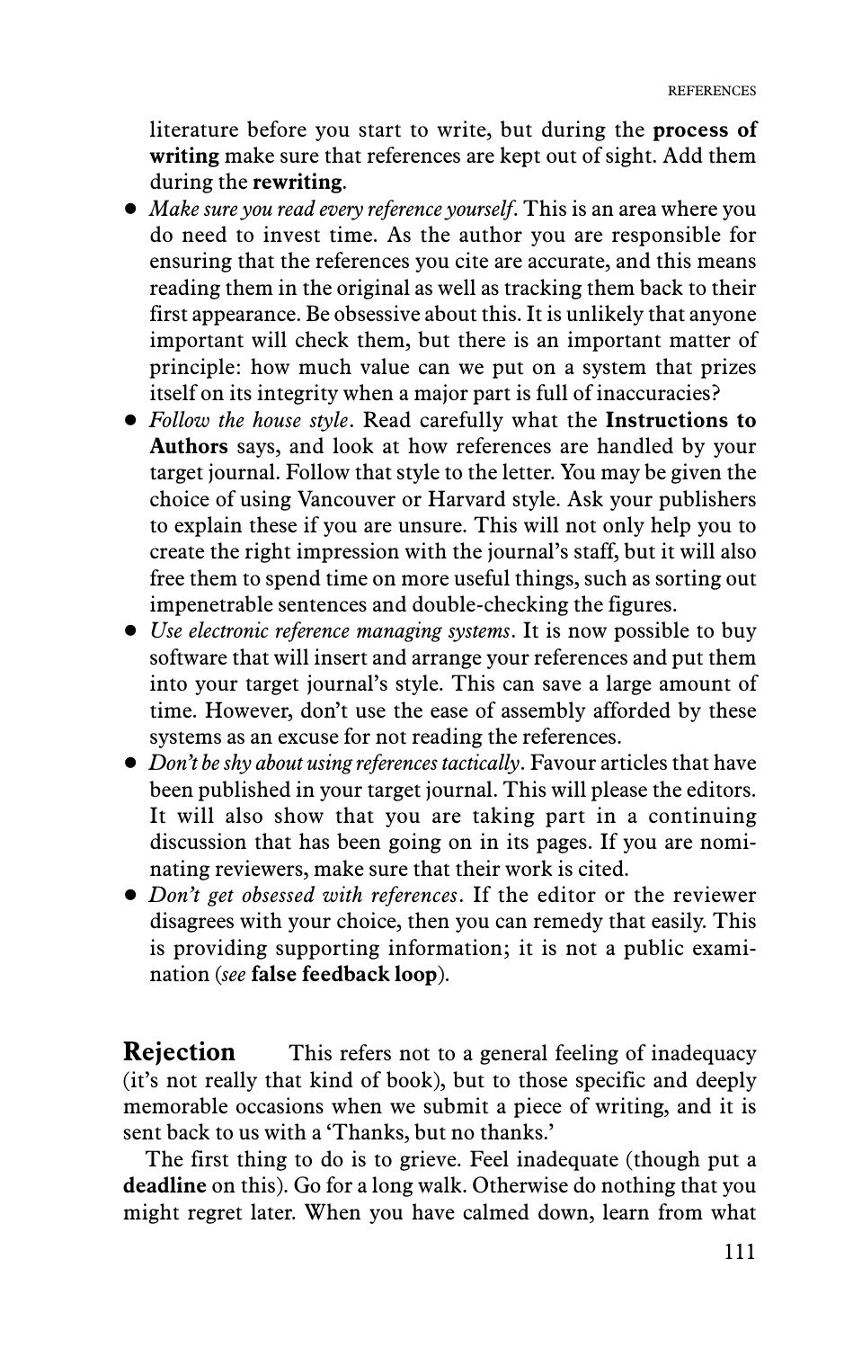literature before you start to write, but during the **process of writing** make sure that references are kept out of sight. Add them during the **rewriting**.

- *Make sure you read every reference yourself*. This is an area where you do need to invest time. As the author you are responsible for ensuring that the references you cite are accurate, and this means reading them in the original as well as tracking them back to their first appearance. Be obsessive about this. It is unlikely that anyone important will check them, but there is an important matter of principle: how much value can we put on a system that prizes itself on its integrity when a major part is full of inaccuracies?
- *Follow the house style*. Read carefully what the **Instructions to Authors** says, and look at how references are handled by your target journal. Follow that style to the letter. You may be given the choice of using Vancouver or Harvard style. Ask your publishers to explain these if you are unsure. This will not only help you to create the right impression with the journal's staff, but it will also free them to spend time on more useful things, such as sorting out impenetrable sentences and double-checking the figures.
- *Use electronic reference managing systems*. It is now possible to buy software that will insert and arrange your references and put them into your target journal's style. This can save a large amount of time. However, don't use the ease of assembly afforded by these systems as an excuse for not reading the references.
- *Don't be shy about using references tactically*. Favour articles that have been published in your target journal. This will please the editors. It will also show that you are taking part in a continuing discussion that has been going on in its pages. If you are nominating reviewers, make sure that their work is cited.
- *Don't get obsessed with references*. If the editor or the reviewer disagrees with your choice, then you can remedy that easily. This is providing supporting information; it is not a public examination (*see* **false feedback loop**).

**Rejection** This refers not to a general feeling of inadequacy (it's not really that kind of book), but to those specific and deeply memorable occasions when we submit a piece of writing, and it is sent back to us with a 'Thanks, but no thanks.'

The first thing to do is to grieve. Feel inadequate (though put a **deadline** on this). Go for a long walk. Otherwise do nothing that you might regret later. When you have calmed down, learn from what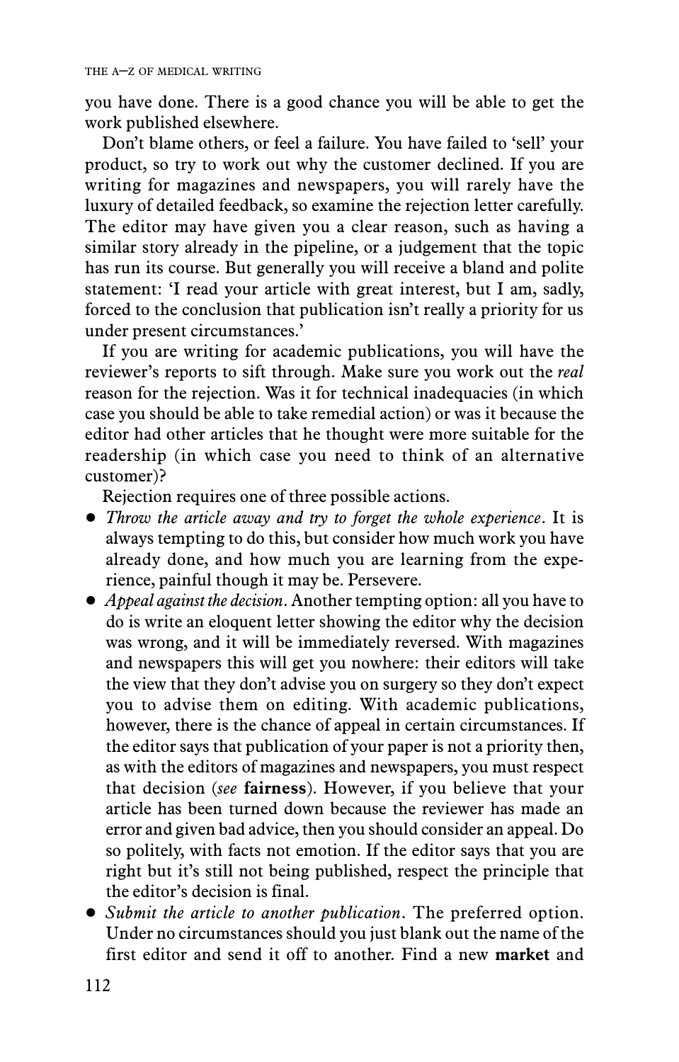you have done. There is a good chance you will be able to get the work published elsewhere.

Don't blame others, or feel a failure. You have failed to 'sell' your product, so try to work out why the customer declined. If you are writing for magazines and newspapers, you will rarely have the luxury of detailed feedback, so examine the rejection letter carefully. The editor may have given you a clear reason, such as having a similar story already in the pipeline, or a judgement that the topic has run its course. But generally you will receive a bland and polite statement: 'I read your article with great interest, but I am, sadly, forced to the conclusion that publication isn't really a priority for us under present circumstances.'

If you are writing for academic publications, you will have the reviewer's reports to sift through. Make sure you work out the *real* reason for the rejection. Was it for technical inadequacies (in which case you should be able to take remedial action) or was it because the editor had other articles that he thought were more suitable for the readership (in which case you need to think of an alternative customer)?

Rejection requires one of three possible actions.

- *Throw the article away and try to forget the whole experience*. It is always tempting to do this, but consider how much work you have already done, and how much you are learning from the experience, painful though it may be. Persevere.
- *Appeal against the decision*. Another tempting option: all you have to do is write an eloquent letter showing the editor why the decision was wrong, and it will be immediately reversed. With magazines and newspapers this will get you nowhere: their editors will take the view that they don't advise you on surgery so they don't expect you to advise them on editing. With academic publications, however, there is the chance of appeal in certain circumstances. If the editor says that publication of your paper is not a priority then, as with the editors of magazines and newspapers, you must respect that decision (*see* **fairness**). However, if you believe that your article has been turned down because the reviewer has made an error and given bad advice, then you should consider an appeal. Do so politely, with facts not emotion. If the editor says that you are right but it's still not being published, respect the principle that the editor's decision is final.
- *Submit the article to another publication*. The preferred option. Under no circumstances should you just blank out the name of the first editor and send it off to another. Find a new **market** and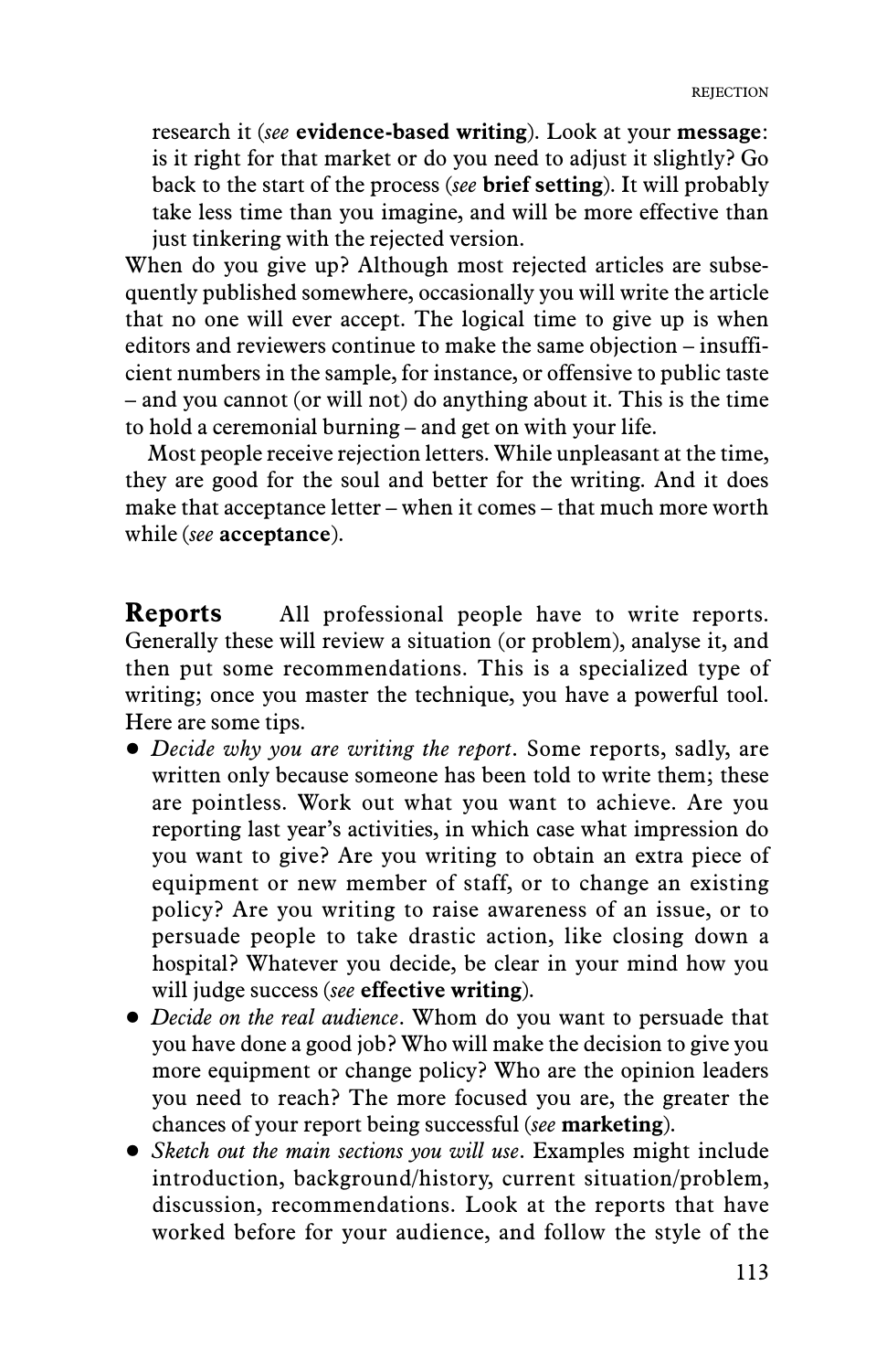research it (*see* **evidence-based writing**). Look at your **message**: is it right for that market or do you need to adjust it slightly? Go back to the start of the process (*see* **brief setting**). It will probably take less time than you imagine, and will be more effective than just tinkering with the rejected version.

When do you give up? Although most rejected articles are subsequently published somewhere, occasionally you will write the article that no one will ever accept. The logical time to give up is when editors and reviewers continue to make the same objection – insufficient numbers in the sample, for instance, or offensive to public taste – and you cannot (or will not) do anything about it. This is the time to hold a ceremonial burning – and get on with your life.

Most people receive rejection letters. While unpleasant at the time, they are good for the soul and better for the writing. And it does make that acceptance letter – when it comes – that much more worth while (*see* **acceptance**).

**Reports** All professional people have to write reports. Generally these will review a situation (or problem), analyse it, and then put some recommendations. This is a specialized type of writing; once you master the technique, you have a powerful tool. Here are some tips.

- *Decide why you are writing the report*. Some reports, sadly, are written only because someone has been told to write them; these are pointless. Work out what you want to achieve. Are you reporting last year's activities, in which case what impression do you want to give? Are you writing to obtain an extra piece of equipment or new member of staff, or to change an existing policy? Are you writing to raise awareness of an issue, or to persuade people to take drastic action, like closing down a hospital? Whatever you decide, be clear in your mind how you will judge success (*see* **effective writing**).
- *Decide on the real audience*. Whom do you want to persuade that you have done a good job? Who will make the decision to give you more equipment or change policy? Who are the opinion leaders you need to reach? The more focused you are, the greater the chances of your report being successful (*see* **marketing**).
- *Sketch out the main sections you will use*. Examples might include introduction, background/history, current situation/problem, discussion, recommendations. Look at the reports that have worked before for your audience, and follow the style of the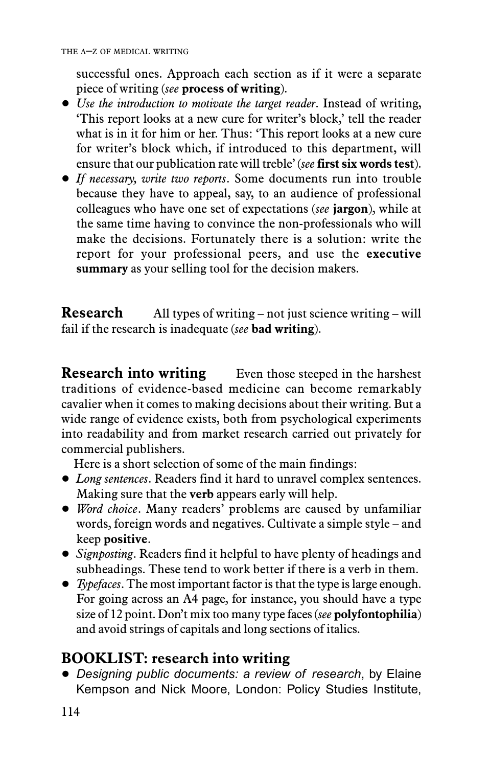successful ones. Approach each section as if it were a separate piece of writing (*see* **process of writing**).

- *Use the introduction to motivate the target reader*. Instead of writing, 'This report looks at a new cure for writer's block,' tell the reader what is in it for him or her. Thus: 'This report looks at a new cure for writer's block which, if introduced to this department, will ensure that our publication rate will treble' (*see* **first six words test**).
- *If necessary, write two reports*. Some documents run into trouble because they have to appeal, say, to an audience of professional colleagues who have one set of expectations (*see* **jargon**), while at the same time having to convince the non-professionals who will make the decisions. Fortunately there is a solution: write the report for your professional peers, and use the **executive summary** as your selling tool for the decision makers.

**Research** All types of writing – not just science writing – will fail if the research is inadequate (*see* **bad writing**).

**Research into writing** Even those steeped in the harshest traditions of evidence-based medicine can become remarkably cavalier when it comes to making decisions about their writing. But a wide range of evidence exists, both from psychological experiments into readability and from market research carried out privately for commercial publishers.

Here is a short selection of some of the main findings:

- *Long sentences*. Readers find it hard to unravel complex sentences. Making sure that the **verb** appears early will help.
- *Word choice*. Many readers' problems are caused by unfamiliar words, foreign words and negatives. Cultivate a simple style – and keep **positive**.
- *Signposting*. Readers find it helpful to have plenty of headings and subheadings. These tend to work better if there is a verb in them.
- *Typefaces*. The most important factor is that the type is large enough. For going across an A4 page, for instance, you should have a type size of 12 point. Don't mix too many type faces (*see* **polyfontophilia**) and avoid strings of capitals and long sections of italics.

## BOOKLIST: research into writing

- *Designing public documents: a review of research*, by Elaine Kempson and Nick Moore, London: Policy Studies Institute,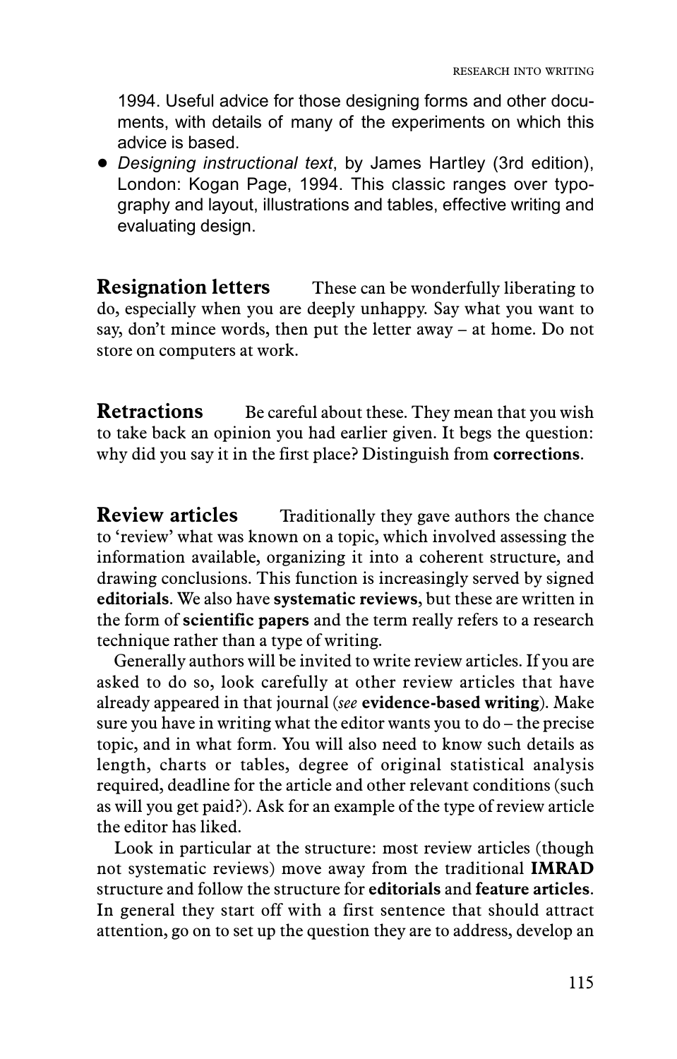1994. Useful advice for those designing forms and other documents, with details of many of the experiments on which this advice is based.

- *Designing instructional text*, by James Hartley (3rd edition), London: Kogan Page, 1994. This classic ranges over typography and layout, illustrations and tables, effective writing and evaluating design.

**Resignation letters** These can be wonderfully liberating to do, especially when you are deeply unhappy. Say what you want to say, don't mince words, then put the letter away – at home. Do not store on computers at work.

**Retractions** Be careful about these. They mean that you wish to take back an opinion you had earlier given. It begs the question: why did you say it in the first place? Distinguish from **corrections**.

**Review articles** Traditionally they gave authors the chance to 'review' what was known on a topic, which involved assessing the information available, organizing it into a coherent structure, and drawing conclusions. This function is increasingly served by signed **editorials**. We also have **systematic reviews**, but these are written in the form of **scientific papers** and the term really refers to a research technique rather than a type of writing.

Generally authors will be invited to write review articles. If you are asked to do so, look carefully at other review articles that have already appeared in that journal (*see* **evidence-based writing**). Make sure you have in writing what the editor wants you to do – the precise topic, and in what form. You will also need to know such details as length, charts or tables, degree of original statistical analysis required, deadline for the article and other relevant conditions (such as will you get paid?). Ask for an example of the type of review article the editor has liked.

Look in particular at the structure: most review articles (though not systematic reviews) move away from the traditional **IMRAD** structure and follow the structure for **editorials** and **feature articles**. In general they start off with a first sentence that should attract attention, go on to set up the question they are to address, develop an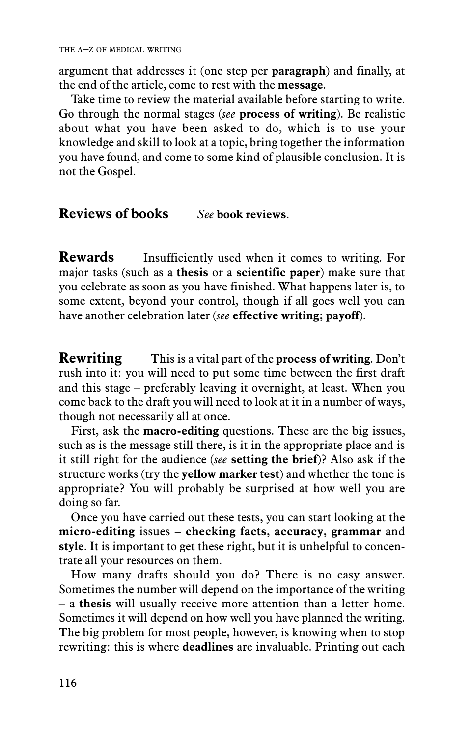argument that addresses it (one step per **paragraph**) and finally, at the end of the article, come to rest with the **message**.

Take time to review the material available before starting to write. Go through the normal stages (*see* **process of writing**). Be realistic about what you have been asked to do, which is to use your knowledge and skill to look at a topic, bring together the information you have found, and come to some kind of plausible conclusion. It is not the Gospel.

**Reviews of books** *See* **book reviews**.

**Rewards** Insufficiently used when it comes to writing. For major tasks (such as a **thesis** or a **scientific paper**) make sure that you celebrate as soon as you have finished. What happens later is, to some extent, beyond your control, though if all goes well you can have another celebration later (*see* **effective writing**; **payoff**).

**Rewriting** This is a vital part of the **process of writing**. Don't rush into it: you will need to put some time between the first draft and this stage – preferably leaving it overnight, at least. When you come back to the draft you will need to look at it in a number of ways, though not necessarily all at once.

First, ask the **macro-editing** questions. These are the big issues, such as is the message still there, is it in the appropriate place and is it still right for the audience (*see* **setting the brief**)? Also ask if the structure works (try the **yellow marker test**) and whether the tone is appropriate? You will probably be surprised at how well you are doing so far.

Once you have carried out these tests, you can start looking at the **micro-editing** issues – **checking facts**, **accuracy**, **grammar** and **style**. It is important to get these right, but it is unhelpful to concentrate all your resources on them.

How many drafts should you do? There is no easy answer. Sometimes the number will depend on the importance of the writing – a **thesis** will usually receive more attention than a letter home. Sometimes it will depend on how well you have planned the writing. The big problem for most people, however, is knowing when to stop rewriting: this is where **deadlines** are invaluable. Printing out each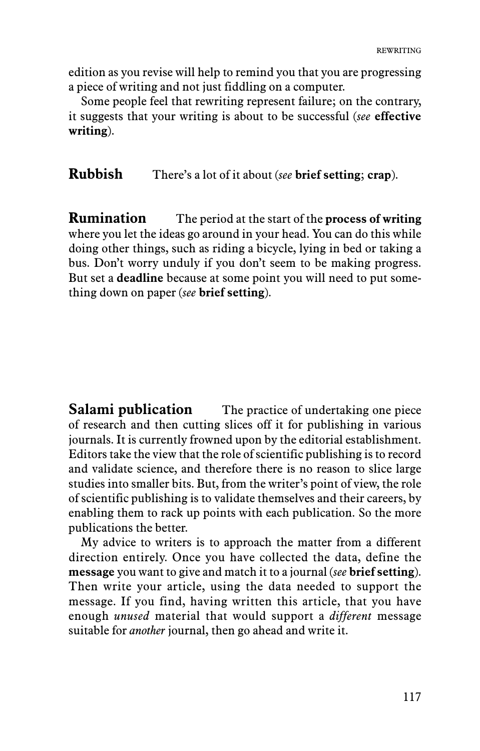edition as you revise will help to remind you that you are progressing a piece of writing and not just fiddling on a computer.

Some people feel that rewriting represent failure; on the contrary, it suggests that your writing is about to be successful (*see* **effective writing**).

**Rubbish** There's a lot of it about (*see* **brief setting**; **crap**).

**Rumination** The period at the start of the **process of writing** where you let the ideas go around in your head. You can do this while doing other things, such as riding a bicycle, lying in bed or taking a bus. Don't worry unduly if you don't seem to be making progress. But set a **deadline** because at some point you will need to put something down on paper (*see* **brief setting**).

**Salami publication** The practice of undertaking one piece of research and then cutting slices off it for publishing in various journals. It is currently frowned upon by the editorial establishment. Editors take the view that the role of scientific publishing is to record and validate science, and therefore there is no reason to slice large studies into smaller bits. But, from the writer's point of view, the role of scientific publishing is to validate themselves and their careers, by enabling them to rack up points with each publication. So the more publications the better.

My advice to writers is to approach the matter from a different direction entirely. Once you have collected the data, define the **message** you want to give and match it to a journal (*see* **brief setting**). Then write your article, using the data needed to support the message. If you find, having written this article, that you have enough *unused* material that would support a *different* message suitable for *another* journal, then go ahead and write it.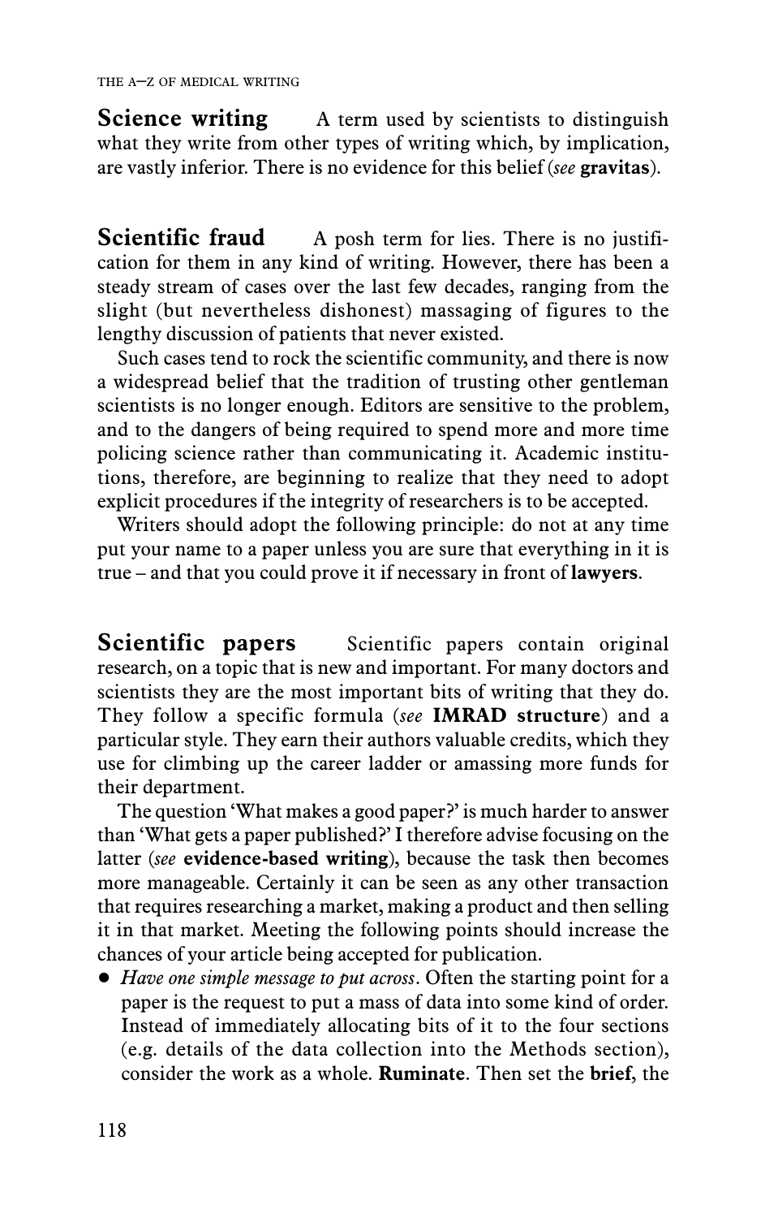**Science writing** A term used by scientists to distinguish what they write from other types of writing which, by implication, are vastly inferior. There is no evidence for this belief (*see* **gravitas**).

**Scientific fraud** A posh term for lies. There is no justification for them in any kind of writing. However, there has been a steady stream of cases over the last few decades, ranging from the slight (but nevertheless dishonest) massaging of figures to the lengthy discussion of patients that never existed.

Such cases tend to rock the scientific community, and there is now a widespread belief that the tradition of trusting other gentleman scientists is no longer enough. Editors are sensitive to the problem, and to the dangers of being required to spend more and more time policing science rather than communicating it. Academic institutions, therefore, are beginning to realize that they need to adopt explicit procedures if the integrity of researchers is to be accepted.

Writers should adopt the following principle: do not at any time put your name to a paper unless you are sure that everything in it is true – and that you could prove it if necessary in front of **lawyers**.

**Scientific papers** Scientific papers contain original research, on a topic that is new and important. For many doctors and scientists they are the most important bits of writing that they do. They follow a specific formula (*see* **IMRAD structure**) and a particular style. They earn their authors valuable credits, which they use for climbing up the career ladder or amassing more funds for their department.

The question 'What makes a good paper?' is much harder to answer than 'What gets a paper published?' I therefore advise focusing on the latter (*see* **evidence-based writing**), because the task then becomes more manageable. Certainly it can be seen as any other transaction that requires researching a market, making a product and then selling it in that market. Meeting the following points should increase the chances of your article being accepted for publication.

- *Have one simple message to put across*. Often the starting point for a paper is the request to put a mass of data into some kind of order. Instead of immediately allocating bits of it to the four sections (e.g. details of the data collection into the Methods section), consider the work as a whole. **Ruminate**. Then set the **brief**, the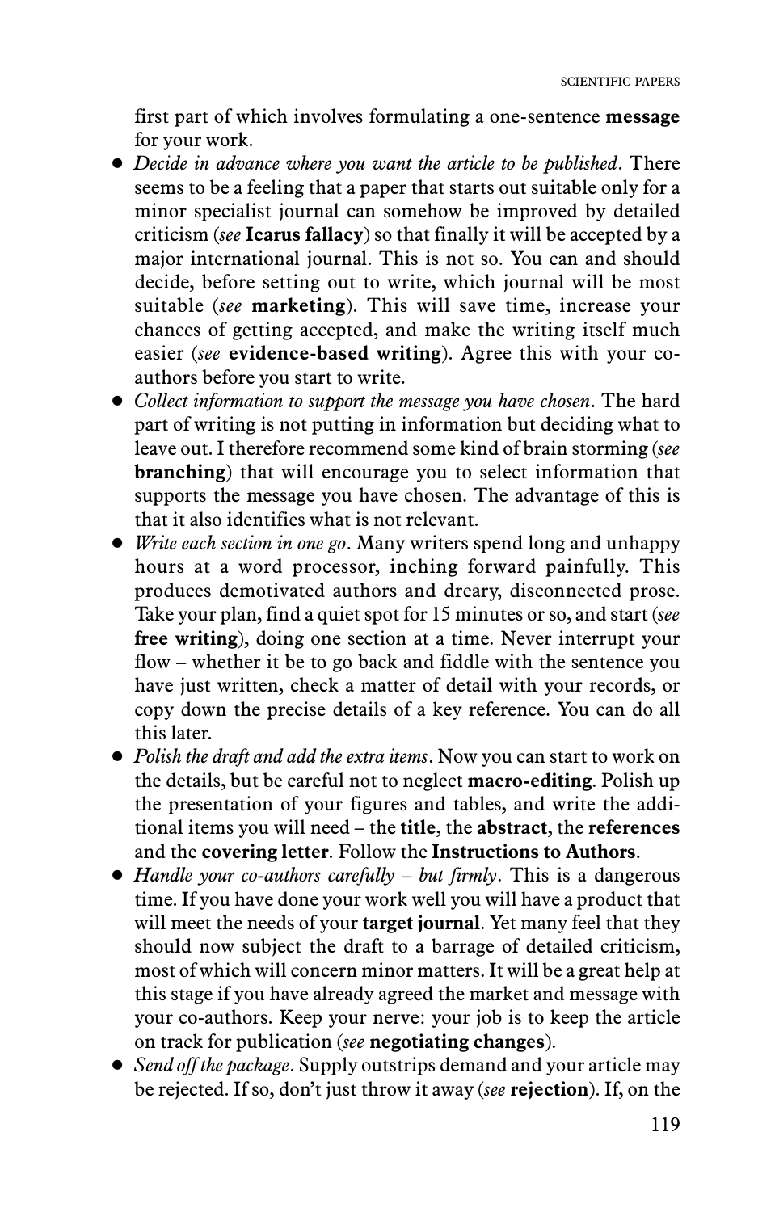first part of which involves formulating a one-sentence **message** for your work.

- *Decide in advance where you want the article to be published*. There seems to be a feeling that a paper that starts out suitable only for a minor specialist journal can somehow be improved by detailed criticism (*see* **Icarus fallacy**) so that finally it will be accepted by a major international journal. This is not so. You can and should decide, before setting out to write, which journal will be most suitable (*see* **marketing**). This will save time, increase your chances of getting accepted, and make the writing itself much easier (*see* **evidence-based writing**). Agree this with your co-authors before you start to write.
- *Collect information to support the message you have chosen*. The hard part of writing is not putting in information but deciding what to leave out. I therefore recommend some kind of brain storming (*see* **branching**) that will encourage you to select information that supports the message you have chosen. The advantage of this is that it also identifies what is not relevant.
- *Write each section in one go*. Many writers spend long and unhappy hours at a word processor, inching forward painfully. This produces demotivated authors and dreary, disconnected prose. Take your plan, find a quiet spot for 15 minutes or so, and start (*see* **free writing**), doing one section at a time. Never interrupt your flow – whether it be to go back and fiddle with the sentence you have just written, check a matter of detail with your records, or copy down the precise details of a key reference. You can do all this later.
- *Polish the draft and add the extra items*. Now you can start to work on the details, but be careful not to neglect **macro-editing**. Polish up the presentation of your figures and tables, and write the additional items you will need – the **title**, the **abstract**, the **references** and the **covering letter**. Follow the **Instructions to Authors**.
- *Handle your co-authors carefully – but firmly*. This is a dangerous time. If you have done your work well you will have a product that will meet the needs of your **target journal**. Yet many feel that they should now subject the draft to a barrage of detailed criticism, most of which will concern minor matters. It will be a great help at this stage if you have already agreed the market and message with your co-authors. Keep your nerve: your job is to keep the article on track for publication (*see* **negotiating changes**).
- *Send off the package*. Supply outstrips demand and your article may be rejected. If so, don't just throw it away (*see* **rejection**). If, on the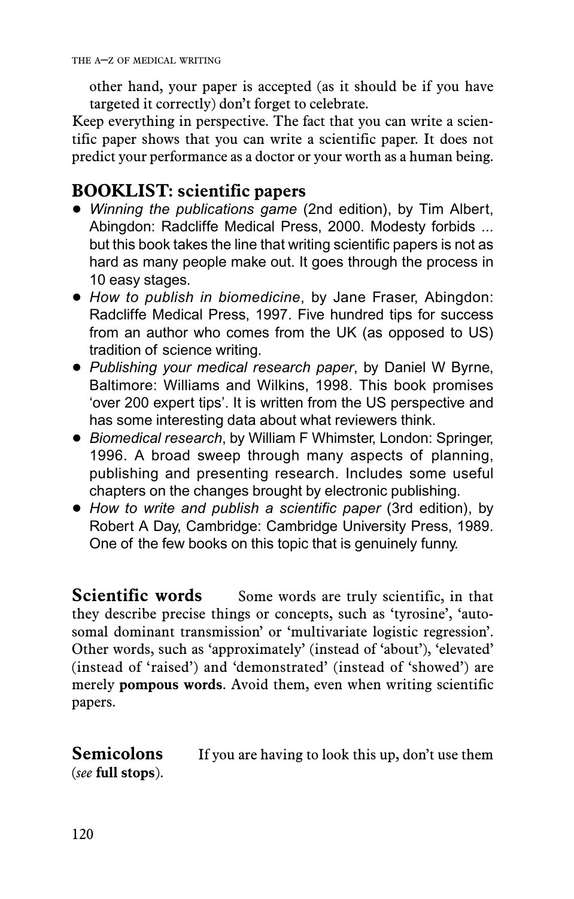other hand, your paper is accepted (as it should be if you have targeted it correctly) don't forget to celebrate.

Keep everything in perspective. The fact that you can write a scientific paper shows that you can write a scientific paper. It does not predict your performance as a doctor or your worth as a human being.

## BOOKLIST: scientific papers

- *Winning the publications game* (2nd edition), by Tim Albert, Abingdon: Radcliffe Medical Press, 2000. Modesty forbids ... but this book takes the line that writing scientific papers is not as hard as many people make out. It goes through the process in 10 easy stages.
- *How to publish in biomedicine*, by Jane Fraser, Abingdon: Radcliffe Medical Press, 1997. Five hundred tips for success from an author who comes from the UK (as opposed to US) tradition of science writing.
- *Publishing your medical research paper*, by Daniel W Byrne, Baltimore: Williams and Wilkins, 1998. This book promises 'over 200 expert tips'. It is written from the US perspective and has some interesting data about what reviewers think.
- *Biomedical research*, by William F Whimster, London: Springer, 1996. A broad sweep through many aspects of planning, publishing and presenting research. Includes some useful chapters on the changes brought by electronic publishing.
- *How to write and publish a scientific paper* (3rd edition), by Robert A Day, Cambridge: Cambridge University Press, 1989. One of the few books on this topic that is genuinely funny.

**Scientific words** Some words are truly scientific, in that they describe precise things or concepts, such as 'tyrosine', 'autosomal dominant transmission' or 'multivariate logistic regression'. Other words, such as 'approximately' (instead of 'about'), 'elevated' (instead of 'raised') and 'demonstrated' (instead of 'showed') are merely **pompous words**. Avoid them, even when writing scientific papers.

**Semicolons** If you are having to look this up, don't use them (*see* **full stops**).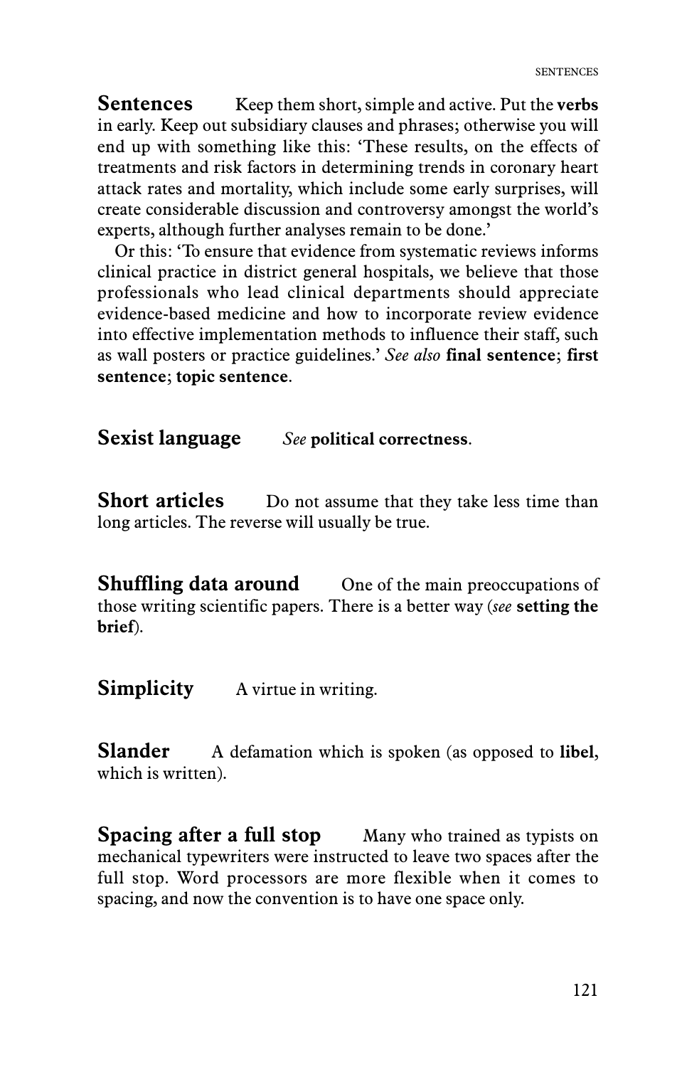**Sentences** Keep them short, simple and active. Put the **verbs** in early. Keep out subsidiary clauses and phrases; otherwise you will end up with something like this: 'These results, on the effects of treatments and risk factors in determining trends in coronary heart attack rates and mortality, which include some early surprises, will create considerable discussion and controversy amongst the world's experts, although further analyses remain to be done.'

Or this: 'To ensure that evidence from systematic reviews informs clinical practice in district general hospitals, we believe that those professionals who lead clinical departments should appreciate evidence-based medicine and how to incorporate review evidence into effective implementation methods to influence their staff, such as wall posters or practice guidelines.' *See also* **final sentence**; **first sentence**; **topic sentence**.

**Sexist language** *See* **political correctness**.

**Short articles** Do not assume that they take less time than long articles. The reverse will usually be true.

**Shuffling data around** One of the main preoccupations of those writing scientific papers. There is a better way (*see* **setting the brief**).

**Simplicity** A virtue in writing.

**Slander** A defamation which is spoken (as opposed to **libel,** which is written).

**Spacing after a full stop** Many who trained as typists on mechanical typewriters were instructed to leave two spaces after the full stop. Word processors are more flexible when it comes to spacing, and now the convention is to have one space only.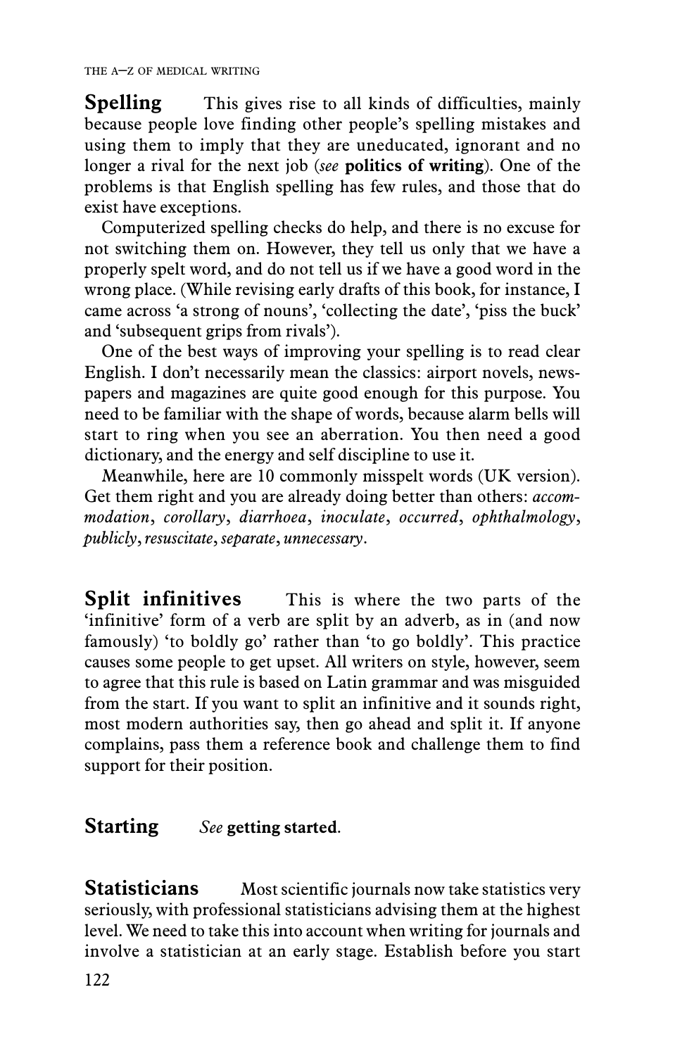**Spelling** This gives rise to all kinds of difficulties, mainly because people love finding other people's spelling mistakes and using them to imply that they are uneducated, ignorant and no longer a rival for the next job (*see* **politics of writing**). One of the problems is that English spelling has few rules, and those that do exist have exceptions.

Computerized spelling checks do help, and there is no excuse for not switching them on. However, they tell us only that we have a properly spelt word, and do not tell us if we have a good word in the wrong place. (While revising early drafts of this book, for instance, I came across 'a strong of nouns', 'collecting the date', 'piss the buck' and 'subsequent grips from rivals').

One of the best ways of improving your spelling is to read clear English. I don't necessarily mean the classics: airport novels, newspapers and magazines are quite good enough for this purpose. You need to be familiar with the shape of words, because alarm bells will start to ring when you see an aberration. You then need a good dictionary, and the energy and self discipline to use it.

Meanwhile, here are 10 commonly misspelt words (UK version). Get them right and you are already doing better than others: *accommodation*, *corollary*, *diarrhoea*, *inoculate*, *occurred*, *ophthalmology*, *publicly*, *resuscitate*, *separate*, *unnecessary*.

**Split infinitives** This is where the two parts of the 'infinitive' form of a verb are split by an adverb, as in (and now famously) 'to boldly go' rather than 'to go boldly'. This practice causes some people to get upset. All writers on style, however, seem to agree that this rule is based on Latin grammar and was misguided from the start. If you want to split an infinitive and it sounds right, most modern authorities say, then go ahead and split it. If anyone complains, pass them a reference book and challenge them to find support for their position.

**Starting** *See* **getting started**.

**Statisticians** Most scientific journals now take statistics very seriously, with professional statisticians advising them at the highest level. We need to take this into account when writing for journals and involve a statistician at an early stage. Establish before you start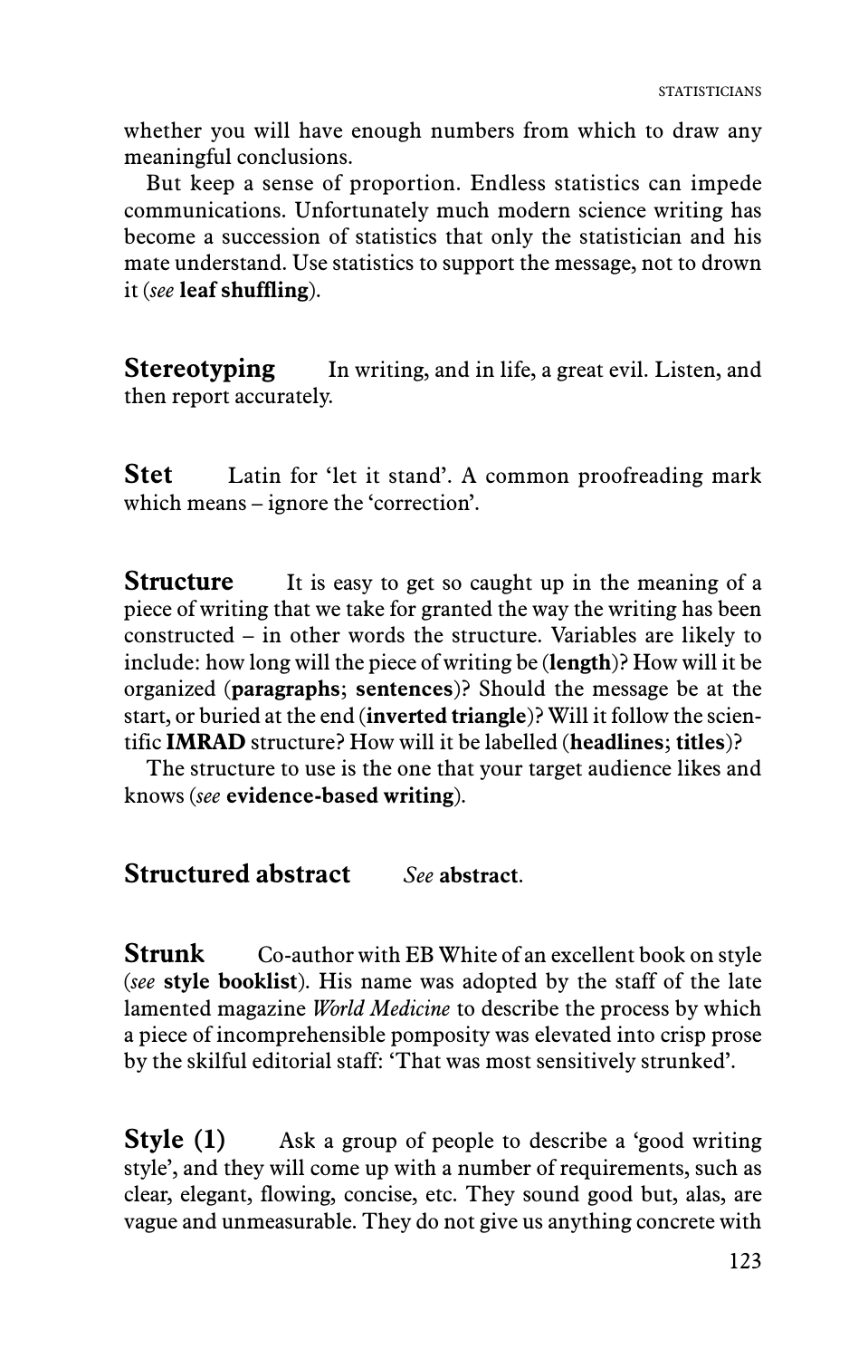whether you will have enough numbers from which to draw any meaningful conclusions.

But keep a sense of proportion. Endless statistics can impede communications. Unfortunately much modern science writing has become a succession of statistics that only the statistician and his mate understand. Use statistics to support the message, not to drown it (*see* **leaf shuffling**).

**Stereotyping** In writing, and in life, a great evil. Listen, and then report accurately.

**Stet** Latin for 'let it stand'. A common proofreading mark which means – ignore the 'correction'.

**Structure** It is easy to get so caught up in the meaning of a piece of writing that we take for granted the way the writing has been constructed – in other words the structure. Variables are likely to include: how long will the piece of writing be (**length**)? How will it be organized (**paragraphs**; **sentences**)? Should the message be at the start, or buried at the end (**inverted triangle**)? Will it follow the scientific **IMRAD** structure? How will it be labelled (**headlines**; **titles**)?

The structure to use is the one that your target audience likes and knows (*see* **evidence-based writing**).

**Structured abstract** *See* **abstract**.

**Strunk** Co-author with EB White of an excellent book on style (*see* **style booklist**). His name was adopted by the staff of the late lamented magazine *World Medicine* to describe the process by which a piece of incomprehensible pomposity was elevated into crisp prose by the skilful editorial staff: 'That was most sensitively strunked'.

**Style (1)** Ask a group of people to describe a 'good writing style', and they will come up with a number of requirements, such as clear, elegant, flowing, concise, etc. They sound good but, alas, are vague and unmeasurable. They do not give us anything concrete with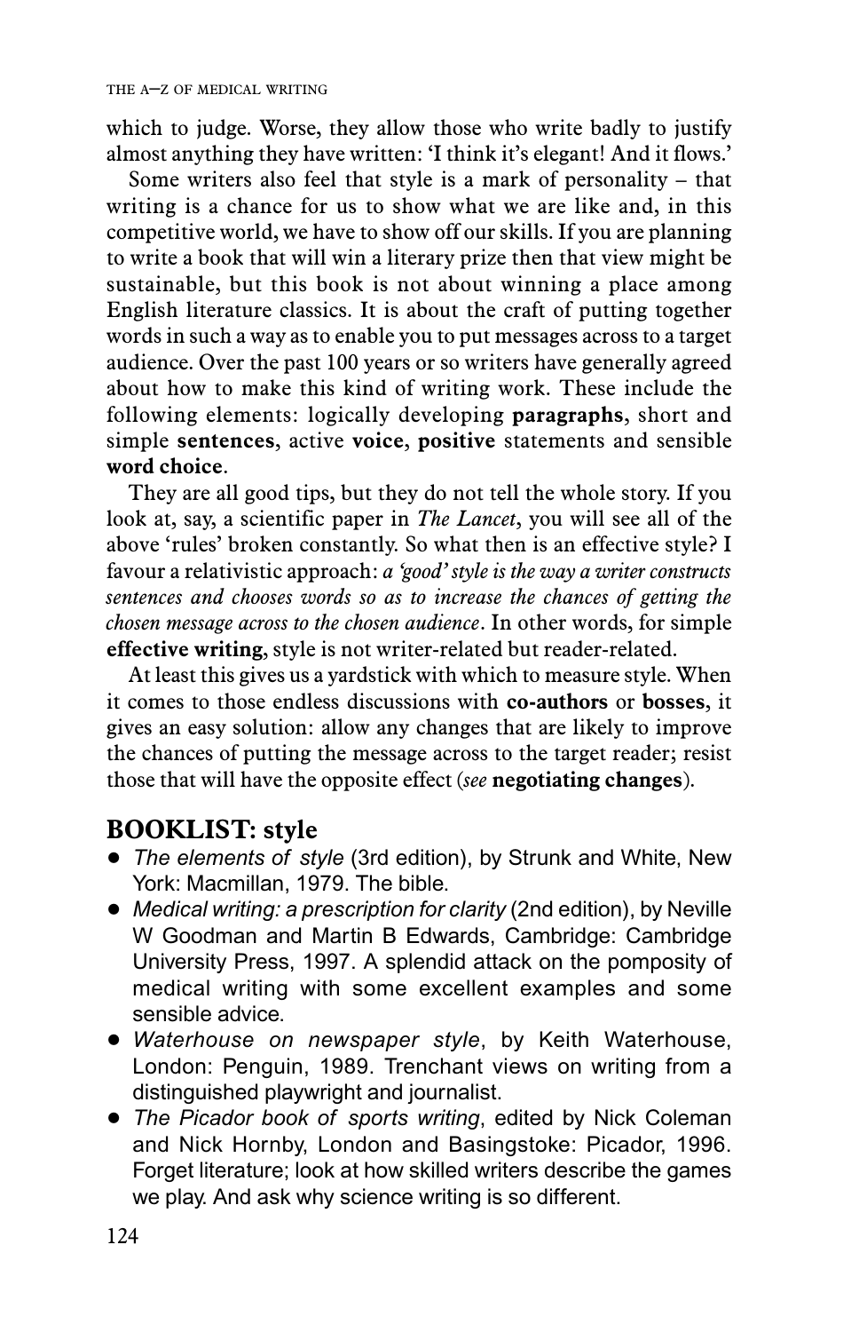which to judge. Worse, they allow those who write badly to justify almost anything they have written: 'I think it's elegant! And it flows.'

Some writers also feel that style is a mark of personality – that writing is a chance for us to show what we are like and, in this competitive world, we have to show off our skills. If you are planning to write a book that will win a literary prize then that view might be sustainable, but this book is not about winning a place among English literature classics. It is about the craft of putting together words in such a way as to enable you to put messages across to a target audience. Over the past 100 years or so writers have generally agreed about how to make this kind of writing work. These include the following elements: logically developing **paragraphs**, short and simple **sentences**, active **voice**, **positive** statements and sensible **word choice**.

They are all good tips, but they do not tell the whole story. If you look at, say, a scientific paper in *The Lancet*, you will see all of the above 'rules' broken constantly. So what then is an effective style? I favour a relativistic approach: *a 'good' style is the way a writer constructs sentences and chooses words so as to increase the chances of getting the chosen message across to the chosen audience*. In other words, for simple **effective writing**, style is not writer-related but reader-related.

At least this gives us a yardstick with which to measure style. When it comes to those endless discussions with **co-authors** or **bosses**, it gives an easy solution: allow any changes that are likely to improve the chances of putting the message across to the target reader; resist those that will have the opposite effect (*see* **negotiating changes**).

## BOOKLIST: style

- *The elements of style* (3rd edition), by Strunk and White, New York: Macmillan, 1979. The bible.
- *Medical writing: a prescription for clarity* (2nd edition), by Neville W Goodman and Martin B Edwards, Cambridge: Cambridge University Press, 1997. A splendid attack on the pomposity of medical writing with some excellent examples and some sensible advice.
- *Waterhouse on newspaper style*, by Keith Waterhouse, London: Penguin, 1989. Trenchant views on writing from a distinguished playwright and journalist.
- *The Picador book of sports writing*, edited by Nick Coleman and Nick Hornby, London and Basingstoke: Picador, 1996. Forget literature; look at how skilled writers describe the games we play. And ask why science writing is so different.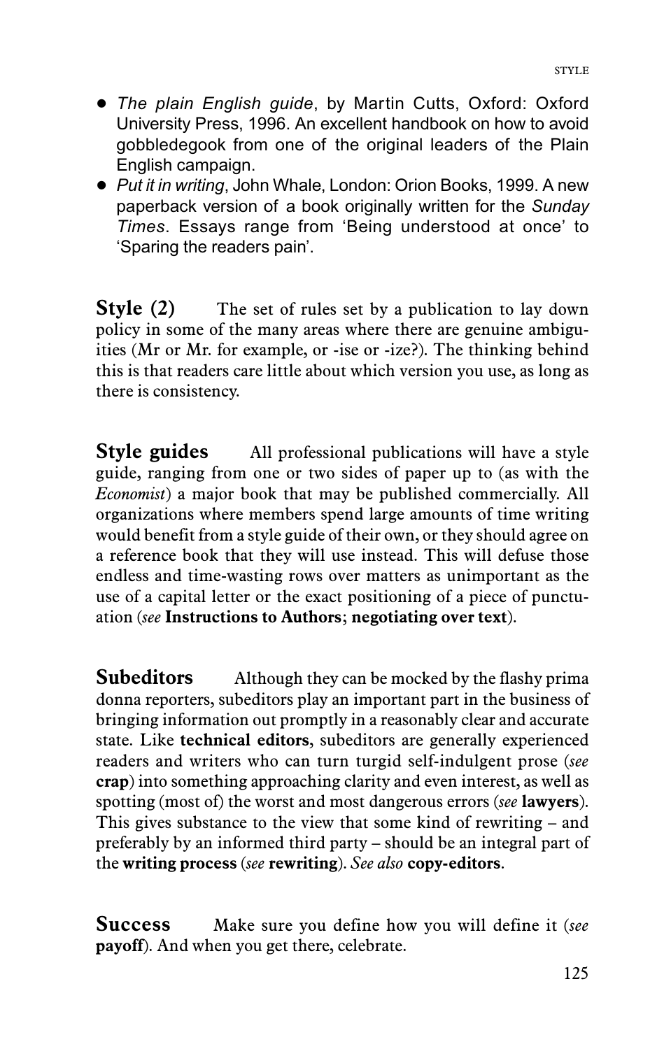- *The plain English guide*, by Martin Cutts, Oxford: Oxford University Press, 1996. An excellent handbook on how to avoid gobbledegook from one of the original leaders of the Plain English campaign.
- *Put it in writing*, John Whale, London: Orion Books, 1999. A new paperback version of a book originally written for the *Sunday Times*. Essays range from 'Being understood at once' to 'Sparing the readers pain'.

**Style (2)** The set of rules set by a publication to lay down policy in some of the many areas where there are genuine ambiguities (Mr or Mr. for example, or -ise or -ize?). The thinking behind this is that readers care little about which version you use, as long as there is consistency.

**Style guides** All professional publications will have a style guide, ranging from one or two sides of paper up to (as with the *Economist*) a major book that may be published commercially. All organizations where members spend large amounts of time writing would benefit from a style guide of their own, or they should agree on a reference book that they will use instead. This will defuse those endless and time-wasting rows over matters as unimportant as the use of a capital letter or the exact positioning of a piece of punctuation (*see* **Instructions to Authors**; **negotiating over text**).

**Subeditors** Although they can be mocked by the flashy prima donna reporters, subeditors play an important part in the business of bringing information out promptly in a reasonably clear and accurate state. Like **technical editors**, subeditors are generally experienced readers and writers who can turn turgid self-indulgent prose (*see* **crap**) into something approaching clarity and even interest, as well as spotting (most of) the worst and most dangerous errors (*see* **lawyers**). This gives substance to the view that some kind of rewriting – and preferably by an informed third party – should be an integral part of the **writing process** (*see* **rewriting**). *See also* **copy-editors**.

**Success** Make sure you define how you will define it (*see* **payoff**). And when you get there, celebrate.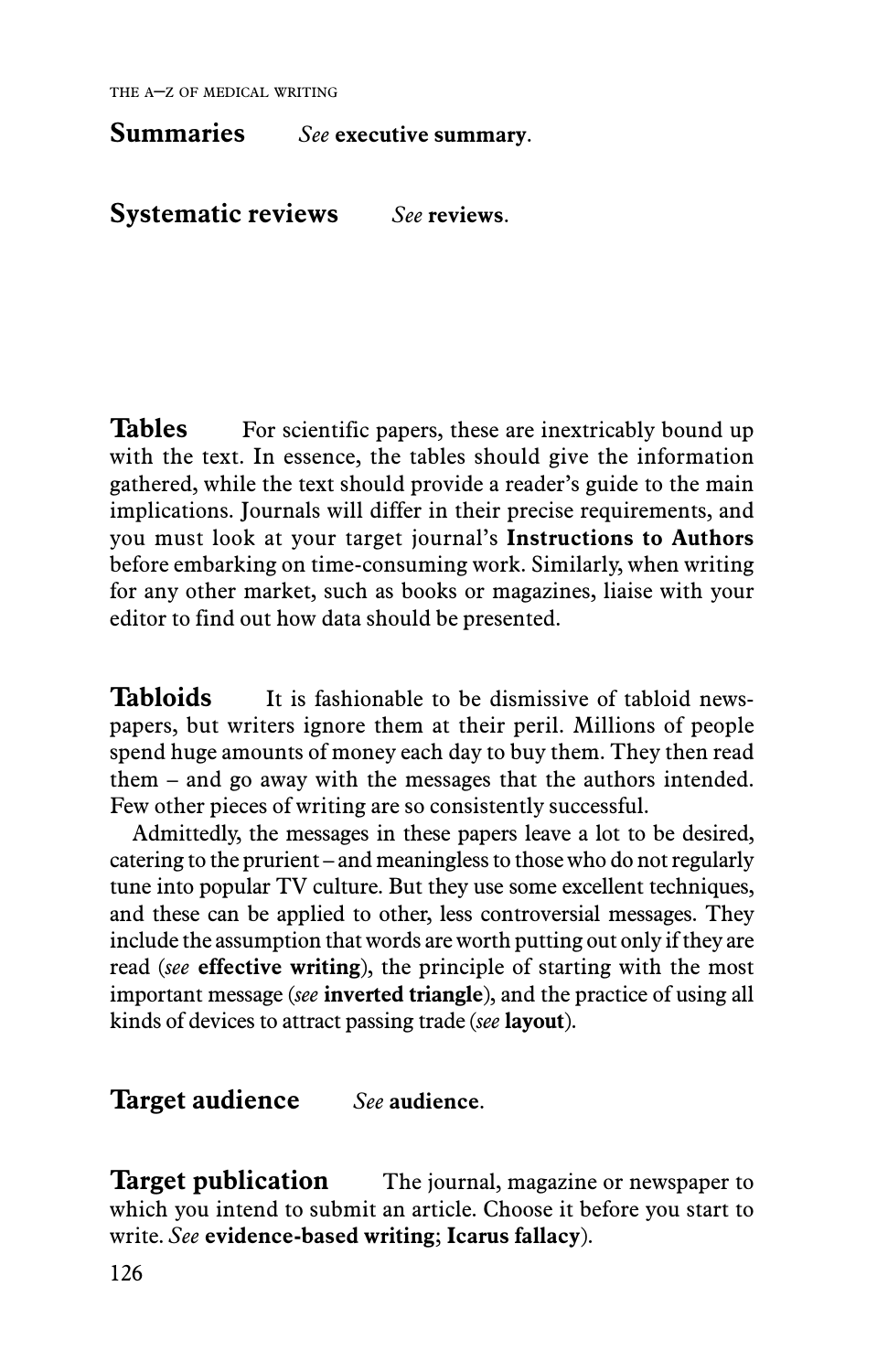**Summaries** *See* **executive summary**.

**Systematic reviews** *See* **reviews**.

**Tables** For scientific papers, these are inextricably bound up with the text. In essence, the tables should give the information gathered, while the text should provide a reader's guide to the main implications. Journals will differ in their precise requirements, and you must look at your target journal's **Instructions to Authors** before embarking on time-consuming work. Similarly, when writing for any other market, such as books or magazines, liaise with your editor to find out how data should be presented.

**Tabloids** It is fashionable to be dismissive of tabloid newspapers, but writers ignore them at their peril. Millions of people spend huge amounts of money each day to buy them. They then read them – and go away with the messages that the authors intended. Few other pieces of writing are so consistently successful.

Admittedly, the messages in these papers leave a lot to be desired, catering to the prurient – and meaningless to those who do not regularly tune into popular TV culture. But they use some excellent techniques, and these can be applied to other, less controversial messages. They include the assumption that words are worth putting out only if they are read (*see* **effective writing**), the principle of starting with the most important message (*see* **inverted triangle**), and the practice of using all kinds of devices to attract passing trade (*see* **layout**).

**Target audience** *See* **audience**.

**Target publication** The journal, magazine or newspaper to which you intend to submit an article. Choose it before you start to write. *See* **evidence-based writing**; **Icarus fallacy**).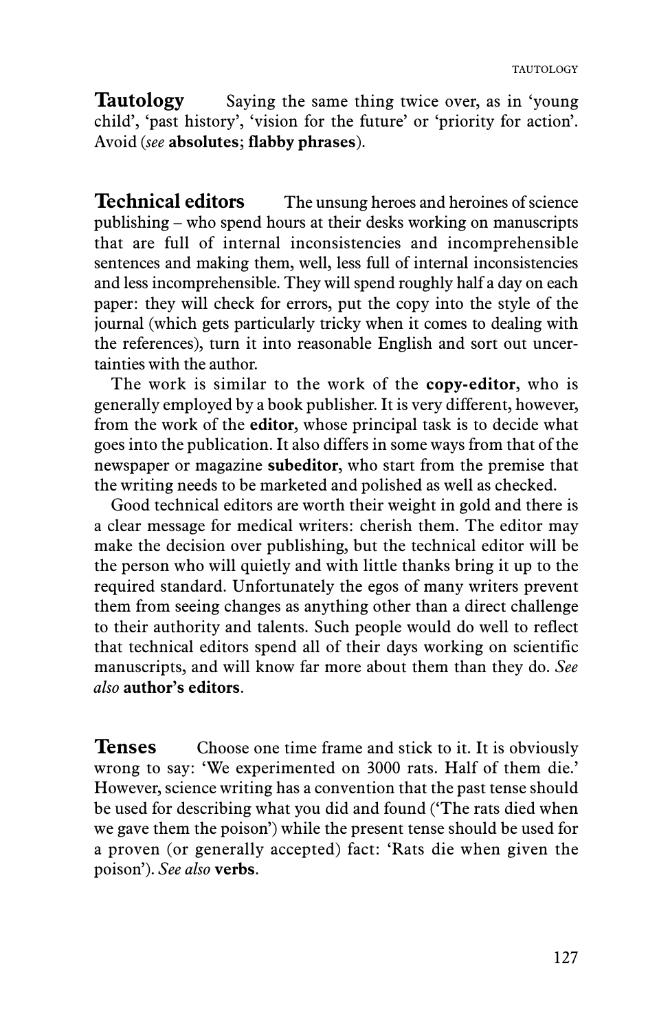**Tautology** Saying the same thing twice over, as in 'young child', 'past history', 'vision for the future' or 'priority for action'. Avoid (*see* **absolutes**; **flabby phrases**).

**Technical editors** The unsung heroes and heroines of science publishing – who spend hours at their desks working on manuscripts that are full of internal inconsistencies and incomprehensible sentences and making them, well, less full of internal inconsistencies and less incomprehensible. They will spend roughly half a day on each paper: they will check for errors, put the copy into the style of the journal (which gets particularly tricky when it comes to dealing with the references), turn it into reasonable English and sort out uncertainties with the author.

The work is similar to the work of the **copy-editor**, who is generally employed by a book publisher. It is very different, however, from the work of the **editor**, whose principal task is to decide what goes into the publication. It also differs in some ways from that of the newspaper or magazine **subeditor**, who start from the premise that the writing needs to be marketed and polished as well as checked.

Good technical editors are worth their weight in gold and there is a clear message for medical writers: cherish them. The editor may make the decision over publishing, but the technical editor will be the person who will quietly and with little thanks bring it up to the required standard. Unfortunately the egos of many writers prevent them from seeing changes as anything other than a direct challenge to their authority and talents. Such people would do well to reflect that technical editors spend all of their days working on scientific manuscripts, and will know far more about them than they do. *See also* **author's editors**.

**Tenses** Choose one time frame and stick to it. It is obviously wrong to say: 'We experimented on 3000 rats. Half of them die.' However, science writing has a convention that the past tense should be used for describing what you did and found ('The rats died when we gave them the poison') while the present tense should be used for a proven (or generally accepted) fact: 'Rats die when given the poison'). *See also* **verbs**.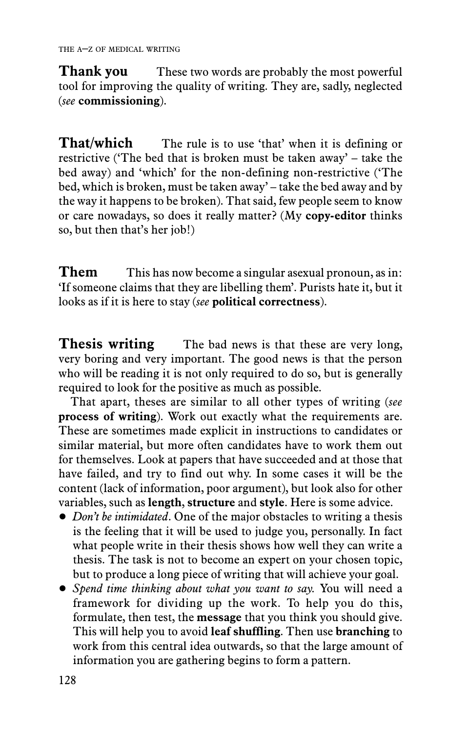**Thank you** These two words are probably the most powerful tool for improving the quality of writing. They are, sadly, neglected (*see* **commissioning**).

**That/which** The rule is to use 'that' when it is defining or restrictive ('The bed that is broken must be taken away' – take the bed away) and 'which' for the non-defining non-restrictive ('The bed, which is broken, must be taken away' – take the bed away and by the way it happens to be broken). That said, few people seem to know or care nowadays, so does it really matter? (My **copy-editor** thinks so, but then that's her job!)

**Them** This has now become a singular asexual pronoun, as in: 'If someone claims that they are libelling them'. Purists hate it, but it looks as if it is here to stay (*see* **political correctness**).

**Thesis writing** The bad news is that these are very long, very boring and very important. The good news is that the person who will be reading it is not only required to do so, but is generally required to look for the positive as much as possible.

That apart, theses are similar to all other types of writing (*see* **process of writing**). Work out exactly what the requirements are. These are sometimes made explicit in instructions to candidates or similar material, but more often candidates have to work them out for themselves. Look at papers that have succeeded and at those that have failed, and try to find out why. In some cases it will be the content (lack of information, poor argument), but look also for other variables, such as **length**, **structure** and **style**. Here is some advice.

- *Don't be intimidated*. One of the major obstacles to writing a thesis is the feeling that it will be used to judge you, personally. In fact what people write in their thesis shows how well they can write a thesis. The task is not to become an expert on your chosen topic, but to produce a long piece of writing that will achieve your goal.
- *Spend time thinking about what you want to say.* You will need a framework for dividing up the work. To help you do this, formulate, then test, the **message** that you think you should give. This will help you to avoid **leaf shuffling**. Then use **branching** to work from this central idea outwards, so that the large amount of information you are gathering begins to form a pattern.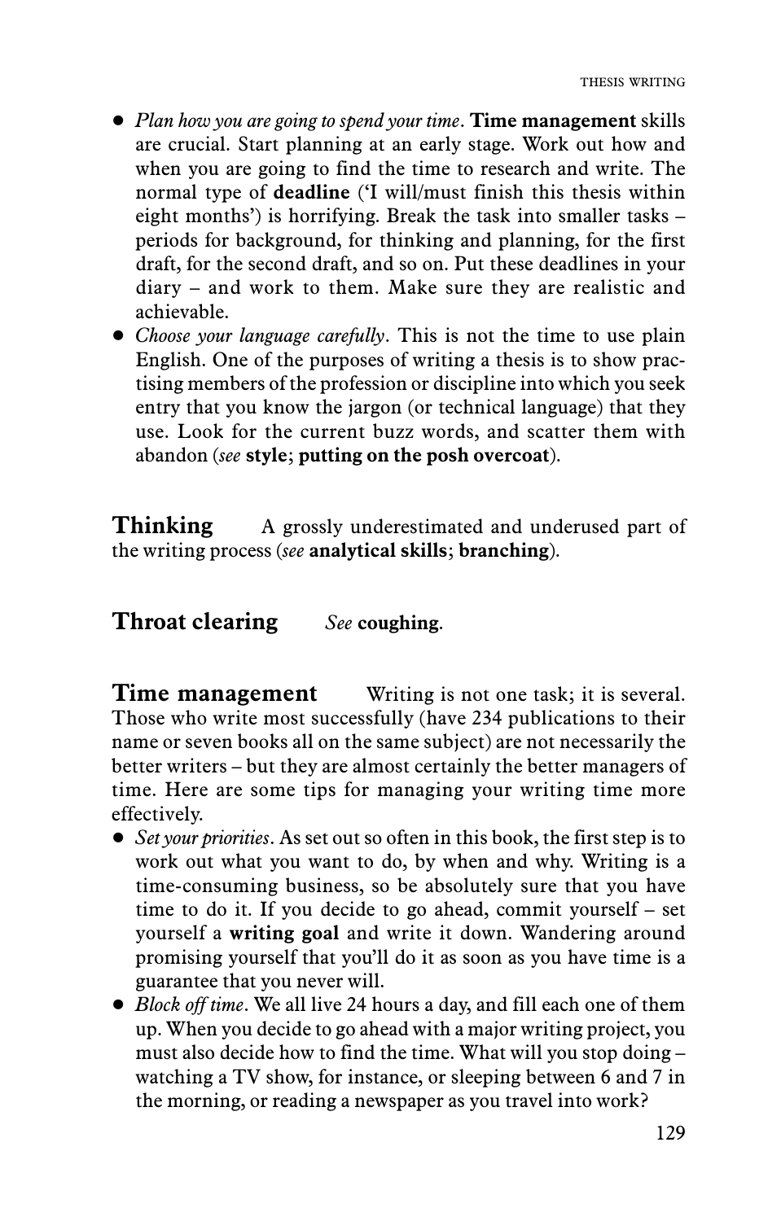- *Plan how you are going to spend your time*. **Time management** skills are crucial. Start planning at an early stage. Work out how and when you are going to find the time to research and write. The normal type of **deadline** ('I will/must finish this thesis within eight months') is horrifying. Break the task into smaller tasks – periods for background, for thinking and planning, for the first draft, for the second draft, and so on. Put these deadlines in your diary – and work to them. Make sure they are realistic and achievable.
- *Choose your language carefully*. This is not the time to use plain English. One of the purposes of writing a thesis is to show practising members of the profession or discipline into which you seek entry that you know the jargon (or technical language) that they use. Look for the current buzz words, and scatter them with abandon (*see* **style**; **putting on the posh overcoat**).

## Thinking

A grossly underestimated and underused part of the writing process (*see* **analytical skills**; **branching**).

## Throat clearing

*See* **coughing**.

## Time management

Writing is not one task; it is several. Those who write most successfully (have 234 publications to their name or seven books all on the same subject) are not necessarily the better writers – but they are almost certainly the better managers of time. Here are some tips for managing your writing time more effectively.

- *Set your priorities*. As set out so often in this book, the first step is to work out what you want to do, by when and why. Writing is a time-consuming business, so be absolutely sure that you have time to do it. If you decide to go ahead, commit yourself – set yourself a **writing goal** and write it down. Wandering around promising yourself that you'll do it as soon as you have time is a guarantee that you never will.
- *Block off time*. We all live 24 hours a day, and fill each one of them up. When you decide to go ahead with a major writing project, you must also decide how to find the time. What will you stop doing – watching a TV show, for instance, or sleeping between 6 and 7 in the morning, or reading a newspaper as you travel into work?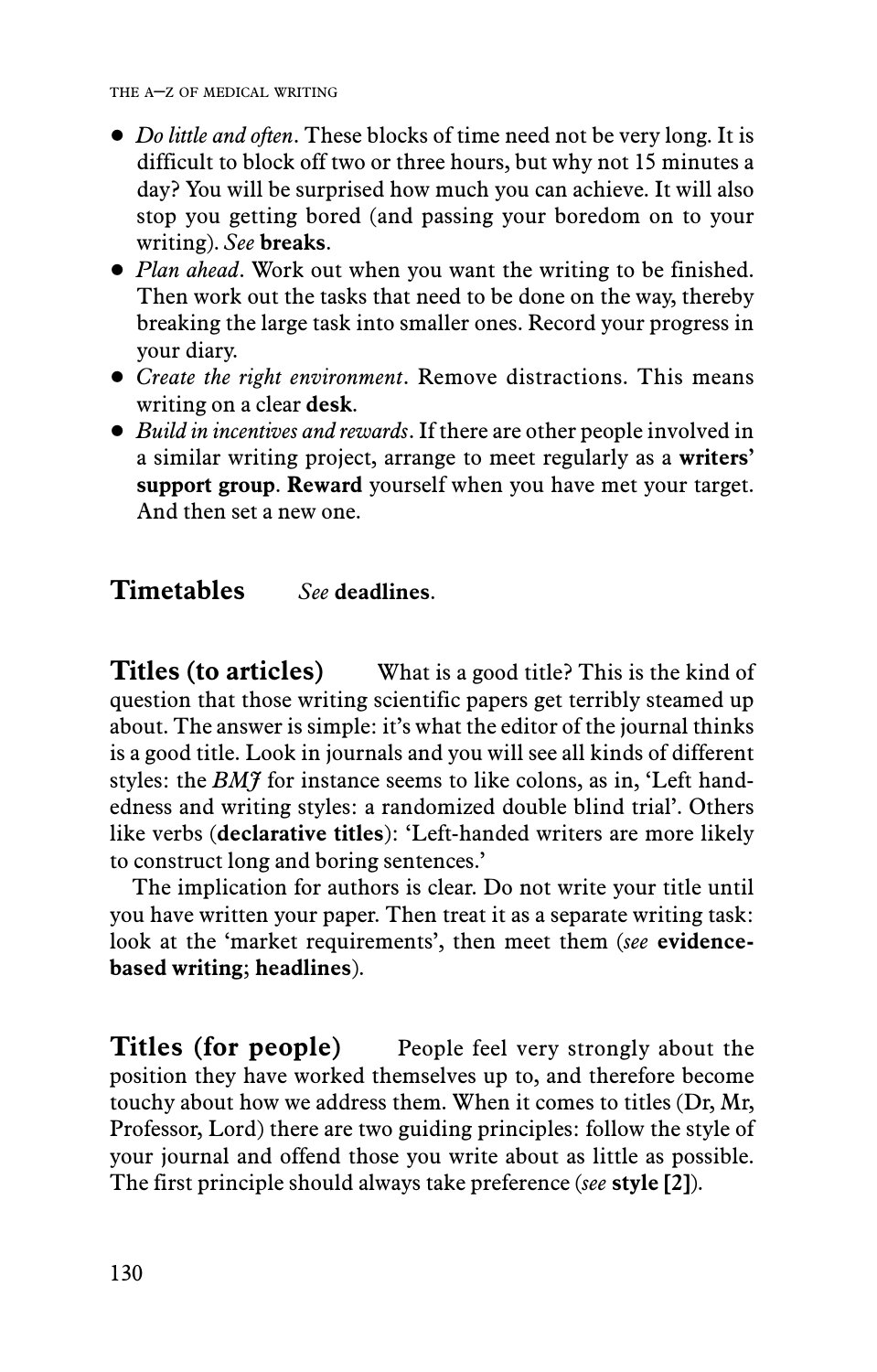- *Do little and often*. These blocks of time need not be very long. It is difficult to block off two or three hours, but why not 15 minutes a day? You will be surprised how much you can achieve. It will also stop you getting bored (and passing your boredom on to your writing). *See* **breaks**.
- *Plan ahead*. Work out when you want the writing to be finished. Then work out the tasks that need to be done on the way, thereby breaking the large task into smaller ones. Record your progress in your diary.
- *Create the right environment*. Remove distractions. This means writing on a clear **desk**.
- *Build in incentives and rewards*. If there are other people involved in a similar writing project, arrange to meet regularly as a **writers' support group**. **Reward** yourself when you have met your target. And then set a new one.

**Timetables** *See* **deadlines**.

**Titles (to articles)** What is a good title? This is the kind of question that those writing scientific papers get terribly steamed up about. The answer is simple: it's what the editor of the journal thinks is a good title. Look in journals and you will see all kinds of different styles: the *BMJ* for instance seems to like colons, as in, 'Left handedness and writing styles: a randomized double blind trial'. Others like verbs (**declarative titles**): 'Left-handed writers are more likely to construct long and boring sentences.'

The implication for authors is clear. Do not write your title until you have written your paper. Then treat it as a separate writing task: look at the 'market requirements', then meet them (*see* **evidence-based writing**; **headlines**).

**Titles (for people)** People feel very strongly about the position they have worked themselves up to, and therefore become touchy about how we address them. When it comes to titles (Dr, Mr, Professor, Lord) there are two guiding principles: follow the style of your journal and offend those you write about as little as possible. The first principle should always take preference (*see* **style [2]**).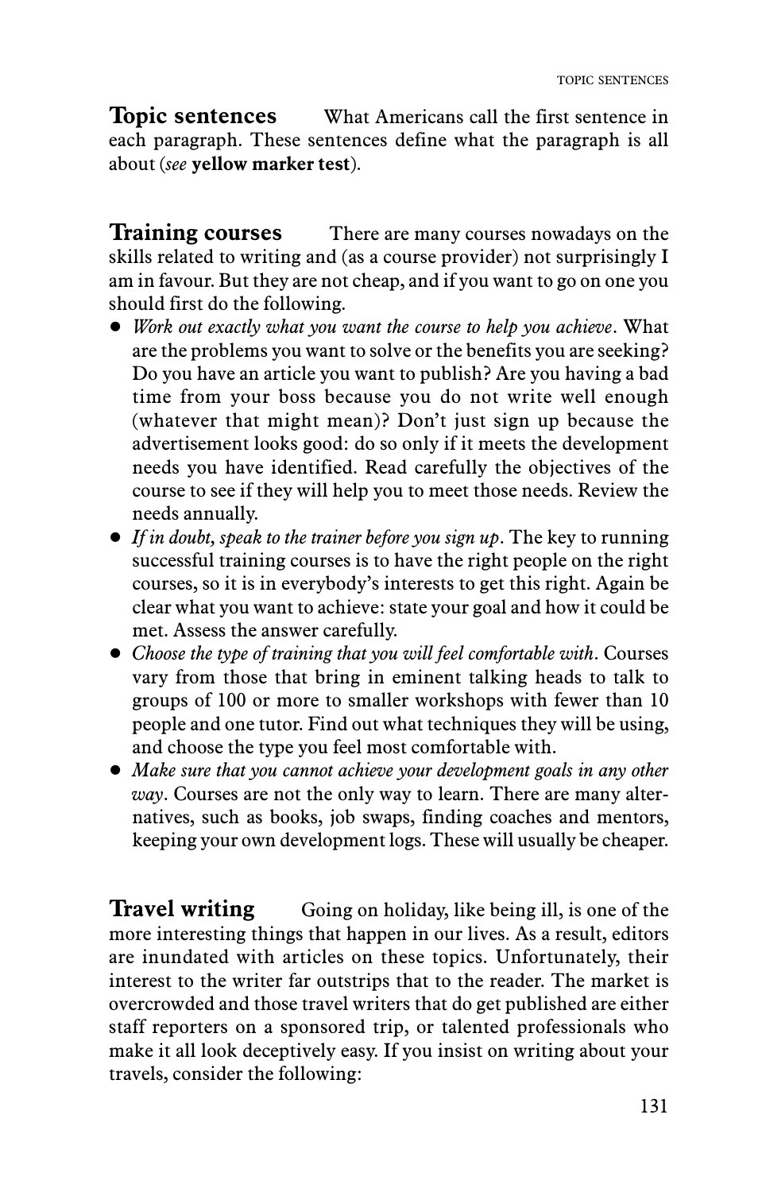**Topic sentences** What Americans call the first sentence in each paragraph. These sentences define what the paragraph is all about (*see* **yellow marker test**).

**Training courses** There are many courses nowadays on the skills related to writing and (as a course provider) not surprisingly I am in favour. But they are not cheap, and if you want to go on one you should first do the following.

- *Work out exactly what you want the course to help you achieve*. What are the problems you want to solve or the benefits you are seeking? Do you have an article you want to publish? Are you having a bad time from your boss because you do not write well enough (whatever that might mean)? Don't just sign up because the advertisement looks good: do so only if it meets the development needs you have identified. Read carefully the objectives of the course to see if they will help you to meet those needs. Review the needs annually.
- *If in doubt, speak to the trainer before you sign up*. The key to running successful training courses is to have the right people on the right courses, so it is in everybody's interests to get this right. Again be clear what you want to achieve: state your goal and how it could be met. Assess the answer carefully.
- *Choose the type of training that you will feel comfortable with*. Courses vary from those that bring in eminent talking heads to talk to groups of 100 or more to smaller workshops with fewer than 10 people and one tutor. Find out what techniques they will be using, and choose the type you feel most comfortable with.
- *Make sure that you cannot achieve your development goals in any other way*. Courses are not the only way to learn. There are many alternatives, such as books, job swaps, finding coaches and mentors, keeping your own development logs. These will usually be cheaper.

**Travel writing** Going on holiday, like being ill, is one of the more interesting things that happen in our lives. As a result, editors are inundated with articles on these topics. Unfortunately, their interest to the writer far outstrips that to the reader. The market is overcrowded and those travel writers that do get published are either staff reporters on a sponsored trip, or talented professionals who make it all look deceptively easy. If you insist on writing about your travels, consider the following: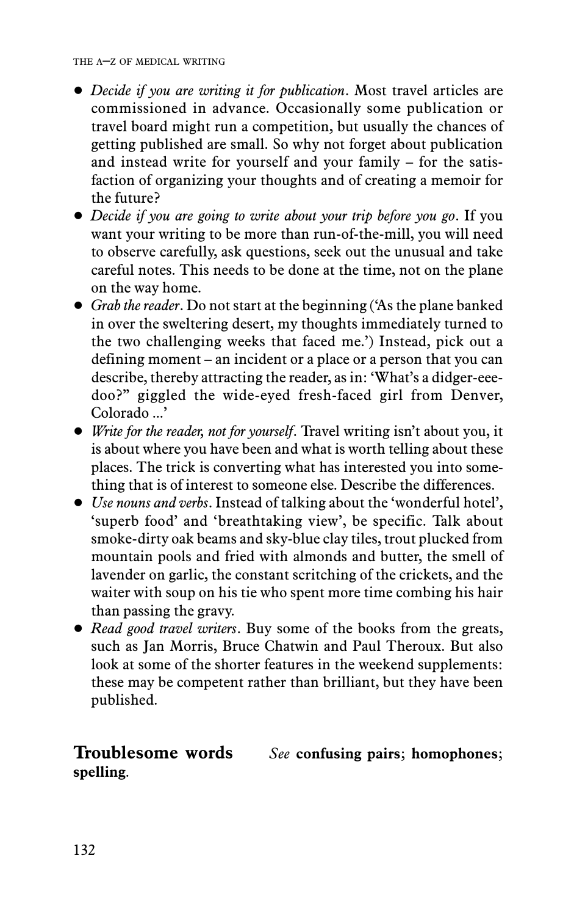- *Decide if you are writing it for publication*. Most travel articles are commissioned in advance. Occasionally some publication or travel board might run a competition, but usually the chances of getting published are small. So why not forget about publication and instead write for yourself and your family – for the satisfaction of organizing your thoughts and of creating a memoir for the future?
- *Decide if you are going to write about your trip before you go*. If you want your writing to be more than run-of-the-mill, you will need to observe carefully, ask questions, seek out the unusual and take careful notes. This needs to be done at the time, not on the plane on the way home.
- *Grab the reader*. Do not start at the beginning ('As the plane banked in over the sweltering desert, my thoughts immediately turned to the two challenging weeks that faced me.') Instead, pick out a defining moment – an incident or a place or a person that you can describe, thereby attracting the reader, as in: 'What's a didger-eee-doo?" giggled the wide-eyed fresh-faced girl from Denver, Colorado ...'
- *Write for the reader, not for yourself*. Travel writing isn't about you, it is about where you have been and what is worth telling about these places. The trick is converting what has interested you into something that is of interest to someone else. Describe the differences.
- *Use nouns and verbs*. Instead of talking about the 'wonderful hotel', 'superb food' and 'breathtaking view', be specific. Talk about smoke-dirty oak beams and sky-blue clay tiles, trout plucked from mountain pools and fried with almonds and butter, the smell of lavender on garlic, the constant scritching of the crickets, and the waiter with soup on his tie who spent more time combing his hair than passing the gravy.
- *Read good travel writers*. Buy some of the books from the greats, such as Jan Morris, Bruce Chatwin and Paul Theroux. But also look at some of the shorter features in the weekend supplements: these may be competent rather than brilliant, but they have been published.

**Troublesome words** *See* **confusing pairs**; **homophones**; **spelling**.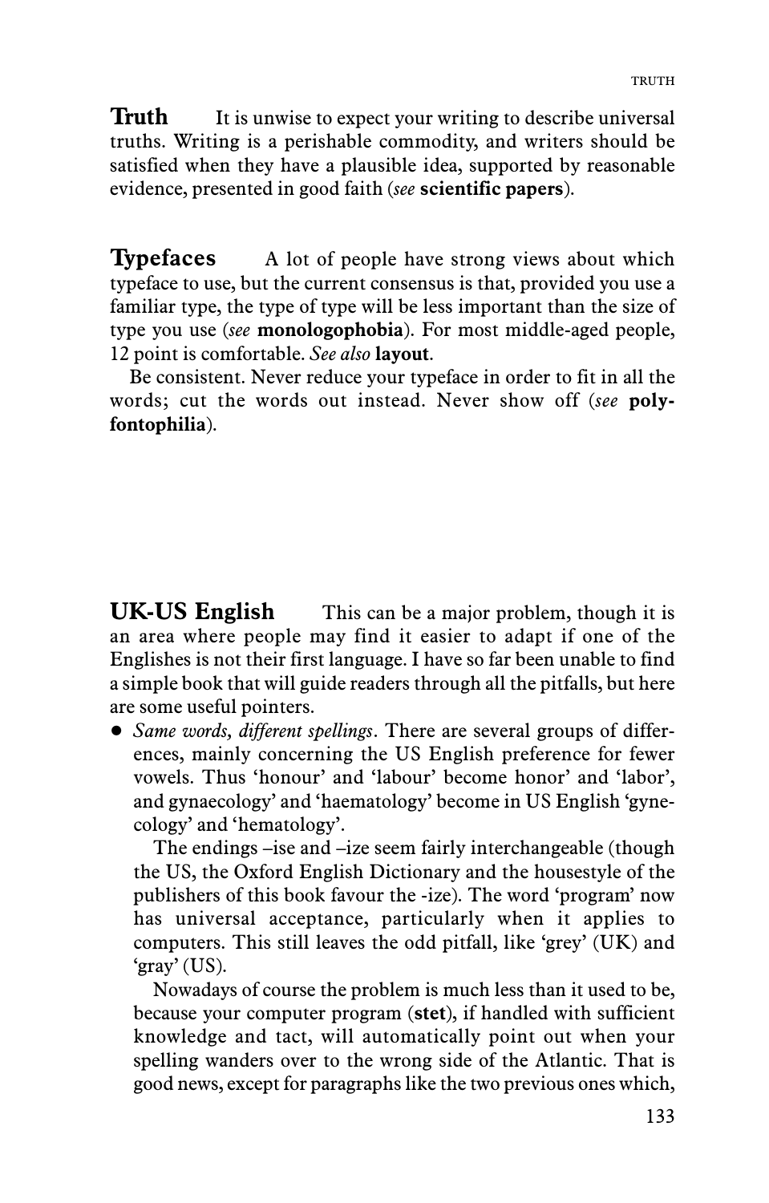**Truth** It is unwise to expect your writing to describe universal truths. Writing is a perishable commodity, and writers should be satisfied when they have a plausible idea, supported by reasonable evidence, presented in good faith (*see* **scientific papers**).

**Typefaces** A lot of people have strong views about which typeface to use, but the current consensus is that, provided you use a familiar type, the type of type will be less important than the size of type you use (*see* **monologophobia**). For most middle-aged people, 12 point is comfortable. *See also* **layout**.

Be consistent. Never reduce your typeface in order to fit in all the words; cut the words out instead. Never show off (*see* **poly-fontophilia**).

**UK-US English** This can be a major problem, though it is an area where people may find it easier to adapt if one of the Englishes is not their first language. I have so far been unable to find a simple book that will guide readers through all the pitfalls, but here are some useful pointers.

- *Same words, different spellings*. There are several groups of differences, mainly concerning the US English preference for fewer vowels. Thus 'honour' and 'labour' become honor' and 'labor', and gynaecology' and 'haematology' become in US English 'gynecology' and 'hematology'.

  The endings –ise and –ize seem fairly interchangeable (though the US, the Oxford English Dictionary and the housestyle of the publishers of this book favour the -ize). The word 'program' now has universal acceptance, particularly when it applies to computers. This still leaves the odd pitfall, like 'grey' (UK) and 'gray' (US).

  Nowadays of course the problem is much less than it used to be, because your computer program (**stet**), if handled with sufficient knowledge and tact, will automatically point out when your spelling wanders over to the wrong side of the Atlantic. That is good news, except for paragraphs like the two previous ones which,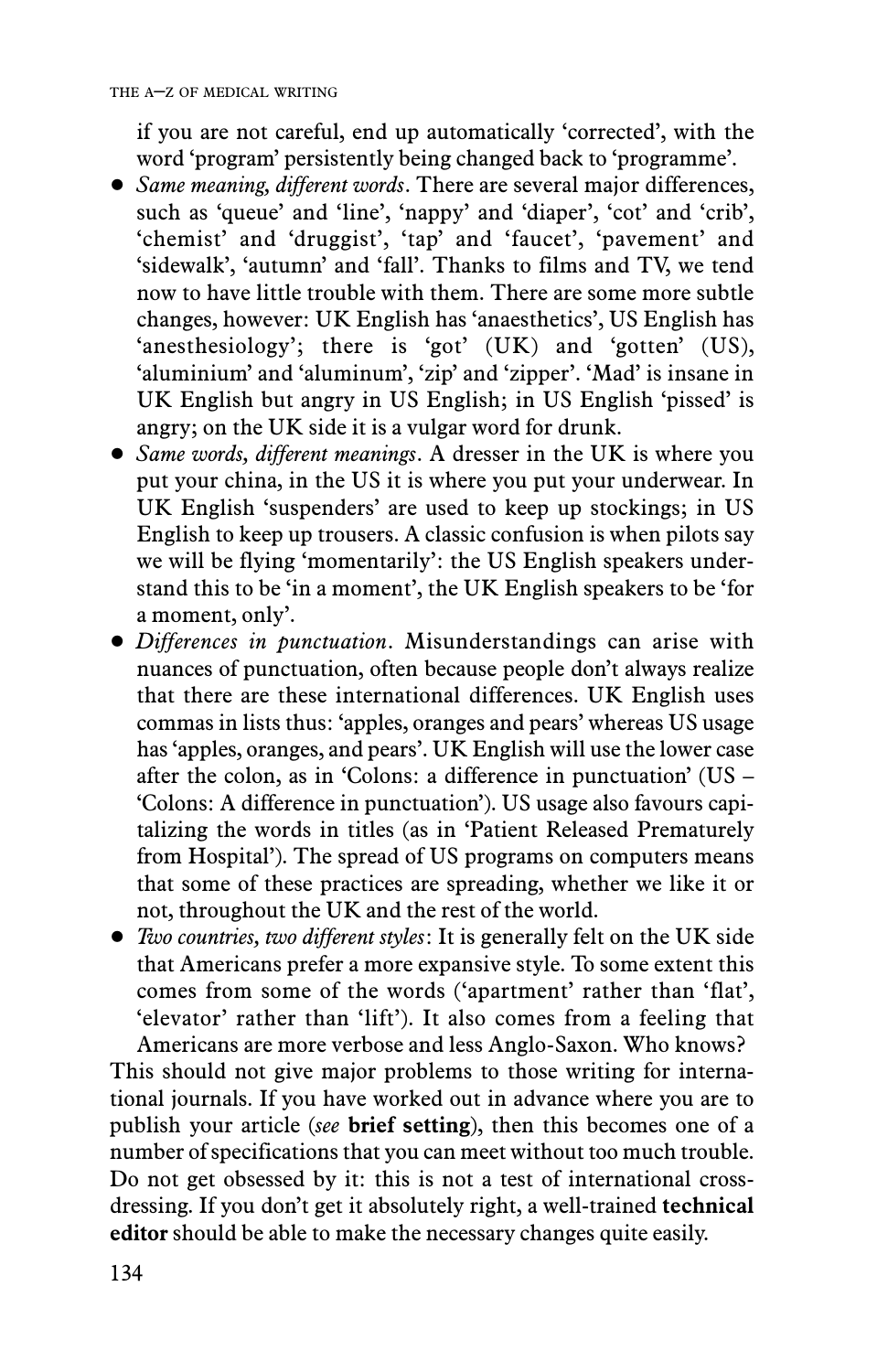if you are not careful, end up automatically 'corrected', with the word 'program' persistently being changed back to 'programme'.

- *Same meaning, different words*. There are several major differences, such as 'queue' and 'line', 'nappy' and 'diaper', 'cot' and 'crib', 'chemist' and 'druggist', 'tap' and 'faucet', 'pavement' and 'sidewalk', 'autumn' and 'fall'. Thanks to films and TV, we tend now to have little trouble with them. There are some more subtle changes, however: UK English has 'anaesthetics', US English has 'anesthesiology'; there is 'got' (UK) and 'gotten' (US), 'aluminium' and 'aluminum', 'zip' and 'zipper'. 'Mad' is insane in UK English but angry in US English; in US English 'pissed' is angry; on the UK side it is a vulgar word for drunk.
- *Same words, different meanings*. A dresser in the UK is where you put your china, in the US it is where you put your underwear. In UK English 'suspenders' are used to keep up stockings; in US English to keep up trousers. A classic confusion is when pilots say we will be flying 'momentarily': the US English speakers understand this to be 'in a moment', the UK English speakers to be 'for a moment, only'.
- *Differences in punctuation*. Misunderstandings can arise with nuances of punctuation, often because people don't always realize that there are these international differences. UK English uses commas in lists thus: 'apples, oranges and pears' whereas US usage has 'apples, oranges, and pears'. UK English will use the lower case after the colon, as in 'Colons: a difference in punctuation' (US – 'Colons: A difference in punctuation'). US usage also favours capitalizing the words in titles (as in 'Patient Released Prematurely from Hospital'). The spread of US programs on computers means that some of these practices are spreading, whether we like it or not, throughout the UK and the rest of the world.
- *Two countries, two different styles*: It is generally felt on the UK side that Americans prefer a more expansive style. To some extent this comes from some of the words ('apartment' rather than 'flat', 'elevator' rather than 'lift'). It also comes from a feeling that Americans are more verbose and less Anglo-Saxon. Who knows?

This should not give major problems to those writing for international journals. If you have worked out in advance where you are to publish your article (*see* **brief setting**), then this becomes one of a number of specifications that you can meet without too much trouble. Do not get obsessed by it: this is not a test of international cross-dressing. If you don't get it absolutely right, a well-trained **technical editor** should be able to make the necessary changes quite easily.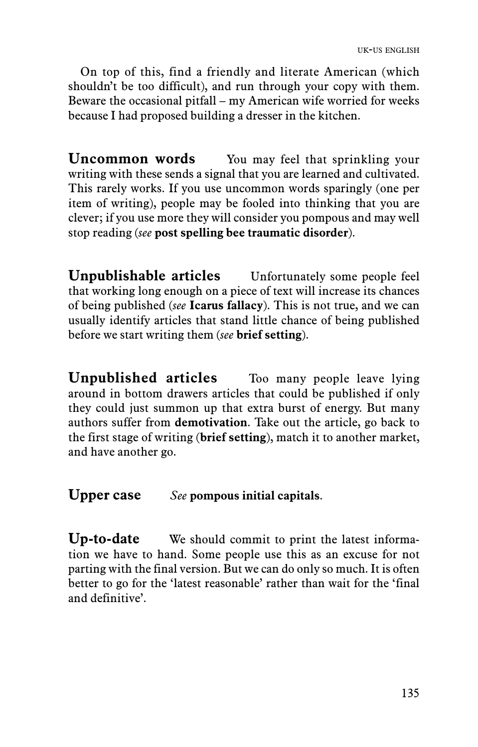On top of this, find a friendly and literate American (which shouldn't be too difficult), and run through your copy with them. Beware the occasional pitfall – my American wife worried for weeks because I had proposed building a dresser in the kitchen.

**Uncommon words** You may feel that sprinkling your writing with these sends a signal that you are learned and cultivated. This rarely works. If you use uncommon words sparingly (one per item of writing), people may be fooled into thinking that you are clever; if you use more they will consider you pompous and may well stop reading (*see* **post spelling bee traumatic disorder**).

**Unpublishable articles** Unfortunately some people feel that working long enough on a piece of text will increase its chances of being published (*see* **Icarus fallacy**). This is not true, and we can usually identify articles that stand little chance of being published before we start writing them (*see* **brief setting**).

**Unpublished articles** Too many people leave lying around in bottom drawers articles that could be published if only they could just summon up that extra burst of energy. But many authors suffer from **demotivation**. Take out the article, go back to the first stage of writing (**brief setting**), match it to another market, and have another go.

**Upper case** *See* **pompous initial capitals**.

**Up-to-date** We should commit to print the latest information we have to hand. Some people use this as an excuse for not parting with the final version. But we can do only so much. It is often better to go for the 'latest reasonable' rather than wait for the 'final and definitive'.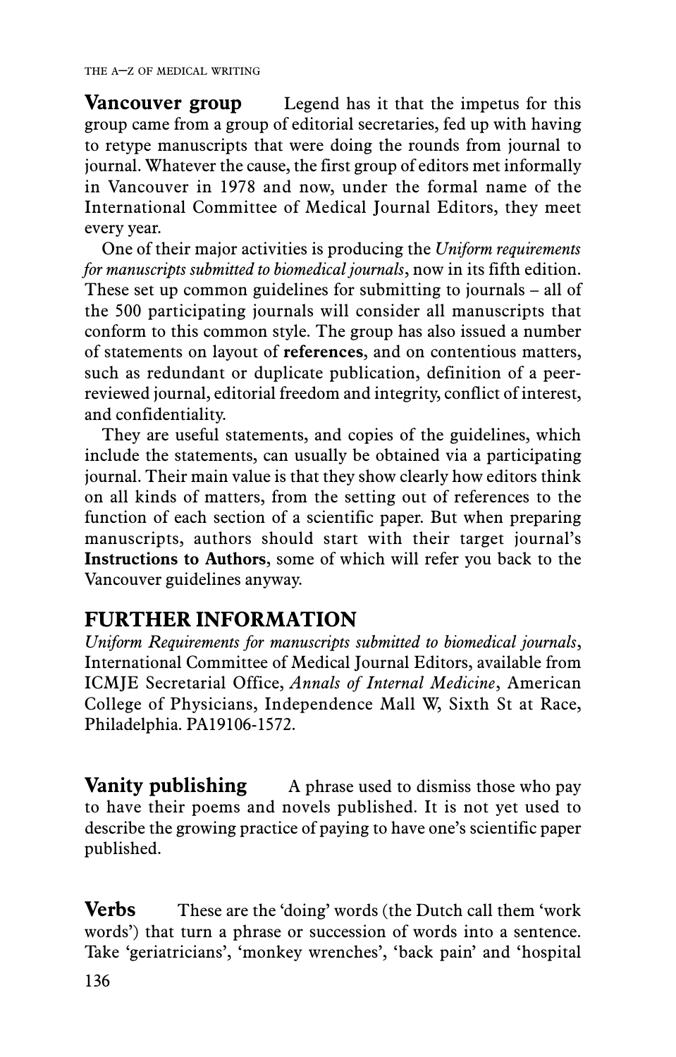**Vancouver group** Legend has it that the impetus for this group came from a group of editorial secretaries, fed up with having to retype manuscripts that were doing the rounds from journal to journal. Whatever the cause, the first group of editors met informally in Vancouver in 1978 and now, under the formal name of the International Committee of Medical Journal Editors, they meet every year.

One of their major activities is producing the *Uniform requirements for manuscripts submitted to biomedical journals*, now in its fifth edition. These set up common guidelines for submitting to journals – all of the 500 participating journals will consider all manuscripts that conform to this common style. The group has also issued a number of statements on layout of **references**, and on contentious matters, such as redundant or duplicate publication, definition of a peer-reviewed journal, editorial freedom and integrity, conflict of interest, and confidentiality.

They are useful statements, and copies of the guidelines, which include the statements, can usually be obtained via a participating journal. Their main value is that they show clearly how editors think on all kinds of matters, from the setting out of references to the function of each section of a scientific paper. But when preparing manuscripts, authors should start with their target journal's **Instructions to Authors**, some of which will refer you back to the Vancouver guidelines anyway.

## FURTHER INFORMATION

*Uniform Requirements for manuscripts submitted to biomedical journals*, International Committee of Medical Journal Editors, available from ICMJE Secretarial Office, *Annals of Internal Medicine*, American College of Physicians, Independence Mall W, Sixth St at Race, Philadelphia. PA19106-1572.

**Vanity publishing** A phrase used to dismiss those who pay to have their poems and novels published. It is not yet used to describe the growing practice of paying to have one's scientific paper published.

**Verbs** These are the 'doing' words (the Dutch call them 'work words') that turn a phrase or succession of words into a sentence. Take 'geriatricians', 'monkey wrenches', 'back pain' and 'hospital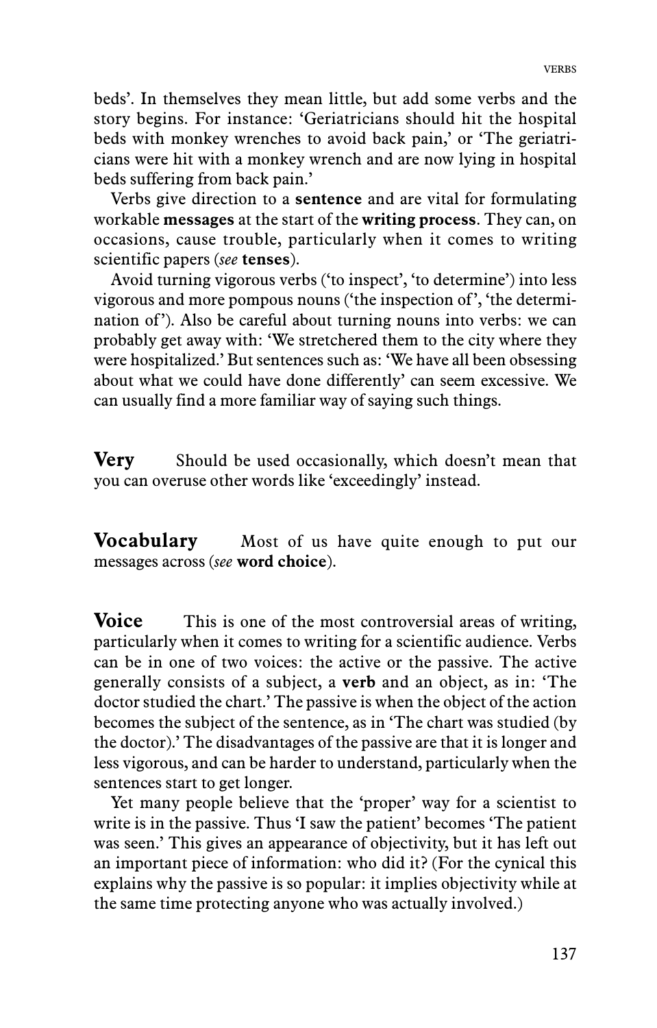beds'. In themselves they mean little, but add some verbs and the story begins. For instance: 'Geriatricians should hit the hospital beds with monkey wrenches to avoid back pain,' or 'The geriatricians were hit with a monkey wrench and are now lying in hospital beds suffering from back pain.'

Verbs give direction to a **sentence** and are vital for formulating workable **messages** at the start of the **writing process**. They can, on occasions, cause trouble, particularly when it comes to writing scientific papers (*see* **tenses**).

Avoid turning vigorous verbs ('to inspect', 'to determine') into less vigorous and more pompous nouns ('the inspection of', 'the determination of'). Also be careful about turning nouns into verbs: we can probably get away with: 'We stretchered them to the city where they were hospitalized.' But sentences such as: 'We have all been obsessing about what we could have done differently' can seem excessive. We can usually find a more familiar way of saying such things.

**Very** Should be used occasionally, which doesn't mean that you can overuse other words like 'exceedingly' instead.

**Vocabulary** Most of us have quite enough to put our messages across (*see* **word choice**).

**Voice** This is one of the most controversial areas of writing, particularly when it comes to writing for a scientific audience. Verbs can be in one of two voices: the active or the passive. The active generally consists of a subject, a **verb** and an object, as in: 'The doctor studied the chart.' The passive is when the object of the action becomes the subject of the sentence, as in 'The chart was studied (by the doctor).' The disadvantages of the passive are that it is longer and less vigorous, and can be harder to understand, particularly when the sentences start to get longer.

Yet many people believe that the 'proper' way for a scientist to write is in the passive. Thus 'I saw the patient' becomes 'The patient was seen.' This gives an appearance of objectivity, but it has left out an important piece of information: who did it? (For the cynical this explains why the passive is so popular: it implies objectivity while at the same time protecting anyone who was actually involved.)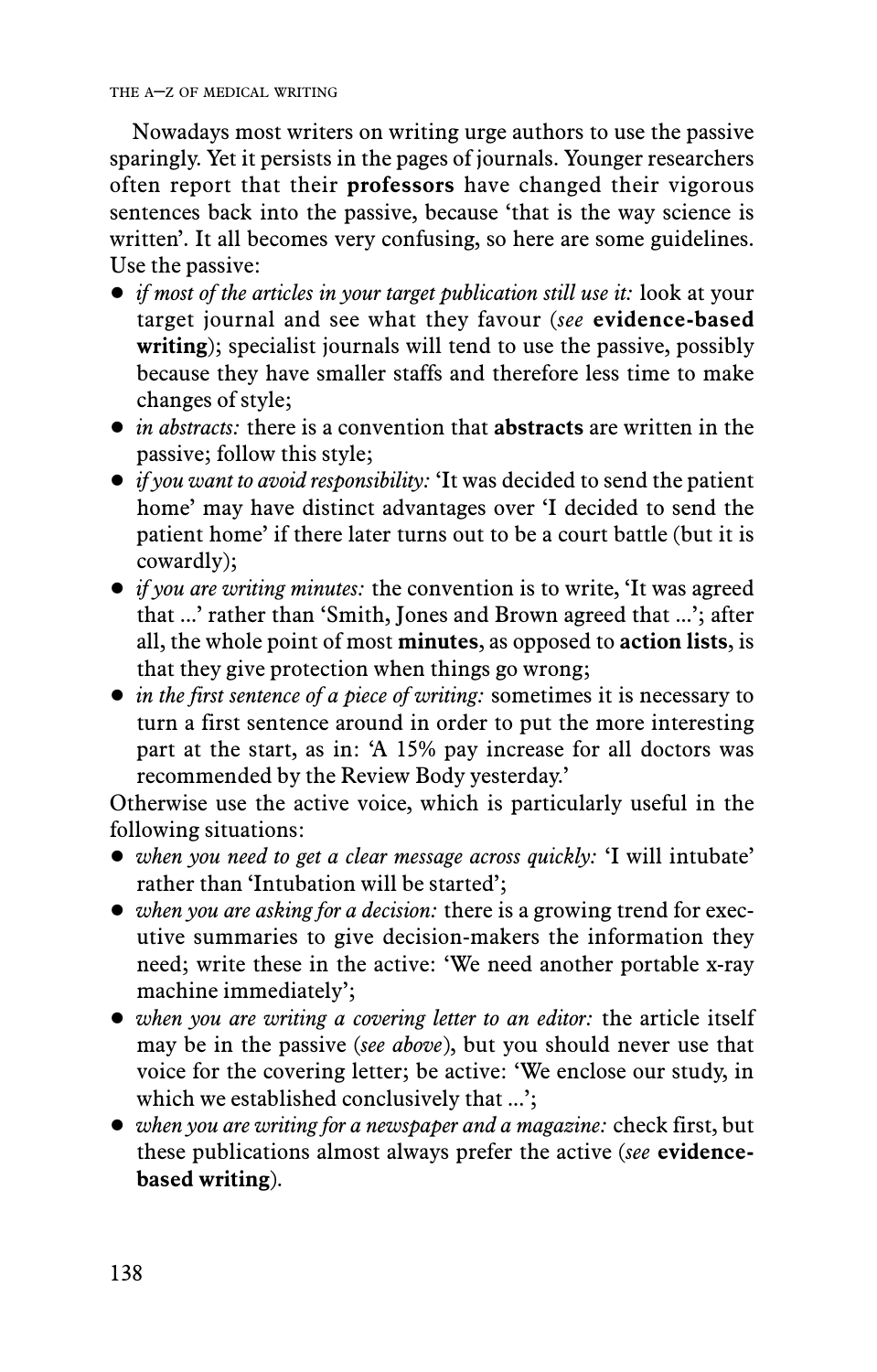Nowadays most writers on writing urge authors to use the passive sparingly. Yet it persists in the pages of journals. Younger researchers often report that their **professors** have changed their vigorous sentences back into the passive, because 'that is the way science is written'. It all becomes very confusing, so here are some guidelines. Use the passive:

- *if most of the articles in your target publication still use it:* look at your target journal and see what they favour (*see* **evidence-based writing**); specialist journals will tend to use the passive, possibly because they have smaller staffs and therefore less time to make changes of style;
- *in abstracts:* there is a convention that **abstracts** are written in the passive; follow this style;
- *if you want to avoid responsibility:* 'It was decided to send the patient home' may have distinct advantages over 'I decided to send the patient home' if there later turns out to be a court battle (but it is cowardly);
- *if you are writing minutes:* the convention is to write, 'It was agreed that ...' rather than 'Smith, Jones and Brown agreed that ...'; after all, the whole point of most **minutes**, as opposed to **action lists**, is that they give protection when things go wrong;
- *in the first sentence of a piece of writing:* sometimes it is necessary to turn a first sentence around in order to put the more interesting part at the start, as in: 'A 15% pay increase for all doctors was recommended by the Review Body yesterday.'

Otherwise use the active voice, which is particularly useful in the following situations:

- *when you need to get a clear message across quickly:* 'I will intubate' rather than 'Intubation will be started';
- *when you are asking for a decision:* there is a growing trend for executive summaries to give decision-makers the information they need; write these in the active: 'We need another portable x-ray machine immediately';
- *when you are writing a covering letter to an editor:* the article itself may be in the passive (*see above*), but you should never use that voice for the covering letter; be active: 'We enclose our study, in which we established conclusively that ...';
- *when you are writing for a newspaper and a magazine:* check first, but these publications almost always prefer the active (*see* **evidence-based writing**).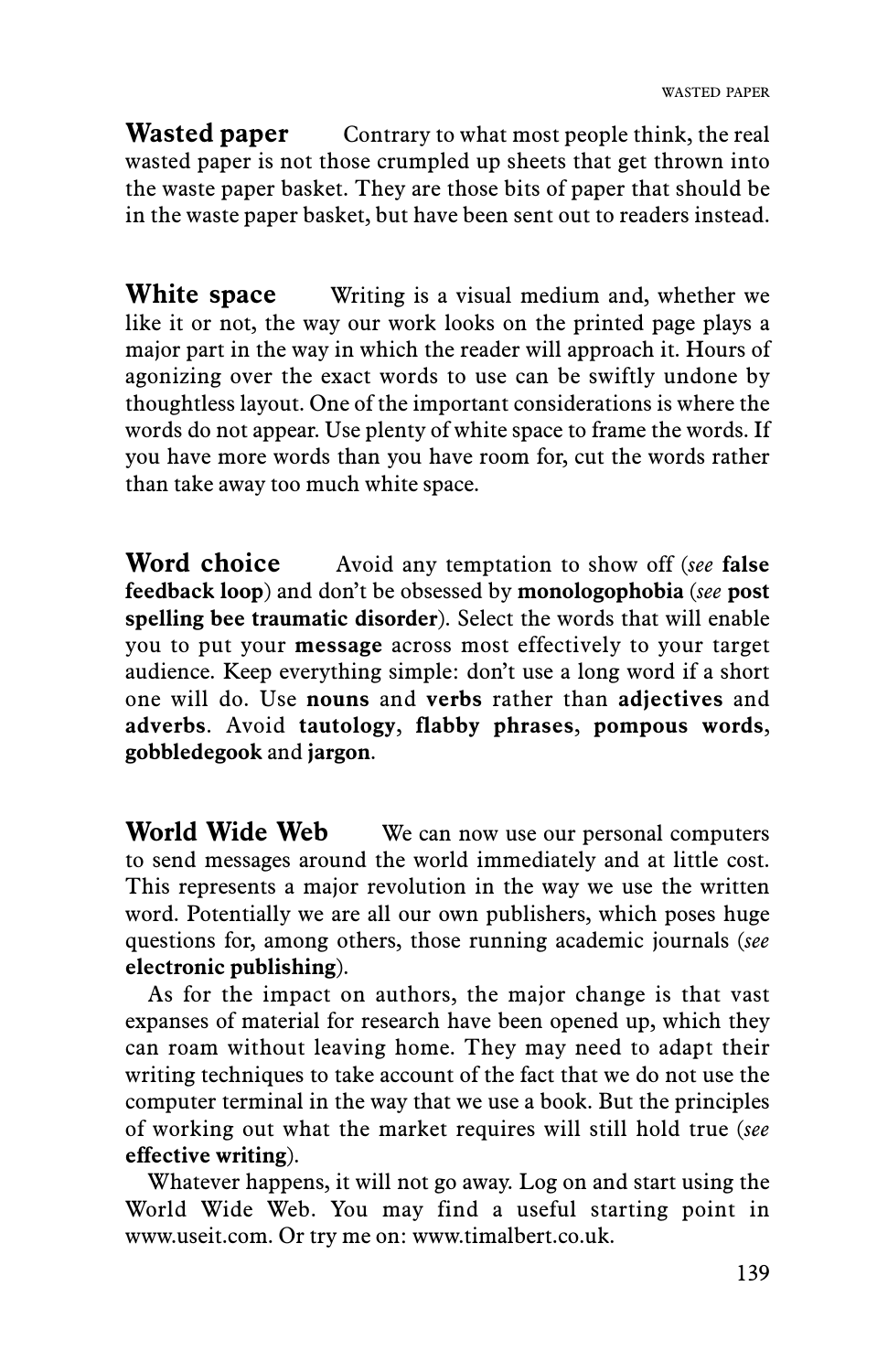**Wasted paper** Contrary to what most people think, the real wasted paper is not those crumpled up sheets that get thrown into the waste paper basket. They are those bits of paper that should be in the waste paper basket, but have been sent out to readers instead.

**White space** Writing is a visual medium and, whether we like it or not, the way our work looks on the printed page plays a major part in the way in which the reader will approach it. Hours of agonizing over the exact words to use can be swiftly undone by thoughtless layout. One of the important considerations is where the words do not appear. Use plenty of white space to frame the words. If you have more words than you have room for, cut the words rather than take away too much white space.

**Word choice** Avoid any temptation to show off (*see* **false feedback loop**) and don't be obsessed by **monologophobia** (*see* **post spelling bee traumatic disorder**). Select the words that will enable you to put your **message** across most effectively to your target audience. Keep everything simple: don't use a long word if a short one will do. Use **nouns** and **verbs** rather than **adjectives** and **adverbs**. Avoid **tautology**, **flabby phrases**, **pompous words**, **gobbledegook** and **jargon**.

**World Wide Web** We can now use our personal computers to send messages around the world immediately and at little cost. This represents a major revolution in the way we use the written word. Potentially we are all our own publishers, which poses huge questions for, among others, those running academic journals (*see* **electronic publishing**).

As for the impact on authors, the major change is that vast expanses of material for research have been opened up, which they can roam without leaving home. They may need to adapt their writing techniques to take account of the fact that we do not use the computer terminal in the way that we use a book. But the principles of working out what the market requires will still hold true (*see* **effective writing**).

Whatever happens, it will not go away. Log on and start using the World Wide Web. You may find a useful starting point in www.useit.com. Or try me on: www.timalbert.co.uk.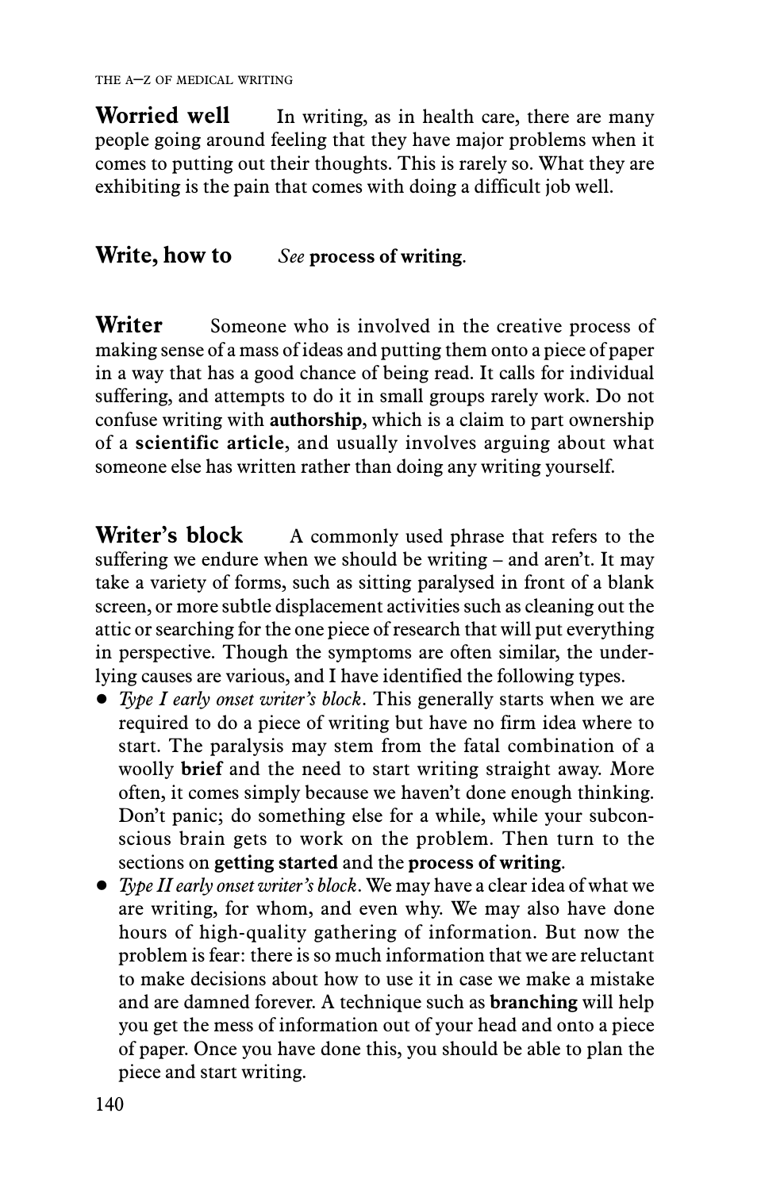**Worried well** In writing, as in health care, there are many people going around feeling that they have major problems when it comes to putting out their thoughts. This is rarely so. What they are exhibiting is the pain that comes with doing a difficult job well.

**Write, how to** *See* **process of writing**.

**Writer** Someone who is involved in the creative process of making sense of a mass of ideas and putting them onto a piece of paper in a way that has a good chance of being read. It calls for individual suffering, and attempts to do it in small groups rarely work. Do not confuse writing with **authorship**, which is a claim to part ownership of a **scientific article**, and usually involves arguing about what someone else has written rather than doing any writing yourself.

**Writer's block** A commonly used phrase that refers to the suffering we endure when we should be writing – and aren't. It may take a variety of forms, such as sitting paralysed in front of a blank screen, or more subtle displacement activities such as cleaning out the attic or searching for the one piece of research that will put everything in perspective. Though the symptoms are often similar, the underlying causes are various, and I have identified the following types.

- *Type I early onset writer's block*. This generally starts when we are required to do a piece of writing but have no firm idea where to start. The paralysis may stem from the fatal combination of a woolly **brief** and the need to start writing straight away. More often, it comes simply because we haven't done enough thinking. Don't panic; do something else for a while, while your subconscious brain gets to work on the problem. Then turn to the sections on **getting started** and the **process of writing**.
- *Type II early onset writer's block*. We may have a clear idea of what we are writing, for whom, and even why. We may also have done hours of high-quality gathering of information. But now the problem is fear: there is so much information that we are reluctant to make decisions about how to use it in case we make a mistake and are damned forever. A technique such as **branching** will help you get the mess of information out of your head and onto a piece of paper. Once you have done this, you should be able to plan the piece and start writing.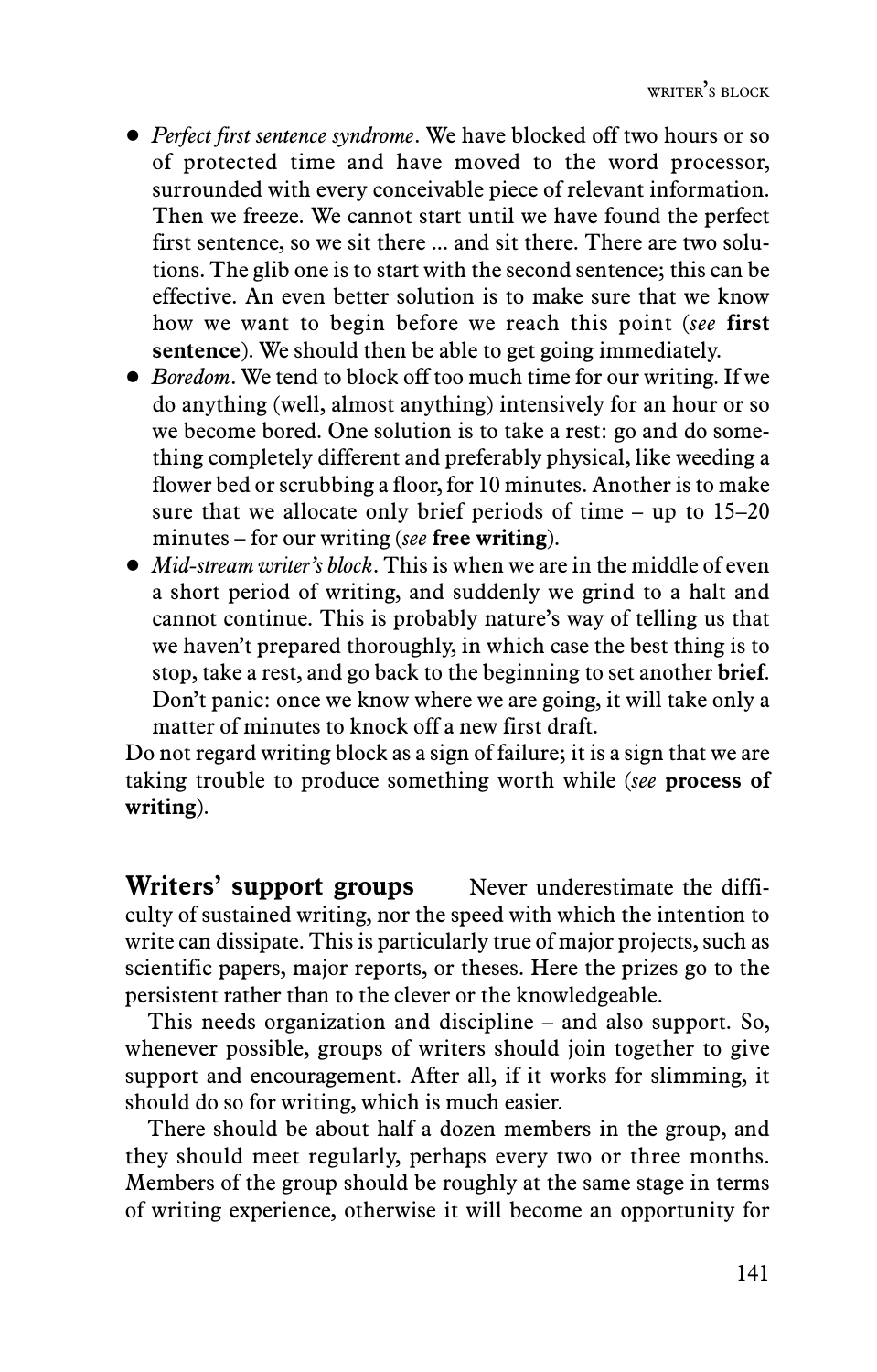- *Perfect first sentence syndrome*. We have blocked off two hours or so of protected time and have moved to the word processor, surrounded with every conceivable piece of relevant information. Then we freeze. We cannot start until we have found the perfect first sentence, so we sit there ... and sit there. There are two solutions. The glib one is to start with the second sentence; this can be effective. An even better solution is to make sure that we know how we want to begin before we reach this point (*see* **first sentence**). We should then be able to get going immediately.
- *Boredom*. We tend to block off too much time for our writing. If we do anything (well, almost anything) intensively for an hour or so we become bored. One solution is to take a rest: go and do something completely different and preferably physical, like weeding a flower bed or scrubbing a floor, for 10 minutes. Another is to make sure that we allocate only brief periods of time – up to 15–20 minutes – for our writing (*see* **free writing**).
- *Mid-stream writer's block*. This is when we are in the middle of even a short period of writing, and suddenly we grind to a halt and cannot continue. This is probably nature's way of telling us that we haven't prepared thoroughly, in which case the best thing is to stop, take a rest, and go back to the beginning to set another **brief**. Don't panic: once we know where we are going, it will take only a matter of minutes to knock off a new first draft.

Do not regard writing block as a sign of failure; it is a sign that we are taking trouble to produce something worth while (*see* **process of writing**).

**Writers' support groups** Never underestimate the difficulty of sustained writing, nor the speed with which the intention to write can dissipate. This is particularly true of major projects, such as scientific papers, major reports, or theses. Here the prizes go to the persistent rather than to the clever or the knowledgeable.

This needs organization and discipline – and also support. So, whenever possible, groups of writers should join together to give support and encouragement. After all, if it works for slimming, it should do so for writing, which is much easier.

There should be about half a dozen members in the group, and they should meet regularly, perhaps every two or three months. Members of the group should be roughly at the same stage in terms of writing experience, otherwise it will become an opportunity for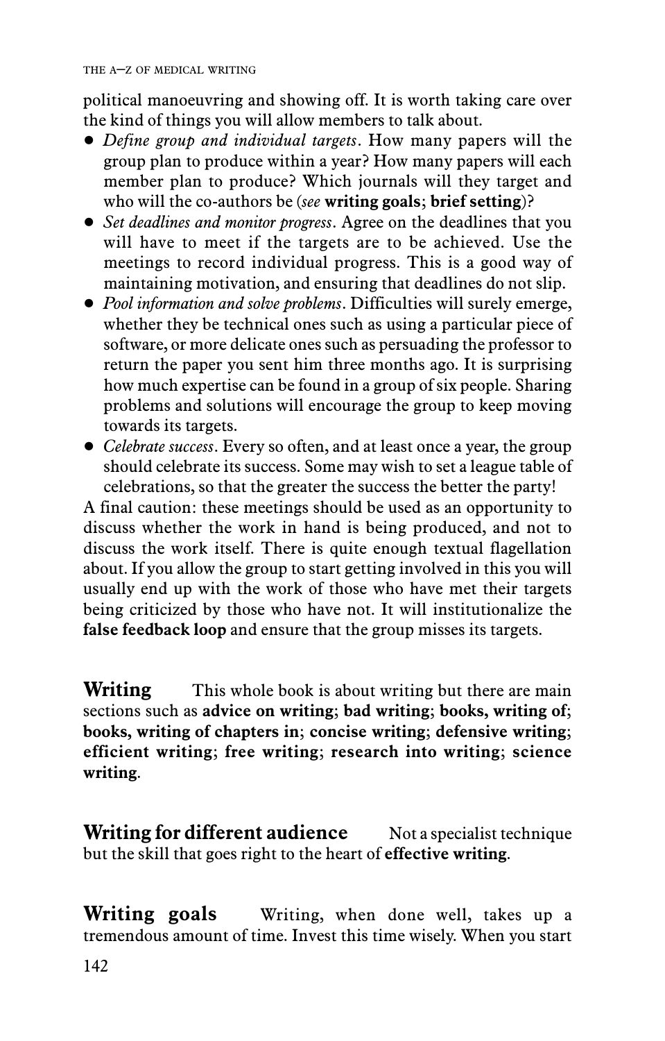political manoeuvring and showing off. It is worth taking care over the kind of things you will allow members to talk about.

- *Define group and individual targets*. How many papers will the group plan to produce within a year? How many papers will each member plan to produce? Which journals will they target and who will the co-authors be (*see* **writing goals**; **brief setting**)?
- *Set deadlines and monitor progress*. Agree on the deadlines that you will have to meet if the targets are to be achieved. Use the meetings to record individual progress. This is a good way of maintaining motivation, and ensuring that deadlines do not slip.
- *Pool information and solve problems*. Difficulties will surely emerge, whether they be technical ones such as using a particular piece of software, or more delicate ones such as persuading the professor to return the paper you sent him three months ago. It is surprising how much expertise can be found in a group of six people. Sharing problems and solutions will encourage the group to keep moving towards its targets.
- *Celebrate success*. Every so often, and at least once a year, the group should celebrate its success. Some may wish to set a league table of celebrations, so that the greater the success the better the party!

A final caution: these meetings should be used as an opportunity to discuss whether the work in hand is being produced, and not to discuss the work itself. There is quite enough textual flagellation about. If you allow the group to start getting involved in this you will usually end up with the work of those who have met their targets being criticized by those who have not. It will institutionalize the **false feedback loop** and ensure that the group misses its targets.

**Writing** This whole book is about writing but there are main sections such as **advice on writing**; **bad writing**; **books, writing of**; **books, writing of chapters in**; **concise writing**; **defensive writing**; **efficient writing**; **free writing**; **research into writing**; **science writing**.

**Writing for different audience** Not a specialist technique but the skill that goes right to the heart of **effective writing**.

**Writing goals** Writing, when done well, takes up a tremendous amount of time. Invest this time wisely. When you start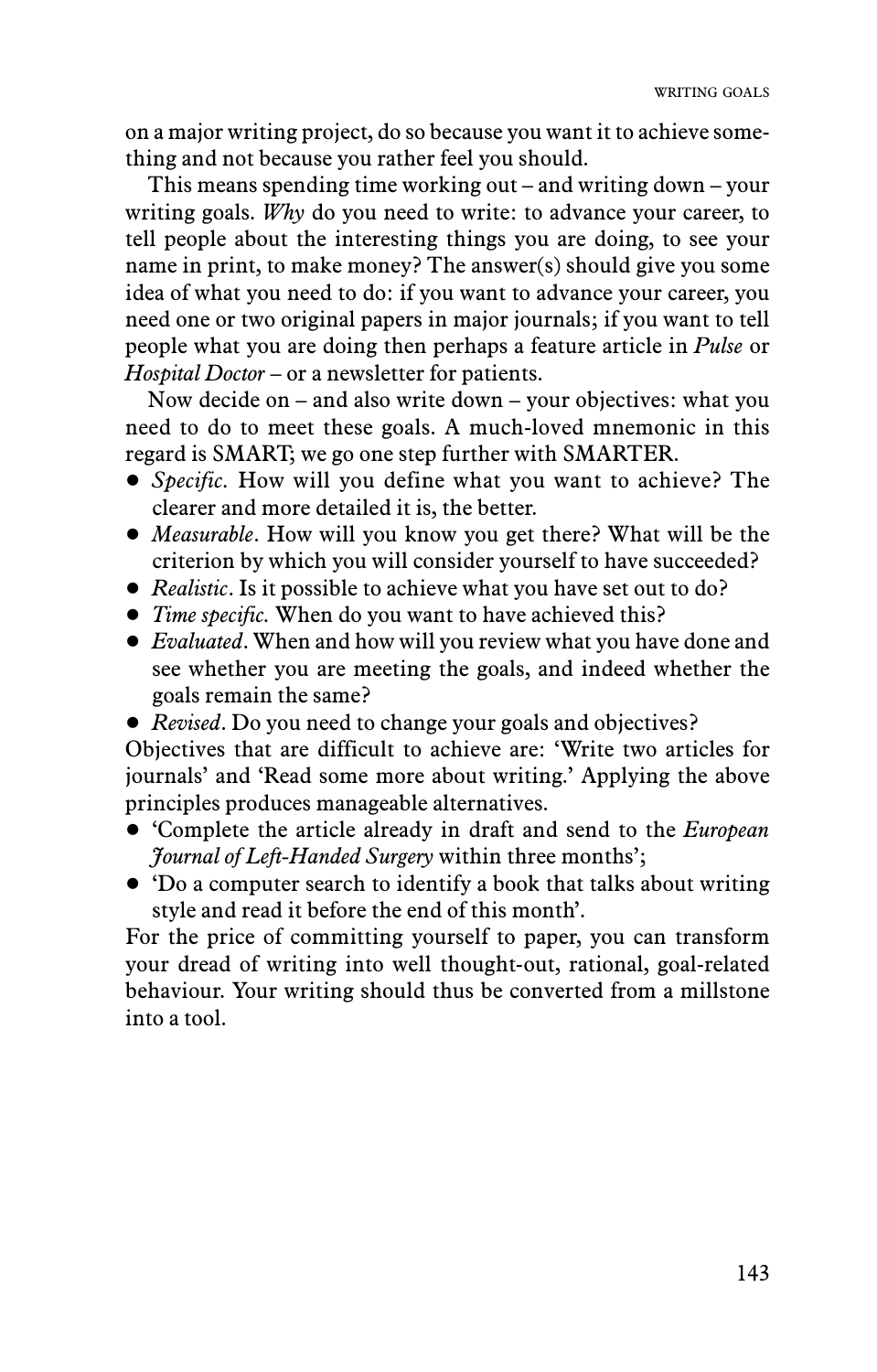on a major writing project, do so because you want it to achieve something and not because you rather feel you should.

This means spending time working out – and writing down – your writing goals. *Why* do you need to write: to advance your career, to tell people about the interesting things you are doing, to see your name in print, to make money? The answer(s) should give you some idea of what you need to do: if you want to advance your career, you need one or two original papers in major journals; if you want to tell people what you are doing then perhaps a feature article in *Pulse* or *Hospital Doctor* – or a newsletter for patients.

Now decide on – and also write down – your objectives: what you need to do to meet these goals. A much-loved mnemonic in this regard is SMART; we go one step further with SMARTER.

- *Specific*. How will you define what you want to achieve? The clearer and more detailed it is, the better.
- *Measurable*. How will you know you get there? What will be the criterion by which you will consider yourself to have succeeded?
- *Realistic*. Is it possible to achieve what you have set out to do?
- *Time specific*. When do you want to have achieved this?
- *Evaluated*. When and how will you review what you have done and see whether you are meeting the goals, and indeed whether the goals remain the same?
- *Revised*. Do you need to change your goals and objectives?

Objectives that are difficult to achieve are: 'Write two articles for journals' and 'Read some more about writing.' Applying the above principles produces manageable alternatives.

- 'Complete the article already in draft and send to the *European Journal of Left-Handed Surgery* within three months';
- 'Do a computer search to identify a book that talks about writing style and read it before the end of this month'.

For the price of committing yourself to paper, you can transform your dread of writing into well thought-out, rational, goal-related behaviour. Your writing should thus be converted from a millstone into a tool.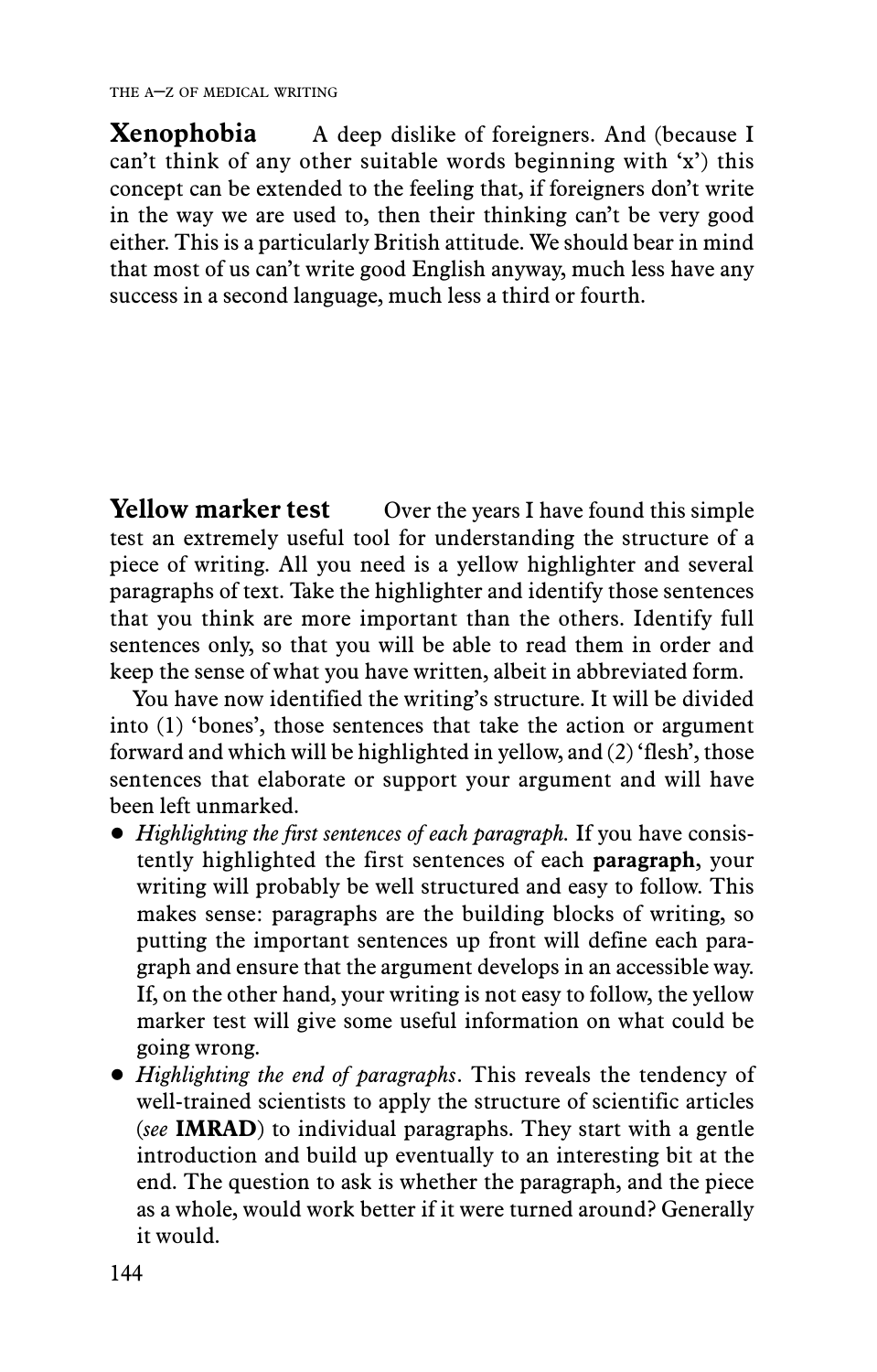**Xenophobia** A deep dislike of foreigners. And (because I can't think of any other suitable words beginning with 'x') this concept can be extended to the feeling that, if foreigners don't write in the way we are used to, then their thinking can't be very good either. This is a particularly British attitude. We should bear in mind that most of us can't write good English anyway, much less have any success in a second language, much less a third or fourth.

**Yellow marker test** Over the years I have found this simple test an extremely useful tool for understanding the structure of a piece of writing. All you need is a yellow highlighter and several paragraphs of text. Take the highlighter and identify those sentences that you think are more important than the others. Identify full sentences only, so that you will be able to read them in order and keep the sense of what you have written, albeit in abbreviated form.

You have now identified the writing's structure. It will be divided into (1) 'bones', those sentences that take the action or argument forward and which will be highlighted in yellow, and (2) 'flesh', those sentences that elaborate or support your argument and will have been left unmarked.

- *Highlighting the first sentences of each paragraph.* If you have consistently highlighted the first sentences of each **paragraph**, your writing will probably be well structured and easy to follow. This makes sense: paragraphs are the building blocks of writing, so putting the important sentences up front will define each paragraph and ensure that the argument develops in an accessible way. If, on the other hand, your writing is not easy to follow, the yellow marker test will give some useful information on what could be going wrong.
- *Highlighting the end of paragraphs*. This reveals the tendency of well-trained scientists to apply the structure of scientific articles (*see* **IMRAD**) to individual paragraphs. They start with a gentle introduction and build up eventually to an interesting bit at the end. The question to ask is whether the paragraph, and the piece as a whole, would work better if it were turned around? Generally it would.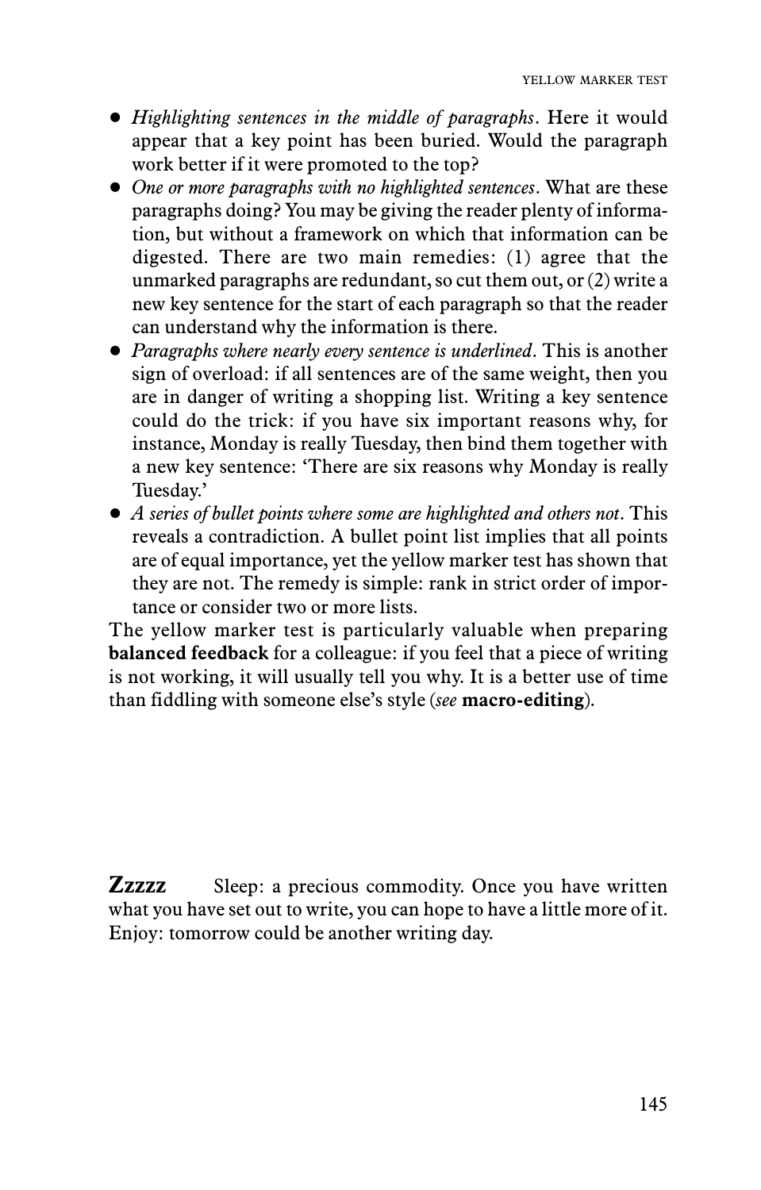- *Highlighting sentences in the middle of paragraphs*. Here it would appear that a key point has been buried. Would the paragraph work better if it were promoted to the top?
- *One or more paragraphs with no highlighted sentences*. What are these paragraphs doing? You may be giving the reader plenty of information, but without a framework on which that information can be digested. There are two main remedies: (1) agree that the unmarked paragraphs are redundant, so cut them out, or (2) write a new key sentence for the start of each paragraph so that the reader can understand why the information is there.
- *Paragraphs where nearly every sentence is underlined*. This is another sign of overload: if all sentences are of the same weight, then you are in danger of writing a shopping list. Writing a key sentence could do the trick: if you have six important reasons why, for instance, Monday is really Tuesday, then bind them together with a new key sentence: 'There are six reasons why Monday is really Tuesday.'
- *A series of bullet points where some are highlighted and others not*. This reveals a contradiction. A bullet point list implies that all points are of equal importance, yet the yellow marker test has shown that they are not. The remedy is simple: rank in strict order of importance or consider two or more lists.

The yellow marker test is particularly valuable when preparing **balanced feedback** for a colleague: if you feel that a piece of writing is not working, it will usually tell you why. It is a better use of time than fiddling with someone else's style (*see* **macro-editing**).

**Zzzzz** Sleep: a precious commodity. Once you have written what you have set out to write, you can hope to have a little more of it. Enjoy: tomorrow could be another writing day.